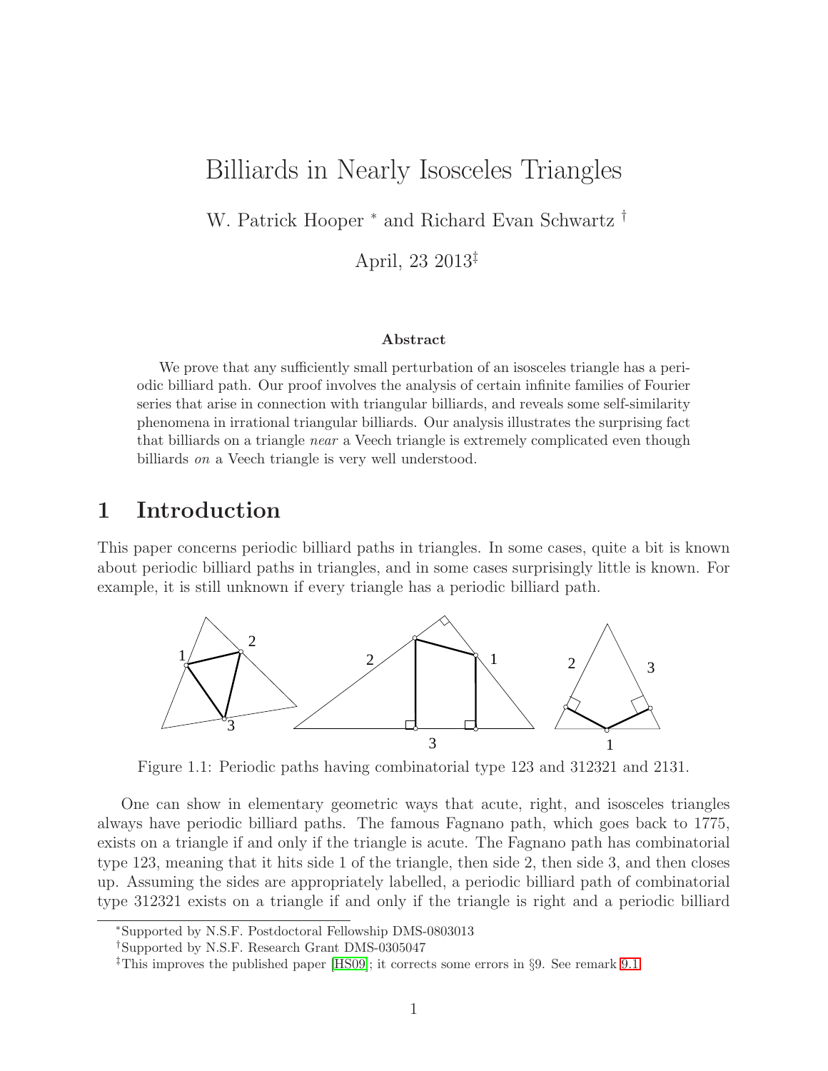# Billiards in Nearly Isosceles Triangles

W. Patrick Hooper [*] and Richard Evan Schwartz [†]

April, 23 2013[‡]

### Abstract

We prove that any sufficiently small perturbation of an isosceles triangle has a periodic billiard path. Our proof involves the analysis of certain infinite families of Fourier series that arise in connection with triangular billiards, and reveals some self-similarity phenomena in irrational triangular billiards. Our analysis illustrates the surprising fact that billiards on a triangle *near* a Veech triangle is extremely complicated even though billiards *on* a Veech triangle is very well understood.

## 1 Introduction

This paper concerns periodic billiard paths in triangles. In some cases, quite a bit is known about periodic billiard paths in triangles, and in some cases surprisingly little is known. For example, it is still unknown if every triangle has a periodic billiard path.

Figure 1.1: Periodic paths having combinatorial type 123 and 312321 and 2131.

One can show in elementary geometric ways that acute, right, and isosceles triangles always have periodic billiard paths. The famous Fagnano path, which goes back to 1775, exists on a triangle if and only if the triangle is acute. The Fagnano path has combinatorial type 123, meaning that it hits side 1 of the triangle, then side 2, then side 3, and then closes up. Assuming the sides are appropriately labelled, a periodic billiard path of combinatorial type 312321 exists on a triangle if and only if the triangle is right and a periodic billiard

---

[*] Supported by N.S.F. Postdoctoral Fellowship DMS-0803013

[†] Supported by N.S.F. Research Grant DMS-0305047

[‡] This improves the published paper [HS09]; it corrects some errors in §9. See remark 9.1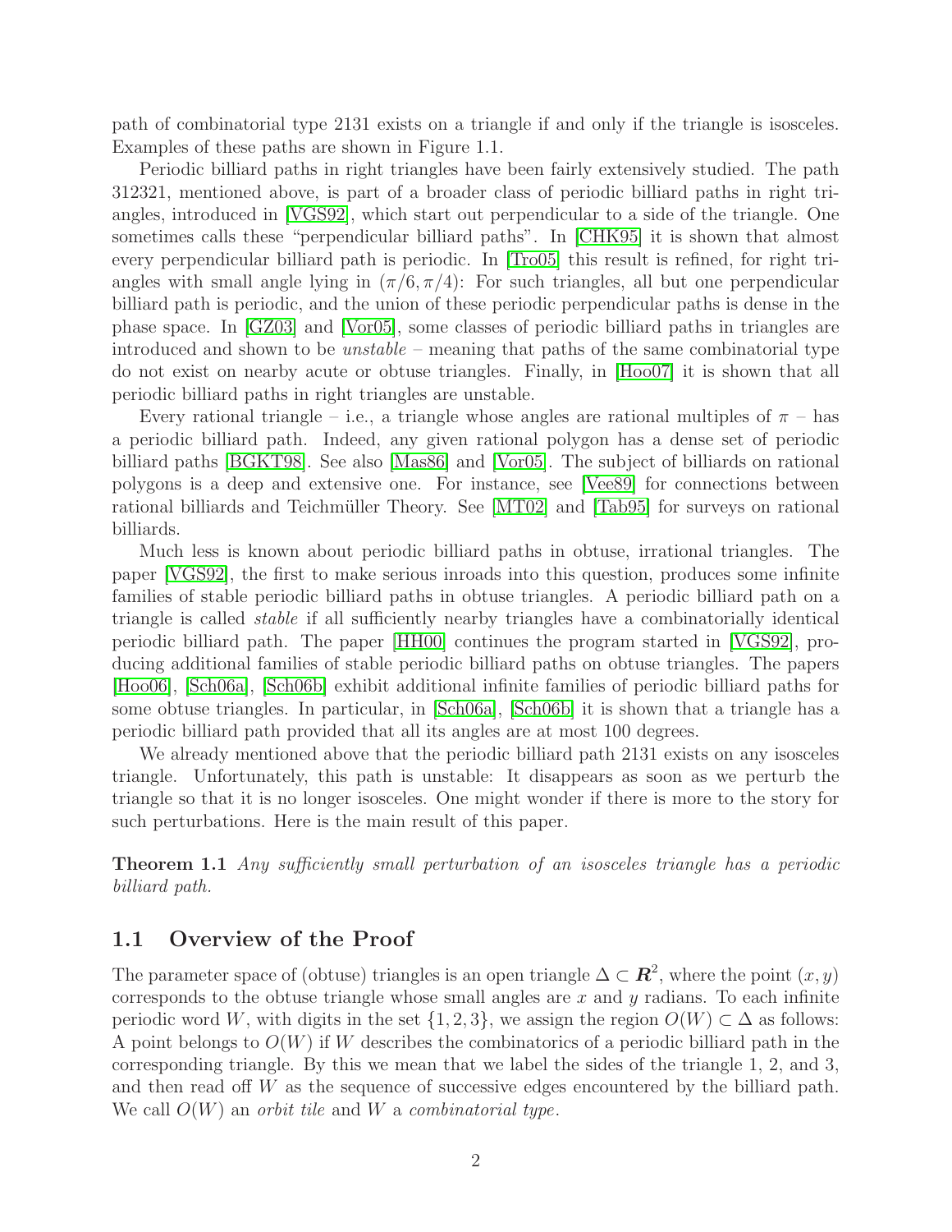path of combinatorial type 2131 exists on a triangle if and only if the triangle is isosceles. Examples of these paths are shown in Figure 1.1.

Periodic billiard paths in right triangles have been fairly extensively studied. The path 312321, mentioned above, is part of a broader class of periodic billiard paths in right triangles, introduced in [VGS92], which start out perpendicular to a side of the triangle. One sometimes calls these "perpendicular billiard paths". In [CHK95] it is shown that almost every perpendicular billiard path is periodic. In [Tro05] this result is refined, for right triangles with small angle lying in $(\pi/6, \pi/4)$: For such triangles, all but one perpendicular billiard path is periodic, and the union of these periodic perpendicular paths is dense in the phase space. In [GZ03] and [Vor05], some classes of periodic billiard paths in triangles are introduced and shown to be *unstable* – meaning that paths of the same combinatorial type do not exist on nearby acute or obtuse triangles. Finally, in [Hoo07] it is shown that all periodic billiard paths in right triangles are unstable.

Every rational triangle – i.e., a triangle whose angles are rational multiples of $\pi$ – has a periodic billiard path. Indeed, any given rational polygon has a dense set of periodic billiard paths [BGKT98]. See also [Mas86] and [Vor05]. The subject of billiards on rational polygons is a deep and extensive one. For instance, see [Vee89] for connections between rational billiards and Teichmüller Theory. See [MT02] and [Tab95] for surveys on rational billiards.

Much less is known about periodic billiard paths in obtuse, irrational triangles. The paper [VGS92], the first to make serious inroads into this question, produces some infinite families of stable periodic billiard paths in obtuse triangles. A periodic billiard path on a triangle is called *stable* if all sufficiently nearby triangles have a combinatorially identical periodic billiard path. The paper [HH00] continues the program started in [VGS92], producing additional families of stable periodic billiard paths on obtuse triangles. The papers [Hoo06], [Sch06a], [Sch06b] exhibit additional infinite families of periodic billiard paths for some obtuse triangles. In particular, in [Sch06a], [Sch06b] it is shown that a triangle has a periodic billiard path provided that all its angles are at most 100 degrees.

We already mentioned above that the periodic billiard path 2131 exists on any isosceles triangle. Unfortunately, this path is unstable: It disappears as soon as we perturb the triangle so that it is no longer isosceles. One might wonder if there is more to the story for such perturbations. Here is the main result of this paper.

**Theorem 1.1** *Any sufficiently small perturbation of an isosceles triangle has a periodic billiard path.*

## 1.1 Overview of the Proof

The parameter space of (obtuse) triangles is an open triangle $\Delta \subset \boldsymbol{R}^2$, where the point $(x, y)$ corresponds to the obtuse triangle whose small angles are $x$ and $y$ radians. To each infinite periodic word $W$, with digits in the set $\{1, 2, 3\}$, we assign the region $O(W) \subset \Delta$ as follows: A point belongs to $O(W)$ if $W$ describes the combinatorics of a periodic billiard path in the corresponding triangle. By this we mean that we label the sides of the triangle 1, 2, and 3, and then read off $W$ as the sequence of successive edges encountered by the billiard path. We call $O(W)$ an *orbit tile* and $W$ a *combinatorial type*.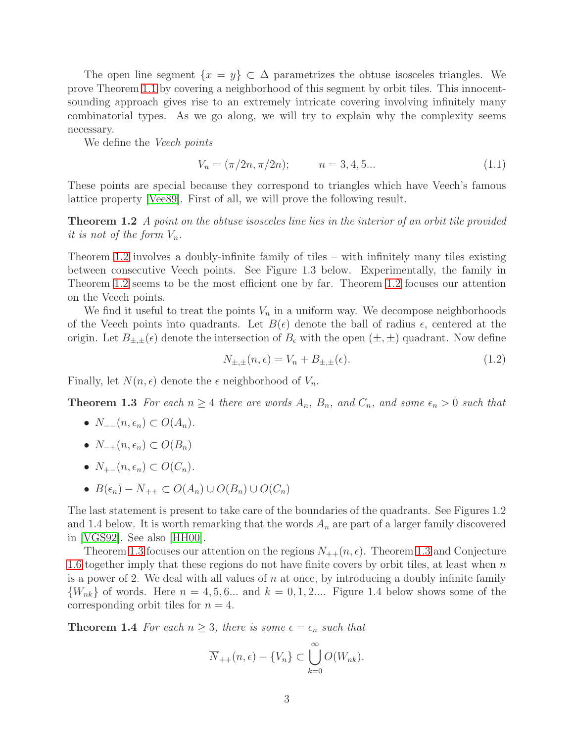The open line segment $\{x = y\} \subset \Delta$ parametrizes the obtuse isosceles triangles. We prove Theorem 1.1 by covering a neighborhood of this segment by orbit tiles. This innocent-sounding approach gives rise to an extremely intricate covering involving infinitely many combinatorial types. As we go along, we will try to explain why the complexity seems necessary.

We define the *Veech points*

$$V_n = (\pi/2n, \pi/2n); \qquad n = 3, 4, 5... \tag{1.1}$$

These points are special because they correspond to triangles which have Veech's famous lattice property [Vee89]. First of all, we will prove the following result.

**Theorem 1.2** *A point on the obtuse isosceles line lies in the interior of an orbit tile provided it is not of the form $V_n$.*

Theorem 1.2 involves a doubly-infinite family of tiles – with infinitely many tiles existing between consecutive Veech points. See Figure 1.3 below. Experimentally, the family in Theorem 1.2 seems to be the most efficient one by far. Theorem 1.2 focuses our attention on the Veech points.

We find it useful to treat the points $V_n$ in a uniform way. We decompose neighborhoods of the Veech points into quadrants. Let $B(\epsilon)$ denote the ball of radius $\epsilon$, centered at the origin. Let $B_{\pm,\pm}(\epsilon)$ denote the intersection of $B_\epsilon$ with the open $(\pm, \pm)$ quadrant. Now define

$$N_{\pm,\pm}(n, \epsilon) = V_n + B_{\pm,\pm}(\epsilon). \tag{1.2}$$

Finally, let $N(n, \epsilon)$ denote the $\epsilon$ neighborhood of $V_n$.

**Theorem 1.3** *For each $n \geq 4$ there are words $A_n$, $B_n$, and $C_n$, and some $\epsilon_n > 0$ such that*

- $N_{--}(n, \epsilon_n) \subset O(A_n)$.
- $N_{-+}(n, \epsilon_n) \subset O(B_n)$
- $N_{+-}(n, \epsilon_n) \subset O(C_n)$.
- $B(\epsilon_n) - \overline{N}_{++} \subset O(A_n) \cup O(B_n) \cup O(C_n)$

The last statement is present to take care of the boundaries of the quadrants. See Figures 1.2 and 1.4 below. It is worth remarking that the words $A_n$ are part of a larger family discovered in [VGS92]. See also [HH00].

Theorem 1.3 focuses our attention on the regions $N_{++}(n, \epsilon)$. Theorem 1.3 and Conjecture 1.6 together imply that these regions do not have finite covers by orbit tiles, at least when $n$ is a power of 2. We deal with all values of $n$ at once, by introducing a doubly infinite family $\{W_{nk}\}$ of words. Here $n = 4, 5, 6...$ and $k = 0, 1, 2....$ Figure 1.4 below shows some of the corresponding orbit tiles for $n = 4$.

**Theorem 1.4** *For each $n \geq 3$, there is some $\epsilon = \epsilon_n$ such that*

$$\overline{N}_{++}(n, \epsilon) - \{V_n\} \subset \bigcup_{k=0}^{\infty} O(W_{nk}).$$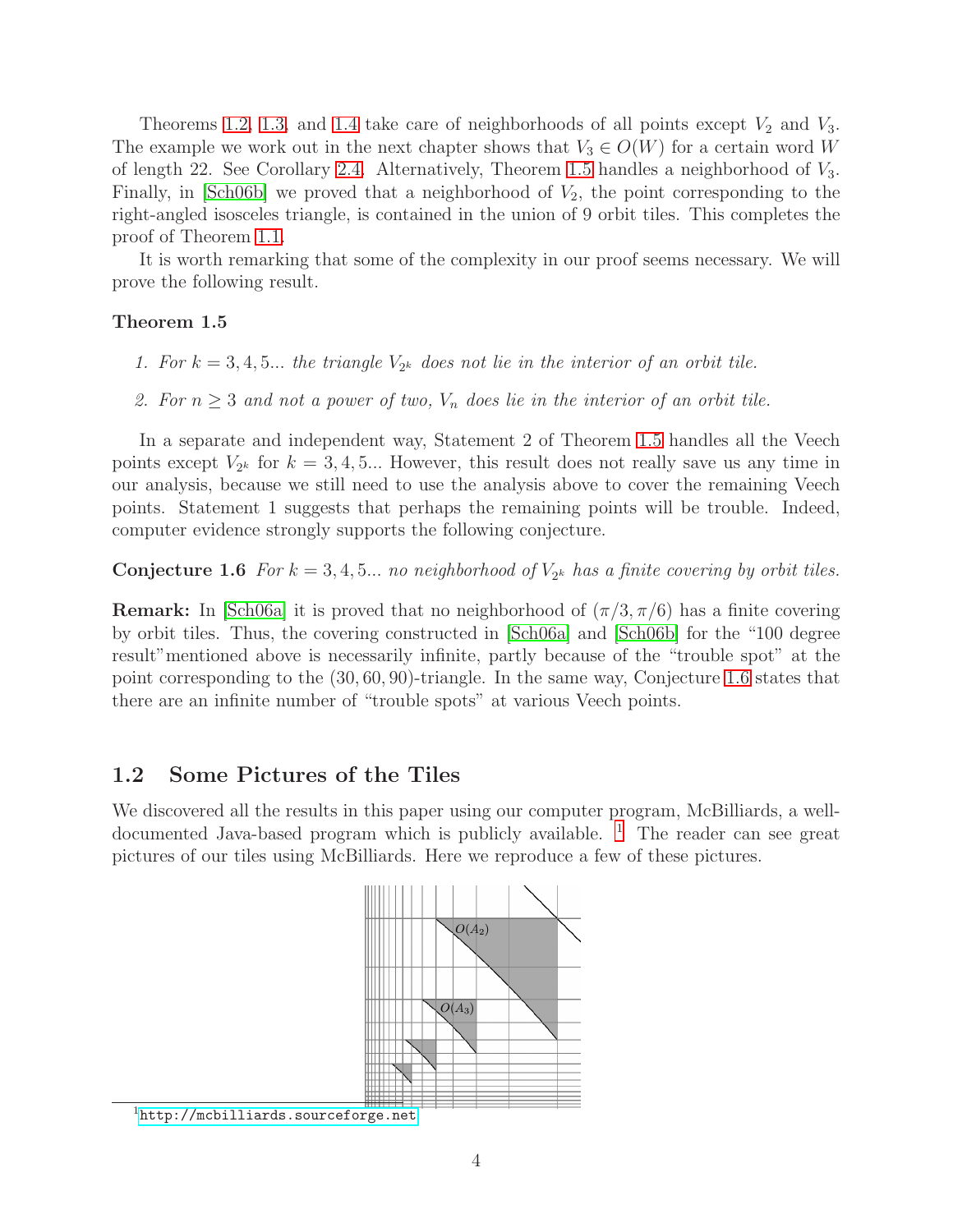Theorems 1.2, 1.3, and 1.4 take care of neighborhoods of all points except $V_2$ and $V_3$. The example we work out in the next chapter shows that $V_3 \in O(W)$ for a certain word $W$ of length 22. See Corollary 2.4. Alternatively, Theorem 1.5 handles a neighborhood of $V_3$. Finally, in [Sch06b] we proved that a neighborhood of $V_2$, the point corresponding to the right-angled isosceles triangle, is contained in the union of 9 orbit tiles. This completes the proof of Theorem 1.1.

It is worth remarking that some of the complexity in our proof seems necessary. We will prove the following result.

**Theorem 1.5**

1. *For $k = 3, 4, 5...$ the triangle $V_{2^k}$ does not lie in the interior of an orbit tile.*
2. *For $n \geq 3$ and not a power of two, $V_n$ does lie in the interior of an orbit tile.*

In a separate and independent way, Statement 2 of Theorem 1.5 handles all the Veech points except $V_{2^k}$ for $k = 3, 4, 5...$ However, this result does not really save us any time in our analysis, because we still need to use the analysis above to cover the remaining Veech points. Statement 1 suggests that perhaps the remaining points will be trouble. Indeed, computer evidence strongly supports the following conjecture.

**Conjecture 1.6** *For $k = 3, 4, 5...$ no neighborhood of $V_{2^k}$ has a finite covering by orbit tiles.*

**Remark:** In [Sch06a] it is proved that no neighborhood of $(\pi/3, \pi/6)$ has a finite covering by orbit tiles. Thus, the covering constructed in [Sch06a] and [Sch06b] for the "100 degree result"mentioned above is necessarily infinite, partly because of the "trouble spot" at the point corresponding to the $(30, 60, 90)$-triangle. In the same way, Conjecture 1.6 states that there are an infinite number of "trouble spots" at various Veech points.

## 1.2 Some Pictures of the Tiles

We discovered all the results in this paper using our computer program, McBilliards, a well-documented Java-based program which is publicly available. [1] The reader can see great pictures of our tiles using McBilliards. Here we reproduce a few of these pictures.

[1] http://mcbilliards.sourceforge.net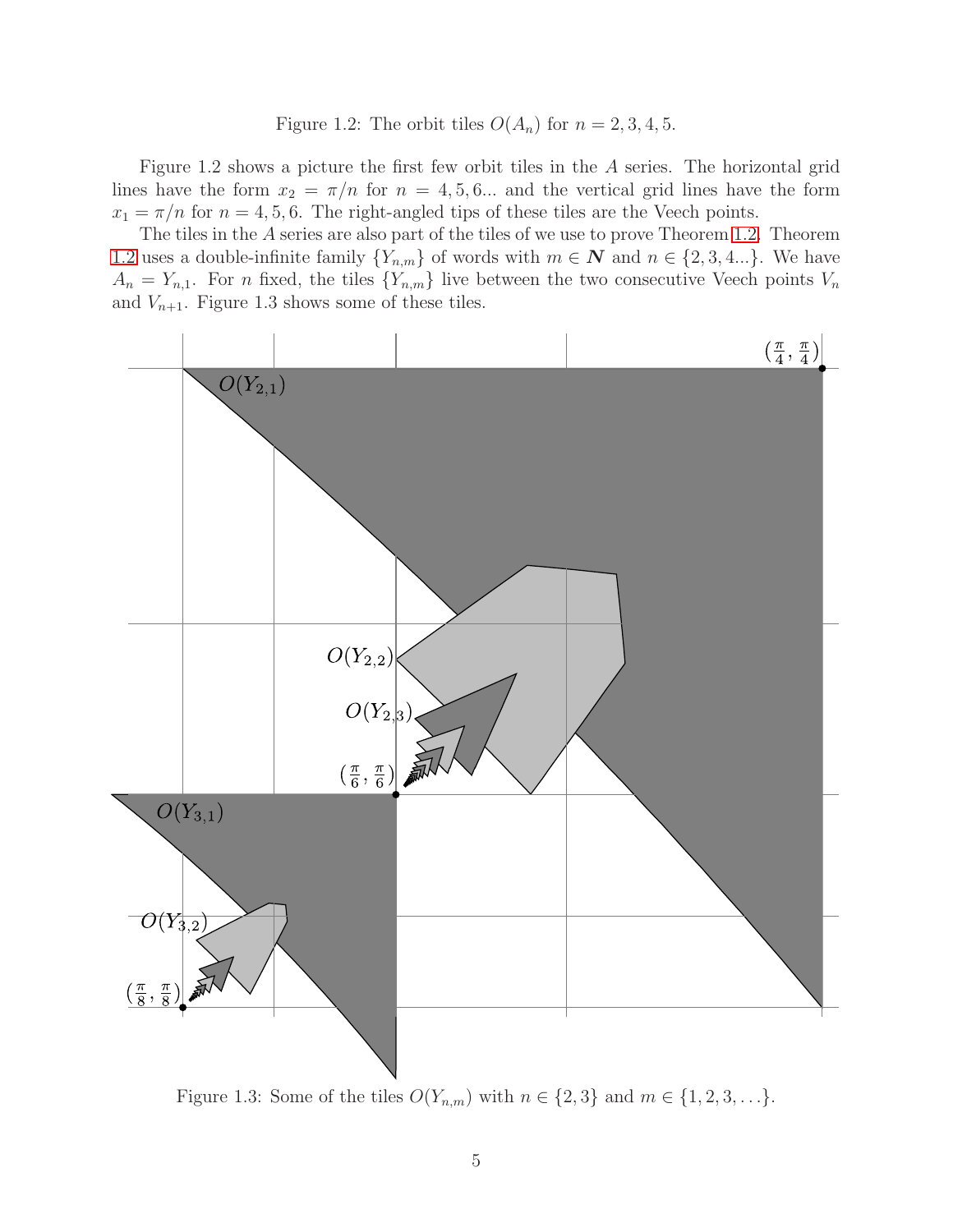Figure 1.2: The orbit tiles $O(A_n)$ for $n = 2, 3, 4, 5$.

Figure 1.2 shows a picture the first few orbit tiles in the $A$ series. The horizontal grid lines have the form $x_2 = \pi/n$ for $n = 4, 5, 6...$ and the vertical grid lines have the form $x_1 = \pi/n$ for $n = 4, 5, 6$. The right-angled tips of these tiles are the Veech points.

The tiles in the $A$ series are also part of the tiles of we use to prove Theorem 1.2. Theorem 1.2 uses a double-infinite family $\{Y_{n,m}\}$ of words with $m \in \boldsymbol{N}$ and $n \in \{2, 3, 4...\}$. We have $A_n = Y_{n,1}$. For $n$ fixed, the tiles $\{Y_{n,m}\}$ live between the two consecutive Veech points $V_n$ and $V_{n+1}$. Figure 1.3 shows some of these tiles.

Figure 1.3: Some of the tiles $O(Y_{n,m})$ with $n \in \{2, 3\}$ and $m \in \{1, 2, 3, \ldots\}$.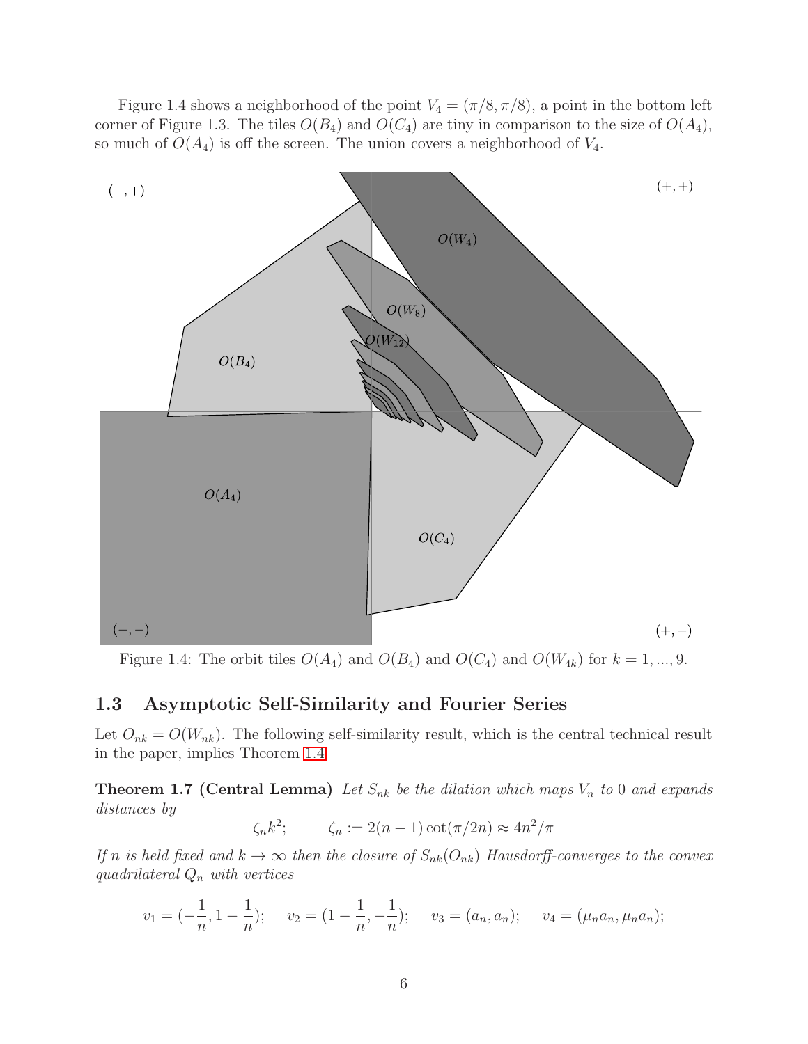Figure 1.4 shows a neighborhood of the point $V_4 = (\pi/8, \pi/8)$, a point in the bottom left corner of Figure 1.3. The tiles $O(B_4)$ and $O(C_4)$ are tiny in comparison to the size of $O(A_4)$, so much of $O(A_4)$ is off the screen. The union covers a neighborhood of $V_4$.

Figure 1.4: The orbit tiles $O(A_4)$ and $O(B_4)$ and $O(C_4)$ and $O(W_{4k})$ for $k = 1, ..., 9$.

## 1.3 Asymptotic Self-Similarity and Fourier Series

Let $O_{nk} = O(W_{nk})$. The following self-similarity result, which is the central technical result in the paper, implies Theorem 1.4.

**Theorem 1.7 (Central Lemma)** *Let $S_{nk}$ be the dilation which maps $V_n$ to 0 and expands distances by*

$$\zeta_n k^2; \qquad \zeta_n := 2(n-1)\cot(\pi/2n) \approx 4n^2/\pi$$

*If $n$ is held fixed and $k \to \infty$ then the closure of $S_{nk}(O_{nk})$ Hausdorff-converges to the convex quadrilateral $Q_n$ with vertices*

$$v_1 = (-\frac{1}{n}, 1 - \frac{1}{n}); \quad v_2 = (1 - \frac{1}{n}, -\frac{1}{n}); \quad v_3 = (a_n, a_n); \quad v_4 = (\mu_n a_n, \mu_n a_n);$$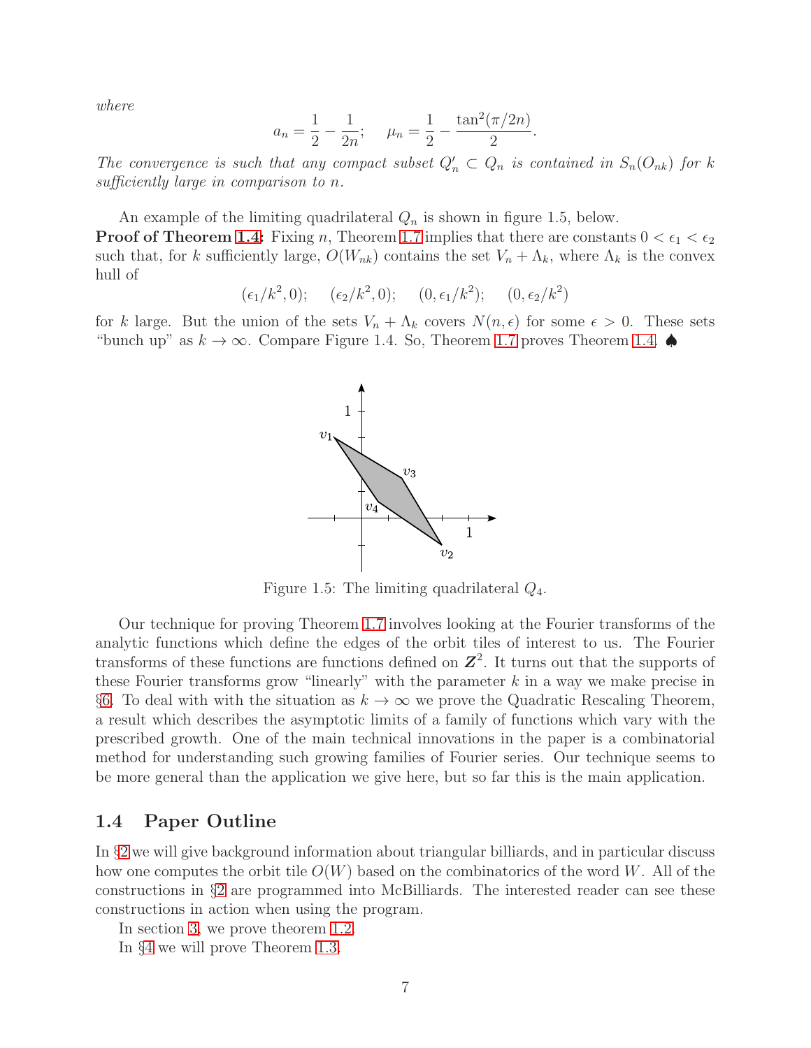*where*

$$a_n = \frac{1}{2} - \frac{1}{2n}; \quad \mu_n = \frac{1}{2} - \frac{\tan^2(\pi/2n)}{2}.$$

*The convergence is such that any compact subset $Q_n' \subset Q_n$ is contained in $S_n(O_{nk})$ for $k$ sufficiently large in comparison to $n$.*

An example of the limiting quadrilateral $Q_n$ is shown in figure 1.5, below.

**Proof of Theorem 1.4:** Fixing $n$, Theorem 1.7 implies that there are constants $0 < \epsilon_1 < \epsilon_2$ such that, for $k$ sufficiently large, $O(W_{nk})$ contains the set $V_n + \Lambda_k$, where $\Lambda_k$ is the convex hull of

$$(\epsilon_1/k^2, 0); \quad (\epsilon_2/k^2, 0); \quad (0, \epsilon_1/k^2); \quad (0, \epsilon_2/k^2)$$

for $k$ large. But the union of the sets $V_n + \Lambda_k$ covers $N(n, \epsilon)$ for some $\epsilon > 0$. These sets "bunch up" as $k \to \infty$. Compare Figure 1.4. So, Theorem 1.7 proves Theorem 1.4. ♠

Figure 1.5: The limiting quadrilateral $Q_4$.

Our technique for proving Theorem 1.7 involves looking at the Fourier transforms of the analytic functions which define the edges of the orbit tiles of interest to us. The Fourier transforms of these functions are functions defined on $\boldsymbol{Z}^2$. It turns out that the supports of these Fourier transforms grow "linearly" with the parameter $k$ in a way we make precise in §6. To deal with with the situation as $k \to \infty$ we prove the Quadratic Rescaling Theorem, a result which describes the asymptotic limits of a family of functions which vary with the prescribed growth. One of the main technical innovations in the paper is a combinatorial method for understanding such growing families of Fourier series. Our technique seems to be more general than the application we give here, but so far this is the main application.

## 1.4 Paper Outline

In §2 we will give background information about triangular billiards, and in particular discuss how one computes the orbit tile $O(W)$ based on the combinatorics of the word $W$. All of the constructions in §2 are programmed into McBilliards. The interested reader can see these constructions in action when using the program.

In section 3, we prove theorem 1.2.

In §4 we will prove Theorem 1.3.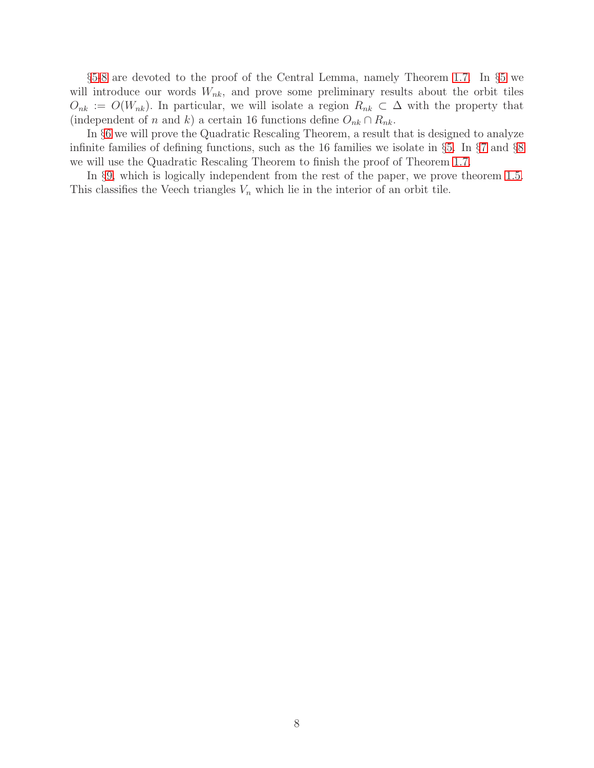§5-8 are devoted to the proof of the Central Lemma, namely Theorem 1.7. In §5 we will introduce our words $W_{nk}$, and prove some preliminary results about the orbit tiles $O_{nk} := O(W_{nk})$. In particular, we will isolate a region $R_{nk} \subset \Delta$ with the property that (independent of $n$ and $k$) a certain 16 functions define $O_{nk} \cap R_{nk}$.

In §6 we will prove the Quadratic Rescaling Theorem, a result that is designed to analyze infinite families of defining functions, such as the 16 families we isolate in §5. In §7 and §8 we will use the Quadratic Rescaling Theorem to finish the proof of Theorem 1.7.

In §9, which is logically independent from the rest of the paper, we prove theorem 1.5. This classifies the Veech triangles $V_n$ which lie in the interior of an orbit tile.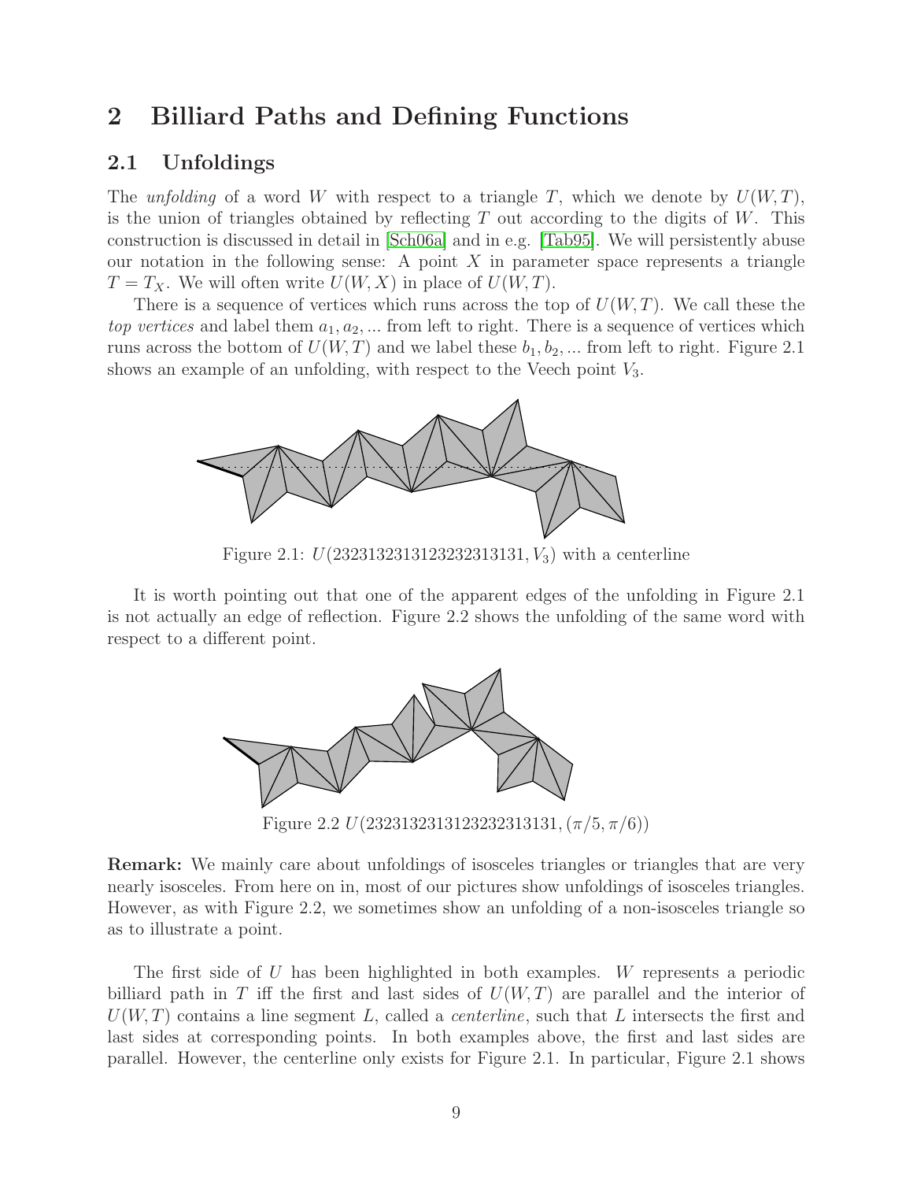# 2 Billiard Paths and Defining Functions

## 2.1 Unfoldings

The *unfolding* of a word $W$ with respect to a triangle $T$, which we denote by $U(W,T)$, is the union of triangles obtained by reflecting $T$ out according to the digits of $W$. This construction is discussed in detail in [Sch06a] and in e.g. [Tab95]. We will persistently abuse our notation in the following sense: A point $X$ in parameter space represents a triangle $T = T_X$. We will often write $U(W,X)$ in place of $U(W,T)$.

There is a sequence of vertices which runs across the top of $U(W,T)$. We call these the *top vertices* and label them $a_1, a_2, ...$ from left to right. There is a sequence of vertices which runs across the bottom of $U(W,T)$ and we label these $b_1, b_2, ...$ from left to right. Figure 2.1 shows an example of an unfolding, with respect to the Veech point $V_3$.

Figure 2.1: $U(23231323131232323131 31, V_3)$ with a centerline

It is worth pointing out that one of the apparent edges of the unfolding in Figure 2.1 is not actually an edge of reflection. Figure 2.2 shows the unfolding of the same word with respect to a different point.

Figure 2.2 $U(2323132313123232313131, (\pi/5, \pi/6))$

**Remark:** We mainly care about unfoldings of isosceles triangles or triangles that are very nearly isosceles. From here on in, most of our pictures show unfoldings of isosceles triangles. However, as with Figure 2.2, we sometimes show an unfolding of a non-isosceles triangle so as to illustrate a point.

The first side of $U$ has been highlighted in both examples. $W$ represents a periodic billiard path in $T$ iff the first and last sides of $U(W,T)$ are parallel and the interior of $U(W,T)$ contains a line segment $L$, called a *centerline*, such that $L$ intersects the first and last sides at corresponding points. In both examples above, the first and last sides are parallel. However, the centerline only exists for Figure 2.1. In particular, Figure 2.1 shows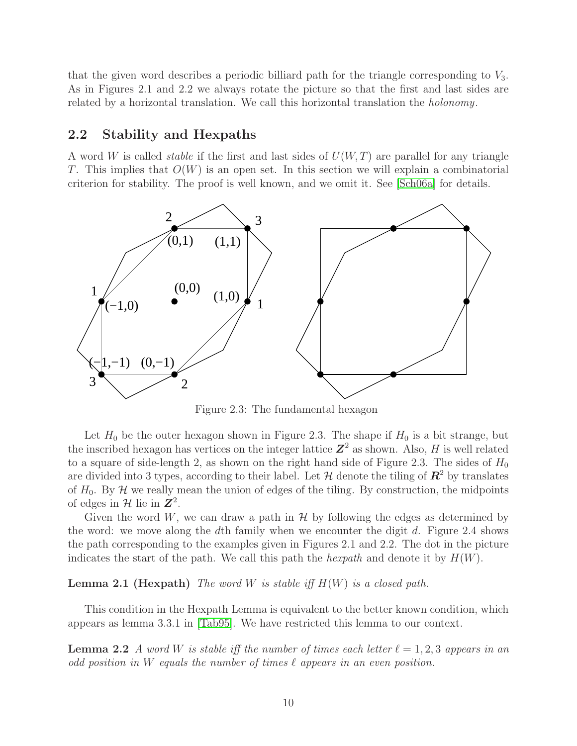that the given word describes a periodic billiard path for the triangle corresponding to $V_3$. As in Figures 2.1 and 2.2 we always rotate the picture so that the first and last sides are related by a horizontal translation. We call this horizontal translation the *holonomy*.

## 2.2 Stability and Hexpaths

A word $W$ is called *stable* if the first and last sides of $U(W,T)$ are parallel for any triangle $T$. This implies that $O(W)$ is an open set. In this section we will explain a combinatorial criterion for stability. The proof is well known, and we omit it. See [Sch06a] for details.

Figure 2.3: The fundamental hexagon

Let $H_0$ be the outer hexagon shown in Figure 2.3. The shape if $H_0$ is a bit strange, but the inscribed hexagon has vertices on the integer lattice $\boldsymbol{Z}^2$ as shown. Also, $H$ is well related to a square of side-length 2, as shown on the right hand side of Figure 2.3. The sides of $H_0$ are divided into 3 types, according to their label. Let $\mathcal{H}$ denote the tiling of $\boldsymbol{R}^2$ by translates of $H_0$. By $\mathcal{H}$ we really mean the union of edges of the tiling. By construction, the midpoints of edges in $\mathcal{H}$ lie in $\boldsymbol{Z}^2$.

Given the word $W$, we can draw a path in $\mathcal{H}$ by following the edges as determined by the word: we move along the $d$th family when we encounter the digit $d$. Figure 2.4 shows the path corresponding to the examples given in Figures 2.1 and 2.2. The dot in the picture indicates the start of the path. We call this path the *hexpath* and denote it by $H(W)$.

**Lemma 2.1 (Hexpath)** *The word $W$ is stable iff $H(W)$ is a closed path.*

This condition in the Hexpath Lemma is equivalent to the better known condition, which appears as lemma 3.3.1 in [Tab95]. We have restricted this lemma to our context.

**Lemma 2.2** *A word $W$ is stable iff the number of times each letter $\ell = 1,2,3$ appears in an odd position in $W$ equals the number of times $\ell$ appears in an even position.*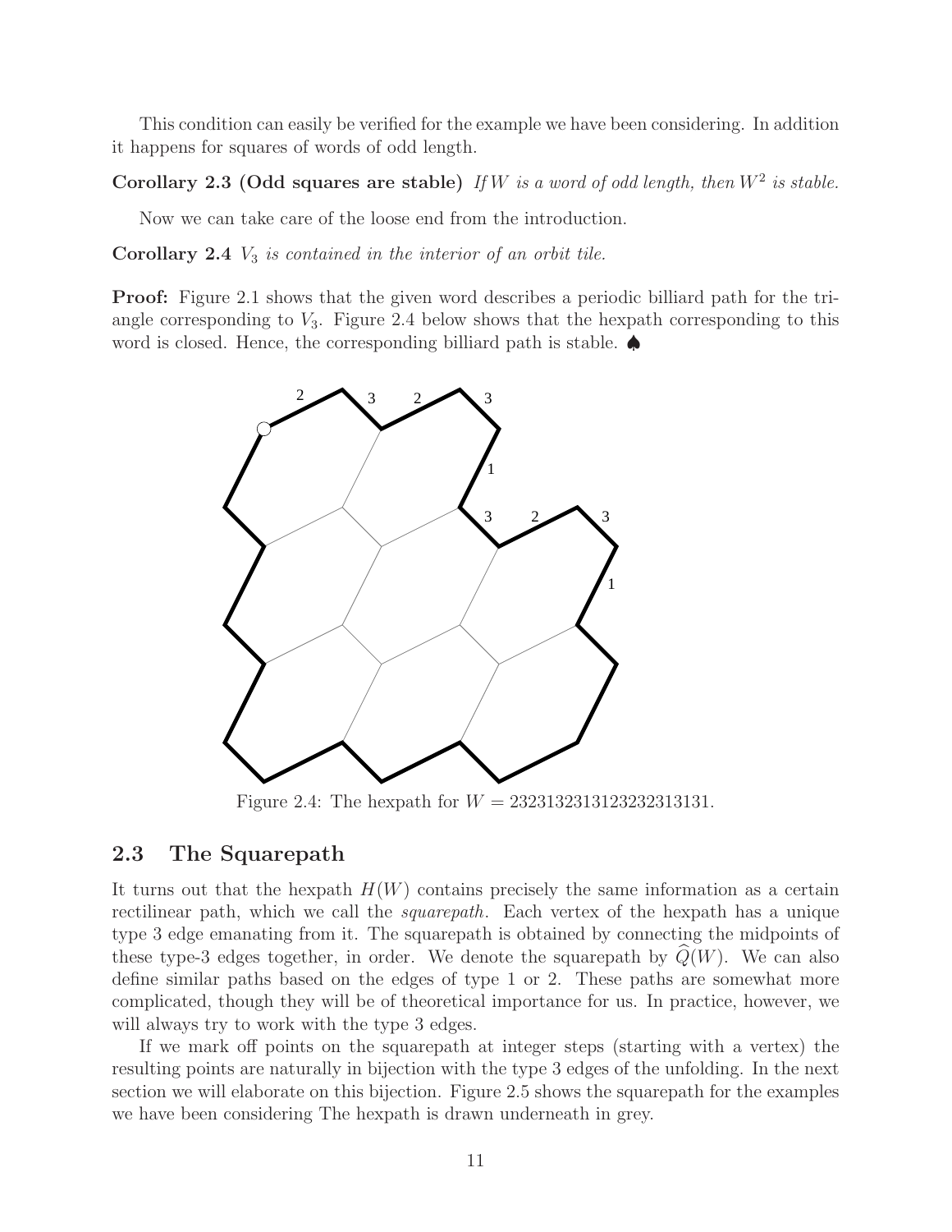This condition can easily be verified for the example we have been considering. In addition it happens for squares of words of odd length.

**Corollary 2.3 (Odd squares are stable)** *If $W$ is a word of odd length, then $W^2$ is stable.*

Now we can take care of the loose end from the introduction.

**Corollary 2.4** *$V_3$ is contained in the interior of an orbit tile.*

**Proof:** Figure 2.1 shows that the given word describes a periodic billiard path for the triangle corresponding to $V_3$. Figure 2.4 below shows that the hexpath corresponding to this word is closed. Hence, the corresponding billiard path is stable. ♠

Figure 2.4: The hexpath for $W = 2323132313123232313131$.

## 2.3 The Squarepath

It turns out that the hexpath $H(W)$ contains precisely the same information as a certain rectilinear path, which we call the *squarepath*. Each vertex of the hexpath has a unique type 3 edge emanating from it. The squarepath is obtained by connecting the midpoints of these type-3 edges together, in order. We denote the squarepath by $\widehat{Q}(W)$. We can also define similar paths based on the edges of type 1 or 2. These paths are somewhat more complicated, though they will be of theoretical importance for us. In practice, however, we will always try to work with the type 3 edges.

If we mark off points on the squarepath at integer steps (starting with a vertex) the resulting points are naturally in bijection with the type 3 edges of the unfolding. In the next section we will elaborate on this bijection. Figure 2.5 shows the squarepath for the examples we have been considering The hexpath is drawn underneath in grey.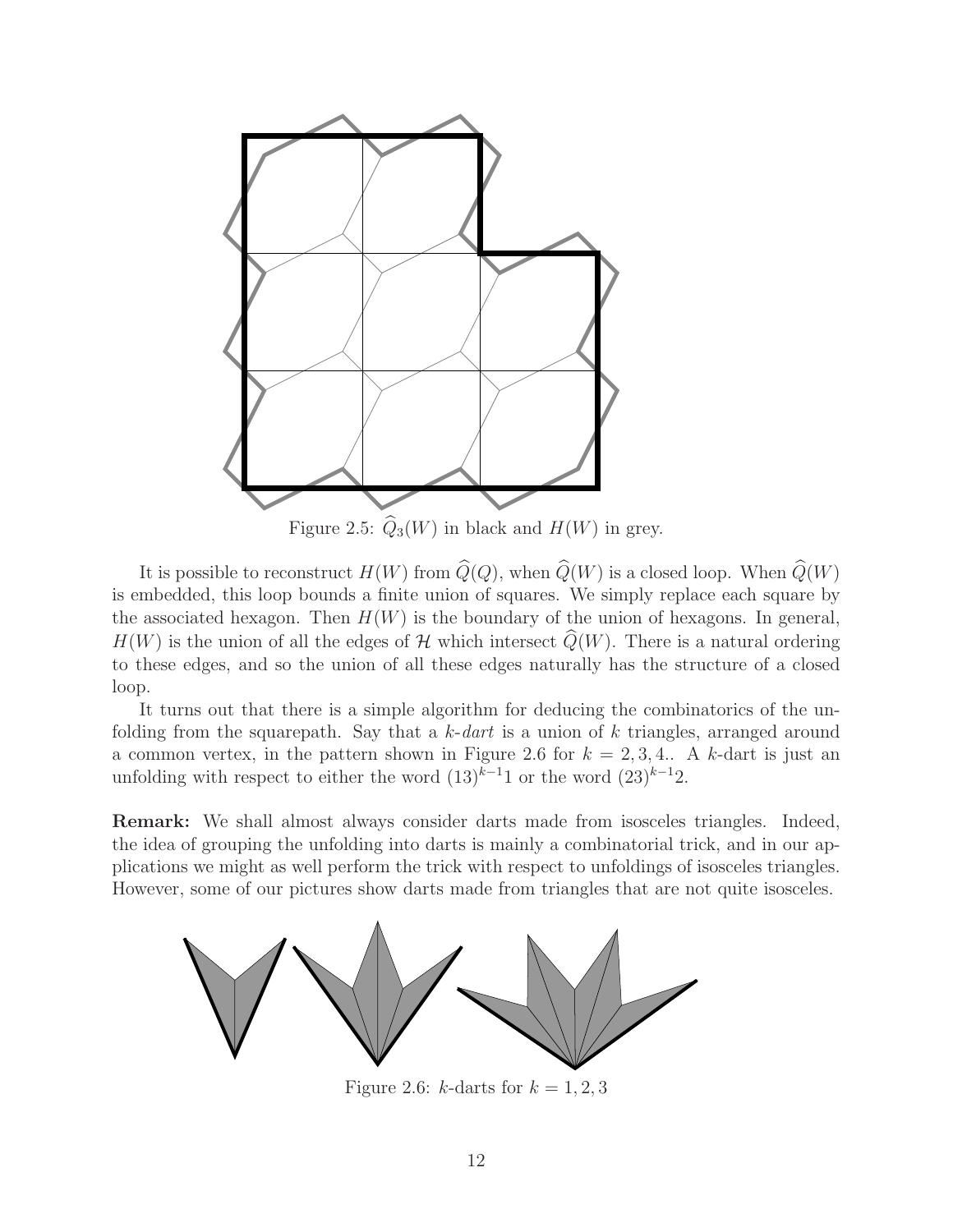Figure 2.5: $\widehat{Q}_3(W)$ in black and $H(W)$ in grey.

It is possible to reconstruct $H(W)$ from $\widehat{Q}(Q)$, when $\widehat{Q}(W)$ is a closed loop. When $\widehat{Q}(W)$ is embedded, this loop bounds a finite union of squares. We simply replace each square by the associated hexagon. Then $H(W)$ is the boundary of the union of hexagons. In general, $H(W)$ is the union of all the edges of $\mathcal{H}$ which intersect $\widehat{Q}(W)$. There is a natural ordering to these edges, and so the union of all these edges naturally has the structure of a closed loop.

It turns out that there is a simple algorithm for deducing the combinatorics of the unfolding from the squarepath. Say that a $k$-*dart* is a union of $k$ triangles, arranged around a common vertex, in the pattern shown in Figure 2.6 for $k = 2, 3, 4..$ A $k$-dart is just an unfolding with respect to either the word $(13)^{k-1}1$ or the word $(23)^{k-1}2$.

**Remark:** We shall almost always consider darts made from isosceles triangles. Indeed, the idea of grouping the unfolding into darts is mainly a combinatorial trick, and in our applications we might as well perform the trick with respect to unfoldings of isosceles triangles. However, some of our pictures show darts made from triangles that are not quite isosceles.

Figure 2.6: $k$-darts for $k = 1, 2, 3$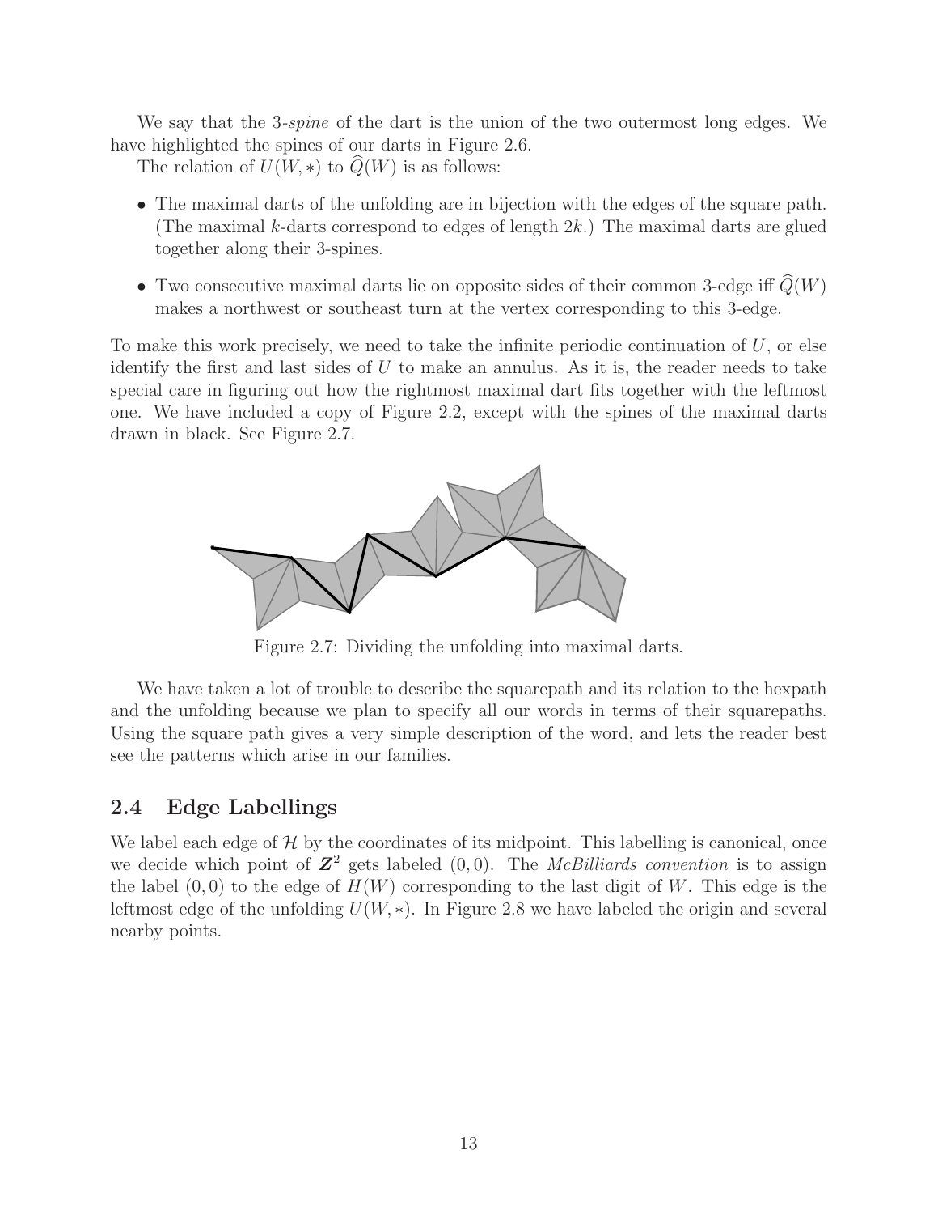We say that the 3-*spine* of the dart is the union of the two outermost long edges. We have highlighted the spines of our darts in Figure 2.6.

The relation of $U(W,*)$ to $\widehat{Q}(W)$ is as follows:

- The maximal darts of the unfolding are in bijection with the edges of the square path. (The maximal $k$-darts correspond to edges of length $2k$.) The maximal darts are glued together along their 3-spines.
- Two consecutive maximal darts lie on opposite sides of their common 3-edge iff $\widehat{Q}(W)$ makes a northwest or southeast turn at the vertex corresponding to this 3-edge.

To make this work precisely, we need to take the infinite periodic continuation of $U$, or else identify the first and last sides of $U$ to make an annulus. As it is, the reader needs to take special care in figuring out how the rightmost maximal dart fits together with the leftmost one. We have included a copy of Figure 2.2, except with the spines of the maximal darts drawn in black. See Figure 2.7.

Figure 2.7: Dividing the unfolding into maximal darts.

We have taken a lot of trouble to describe the squarepath and its relation to the hexpath and the unfolding because we plan to specify all our words in terms of their squarepaths. Using the square path gives a very simple description of the word, and lets the reader best see the patterns which arise in our families.

## 2.4 Edge Labellings

We label each edge of $\mathcal{H}$ by the coordinates of its midpoint. This labelling is canonical, once we decide which point of $\boldsymbol{Z}^2$ gets labeled $(0,0)$. The *McBilliards convention* is to assign the label $(0,0)$ to the edge of $H(W)$ corresponding to the last digit of $W$. This edge is the leftmost edge of the unfolding $U(W,*)$. In Figure 2.8 we have labeled the origin and several nearby points.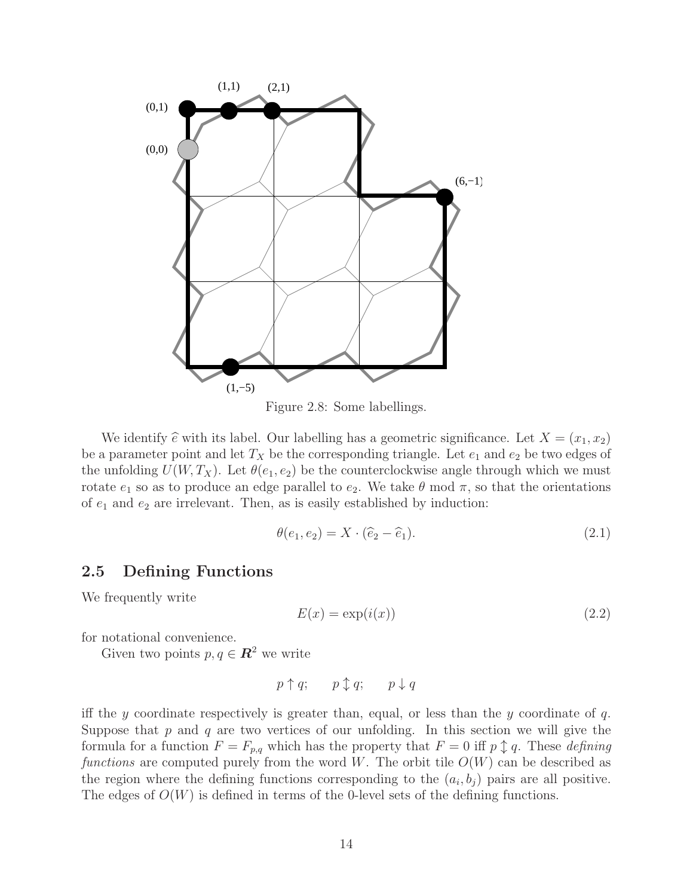Figure 2.8: Some labellings.

We identify $\widehat{e}$ with its label. Our labelling has a geometric significance. Let $X = (x_1, x_2)$ be a parameter point and let $T_X$ be the corresponding triangle. Let $e_1$ and $e_2$ be two edges of the unfolding $U(W, T_X)$. Let $\theta(e_1, e_2)$ be the counterclockwise angle through which we must rotate $e_1$ so as to produce an edge parallel to $e_2$. We take $\theta$ mod $\pi$, so that the orientations of $e_1$ and $e_2$ are irrelevant. Then, as is easily established by induction:

$$\theta(e_1, e_2) = X \cdot (\widehat{e}_2 - \widehat{e}_1). \tag{2.1}$$

## 2.5 Defining Functions

We frequently write

$$E(x) = \exp(i(x)) \tag{2.2}$$

for notational convenience.

Given two points $p, q \in \boldsymbol{R}^2$ we write

$$p \uparrow q; \qquad p \updownarrow q; \qquad p \downarrow q$$

iff the $y$ coordinate respectively is greater than, equal, or less than the $y$ coordinate of $q$. Suppose that $p$ and $q$ are two vertices of our unfolding. In this section we will give the formula for a function $F = F_{p,q}$ which has the property that $F = 0$ iff $p \updownarrow q$. These *defining functions* are computed purely from the word $W$. The orbit tile $O(W)$ can be described as the region where the defining functions corresponding to the $(a_i, b_j)$ pairs are all positive. The edges of $O(W)$ is defined in terms of the 0-level sets of the defining functions.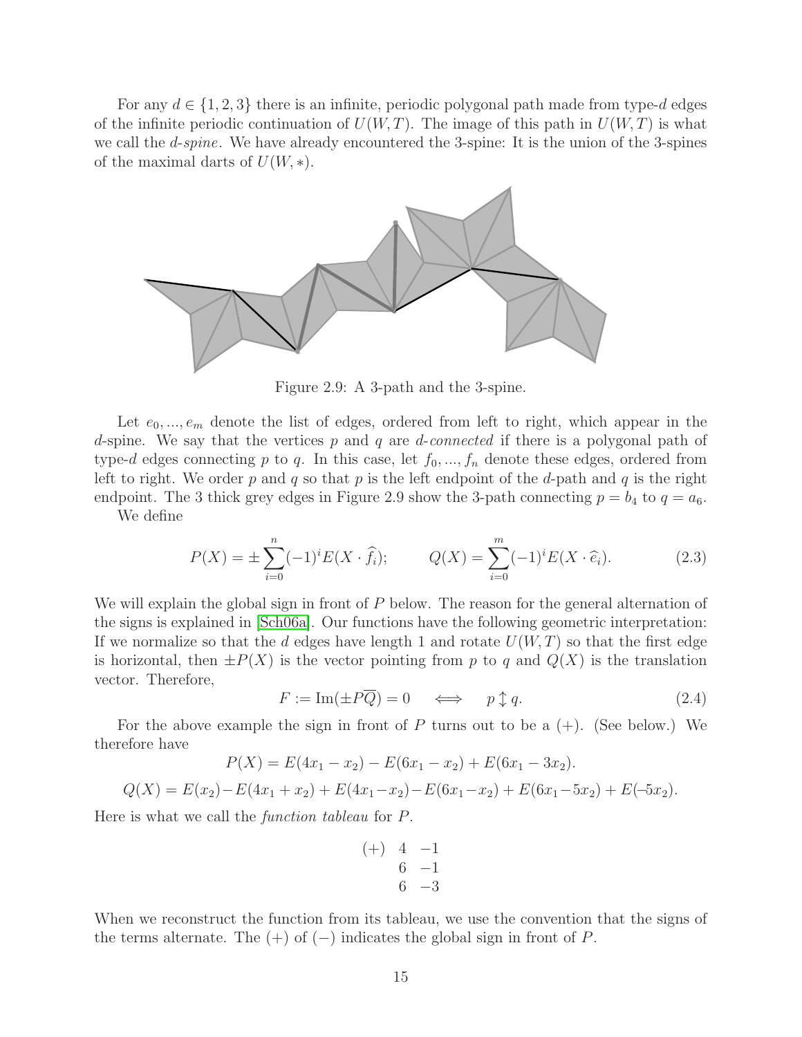For any $d \in \{1, 2, 3\}$ there is an infinite, periodic polygonal path made from type-$d$ edges of the infinite periodic continuation of $U(W, T)$. The image of this path in $U(W, T)$ is what we call the *$d$-spine*. We have already encountered the 3-spine: It is the union of the 3-spines of the maximal darts of $U(W, *)$.

Figure 2.9: A 3-path and the 3-spine.

Let $e_0, ..., e_m$ denote the list of edges, ordered from left to right, which appear in the $d$-spine. We say that the vertices $p$ and $q$ are *$d$-connected* if there is a polygonal path of type-$d$ edges connecting $p$ to $q$. In this case, let $f_0, ..., f_n$ denote these edges, ordered from left to right. We order $p$ and $q$ so that $p$ is the left endpoint of the $d$-path and $q$ is the right endpoint. The 3 thick grey edges in Figure 2.9 show the 3-path connecting $p = b_4$ to $q = a_6$.

We define

$$P(X) = \pm \sum_{i=0}^{n} (-1)^i E(X \cdot \widehat{f}_i); \qquad Q(X) = \sum_{i=0}^{m} (-1)^i E(X \cdot \widehat{e}_i). \tag{2.3}$$

We will explain the global sign in front of $P$ below. The reason for the general alternation of the signs is explained in [Sch06a]. Our functions have the following geometric interpretation: If we normalize so that the $d$ edges have length 1 and rotate $U(W, T)$ so that the first edge is horizontal, then $\pm P(X)$ is the vector pointing from $p$ to $q$ and $Q(X)$ is the translation vector. Therefore,

$$F := \text{Im}(\pm P\overline{Q}) = 0 \iff p \updownarrow q. \tag{2.4}$$

For the above example the sign in front of $P$ turns out to be a $(+)$. (See below.) We therefore have

$$P(X) = E(4x_1 - x_2) - E(6x_1 - x_2) + E(6x_1 - 3x_2).$$

$$Q(X) = E(x_2) - E(4x_1 + x_2) + E(4x_1 - x_2) - E(6x_1 - x_2) + E(6x_1 - 5x_2) + E(-5x_2).$$

Here is what we call the *function tableau* for $P$.

$$\begin{array}{ccc} (+) & 4 & -1 \\ & 6 & -1 \\ & 6 & -3 \end{array}$$

When we reconstruct the function from its tableau, we use the convention that the signs of the terms alternate. The $(+)$ of $(-)$ indicates the global sign in front of $P$.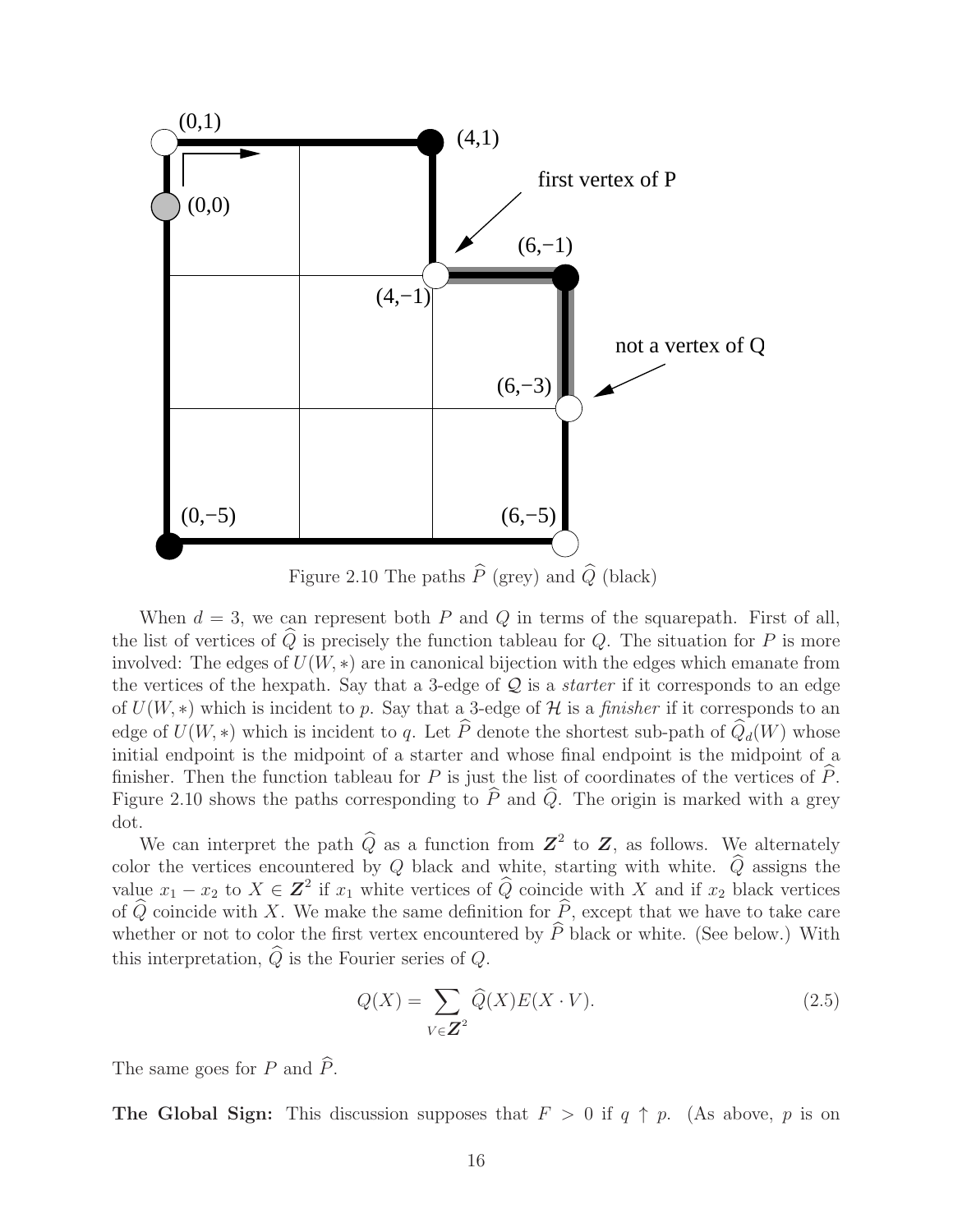Figure 2.10 The paths $\widehat{P}$ (grey) and $\widehat{Q}$ (black)

When $d = 3$, we can represent both $P$ and $Q$ in terms of the squarepath. First of all, the list of vertices of $\widehat{Q}$ is precisely the function tableau for $Q$. The situation for $P$ is more involved: The edges of $U(W, *)$ are in canonical bijection with the edges which emanate from the vertices of the hexpath. Say that a 3-edge of $\mathcal{Q}$ is a *starter* if it corresponds to an edge of $U(W, *)$ which is incident to $p$. Say that a 3-edge of $\mathcal{H}$ is a *finisher* if it corresponds to an edge of $U(W, *)$ which is incident to $q$. Let $\widehat{P}$ denote the shortest sub-path of $\widehat{Q}_d(W)$ whose initial endpoint is the midpoint of a starter and whose final endpoint is the midpoint of a finisher. Then the function tableau for $P$ is just the list of coordinates of the vertices of $\widehat{P}$. Figure 2.10 shows the paths corresponding to $\widehat{P}$ and $\widehat{Q}$. The origin is marked with a grey dot.

We can interpret the path $\widehat{Q}$ as a function from $\boldsymbol{Z}^2$ to $\boldsymbol{Z}$, as follows. We alternately color the vertices encountered by $Q$ black and white, starting with white. $\widehat{Q}$ assigns the value $x_1 - x_2$ to $X \in \boldsymbol{Z}^2$ if $x_1$ white vertices of $\widehat{Q}$ coincide with $X$ and if $x_2$ black vertices of $\widehat{Q}$ coincide with $X$. We make the same definition for $\widehat{P}$, except that we have to take care whether or not to color the first vertex encountered by $\widehat{P}$ black or white. (See below.) With this interpretation, $\widehat{Q}$ is the Fourier series of $Q$.

$$Q(X) = \sum_{V \in \boldsymbol{Z}^2} \widehat{Q}(X) E(X \cdot V). \tag{2.5}$$

The same goes for $P$ and $\widehat{P}$.

**The Global Sign:** This discussion supposes that $F > 0$ if $q \uparrow p$. (As above, $p$ is on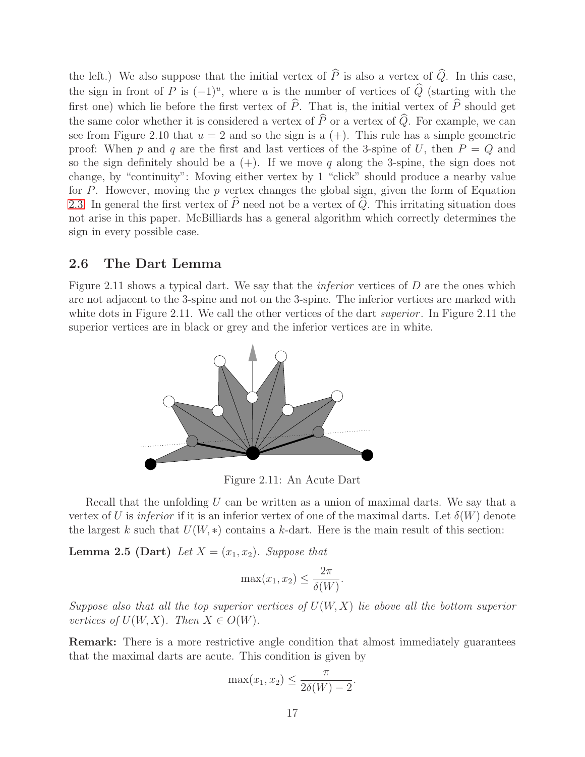the left.) We also suppose that the initial vertex of $\widehat{P}$ is also a vertex of $\widehat{Q}$. In this case, the sign in front of $P$ is $(-1)^u$, where $u$ is the number of vertices of $\widehat{Q}$ (starting with the first one) which lie before the first vertex of $\widehat{P}$. That is, the initial vertex of $\widehat{P}$ should get the same color whether it is considered a vertex of $\widehat{P}$ or a vertex of $\widehat{Q}$. For example, we can see from Figure 2.10 that $u = 2$ and so the sign is a $(+)$. This rule has a simple geometric proof: When $p$ and $q$ are the first and last vertices of the 3-spine of $U$, then $P = Q$ and so the sign definitely should be a $(+)$. If we move $q$ along the 3-spine, the sign does not change, by "continuity": Moving either vertex by 1 "click" should produce a nearby value for $P$. However, moving the $p$ vertex changes the global sign, given the form of Equation 2.3. In general the first vertex of $\widehat{P}$ need not be a vertex of $\widehat{Q}$. This irritating situation does not arise in this paper. McBilliards has a general algorithm which correctly determines the sign in every possible case.

## 2.6 The Dart Lemma

Figure 2.11 shows a typical dart. We say that the *inferior* vertices of $D$ are the ones which are not adjacent to the 3-spine and not on the 3-spine. The inferior vertices are marked with white dots in Figure 2.11. We call the other vertices of the dart *superior*. In Figure 2.11 the superior vertices are in black or grey and the inferior vertices are in white.

Figure 2.11: An Acute Dart

Recall that the unfolding $U$ can be written as a union of maximal darts. We say that a vertex of $U$ is *inferior* if it is an inferior vertex of one of the maximal darts. Let $\delta(W)$ denote the largest $k$ such that $U(W,*)$ contains a $k$-dart. Here is the main result of this section:

**Lemma 2.5 (Dart)** *Let $X = (x_1, x_2)$. Suppose that*

$$\max(x_1, x_2) \leq \frac{2\pi}{\delta(W)}.$$

*Suppose also that all the top superior vertices of $U(W,X)$ lie above all the bottom superior vertices of $U(W,X)$. Then $X \in O(W)$.*

**Remark:** There is a more restrictive angle condition that almost immediately guarantees that the maximal darts are acute. This condition is given by

$$\max(x_1, x_2) \leq \frac{\pi}{2\delta(W) - 2}.$$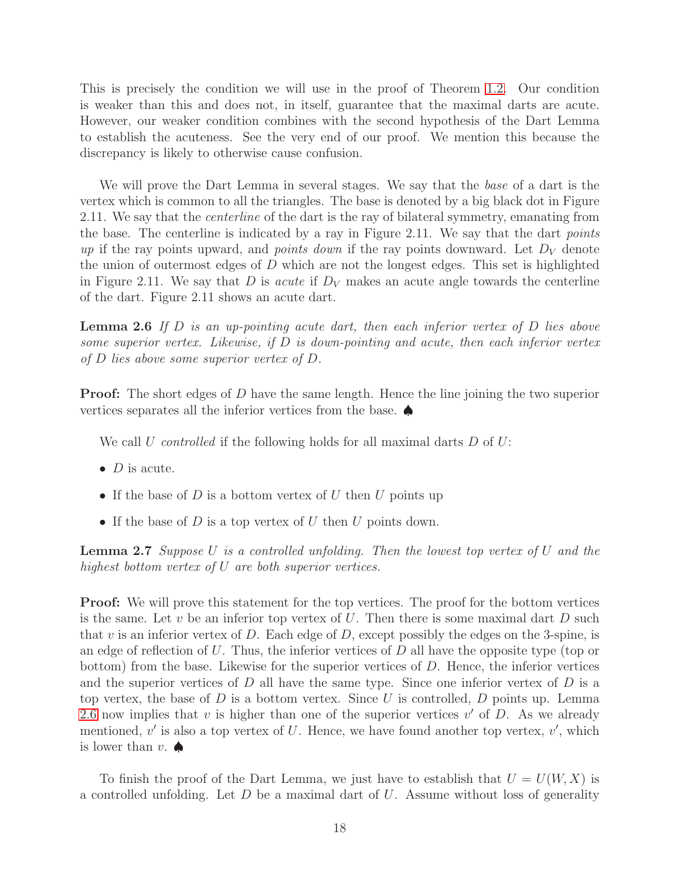This is precisely the condition we will use in the proof of Theorem 1.2. Our condition is weaker than this and does not, in itself, guarantee that the maximal darts are acute. However, our weaker condition combines with the second hypothesis of the Dart Lemma to establish the acuteness. See the very end of our proof. We mention this because the discrepancy is likely to otherwise cause confusion.

We will prove the Dart Lemma in several stages. We say that the *base* of a dart is the vertex which is common to all the triangles. The base is denoted by a big black dot in Figure 2.11. We say that the *centerline* of the dart is the ray of bilateral symmetry, emanating from the base. The centerline is indicated by a ray in Figure 2.11. We say that the dart *points up* if the ray points upward, and *points down* if the ray points downward. Let $D_V$ denote the union of outermost edges of $D$ which are not the longest edges. This set is highlighted in Figure 2.11. We say that $D$ is *acute* if $D_V$ makes an acute angle towards the centerline of the dart. Figure 2.11 shows an acute dart.

**Lemma 2.6** *If $D$ is an up-pointing acute dart, then each inferior vertex of $D$ lies above some superior vertex. Likewise, if $D$ is down-pointing and acute, then each inferior vertex of $D$ lies above some superior vertex of $D$.*

**Proof:** The short edges of $D$ have the same length. Hence the line joining the two superior vertices separates all the inferior vertices from the base. ♠

We call $U$ *controlled* if the following holds for all maximal darts $D$ of $U$:

- $D$ is acute.
- If the base of $D$ is a bottom vertex of $U$ then $U$ points up
- If the base of $D$ is a top vertex of $U$ then $U$ points down.

**Lemma 2.7** *Suppose $U$ is a controlled unfolding. Then the lowest top vertex of $U$ and the highest bottom vertex of $U$ are both superior vertices.*

**Proof:** We will prove this statement for the top vertices. The proof for the bottom vertices is the same. Let $v$ be an inferior top vertex of $U$. Then there is some maximal dart $D$ such that $v$ is an inferior vertex of $D$. Each edge of $D$, except possibly the edges on the 3-spine, is an edge of reflection of $U$. Thus, the inferior vertices of $D$ all have the opposite type (top or bottom) from the base. Likewise for the superior vertices of $D$. Hence, the inferior vertices and the superior vertices of $D$ all have the same type. Since one inferior vertex of $D$ is a top vertex, the base of $D$ is a bottom vertex. Since $U$ is controlled, $D$ points up. Lemma 2.6 now implies that $v$ is higher than one of the superior vertices $v'$ of $D$. As we already mentioned, $v'$ is also a top vertex of $U$. Hence, we have found another top vertex, $v'$, which is lower than $v$. ♠

To finish the proof of the Dart Lemma, we just have to establish that $U = U(W, X)$ is a controlled unfolding. Let $D$ be a maximal dart of $U$. Assume without loss of generality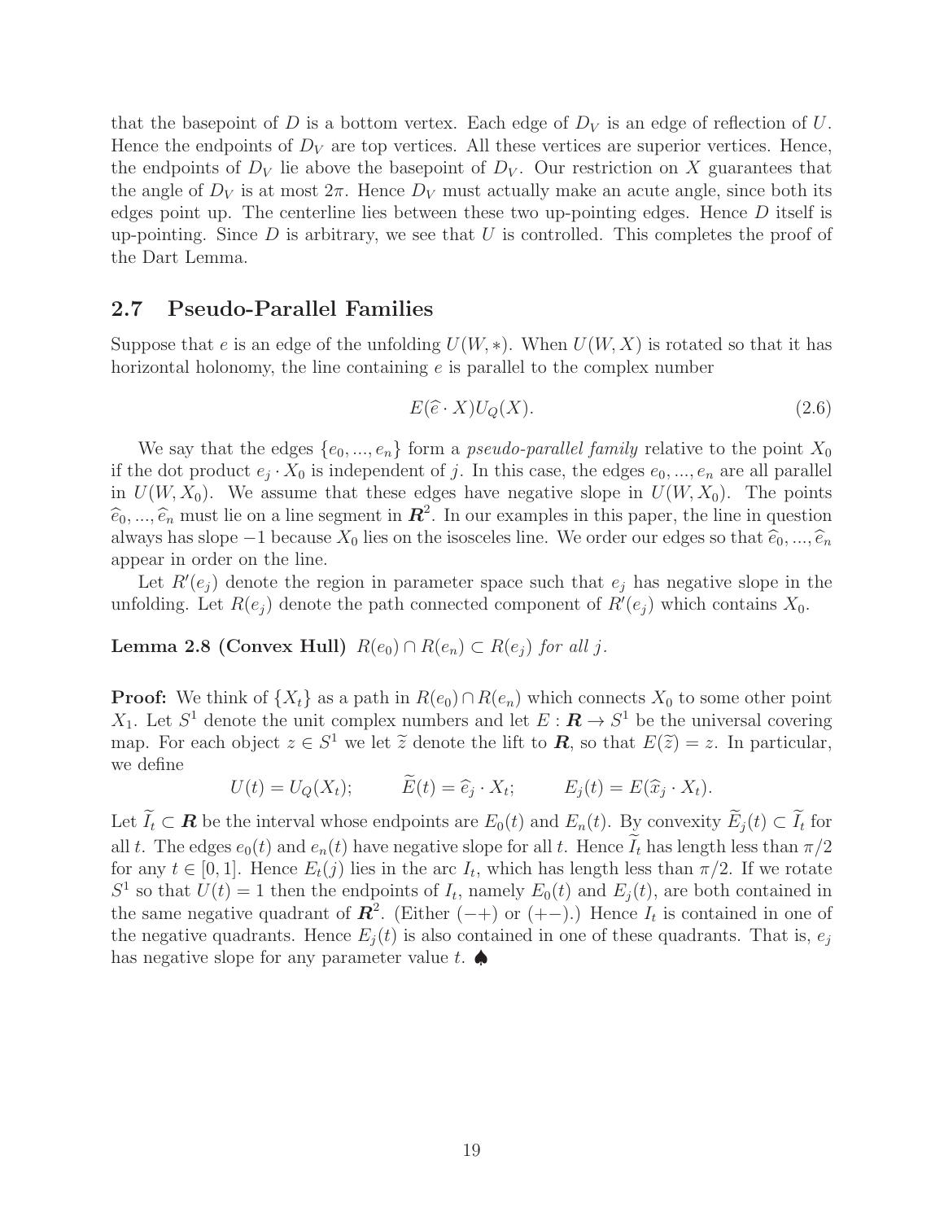that the basepoint of $D$ is a bottom vertex. Each edge of $D_V$ is an edge of reflection of $U$. Hence the endpoints of $D_V$ are top vertices. All these vertices are superior vertices. Hence, the endpoints of $D_V$ lie above the basepoint of $D_V$. Our restriction on $X$ guarantees that the angle of $D_V$ is at most $2\pi$. Hence $D_V$ must actually make an acute angle, since both its edges point up. The centerline lies between these two up-pointing edges. Hence $D$ itself is up-pointing. Since $D$ is arbitrary, we see that $U$ is controlled. This completes the proof of the Dart Lemma.

## 2.7 Pseudo-Parallel Families

Suppose that $e$ is an edge of the unfolding $U(W, *)$. When $U(W, X)$ is rotated so that it has horizontal holonomy, the line containing $e$ is parallel to the complex number

$$E(\widehat{e} \cdot X)U_Q(X). \tag{2.6}$$

We say that the edges $\{e_0, ..., e_n\}$ form a *pseudo-parallel family* relative to the point $X_0$ if the dot product $e_j \cdot X_0$ is independent of $j$. In this case, the edges $e_0, ..., e_n$ are all parallel in $U(W, X_0)$. We assume that these edges have negative slope in $U(W, X_0)$. The points $\widehat{e}_0, ..., \widehat{e}_n$ must lie on a line segment in $\boldsymbol{R}^2$. In our examples in this paper, the line in question always has slope $-1$ because $X_0$ lies on the isosceles line. We order our edges so that $\widehat{e}_0, ..., \widehat{e}_n$ appear in order on the line.

Let $R'(e_j)$ denote the region in parameter space such that $e_j$ has negative slope in the unfolding. Let $R(e_j)$ denote the path connected component of $R'(e_j)$ which contains $X_0$.

**Lemma 2.8 (Convex Hull)** *$R(e_0) \cap R(e_n) \subset R(e_j)$ for all $j$.*

**Proof:** We think of $\{X_t\}$ as a path in $R(e_0) \cap R(e_n)$ which connects $X_0$ to some other point $X_1$. Let $S^1$ denote the unit complex numbers and let $E : \boldsymbol{R} \to S^1$ be the universal covering map. For each object $z \in S^1$ we let $\widetilde{z}$ denote the lift to $\boldsymbol{R}$, so that $E(\widetilde{z}) = z$. In particular, we define

$$U(t) = U_Q(X_t); \qquad \widetilde{E}(t) = \widehat{e}_j \cdot X_t; \qquad E_j(t) = E(\widehat{x}_j \cdot X_t).$$

Let $\widetilde{I}_t \subset \boldsymbol{R}$ be the interval whose endpoints are $E_0(t)$ and $E_n(t)$. By convexity $\widetilde{E}_j(t) \subset \widetilde{I}_t$ for all $t$. The edges $e_0(t)$ and $e_n(t)$ have negative slope for all $t$. Hence $\widetilde{I}_t$ has length less than $\pi/2$ for any $t \in [0, 1]$. Hence $E_t(j)$ lies in the arc $I_t$, which has length less than $\pi/2$. If we rotate $S^1$ so that $U(t) = 1$ then the endpoints of $I_t$, namely $E_0(t)$ and $E_j(t)$, are both contained in the same negative quadrant of $\boldsymbol{R}^2$. (Either $(-+)$ or $(+-)$.) Hence $I_t$ is contained in one of the negative quadrants. Hence $E_j(t)$ is also contained in one of these quadrants. That is, $e_j$ has negative slope for any parameter value $t$. ♠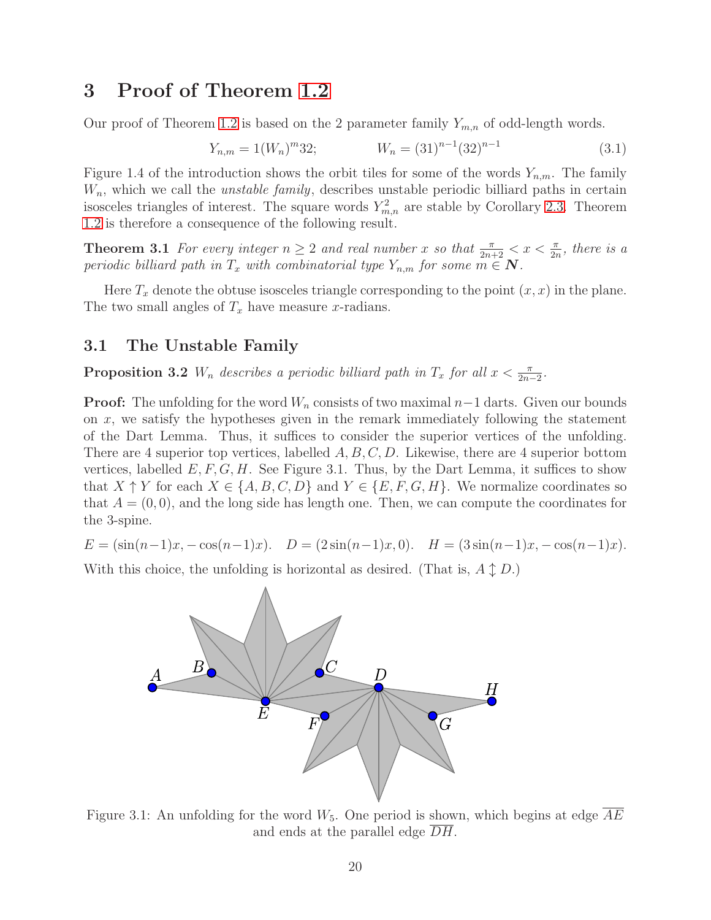# 3 Proof of Theorem 1.2

Our proof of Theorem 1.2 is based on the 2 parameter family $Y_{m,n}$ of odd-length words.

$$Y_{n,m} = 1(W_n)^m 32; \qquad W_n = (31)^{n-1}(32)^{n-1} \tag{3.1}$$

Figure 1.4 of the introduction shows the orbit tiles for some of the words $Y_{n,m}$. The family $W_n$, which we call the *unstable family*, describes unstable periodic billiard paths in certain isosceles triangles of interest. The square words $Y_{m,n}^2$ are stable by Corollary 2.3. Theorem 1.2 is therefore a consequence of the following result.

**Theorem 3.1** *For every integer $n \geq 2$ and real number $x$ so that $\frac{\pi}{2n+2} < x < \frac{\pi}{2n}$, there is a periodic billiard path in $T_x$ with combinatorial type $Y_{n,m}$ for some $m \in \boldsymbol{N}$.*

Here $T_x$ denote the obtuse isosceles triangle corresponding to the point $(x,x)$ in the plane. The two small angles of $T_x$ have measure $x$-radians.

## 3.1 The Unstable Family

**Proposition 3.2** *$W_n$ describes a periodic billiard path in $T_x$ for all $x < \frac{\pi}{2n-2}$.*

**Proof:** The unfolding for the word $W_n$ consists of two maximal $n-1$ darts. Given our bounds on $x$, we satisfy the hypotheses given in the remark immediately following the statement of the Dart Lemma. Thus, it suffices to consider the superior vertices of the unfolding. There are 4 superior top vertices, labelled $A, B, C, D$. Likewise, there are 4 superior bottom vertices, labelled $E, F, G, H$. See Figure 3.1. Thus, by the Dart Lemma, it suffices to show that $X \uparrow Y$ for each $X \in \{A, B, C, D\}$ and $Y \in \{E, F, G, H\}$. We normalize coordinates so that $A = (0,0)$, and the long side has length one. Then, we can compute the coordinates for the 3-spine.

$E = (\sin(n-1)x, -\cos(n-1)x)$. $\quad D = (2\sin(n-1)x, 0)$. $\quad H = (3\sin(n-1)x, -\cos(n-1)x)$.

With this choice, the unfolding is horizontal as desired. (That is, $A \updownarrow D$.)

Figure 3.1: An unfolding for the word $W_5$. One period is shown, which begins at edge $\overline{AE}$ and ends at the parallel edge $\overline{DH}$.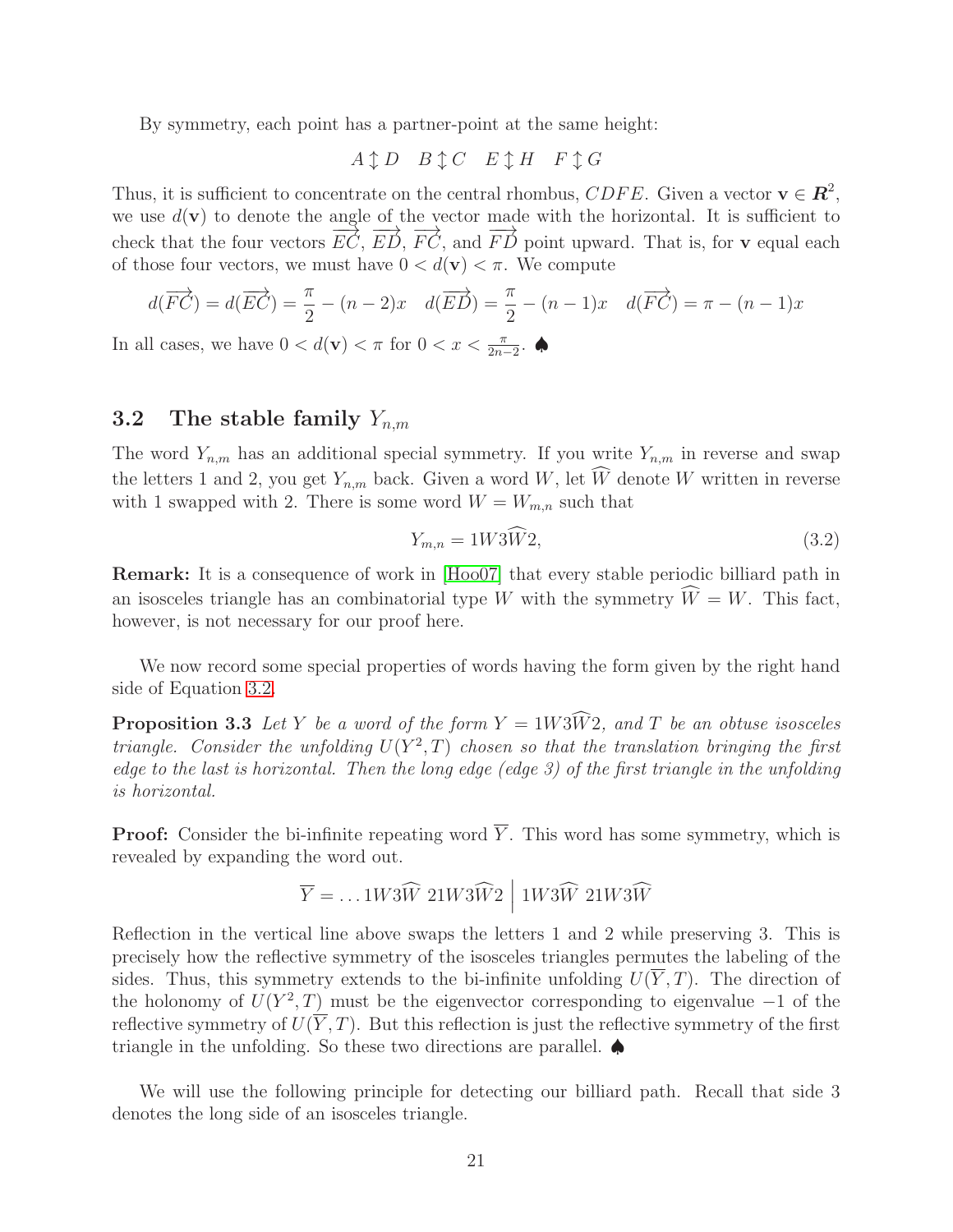By symmetry, each point has a partner-point at the same height:

$$A \updownarrow D \quad B \updownarrow C \quad E \updownarrow H \quad F \updownarrow G$$

Thus, it is sufficient to concentrate on the central rhombus, $CDFE$. Given a vector $\mathbf{v} \in \boldsymbol{R}^2$, we use $d(\mathbf{v})$ to denote the angle of the vector made with the horizontal. It is sufficient to check that the four vectors $\overrightarrow{EC}$, $\overrightarrow{ED}$, $\overrightarrow{FC}$, and $\overrightarrow{FD}$ point upward. That is, for $\mathbf{v}$ equal each of those four vectors, we must have $0 < d(\mathbf{v}) < \pi$. We compute

$$d(\overrightarrow{FC}) = d(\overrightarrow{EC}) = \frac{\pi}{2} - (n-2)x \quad d(\overrightarrow{ED}) = \frac{\pi}{2} - (n-1)x \quad d(\overrightarrow{FC}) = \pi - (n-1)x$$

In all cases, we have $0 < d(\mathbf{v}) < \pi$ for $0 < x < \frac{\pi}{2n-2}$. ♠

## 3.2 The stable family $Y_{n,m}$

The word $Y_{n,m}$ has an additional special symmetry. If you write $Y_{n,m}$ in reverse and swap the letters 1 and 2, you get $Y_{n,m}$ back. Given a word $W$, let $\widehat{W}$ denote $W$ written in reverse with 1 swapped with 2. There is some word $W = W_{m,n}$ such that

$$Y_{m,n} = 1W3\widehat{W}2, \tag{3.2}$$

**Remark:** It is a consequence of work in [Hoo07] that every stable periodic billiard path in an isosceles triangle has an combinatorial type $W$ with the symmetry $\widehat{W} = W$. This fact, however, is not necessary for our proof here.

We now record some special properties of words having the form given by the right hand side of Equation 3.2.

**Proposition 3.3** *Let $Y$ be a word of the form $Y = 1W3\widehat{W}2$, and $T$ be an obtuse isosceles triangle. Consider the unfolding $U(Y^2, T)$ chosen so that the translation bringing the first edge to the last is horizontal. Then the long edge (edge 3) of the first triangle in the unfolding is horizontal.*

**Proof:** Consider the bi-infinite repeating word $\overline{Y}$. This word has some symmetry, which is revealed by expanding the word out.

$$\overline{Y} = \ldots 1W3\widehat{W}\ 21W3\widehat{W}2 \ \Big|\ 1W3\widehat{W}\ 21W3\widehat{W}$$

Reflection in the vertical line above swaps the letters 1 and 2 while preserving 3. This is precisely how the reflective symmetry of the isosceles triangles permutes the labeling of the sides. Thus, this symmetry extends to the bi-infinite unfolding $U(\overline{Y}, T)$. The direction of the holonomy of $U(Y^2, T)$ must be the eigenvector corresponding to eigenvalue $-1$ of the reflective symmetry of $U(\overline{Y}, T)$. But this reflection is just the reflective symmetry of the first triangle in the unfolding. So these two directions are parallel. ♠

We will use the following principle for detecting our billiard path. Recall that side 3 denotes the long side of an isosceles triangle.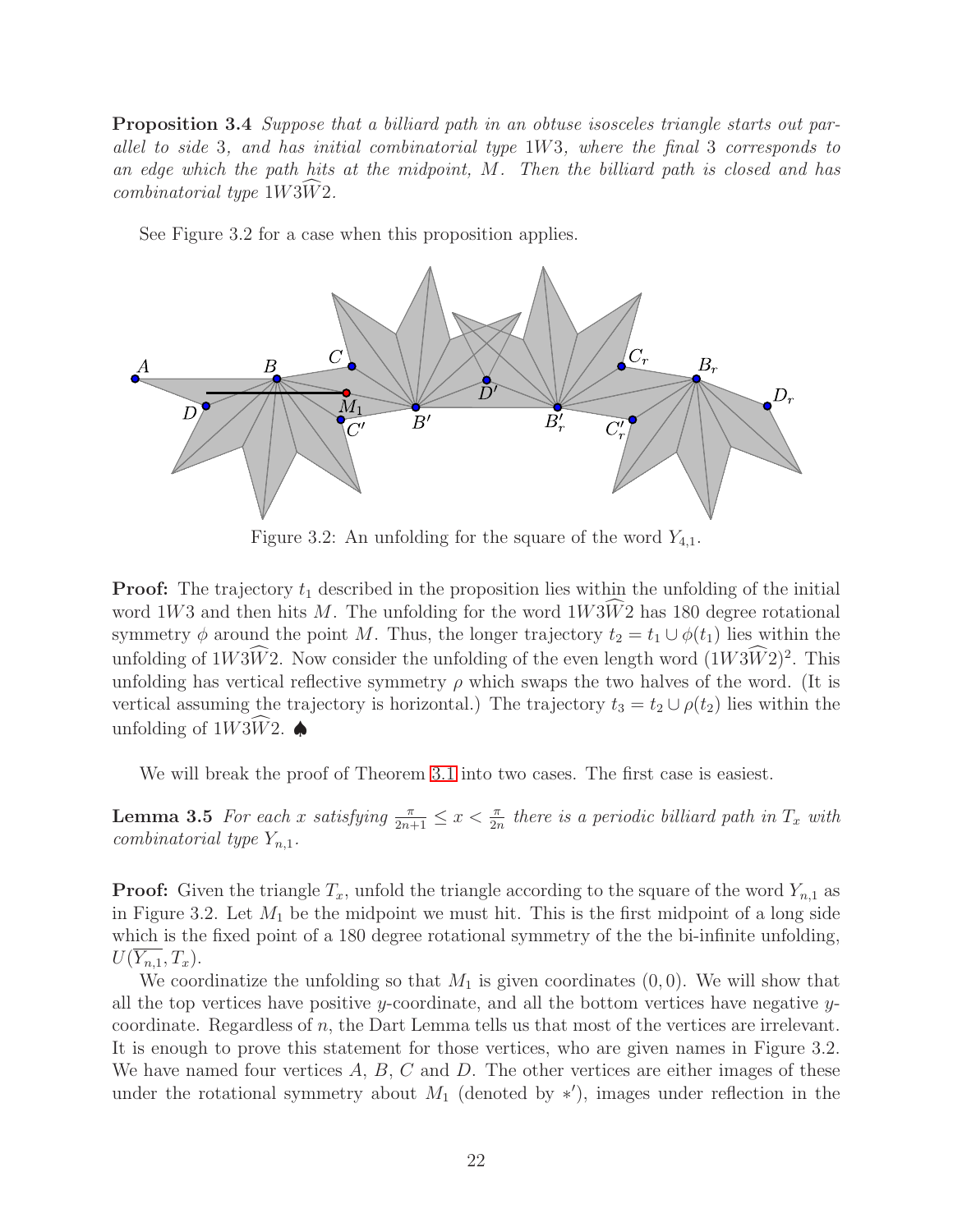**Proposition 3.4** *Suppose that a billiard path in an obtuse isosceles triangle starts out parallel to side* 3*, and has initial combinatorial type* $1W3$*, where the final* 3 *corresponds to an edge which the path hits at the midpoint,* $M$*. Then the billiard path is closed and has combinatorial type* $1W3\widehat{W}2$*.*

See Figure 3.2 for a case when this proposition applies.

Figure 3.2: An unfolding for the square of the word $Y_{4,1}$.

**Proof:** The trajectory $t_1$ described in the proposition lies within the unfolding of the initial word $1W3$ and then hits $M$. The unfolding for the word $1W3\widehat{W}2$ has 180 degree rotational symmetry $\phi$ around the point $M$. Thus, the longer trajectory $t_2 = t_1 \cup \phi(t_1)$ lies within the unfolding of $1W3\widehat{W}2$. Now consider the unfolding of the even length word $(1W3\widehat{W}2)^2$. This unfolding has vertical reflective symmetry $\rho$ which swaps the two halves of the word. (It is vertical assuming the trajectory is horizontal.) The trajectory $t_3 = t_2 \cup \rho(t_2)$ lies within the unfolding of $1W3\widehat{W}2$. ♠

We will break the proof of Theorem 3.1 into two cases. The first case is easiest.

**Lemma 3.5** *For each* $x$ *satisfying* $\frac{\pi}{2n+1} \leq x < \frac{\pi}{2n}$ *there is a periodic billiard path in* $T_x$ *with combinatorial type* $Y_{n,1}$*.*

**Proof:** Given the triangle $T_x$, unfold the triangle according to the square of the word $Y_{n,1}$ as in Figure 3.2. Let $M_1$ be the midpoint we must hit. This is the first midpoint of a long side which is the fixed point of a 180 degree rotational symmetry of the the bi-infinite unfolding, $U(\overline{Y_{n,1}}, T_x)$.

We coordinatize the unfolding so that $M_1$ is given coordinates $(0, 0)$. We will show that all the top vertices have positive $y$-coordinate, and all the bottom vertices have negative $y$-coordinate. Regardless of $n$, the Dart Lemma tells us that most of the vertices are irrelevant. It is enough to prove this statement for those vertices, who are given names in Figure 3.2. We have named four vertices $A$, $B$, $C$ and $D$. The other vertices are either images of these under the rotational symmetry about $M_1$ (denoted by $*'$), images under reflection in the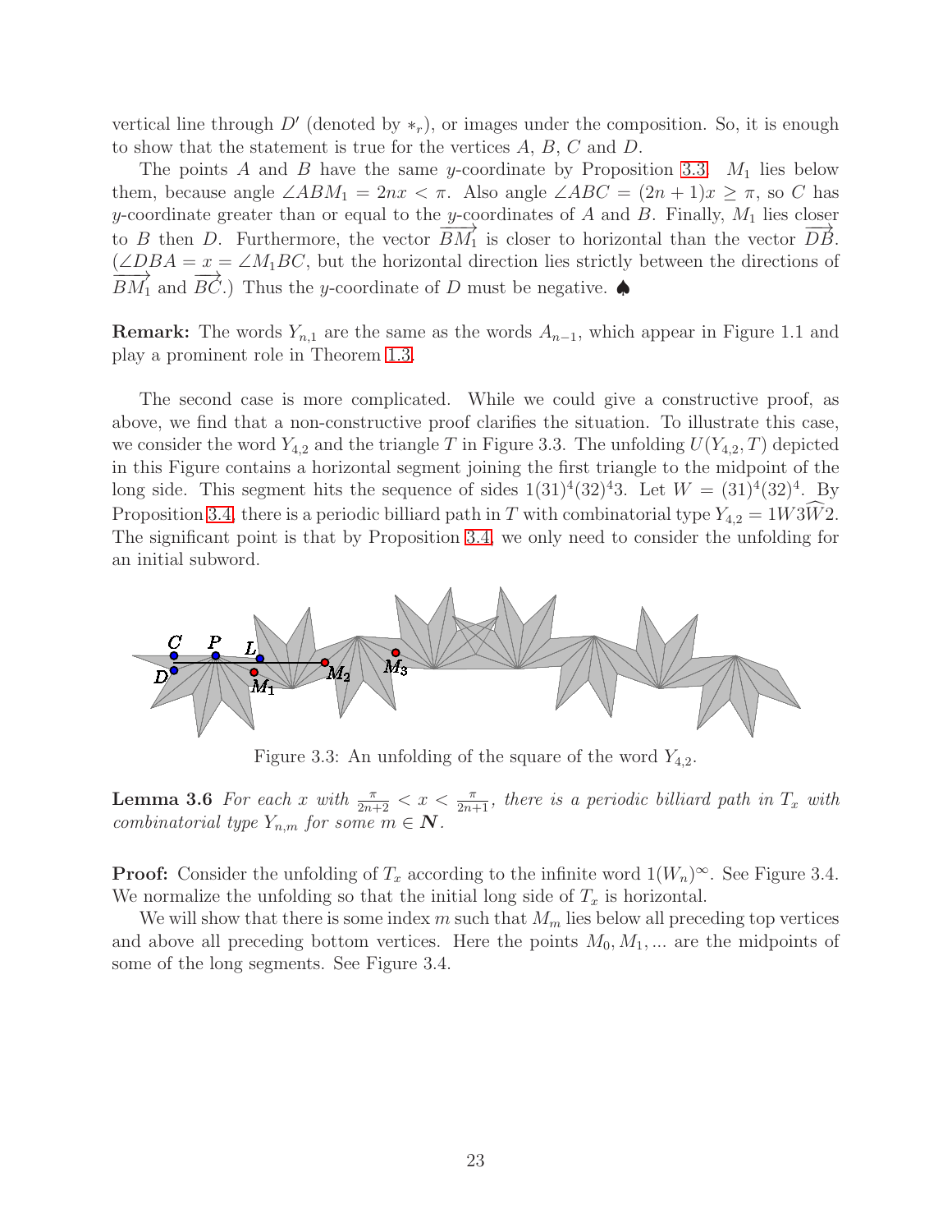vertical line through $D'$ (denoted by $*_r$), or images under the composition. So, it is enough to show that the statement is true for the vertices $A$, $B$, $C$ and $D$.

The points $A$ and $B$ have the same $y$-coordinate by Proposition 3.3. $M_1$ lies below them, because angle $\angle ABM_1 = 2nx < \pi$. Also angle $\angle ABC = (2n+1)x \geq \pi$, so $C$ has $y$-coordinate greater than or equal to the $y$-coordinates of $A$ and $B$. Finally, $M_1$ lies closer to $B$ then $D$. Furthermore, the vector $\overrightarrow{BM_1}$ is closer to horizontal than the vector $\overrightarrow{DB}$. ($\angle DBA = x = \angle M_1BC$, but the horizontal direction lies strictly between the directions of $\overrightarrow{BM_1}$ and $\overrightarrow{BC}$.) Thus the $y$-coordinate of $D$ must be negative. ♠

**Remark:** The words $Y_{n,1}$ are the same as the words $A_{n-1}$, which appear in Figure 1.1 and play a prominent role in Theorem 1.3.

The second case is more complicated. While we could give a constructive proof, as above, we find that a non-constructive proof clarifies the situation. To illustrate this case, we consider the word $Y_{4,2}$ and the triangle $T$ in Figure 3.3. The unfolding $U(Y_{4,2}, T)$ depicted in this Figure contains a horizontal segment joining the first triangle to the midpoint of the long side. This segment hits the sequence of sides $1(31)^4(32)^4 3$. Let $W = (31)^4(32)^4$. By Proposition 3.4, there is a periodic billiard path in $T$ with combinatorial type $Y_{4,2} = 1W3\widehat{W}2$. The significant point is that by Proposition 3.4, we only need to consider the unfolding for an initial subword.

Figure 3.3: An unfolding of the square of the word $Y_{4,2}$.

**Lemma 3.6** *For each $x$ with $\frac{\pi}{2n+2} < x < \frac{\pi}{2n+1}$, there is a periodic billiard path in $T_x$ with combinatorial type $Y_{n,m}$ for some $m \in \mathbf{N}$.*

**Proof:** Consider the unfolding of $T_x$ according to the infinite word $1(W_n)^\infty$. See Figure 3.4. We normalize the unfolding so that the initial long side of $T_x$ is horizontal.

We will show that there is some index $m$ such that $M_m$ lies below all preceding top vertices and above all preceding bottom vertices. Here the points $M_0, M_1, \ldots$ are the midpoints of some of the long segments. See Figure 3.4.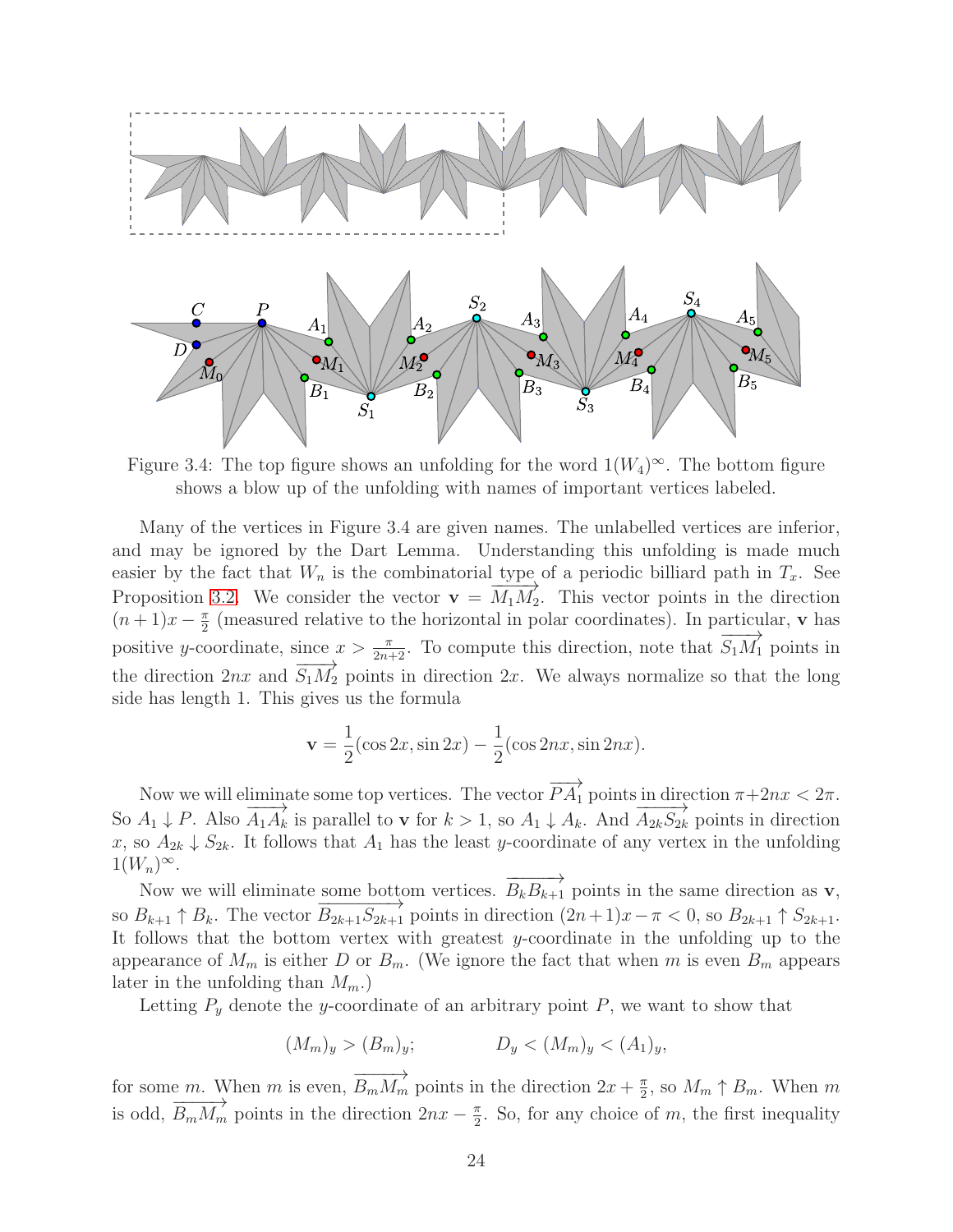Figure 3.4: The top figure shows an unfolding for the word $1(W_4)^\infty$. The bottom figure shows a blow up of the unfolding with names of important vertices labeled.

Many of the vertices in Figure 3.4 are given names. The unlabelled vertices are inferior, and may be ignored by the Dart Lemma. Understanding this unfolding is made much easier by the fact that $W_n$ is the combinatorial type of a periodic billiard path in $T_x$. See Proposition 3.2. We consider the vector $\mathbf{v} = \overrightarrow{M_1M_2}$. This vector points in the direction $(n+1)x - \frac{\pi}{2}$ (measured relative to the horizontal in polar coordinates). In particular, $\mathbf{v}$ has positive $y$-coordinate, since $x > \frac{\pi}{2n+2}$. To compute this direction, note that $\overrightarrow{S_1M_1}$ points in the direction $2nx$ and $\overrightarrow{S_1M_2}$ points in direction $2x$. We always normalize so that the long side has length 1. This gives us the formula

$$\mathbf{v} = \frac{1}{2}(\cos 2x, \sin 2x) - \frac{1}{2}(\cos 2nx, \sin 2nx).$$

Now we will eliminate some top vertices. The vector $\overrightarrow{PA_1}$ points in direction $\pi + 2nx < 2\pi$. So $A_1 \downarrow P$. Also $\overrightarrow{A_1A_k}$ is parallel to $\mathbf{v}$ for $k > 1$, so $A_1 \downarrow A_k$. And $\overrightarrow{A_{2k}S_{2k}}$ points in direction $x$, so $A_{2k} \downarrow S_{2k}$. It follows that $A_1$ has the least $y$-coordinate of any vertex in the unfolding $1(W_n)^\infty$.

Now we will eliminate some bottom vertices. $\overrightarrow{B_kB_{k+1}}$ points in the same direction as $\mathbf{v}$, so $B_{k+1} \uparrow B_k$. The vector $\overrightarrow{B_{2k+1}S_{2k+1}}$ points in direction $(2n+1)x - \pi < 0$, so $B_{2k+1} \uparrow S_{2k+1}$. It follows that the bottom vertex with greatest $y$-coordinate in the unfolding up to the appearance of $M_m$ is either $D$ or $B_m$. (We ignore the fact that when $m$ is even $B_m$ appears later in the unfolding than $M_m$.)

Letting $P_y$ denote the $y$-coordinate of an arbitrary point $P$, we want to show that

$$(M_m)_y > (B_m)_y; \qquad\qquad D_y < (M_m)_y < (A_1)_y,$$

for some $m$. When $m$ is even, $\overrightarrow{B_mM_m}$ points in the direction $2x + \frac{\pi}{2}$, so $M_m \uparrow B_m$. When $m$ is odd, $\overrightarrow{B_mM_m}$ points in the direction $2nx - \frac{\pi}{2}$. So, for any choice of $m$, the first inequality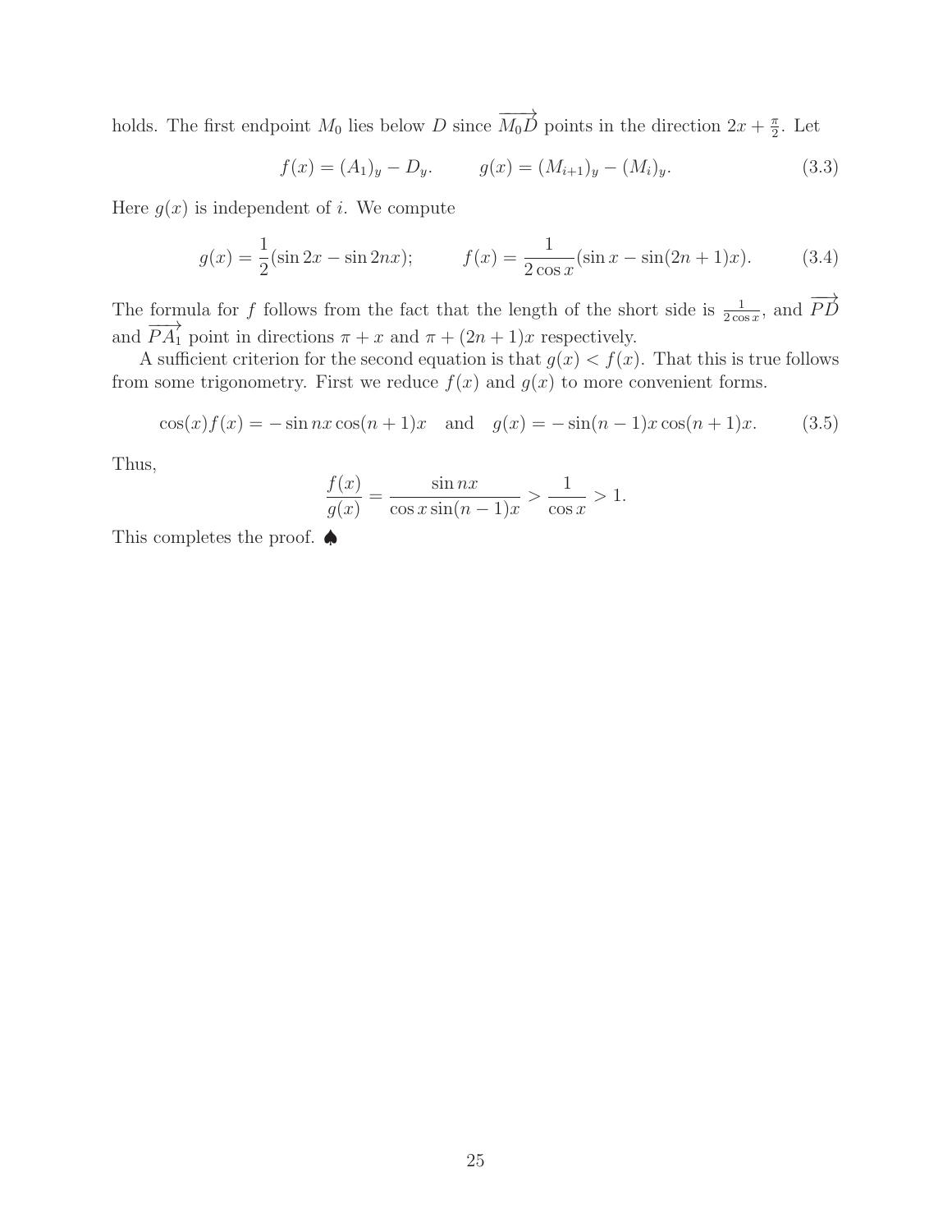holds. The first endpoint $M_0$ lies below $D$ since $\overrightarrow{M_0D}$ points in the direction $2x + \frac{\pi}{2}$. Let

$$f(x) = (A_1)_y - D_y. \qquad g(x) = (M_{i+1})_y - (M_i)_y. \tag{3.3}$$

Here $g(x)$ is independent of $i$. We compute

$$g(x) = \frac{1}{2}(\sin 2x - \sin 2nx); \qquad f(x) = \frac{1}{2\cos x}(\sin x - \sin(2n+1)x). \tag{3.4}$$

The formula for $f$ follows from the fact that the length of the short side is $\frac{1}{2\cos x}$, and $\overrightarrow{PD}$ and $\overrightarrow{PA_1}$ point in directions $\pi + x$ and $\pi + (2n+1)x$ respectively.

A sufficient criterion for the second equation is that $g(x) < f(x)$. That this is true follows from some trigonometry. First we reduce $f(x)$ and $g(x)$ to more convenient forms.

$$\cos(x)f(x) = -\sin nx \cos(n+1)x \quad \text{and} \quad g(x) = -\sin(n-1)x\cos(n+1)x. \tag{3.5}$$

Thus,

$$\frac{f(x)}{g(x)} = \frac{\sin nx}{\cos x \sin(n-1)x} > \frac{1}{\cos x} > 1.$$

This completes the proof. ♠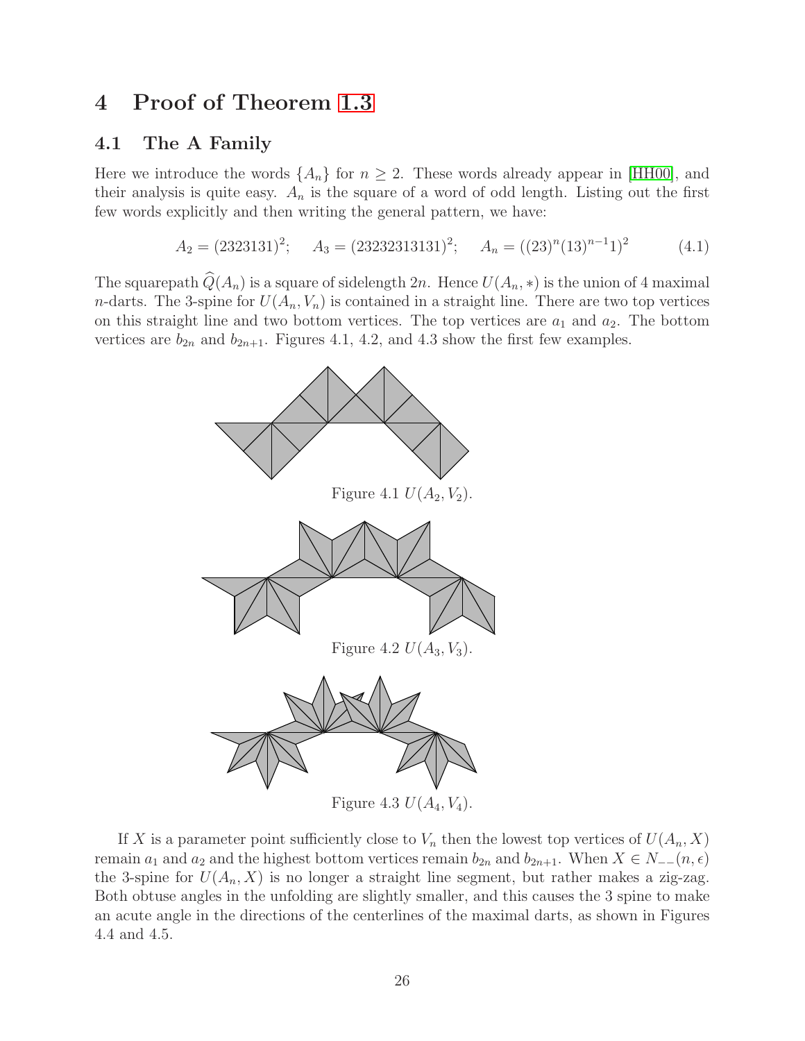# 4 Proof of Theorem 1.3

## 4.1 The A Family

Here we introduce the words $\{A_n\}$ for $n \geq 2$. These words already appear in [HH00], and their analysis is quite easy. $A_n$ is the square of a word of odd length. Listing out the first few words explicitly and then writing the general pattern, we have:

$$A_2 = (2323131)^2; \quad A_3 = (23232313131)^2; \quad A_n = ((23)^n(13)^{n-1}1)^2 \tag{4.1}$$

The squarepath $\widehat{Q}(A_n)$ is a square of sidelength $2n$. Hence $U(A_n, *)$ is the union of 4 maximal $n$-darts. The 3-spine for $U(A_n, V_n)$ is contained in a straight line. There are two top vertices on this straight line and two bottom vertices. The top vertices are $a_1$ and $a_2$. The bottom vertices are $b_{2n}$ and $b_{2n+1}$. Figures 4.1, 4.2, and 4.3 show the first few examples.

Figure 4.1 $U(A_2, V_2)$.

Figure 4.2 $U(A_3, V_3)$.

Figure 4.3 $U(A_4, V_4)$.

If $X$ is a parameter point sufficiently close to $V_n$ then the lowest top vertices of $U(A_n, X)$ remain $a_1$ and $a_2$ and the highest bottom vertices remain $b_{2n}$ and $b_{2n+1}$. When $X \in N_{--}(n, \epsilon)$ the 3-spine for $U(A_n, X)$ is no longer a straight line segment, but rather makes a zig-zag. Both obtuse angles in the unfolding are slightly smaller, and this causes the 3 spine to make an acute angle in the directions of the centerlines of the maximal darts, as shown in Figures 4.4 and 4.5.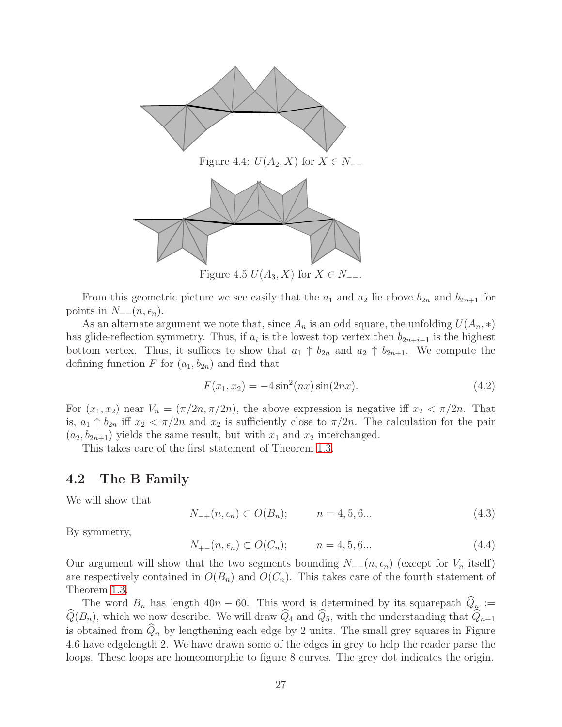Figure 4.4: $U(A_2, X)$ for $X \in N_{--}$

Figure 4.5 $U(A_3, X)$ for $X \in N_{--}$.

From this geometric picture we see easily that the $a_1$ and $a_2$ lie above $b_{2n}$ and $b_{2n+1}$ for points in $N_{--}(n, \epsilon_n)$.

As an alternate argument we note that, since $A_n$ is an odd square, the unfolding $U(A_n, *)$ has glide-reflection symmetry. Thus, if $a_i$ is the lowest top vertex then $b_{2n+i-1}$ is the highest bottom vertex. Thus, it suffices to show that $a_1 \uparrow b_{2n}$ and $a_2 \uparrow b_{2n+1}$. We compute the defining function $F$ for $(a_1, b_{2n})$ and find that

$$F(x_1, x_2) = -4\sin^2(nx)\sin(2nx). \tag{4.2}$$

For $(x_1, x_2)$ near $V_n = (\pi/2n, \pi/2n)$, the above expression is negative iff $x_2 < \pi/2n$. That is, $a_1 \uparrow b_{2n}$ iff $x_2 < \pi/2n$ and $x_2$ is sufficiently close to $\pi/2n$. The calculation for the pair $(a_2, b_{2n+1})$ yields the same result, but with $x_1$ and $x_2$ interchanged.

This takes care of the first statement of Theorem 1.3.

## 4.2 The B Family

We will show that

$$N_{-+}(n, \epsilon_n) \subset O(B_n); \qquad n = 4, 5, 6... \tag{4.3}$$

By symmetry,

$$N_{+-}(n, \epsilon_n) \subset O(C_n); \qquad n = 4, 5, 6... \tag{4.4}$$

Our argument will show that the two segments bounding $N_{--}(n, \epsilon_n)$ (except for $V_n$ itself) are respectively contained in $O(B_n)$ and $O(C_n)$. This takes care of the fourth statement of Theorem 1.3.

The word $B_n$ has length $40n - 60$. This word is determined by its squarepath $\widehat{Q}_n := \widehat{Q}(B_n)$, which we now describe. We will draw $\widehat{Q}_4$ and $\widehat{Q}_5$, with the understanding that $\widehat{Q}_{n+1}$ is obtained from $\widehat{Q}_n$ by lengthening each edge by 2 units. The small grey squares in Figure 4.6 have edgelength 2. We have drawn some of the edges in grey to help the reader parse the loops. These loops are homeomorphic to figure 8 curves. The grey dot indicates the origin.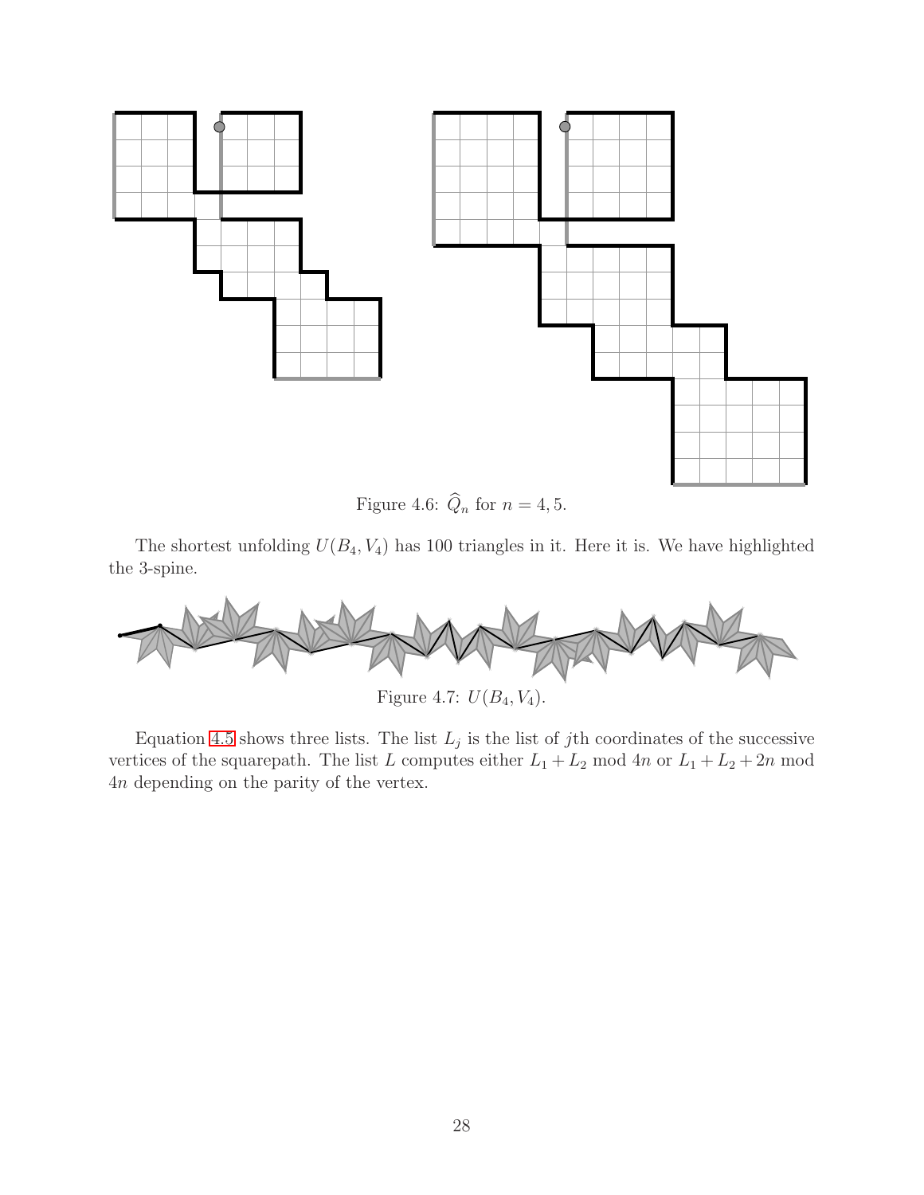Figure 4.6: $\widehat{Q}_n$ for $n = 4, 5$.

The shortest unfolding $U(B_4, V_4)$ has 100 triangles in it. Here it is. We have highlighted the 3-spine.

Figure 4.7: $U(B_4, V_4)$.

Equation 4.5 shows three lists. The list $L_j$ is the list of $j$th coordinates of the successive vertices of the squarepath. The list $L$ computes either $L_1 + L_2 \bmod 4n$ or $L_1 + L_2 + 2n \bmod 4n$ depending on the parity of the vertex.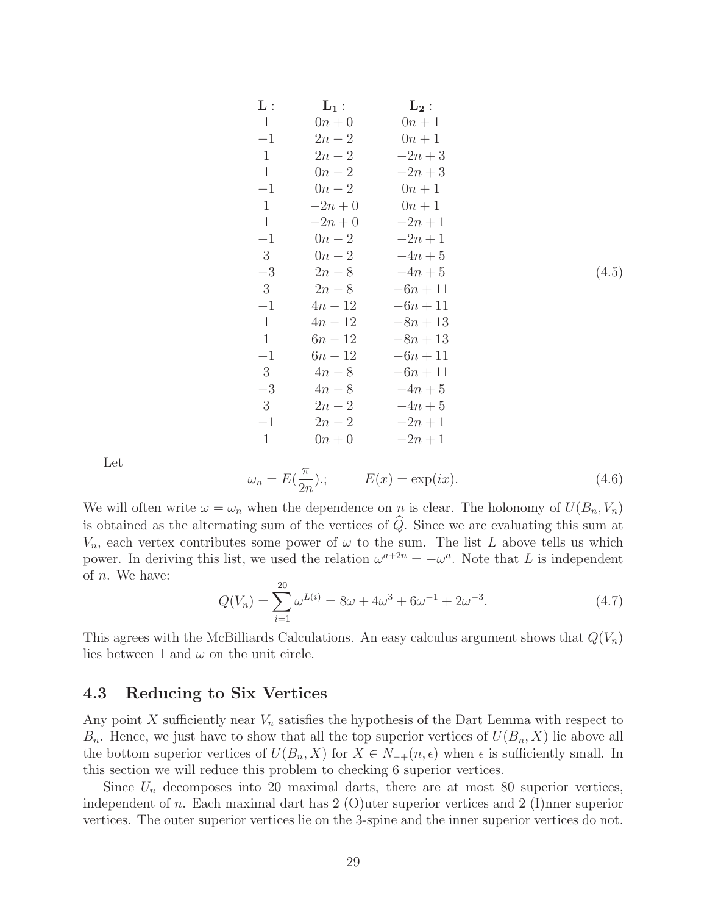$$
\begin{array}{ccc}
\mathbf{L}: & \mathbf{L_1}: & \mathbf{L_2}: \\
1 & 0n+0 & 0n+1 \\
-1 & 2n-2 & 0n+1 \\
1 & 2n-2 & -2n+3 \\
1 & 0n-2 & -2n+3 \\
-1 & 0n-2 & 0n+1 \\
1 & -2n+0 & 0n+1 \\
1 & -2n+0 & -2n+1 \\
-1 & 0n-2 & -2n+1 \\
3 & 0n-2 & -4n+5 \\
-3 & 2n-8 & -4n+5 \\
3 & 2n-8 & -6n+11 \\
-1 & 4n-12 & -6n+11 \\
1 & 4n-12 & -8n+13 \\
1 & 6n-12 & -8n+13 \\
-1 & 6n-12 & -6n+11 \\
3 & 4n-8 & -6n+11 \\
-3 & 4n-8 & -4n+5 \\
3 & 2n-2 & -4n+5 \\
-1 & 2n-2 & -2n+1 \\
1 & 0n+0 & -2n+1
\end{array}
\tag{4.5}
$$

Let

$$
\omega_n = E(\frac{\pi}{2n}).; \qquad E(x) = \exp(ix). \tag{4.6}
$$

We will often write $\omega = \omega_n$ when the dependence on $n$ is clear. The holonomy of $U(B_n, V_n)$ is obtained as the alternating sum of the vertices of $\widehat{Q}$. Since we are evaluating this sum at $V_n$, each vertex contributes some power of $\omega$ to the sum. The list $L$ above tells us which power. In deriving this list, we used the relation $\omega^{a+2n} = -\omega^a$. Note that $L$ is independent of $n$. We have:

$$
Q(V_n) = \sum_{i=1}^{20} \omega^{L(i)} = 8\omega + 4\omega^3 + 6\omega^{-1} + 2\omega^{-3}. \tag{4.7}
$$

This agrees with the McBilliards Calculations. An easy calculus argument shows that $Q(V_n)$ lies between 1 and $\omega$ on the unit circle.

## 4.3 Reducing to Six Vertices

Any point $X$ sufficiently near $V_n$ satisfies the hypothesis of the Dart Lemma with respect to $B_n$. Hence, we just have to show that all the top superior vertices of $U(B_n, X)$ lie above all the bottom superior vertices of $U(B_n, X)$ for $X \in N_{-+}(n, \epsilon)$ when $\epsilon$ is sufficiently small. In this section we will reduce this problem to checking 6 superior vertices.

Since $U_n$ decomposes into 20 maximal darts, there are at most 80 superior vertices, independent of $n$. Each maximal dart has 2 (O)uter superior vertices and 2 (I)nner superior vertices. The outer superior vertices lie on the 3-spine and the inner superior vertices do not.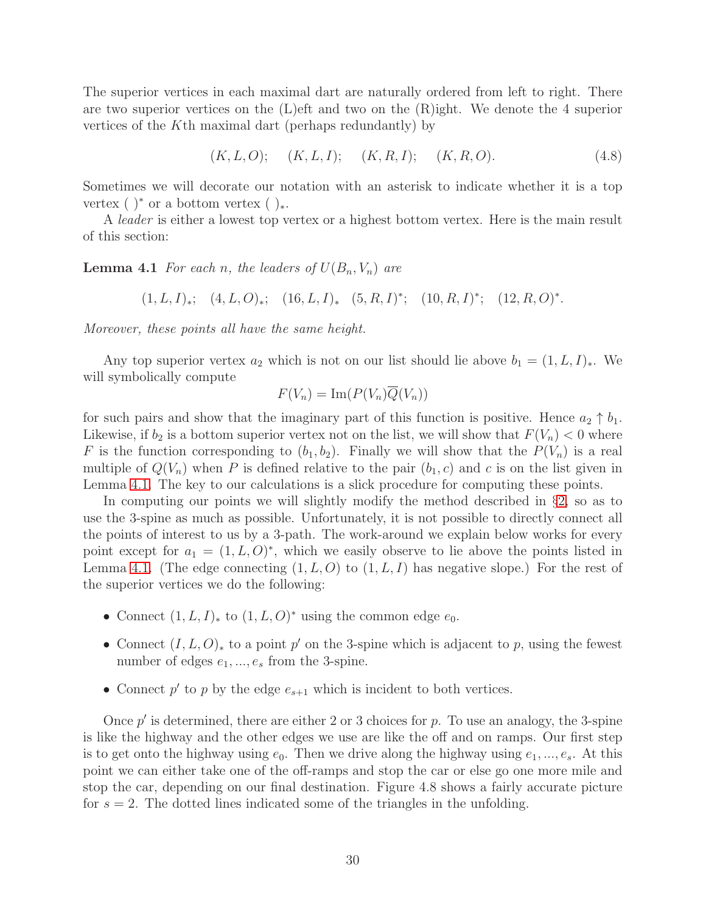The superior vertices in each maximal dart are naturally ordered from left to right. There are two superior vertices on the (L)eft and two on the (R)ight. We denote the 4 superior vertices of the $K$th maximal dart (perhaps redundantly) by

$$(K, L, O); \quad (K, L, I); \quad (K, R, I); \quad (K, R, O). \tag{4.8}$$

Sometimes we will decorate our notation with an asterisk to indicate whether it is a top vertex $(\ )^*$ or a bottom vertex $(\ )_*$.

A *leader* is either a lowest top vertex or a highest bottom vertex. Here is the main result of this section:

**Lemma 4.1** *For each $n$, the leaders of $U(B_n, V_n)$ are*

$$(1, L, I)_*; \quad (4, L, O)_*; \quad (16, L, I)_* \quad (5, R, I)^*; \quad (10, R, I)^*; \quad (12, R, O)^*.$$

*Moreover, these points all have the same height.*

Any top superior vertex $a_2$ which is not on our list should lie above $b_1 = (1, L, I)_*$. We will symbolically compute

$$F(V_n) = \mathrm{Im}(P(V_n)\overline{Q}(V_n))$$

for such pairs and show that the imaginary part of this function is positive. Hence $a_2 \uparrow b_1$. Likewise, if $b_2$ is a bottom superior vertex not on the list, we will show that $F(V_n) < 0$ where $F$ is the function corresponding to $(b_1, b_2)$. Finally we will show that the $P(V_n)$ is a real multiple of $Q(V_n)$ when $P$ is defined relative to the pair $(b_1, c)$ and $c$ is on the list given in Lemma 4.1. The key to our calculations is a slick procedure for computing these points.

In computing our points we will slightly modify the method described in §2, so as to use the 3-spine as much as possible. Unfortunately, it is not possible to directly connect all the points of interest to us by a 3-path. The work-around we explain below works for every point except for $a_1 = (1, L, O)^*$, which we easily observe to lie above the points listed in Lemma 4.1. (The edge connecting $(1, L, O)$ to $(1, L, I)$ has negative slope.) For the rest of the superior vertices we do the following:

- Connect $(1, L, I)_*$ to $(1, L, O)^*$ using the common edge $e_0$.
- Connect $(I, L, O)_*$ to a point $p'$ on the 3-spine which is adjacent to $p$, using the fewest number of edges $e_1, ..., e_s$ from the 3-spine.
- Connect $p'$ to $p$ by the edge $e_{s+1}$ which is incident to both vertices.

Once $p'$ is determined, there are either 2 or 3 choices for $p$. To use an analogy, the 3-spine is like the highway and the other edges we use are like the off and on ramps. Our first step is to get onto the highway using $e_0$. Then we drive along the highway using $e_1, ..., e_s$. At this point we can either take one of the off-ramps and stop the car or else go one more mile and stop the car, depending on our final destination. Figure 4.8 shows a fairly accurate picture for $s = 2$. The dotted lines indicated some of the triangles in the unfolding.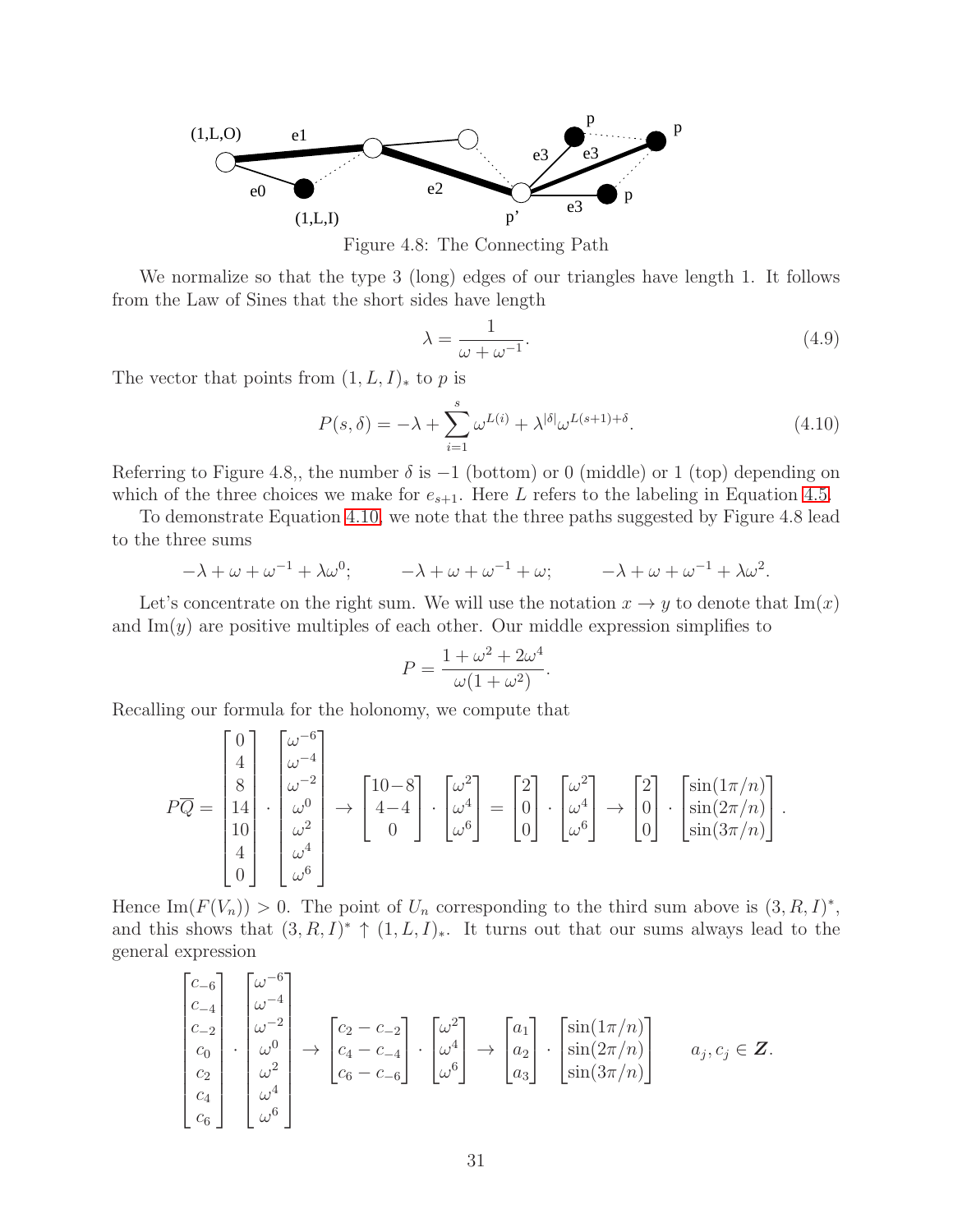Figure 4.8: The Connecting Path

We normalize so that the type 3 (long) edges of our triangles have length 1. It follows from the Law of Sines that the short sides have length

$$\lambda = \frac{1}{\omega + \omega^{-1}}. \tag{4.9}$$

The vector that points from $(1, L, I)_*$ to $p$ is

$$P(s, \delta) = -\lambda + \sum_{i=1}^{s} \omega^{L(i)} + \lambda^{|\delta|} \omega^{L(s+1)+\delta}. \tag{4.10}$$

Referring to Figure 4.8,, the number $\delta$ is $-1$ (bottom) or 0 (middle) or 1 (top) depending on which of the three choices we make for $e_{s+1}$. Here $L$ refers to the labeling in Equation 4.5.

To demonstrate Equation 4.10, we note that the three paths suggested by Figure 4.8 lead to the three sums

$$-\lambda + \omega + \omega^{-1} + \lambda\omega^0; \qquad -\lambda + \omega + \omega^{-1} + \omega; \qquad -\lambda + \omega + \omega^{-1} + \lambda\omega^2.$$

Let's concentrate on the right sum. We will use the notation $x \to y$ to denote that $\text{Im}(x)$ and $\text{Im}(y)$ are positive multiples of each other. Our middle expression simplifies to

$$P = \frac{1 + \omega^2 + 2\omega^4}{\omega(1 + \omega^2)}.$$

Recalling our formula for the holonomy, we compute that

$$P\overline{Q} = \begin{bmatrix} 0 \\ 4 \\ 8 \\ 14 \\ 10 \\ 4 \\ 0 \end{bmatrix} \cdot \begin{bmatrix} \omega^{-6} \\ \omega^{-4} \\ \omega^{-2} \\ \omega^{0} \\ \omega^{2} \\ \omega^{4} \\ \omega^{6} \end{bmatrix} \to \begin{bmatrix} 10-8 \\ 4-4 \\ 0 \end{bmatrix} \cdot \begin{bmatrix} \omega^2 \\ \omega^4 \\ \omega^6 \end{bmatrix} = \begin{bmatrix} 2 \\ 0 \\ 0 \end{bmatrix} \cdot \begin{bmatrix} \omega^2 \\ \omega^4 \\ \omega^6 \end{bmatrix} \to \begin{bmatrix} 2 \\ 0 \\ 0 \end{bmatrix} \cdot \begin{bmatrix} \sin(1\pi/n) \\ \sin(2\pi/n) \\ \sin(3\pi/n) \end{bmatrix}.$$

Hence $\text{Im}(F(V_n)) > 0$. The point of $U_n$ corresponding to the third sum above is $(3, R, I)^*$, and this shows that $(3, R, I)^* \uparrow (1, L, I)_*$. It turns out that our sums always lead to the general expression

$$\begin{bmatrix} c_{-6} \\ c_{-4} \\ c_{-2} \\ c_0 \\ c_2 \\ c_4 \\ c_6 \end{bmatrix} \cdot \begin{bmatrix} \omega^{-6} \\ \omega^{-4} \\ \omega^{-2} \\ \omega^{0} \\ \omega^{2} \\ \omega^{4} \\ \omega^{6} \end{bmatrix} \to \begin{bmatrix} c_2 - c_{-2} \\ c_4 - c_{-4} \\ c_6 - c_{-6} \end{bmatrix} \cdot \begin{bmatrix} \omega^2 \\ \omega^4 \\ \omega^6 \end{bmatrix} \to \begin{bmatrix} a_1 \\ a_2 \\ a_3 \end{bmatrix} \cdot \begin{bmatrix} \sin(1\pi/n) \\ \sin(2\pi/n) \\ \sin(3\pi/n) \end{bmatrix} \qquad a_j, c_j \in \boldsymbol{Z}.$$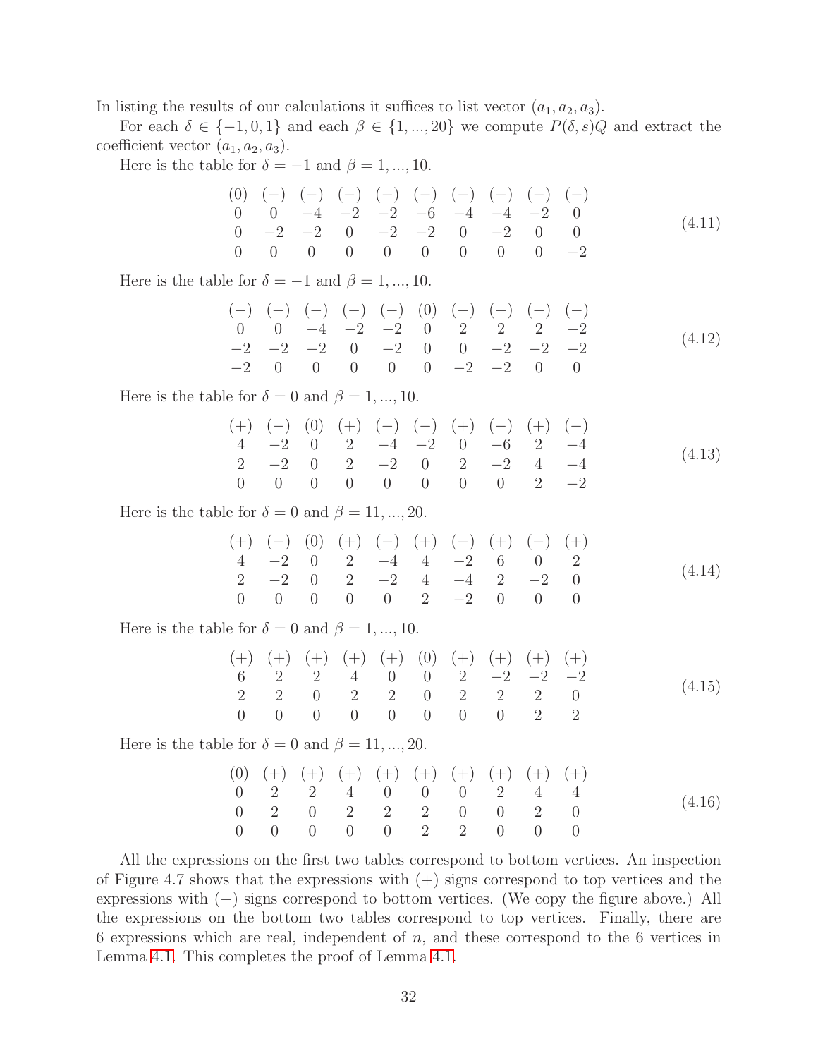In listing the results of our calculations it suffices to list vector $(a_1, a_2, a_3)$.

For each $\delta \in \{-1, 0, 1\}$ and each $\beta \in \{1, ..., 20\}$ we compute $P(\delta, s)\overline{Q}$ and extract the coefficient vector $(a_1, a_2, a_3)$.

Here is the table for $\delta = -1$ and $\beta = 1, ..., 10$.

$$\begin{matrix} (0) & (-) & (-) & (-) & (-) & (-) & (-) & (-) & (-) & (-) \\ 0 & 0 & -4 & -2 & -2 & -6 & -4 & -4 & -2 & 0 \\ 0 & -2 & -2 & 0 & -2 & -2 & 0 & -2 & 0 & 0 \\ 0 & 0 & 0 & 0 & 0 & 0 & 0 & 0 & 0 & -2 \end{matrix} \tag{4.11}$$

Here is the table for $\delta = -1$ and $\beta = 1, ..., 10$.

$$\begin{matrix} (-) & (-) & (-) & (-) & (-) & (0) & (-) & (-) & (-) & (-) \\ 0 & 0 & -4 & -2 & -2 & 0 & 2 & 2 & 2 & -2 \\ -2 & -2 & -2 & 0 & -2 & 0 & 0 & -2 & -2 & -2 \\ -2 & 0 & 0 & 0 & 0 & 0 & -2 & -2 & 0 & 0 \end{matrix} \tag{4.12}$$

Here is the table for $\delta = 0$ and $\beta = 1, ..., 10$.

$$\begin{matrix} (+) & (-) & (0) & (+) & (-) & (-) & (+) & (-) & (+) & (-) \\ 4 & -2 & 0 & 2 & -4 & -2 & 0 & -6 & 2 & -4 \\ 2 & -2 & 0 & 2 & -2 & 0 & 2 & -2 & 4 & -4 \\ 0 & 0 & 0 & 0 & 0 & 0 & 0 & 0 & 2 & -2 \end{matrix} \tag{4.13}$$

Here is the table for $\delta = 0$ and $\beta = 11, ..., 20$.

$$\begin{matrix} (+) & (-) & (0) & (+) & (-) & (+) & (-) & (+) & (-) & (+) \\ 4 & -2 & 0 & 2 & -4 & 4 & -2 & 6 & 0 & 2 \\ 2 & -2 & 0 & 2 & -2 & 4 & -4 & 2 & -2 & 0 \\ 0 & 0 & 0 & 0 & 0 & 2 & -2 & 0 & 0 & 0 \end{matrix} \tag{4.14}$$

Here is the table for $\delta = 0$ and $\beta = 1, ..., 10$.

$$\begin{matrix} (+) & (+) & (+) & (+) & (+) & (0) & (+) & (+) & (+) & (+) \\ 6 & 2 & 2 & 4 & 0 & 0 & 2 & -2 & -2 & -2 \\ 2 & 2 & 0 & 2 & 2 & 0 & 2 & 2 & 2 & 0 \\ 0 & 0 & 0 & 0 & 0 & 0 & 0 & 0 & 2 & 2 \end{matrix} \tag{4.15}$$

Here is the table for $\delta = 0$ and $\beta = 11, ..., 20$.

$$\begin{matrix} (0) & (+) & (+) & (+) & (+) & (+) & (+) & (+) & (+) & (+) \\ 0 & 2 & 2 & 4 & 0 & 0 & 0 & 2 & 4 & 4 \\ 0 & 2 & 0 & 2 & 2 & 2 & 0 & 0 & 2 & 0 \\ 0 & 0 & 0 & 0 & 0 & 2 & 2 & 0 & 0 & 0 \end{matrix} \tag{4.16}$$

All the expressions on the first two tables correspond to bottom vertices. An inspection of Figure 4.7 shows that the expressions with $(+)$ signs correspond to top vertices and the expressions with $(-)$ signs correspond to bottom vertices. (We copy the figure above.) All the expressions on the bottom two tables correspond to top vertices. Finally, there are 6 expressions which are real, independent of $n$, and these correspond to the 6 vertices in Lemma 4.1. This completes the proof of Lemma 4.1.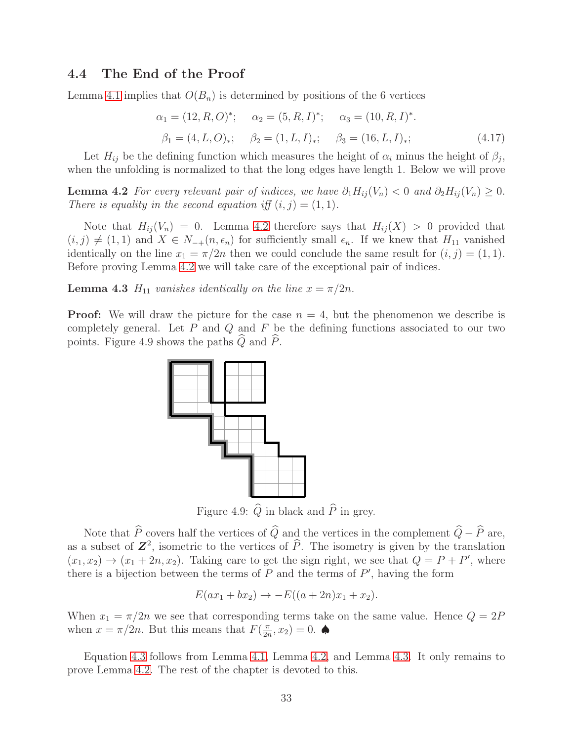## 4.4 The End of the Proof

Lemma 4.1 implies that $O(B_n)$ is determined by positions of the 6 vertices

$$\alpha_1 = (12, R, O)^*; \quad \alpha_2 = (5, R, I)^*; \quad \alpha_3 = (10, R, I)^*.$$
$$\beta_1 = (4, L, O)_*; \quad \beta_2 = (1, L, I)_*; \quad \beta_3 = (16, L, I)_*; \tag{4.17}$$

Let $H_{ij}$ be the defining function which measures the height of $\alpha_i$ minus the height of $\beta_j$, when the unfolding is normalized to that the long edges have length 1. Below we will prove

**Lemma 4.2** *For every relevant pair of indices, we have $\partial_1 H_{ij}(V_n) < 0$ and $\partial_2 H_{ij}(V_n) \geq 0$. There is equality in the second equation iff $(i,j) = (1,1)$.*

Note that $H_{ij}(V_n) = 0$. Lemma 4.2 therefore says that $H_{ij}(X) > 0$ provided that $(i,j) \neq (1,1)$ and $X \in N_{-+}(n, \epsilon_n)$ for sufficiently small $\epsilon_n$. If we knew that $H_{11}$ vanished identically on the line $x_1 = \pi/2n$ then we could conclude the same result for $(i,j) = (1,1)$. Before proving Lemma 4.2 we will take care of the exceptional pair of indices.

**Lemma 4.3** *$H_{11}$ vanishes identically on the line $x = \pi/2n$.*

**Proof:** We will draw the picture for the case $n = 4$, but the phenomenon we describe is completely general. Let $P$ and $Q$ and $F$ be the defining functions associated to our two points. Figure 4.9 shows the paths $\widehat{Q}$ and $\widehat{P}$.

Figure 4.9: $\widehat{Q}$ in black and $\widehat{P}$ in grey.

Note that $\widehat{P}$ covers half the vertices of $\widehat{Q}$ and the vertices in the complement $\widehat{Q} - \widehat{P}$ are, as a subset of $\boldsymbol{Z}^2$, isometric to the vertices of $\widehat{P}$. The isometry is given by the translation $(x_1, x_2) \to (x_1 + 2n, x_2)$. Taking care to get the sign right, we see that $Q = P + P'$, where there is a bijection between the terms of $P$ and the terms of $P'$, having the form

$$E(ax_1 + bx_2) \to -E((a + 2n)x_1 + x_2).$$

When $x_1 = \pi/2n$ we see that corresponding terms take on the same value. Hence $Q = 2P$ when $x = \pi/2n$. But this means that $F(\frac{\pi}{2n}, x_2) = 0$. ♠

Equation 4.3 follows from Lemma 4.1, Lemma 4.2, and Lemma 4.3. It only remains to prove Lemma 4.2. The rest of the chapter is devoted to this.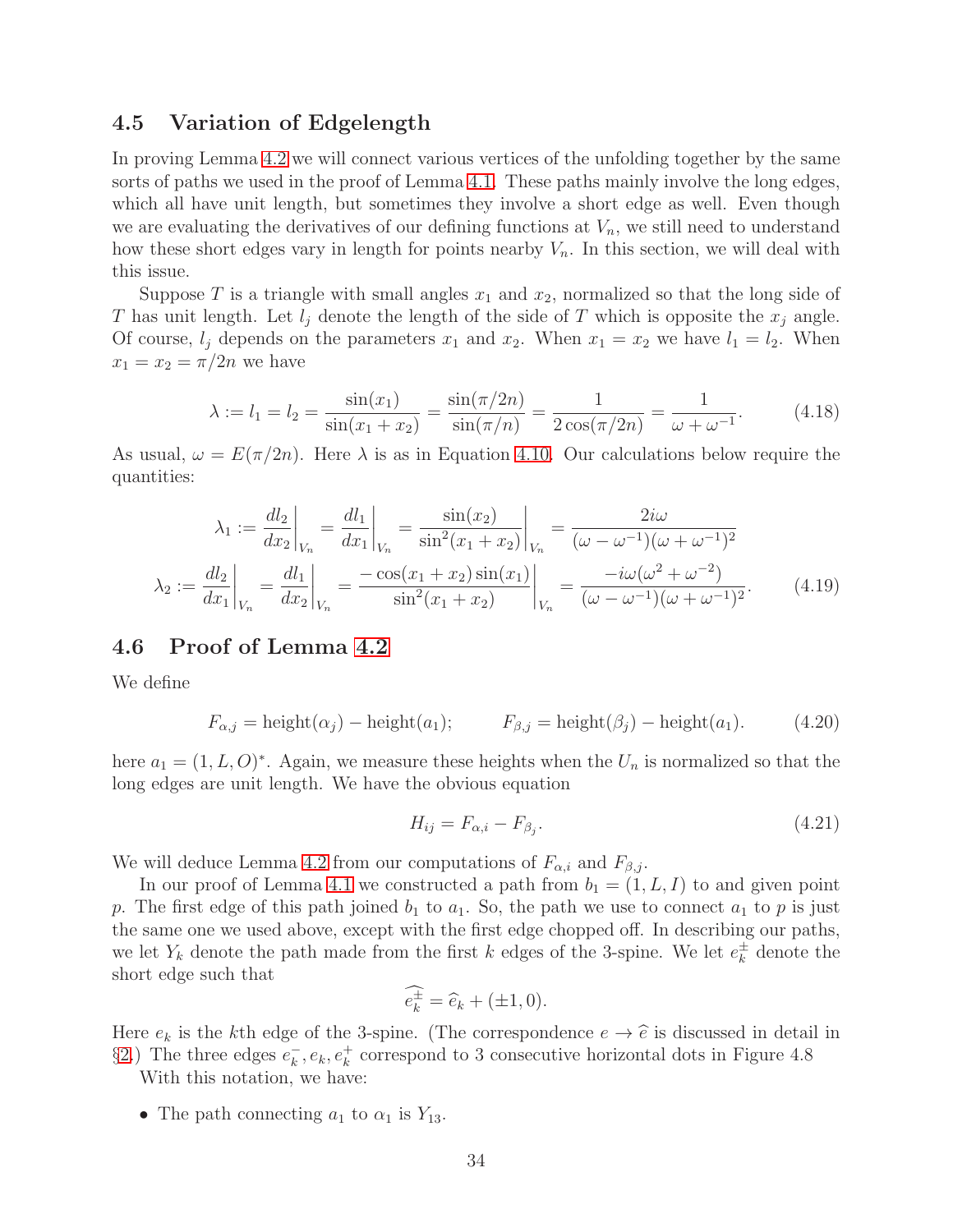## 4.5 Variation of Edgelength

In proving Lemma 4.2 we will connect various vertices of the unfolding together by the same sorts of paths we used in the proof of Lemma 4.1. These paths mainly involve the long edges, which all have unit length, but sometimes they involve a short edge as well. Even though we are evaluating the derivatives of our defining functions at $V_n$, we still need to understand how these short edges vary in length for points nearby $V_n$. In this section, we will deal with this issue.

Suppose $T$ is a triangle with small angles $x_1$ and $x_2$, normalized so that the long side of $T$ has unit length. Let $l_j$ denote the length of the side of $T$ which is opposite the $x_j$ angle. Of course, $l_j$ depends on the parameters $x_1$ and $x_2$. When $x_1 = x_2$ we have $l_1 = l_2$. When $x_1 = x_2 = \pi/2n$ we have

$$\lambda := l_1 = l_2 = \frac{\sin(x_1)}{\sin(x_1 + x_2)} = \frac{\sin(\pi/2n)}{\sin(\pi/n)} = \frac{1}{2\cos(\pi/2n)} = \frac{1}{\omega + \omega^{-1}}. \tag{4.18}$$

As usual, $\omega = E(\pi/2n)$. Here $\lambda$ is as in Equation 4.10. Our calculations below require the quantities:

$$\lambda_1 := \frac{dl_2}{dx_2}\bigg|_{V_n} = \frac{dl_1}{dx_1}\bigg|_{V_n} = \frac{\sin(x_2)}{\sin^2(x_1 + x_2)}\bigg|_{V_n} = \frac{2i\omega}{(\omega - \omega^{-1})(\omega + \omega^{-1})^2}$$

$$\lambda_2 := \frac{dl_2}{dx_1}\bigg|_{V_n} = \frac{dl_1}{dx_2}\bigg|_{V_n} = \frac{-\cos(x_1 + x_2)\sin(x_1)}{\sin^2(x_1 + x_2)}\bigg|_{V_n} = \frac{-i\omega(\omega^2 + \omega^{-2})}{(\omega - \omega^{-1})(\omega + \omega^{-1})^2}. \tag{4.19}$$

## 4.6 Proof of Lemma 4.2

We define

$$F_{\alpha,j} = \text{height}(\alpha_j) - \text{height}(a_1); \qquad F_{\beta,j} = \text{height}(\beta_j) - \text{height}(a_1). \tag{4.20}$$

here $a_1 = (1, L, O)^*$. Again, we measure these heights when the $U_n$ is normalized so that the long edges are unit length. We have the obvious equation

$$H_{ij} = F_{\alpha,i} - F_{\beta_j}. \tag{4.21}$$

We will deduce Lemma 4.2 from our computations of $F_{\alpha,i}$ and $F_{\beta,j}$.

In our proof of Lemma 4.1 we constructed a path from $b_1 = (1, L, I)$ to and given point $p$. The first edge of this path joined $b_1$ to $a_1$. So, the path we use to connect $a_1$ to $p$ is just the same one we used above, except with the first edge chopped off. In describing our paths, we let $Y_k$ denote the path made from the first $k$ edges of the 3-spine. We let $e_k^{\pm}$ denote the short edge such that

$$\widehat{e_k^{\pm}} = \widehat{e}_k + (\pm 1, 0).$$

Here $e_k$ is the $k$th edge of the 3-spine. (The correspondence $e \to \widehat{e}$ is discussed in detail in §2.) The three edges $e_k^-, e_k, e_k^+$ correspond to 3 consecutive horizontal dots in Figure 4.8

With this notation, we have:

- The path connecting $a_1$ to $\alpha_1$ is $Y_{13}$.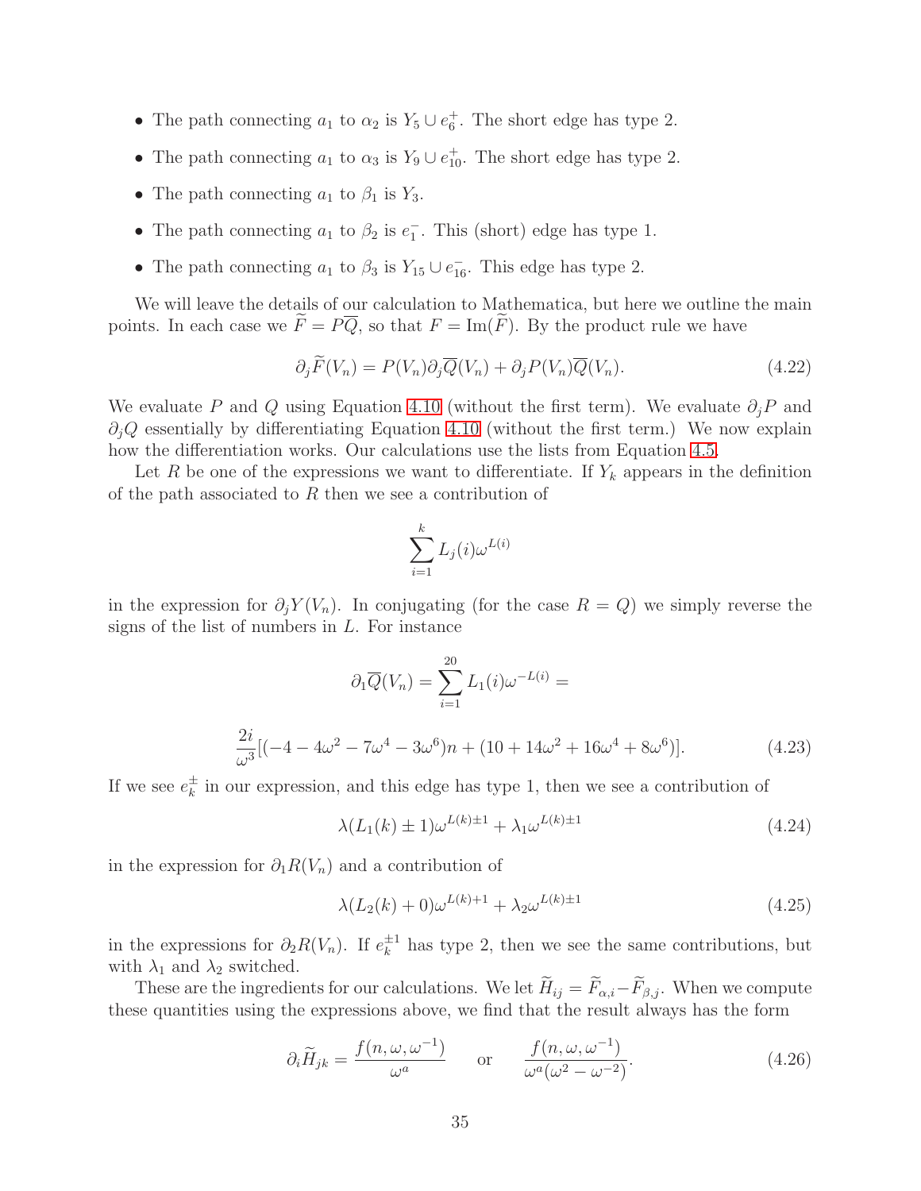- The path connecting $a_1$ to $\alpha_2$ is $Y_5 \cup e_6^+$. The short edge has type 2.
- The path connecting $a_1$ to $\alpha_3$ is $Y_9 \cup e_{10}^+$. The short edge has type 2.
- The path connecting $a_1$ to $\beta_1$ is $Y_3$.
- The path connecting $a_1$ to $\beta_2$ is $e_1^-$. This (short) edge has type 1.
- The path connecting $a_1$ to $\beta_3$ is $Y_{15} \cup e_{16}^-$. This edge has type 2.

We will leave the details of our calculation to Mathematica, but here we outline the main points. In each case we $\widetilde{F} = P\overline{Q}$, so that $F = \text{Im}(\widetilde{F})$. By the product rule we have

$$\partial_j \widetilde{F}(V_n) = P(V_n)\partial_j \overline{Q}(V_n) + \partial_j P(V_n)\overline{Q}(V_n). \tag{4.22}$$

We evaluate $P$ and $Q$ using Equation 4.10 (without the first term). We evaluate $\partial_j P$ and $\partial_j Q$ essentially by differentiating Equation 4.10 (without the first term.) We now explain how the differentiation works. Our calculations use the lists from Equation 4.5.

Let $R$ be one of the expressions we want to differentiate. If $Y_k$ appears in the definition of the path associated to $R$ then we see a contribution of

$$\sum_{i=1}^{k} L_j(i)\omega^{L(i)}$$

in the expression for $\partial_j Y(V_n)$. In conjugating (for the case $R = Q$) we simply reverse the signs of the list of numbers in $L$. For instance

$$\partial_1 \overline{Q}(V_n) = \sum_{i=1}^{20} L_1(i)\omega^{-L(i)} =$$

$$\frac{2i}{\omega^3}[(-4 - 4\omega^2 - 7\omega^4 - 3\omega^6)n + (10 + 14\omega^2 + 16\omega^4 + 8\omega^6)]. \tag{4.23}$$

If we see $e_k^{\pm}$ in our expression, and this edge has type 1, then we see a contribution of

$$\lambda(L_1(k) \pm 1)\omega^{L(k)\pm 1} + \lambda_1 \omega^{L(k)\pm 1} \tag{4.24}$$

in the expression for $\partial_1 R(V_n)$ and a contribution of

$$\lambda(L_2(k) + 0)\omega^{L(k)+1} + \lambda_2 \omega^{L(k)\pm 1} \tag{4.25}$$

in the expressions for $\partial_2 R(V_n)$. If $e_k^{\pm 1}$ has type 2, then we see the same contributions, but with $\lambda_1$ and $\lambda_2$ switched.

These are the ingredients for our calculations. We let $\widetilde{H}_{ij} = \widetilde{F}_{\alpha,i} - \widetilde{F}_{\beta,j}$. When we compute these quantities using the expressions above, we find that the result always has the form

$$\partial_i \widetilde{H}_{jk} = \frac{f(n,\omega,\omega^{-1})}{\omega^a} \qquad \text{or} \qquad \frac{f(n,\omega,\omega^{-1})}{\omega^a(\omega^2 - \omega^{-2})}. \tag{4.26}$$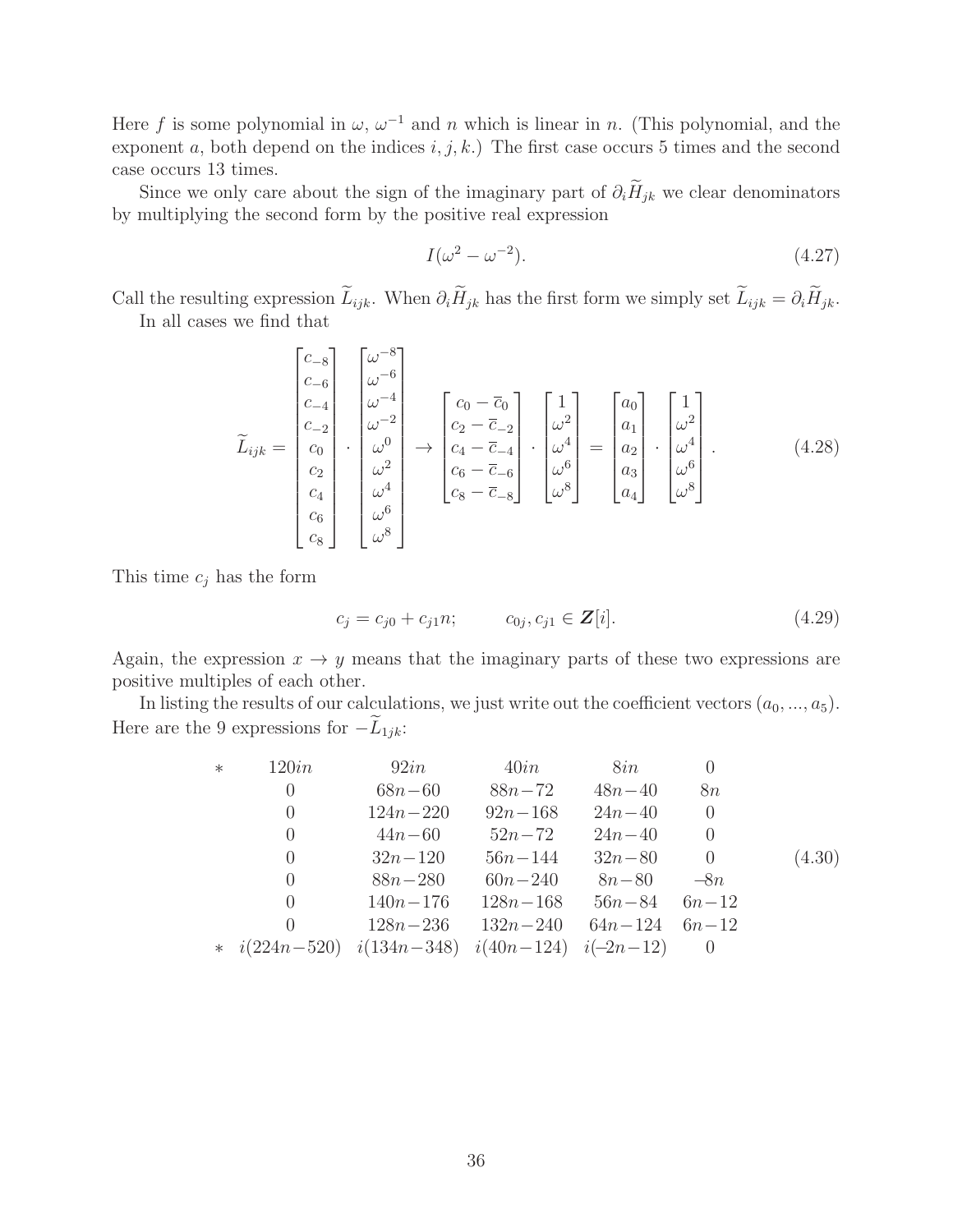Here $f$ is some polynomial in $\omega$, $\omega^{-1}$ and $n$ which is linear in $n$. (This polynomial, and the exponent $a$, both depend on the indices $i, j, k$.) The first case occurs 5 times and the second case occurs 13 times.

Since we only care about the sign of the imaginary part of $\partial_i \widetilde{H}_{jk}$ we clear denominators by multiplying the second form by the positive real expression

$$I(\omega^2 - \omega^{-2}). \tag{4.27}$$

Call the resulting expression $\widetilde{L}_{ijk}$. When $\partial_i \widetilde{H}_{jk}$ has the first form we simply set $\widetilde{L}_{ijk} = \partial_i \widetilde{H}_{jk}$.

In all cases we find that

$$\widetilde{L}_{ijk} = \begin{bmatrix} c_{-8} \\ c_{-6} \\ c_{-4} \\ c_{-2} \\ c_0 \\ c_2 \\ c_4 \\ c_6 \\ c_8 \end{bmatrix} \cdot \begin{bmatrix} \omega^{-8} \\ \omega^{-6} \\ \omega^{-4} \\ \omega^{-2} \\ \omega^0 \\ \omega^2 \\ \omega^4 \\ \omega^6 \\ \omega^8 \end{bmatrix} \to \begin{bmatrix} c_0 - \overline{c}_0 \\ c_2 - \overline{c}_{-2} \\ c_4 - \overline{c}_{-4} \\ c_6 - \overline{c}_{-6} \\ c_8 - \overline{c}_{-8} \end{bmatrix} \cdot \begin{bmatrix} 1 \\ \omega^2 \\ \omega^4 \\ \omega^6 \\ \omega^8 \end{bmatrix} = \begin{bmatrix} a_0 \\ a_1 \\ a_2 \\ a_3 \\ a_4 \end{bmatrix} \cdot \begin{bmatrix} 1 \\ \omega^2 \\ \omega^4 \\ \omega^6 \\ \omega^8 \end{bmatrix}. \tag{4.28}$$

This time $c_j$ has the form

$$c_j = c_{j0} + c_{j1} n; \qquad c_{0j}, c_{j1} \in \boldsymbol{Z}[i]. \tag{4.29}$$

Again, the expression $x \to y$ means that the imaginary parts of these two expressions are positive multiples of each other.

In listing the results of our calculations, we just write out the coefficient vectors $(a_0, ..., a_5)$. Here are the 9 expressions for $-\widetilde{L}_{1jk}$:

$$\begin{array}{cccccc}
* & 120in & 92in & 40in & 8in & 0 \\
 & 0 & 68n-60 & 88n-72 & 48n-40 & 8n \\
 & 0 & 124n-220 & 92n-168 & 24n-40 & 0 \\
 & 0 & 44n-60 & 52n-72 & 24n-40 & 0 \\
 & 0 & 32n-120 & 56n-144 & 32n-80 & 0 \\
 & 0 & 88n-280 & 60n-240 & 8n-80 & -8n \\
 & 0 & 140n-176 & 128n-168 & 56n-84 & 6n-12 \\
 & 0 & 128n-236 & 132n-240 & 64n-124 & 6n-12 \\
* & i(224n-520) & i(134n-348) & i(40n-124) & i(-2n-12) & 0
\end{array} \tag{4.30}$$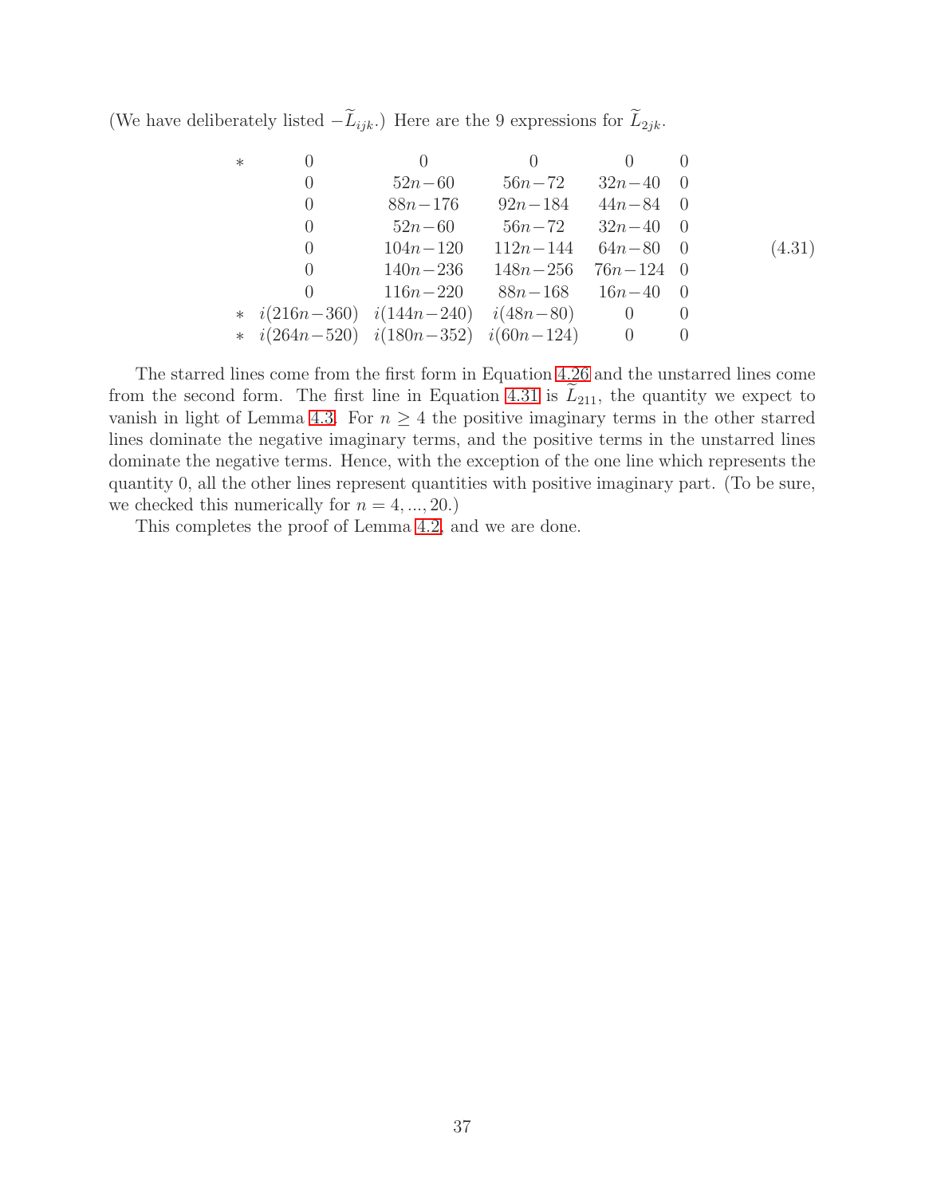(We have deliberately listed $-\widetilde{L}_{ijk}$.) Here are the 9 expressions for $\widetilde{L}_{2jk}$.

$$
\begin{array}{cccccc}
* & 0 & 0 & 0 & 0 & 0 \\
 & 0 & 52n-60 & 56n-72 & 32n-40 & 0 \\
 & 0 & 88n-176 & 92n-184 & 44n-84 & 0 \\
 & 0 & 52n-60 & 56n-72 & 32n-40 & 0 \\
 & 0 & 104n-120 & 112n-144 & 64n-80 & 0 \\
 & 0 & 140n-236 & 148n-256 & 76n-124 & 0 \\
 & 0 & 116n-220 & 88n-168 & 16n-40 & 0 \\
* & i(216n-360) & i(144n-240) & i(48n-80) & 0 & 0 \\
* & i(264n-520) & i(180n-352) & i(60n-124) & 0 & 0
\end{array}
\tag{4.31}
$$

The starred lines come from the first form in Equation 4.26 and the unstarred lines come from the second form. The first line in Equation 4.31 is $\widetilde{L}_{211}$, the quantity we expect to vanish in light of Lemma 4.3. For $n \geq 4$ the positive imaginary terms in the other starred lines dominate the negative imaginary terms, and the positive terms in the unstarred lines dominate the negative terms. Hence, with the exception of the one line which represents the quantity 0, all the other lines represent quantities with positive imaginary part. (To be sure, we checked this numerically for $n = 4, ..., 20$.)

This completes the proof of Lemma 4.2, and we are done.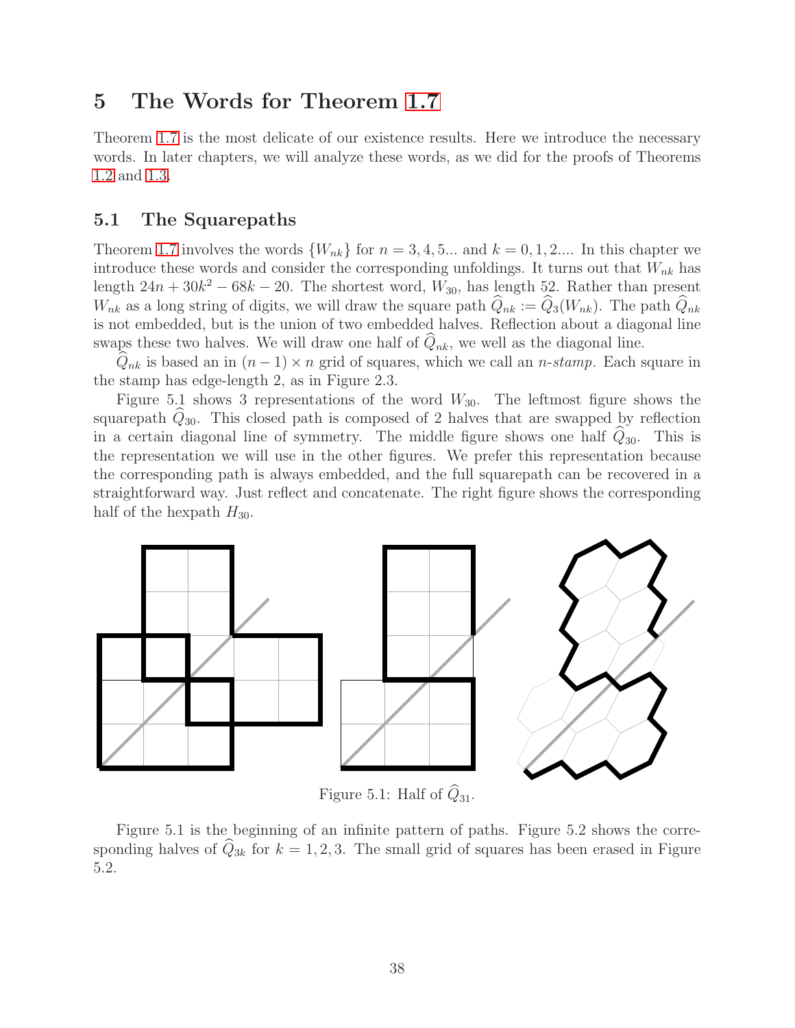# 5 The Words for Theorem 1.7

Theorem 1.7 is the most delicate of our existence results. Here we introduce the necessary words. In later chapters, we will analyze these words, as we did for the proofs of Theorems 1.2 and 1.3.

## 5.1 The Squarepaths

Theorem 1.7 involves the words $\{W_{nk}\}$ for $n = 3, 4, 5...$ and $k = 0, 1, 2....$ In this chapter we introduce these words and consider the corresponding unfoldings. It turns out that $W_{nk}$ has length $24n + 30k^2 - 68k - 20$. The shortest word, $W_{30}$, has length 52. Rather than present $W_{nk}$ as a long string of digits, we will draw the square path $\widehat{Q}_{nk} := \widehat{Q}_3(W_{nk})$. The path $\widehat{Q}_{nk}$ is not embedded, but is the union of two embedded halves. Reflection about a diagonal line swaps these two halves. We will draw one half of $\widehat{Q}_{nk}$, we well as the diagonal line.

$\widehat{Q}_{nk}$ is based an in $(n-1) \times n$ grid of squares, which we call an *n-stamp*. Each square in the stamp has edge-length 2, as in Figure 2.3.

Figure 5.1 shows 3 representations of the word $W_{30}$. The leftmost figure shows the squarepath $\widehat{Q}_{30}$. This closed path is composed of 2 halves that are swapped by reflection in a certain diagonal line of symmetry. The middle figure shows one half $\widehat{Q}_{30}$. This is the representation we will use in the other figures. We prefer this representation because the corresponding path is always embedded, and the full squarepath can be recovered in a straightforward way. Just reflect and concatenate. The right figure shows the corresponding half of the hexpath $H_{30}$.

Figure 5.1: Half of $\widehat{Q}_{31}$.

Figure 5.1 is the beginning of an infinite pattern of paths. Figure 5.2 shows the corresponding halves of $\widehat{Q}_{3k}$ for $k = 1, 2, 3$. The small grid of squares has been erased in Figure 5.2.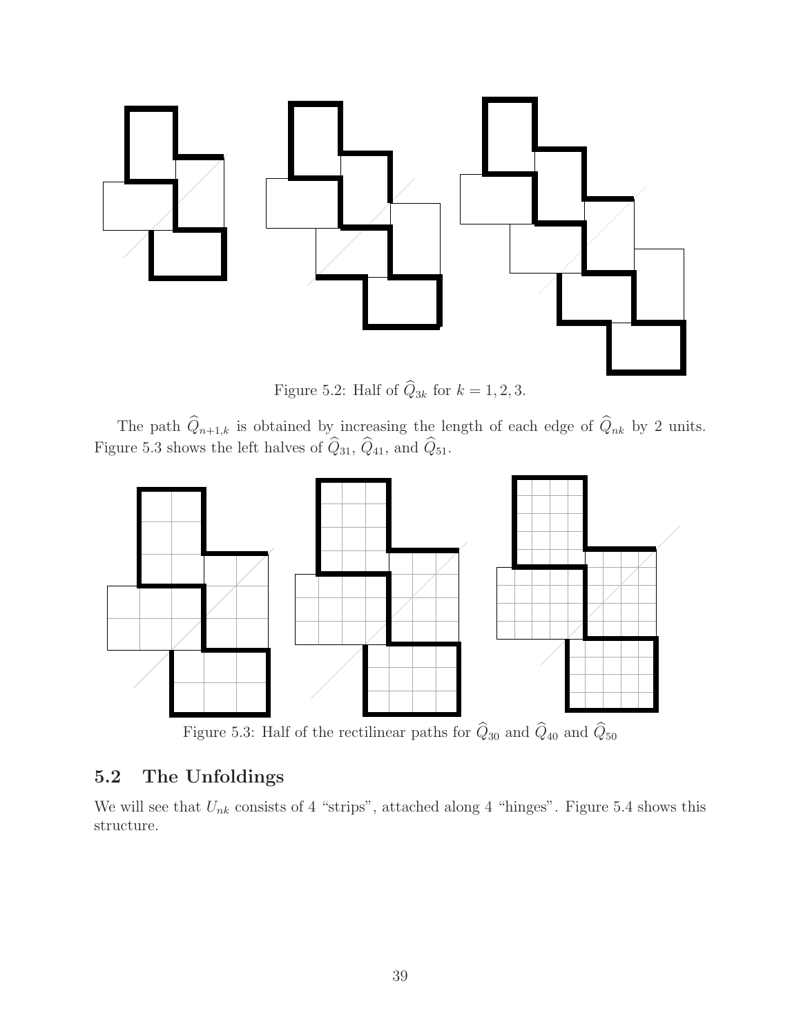Figure 5.2: Half of $\widehat{Q}_{3k}$ for $k = 1, 2, 3$.

The path $\widehat{Q}_{n+1,k}$ is obtained by increasing the length of each edge of $\widehat{Q}_{nk}$ by 2 units. Figure 5.3 shows the left halves of $\widehat{Q}_{31}$, $\widehat{Q}_{41}$, and $\widehat{Q}_{51}$.

Figure 5.3: Half of the rectilinear paths for $\widehat{Q}_{30}$ and $\widehat{Q}_{40}$ and $\widehat{Q}_{50}$

## 5.2 The Unfoldings

We will see that $U_{nk}$ consists of 4 "strips", attached along 4 "hinges". Figure 5.4 shows this structure.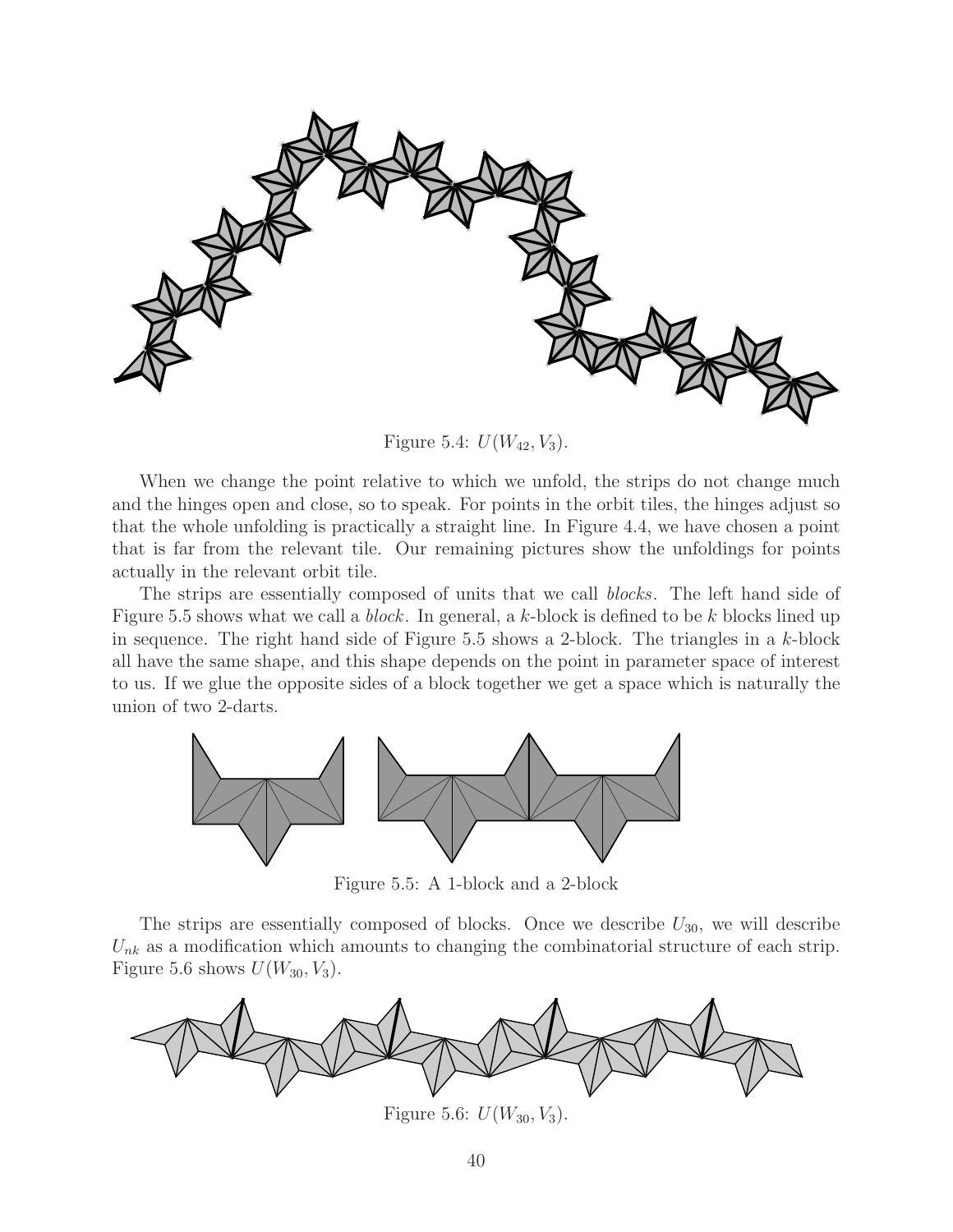Figure 5.4: $U(W_{42}, V_3)$.

When we change the point relative to which we unfold, the strips do not change much and the hinges open and close, so to speak. For points in the orbit tiles, the hinges adjust so that the whole unfolding is practically a straight line. In Figure 4.4, we have chosen a point that is far from the relevant tile. Our remaining pictures show the unfoldings for points actually in the relevant orbit tile.

The strips are essentially composed of units that we call *blocks*. The left hand side of Figure 5.5 shows what we call a *block*. In general, a $k$-block is defined to be $k$ blocks lined up in sequence. The right hand side of Figure 5.5 shows a 2-block. The triangles in a $k$-block all have the same shape, and this shape depends on the point in parameter space of interest to us. If we glue the opposite sides of a block together we get a space which is naturally the union of two 2-darts.

Figure 5.5: A 1-block and a 2-block

The strips are essentially composed of blocks. Once we describe $U_{30}$, we will describe $U_{nk}$ as a modification which amounts to changing the combinatorial structure of each strip. Figure 5.6 shows $U(W_{30}, V_3)$.

Figure 5.6: $U(W_{30}, V_3)$.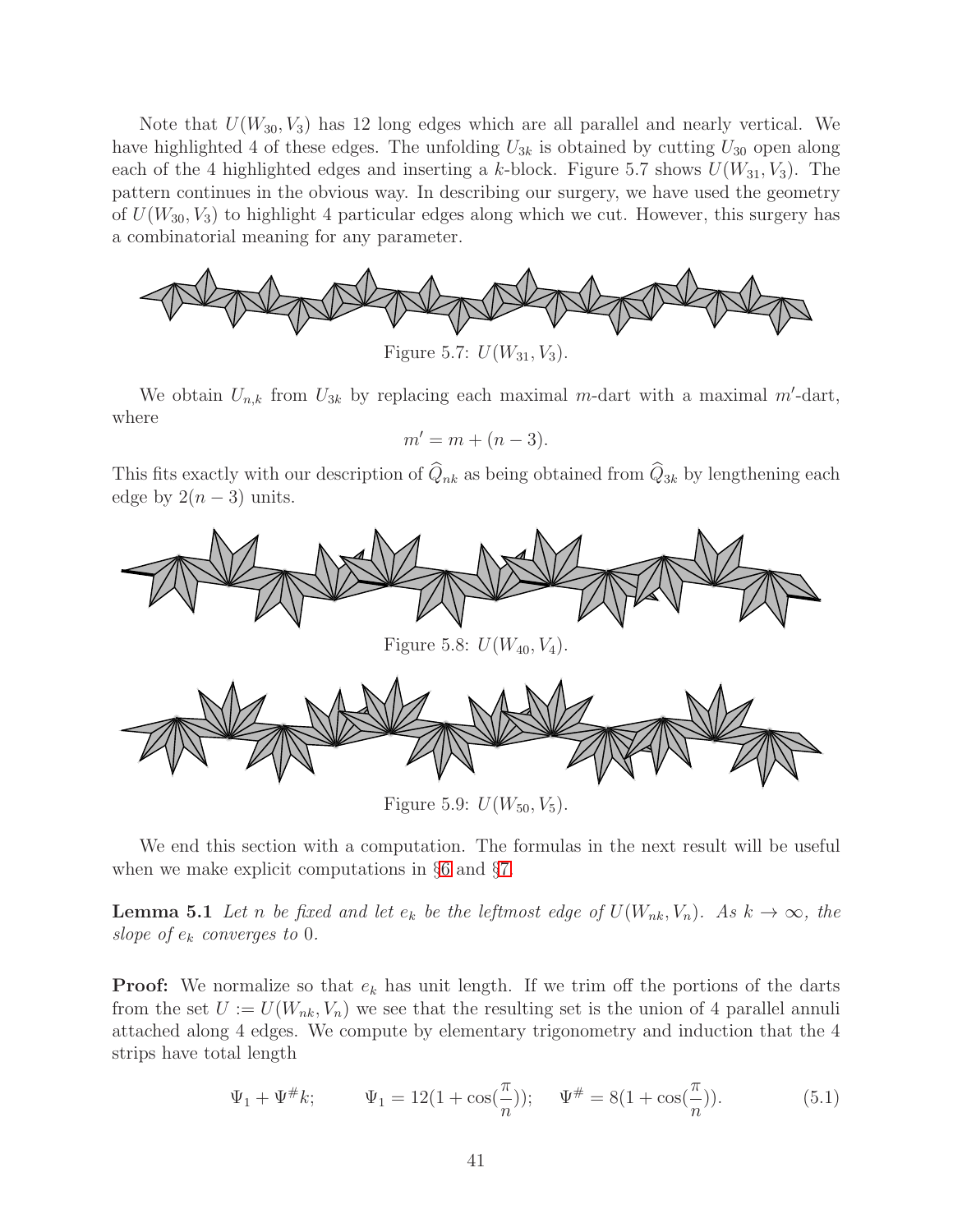Note that $U(W_{30}, V_3)$ has 12 long edges which are all parallel and nearly vertical. We have highlighted 4 of these edges. The unfolding $U_{3k}$ is obtained by cutting $U_{30}$ open along each of the 4 highlighted edges and inserting a $k$-block. Figure 5.7 shows $U(W_{31}, V_3)$. The pattern continues in the obvious way. In describing our surgery, we have used the geometry of $U(W_{30}, V_3)$ to highlight 4 particular edges along which we cut. However, this surgery has a combinatorial meaning for any parameter.

Figure 5.7: $U(W_{31}, V_3)$.

We obtain $U_{n,k}$ from $U_{3k}$ by replacing each maximal $m$-dart with a maximal $m'$-dart, where

$$m' = m + (n-3).$$

This fits exactly with our description of $\widehat{Q}_{nk}$ as being obtained from $\widehat{Q}_{3k}$ by lengthening each edge by $2(n-3)$ units.

Figure 5.8: $U(W_{40}, V_4)$.

Figure 5.9: $U(W_{50}, V_5)$.

We end this section with a computation. The formulas in the next result will be useful when we make explicit computations in §6 and §7.

**Lemma 5.1** *Let $n$ be fixed and let $e_k$ be the leftmost edge of $U(W_{nk}, V_n)$. As $k \to \infty$, the slope of $e_k$ converges to 0.*

**Proof:** We normalize so that $e_k$ has unit length. If we trim off the portions of the darts from the set $U := U(W_{nk}, V_n)$ we see that the resulting set is the union of 4 parallel annuli attached along 4 edges. We compute by elementary trigonometry and induction that the 4 strips have total length

$$\Psi_1 + \Psi^{\#}k; \qquad \Psi_1 = 12\left(1 + \cos\left(\frac{\pi}{n}\right)\right); \quad \Psi^{\#} = 8\left(1 + \cos\left(\frac{\pi}{n}\right)\right). \tag{5.1}$$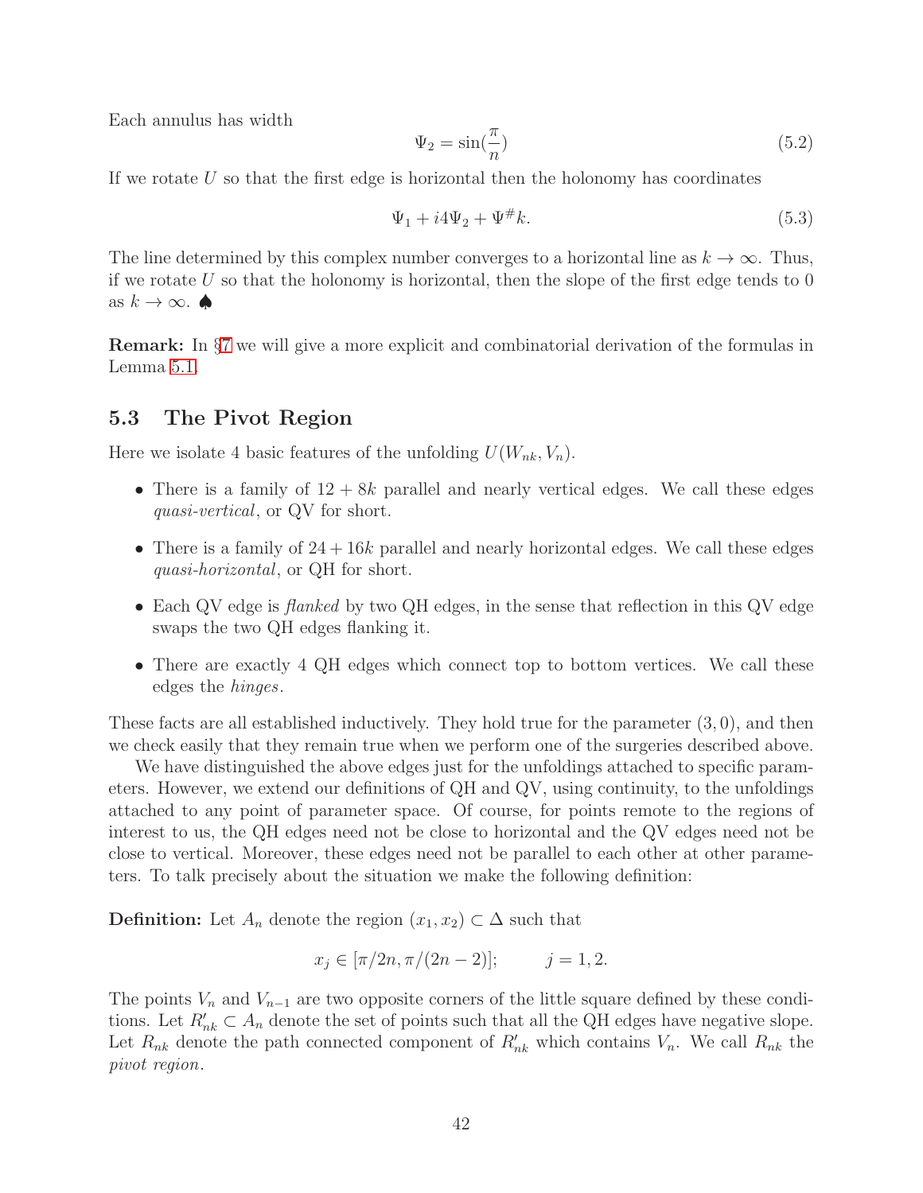Each annulus has width

$$\Psi_2 = \sin(\frac{\pi}{n}) \tag{5.2}$$

If we rotate $U$ so that the first edge is horizontal then the holonomy has coordinates

$$\Psi_1 + i4\Psi_2 + \Psi^{\#}k. \tag{5.3}$$

The line determined by this complex number converges to a horizontal line as $k \to \infty$. Thus, if we rotate $U$ so that the holonomy is horizontal, then the slope of the first edge tends to 0 as $k \to \infty$. ♠

**Remark:** In §7 we will give a more explicit and combinatorial derivation of the formulas in Lemma 5.1.

## 5.3 The Pivot Region

Here we isolate 4 basic features of the unfolding $U(W_{nk}, V_n)$.

- There is a family of $12 + 8k$ parallel and nearly vertical edges. We call these edges *quasi-vertical*, or QV for short.
- There is a family of $24 + 16k$ parallel and nearly horizontal edges. We call these edges *quasi-horizontal*, or QH for short.
- Each QV edge is *flanked* by two QH edges, in the sense that reflection in this QV edge swaps the two QH edges flanking it.
- There are exactly 4 QH edges which connect top to bottom vertices. We call these edges the *hinges*.

These facts are all established inductively. They hold true for the parameter $(3, 0)$, and then we check easily that they remain true when we perform one of the surgeries described above.

We have distinguished the above edges just for the unfoldings attached to specific parameters. However, we extend our definitions of QH and QV, using continuity, to the unfoldings attached to any point of parameter space. Of course, for points remote to the regions of interest to us, the QH edges need not be close to horizontal and the QV edges need not be close to vertical. Moreover, these edges need not be parallel to each other at other parameters. To talk precisely about the situation we make the following definition:

**Definition:** Let $A_n$ denote the region $(x_1, x_2) \subset \Delta$ such that

$$x_j \in [\pi/2n, \pi/(2n-2)]; \qquad j = 1, 2.$$

The points $V_n$ and $V_{n-1}$ are two opposite corners of the little square defined by these conditions. Let $R'_{nk} \subset A_n$ denote the set of points such that all the QH edges have negative slope. Let $R_{nk}$ denote the path connected component of $R'_{nk}$ which contains $V_n$. We call $R_{nk}$ the *pivot region*.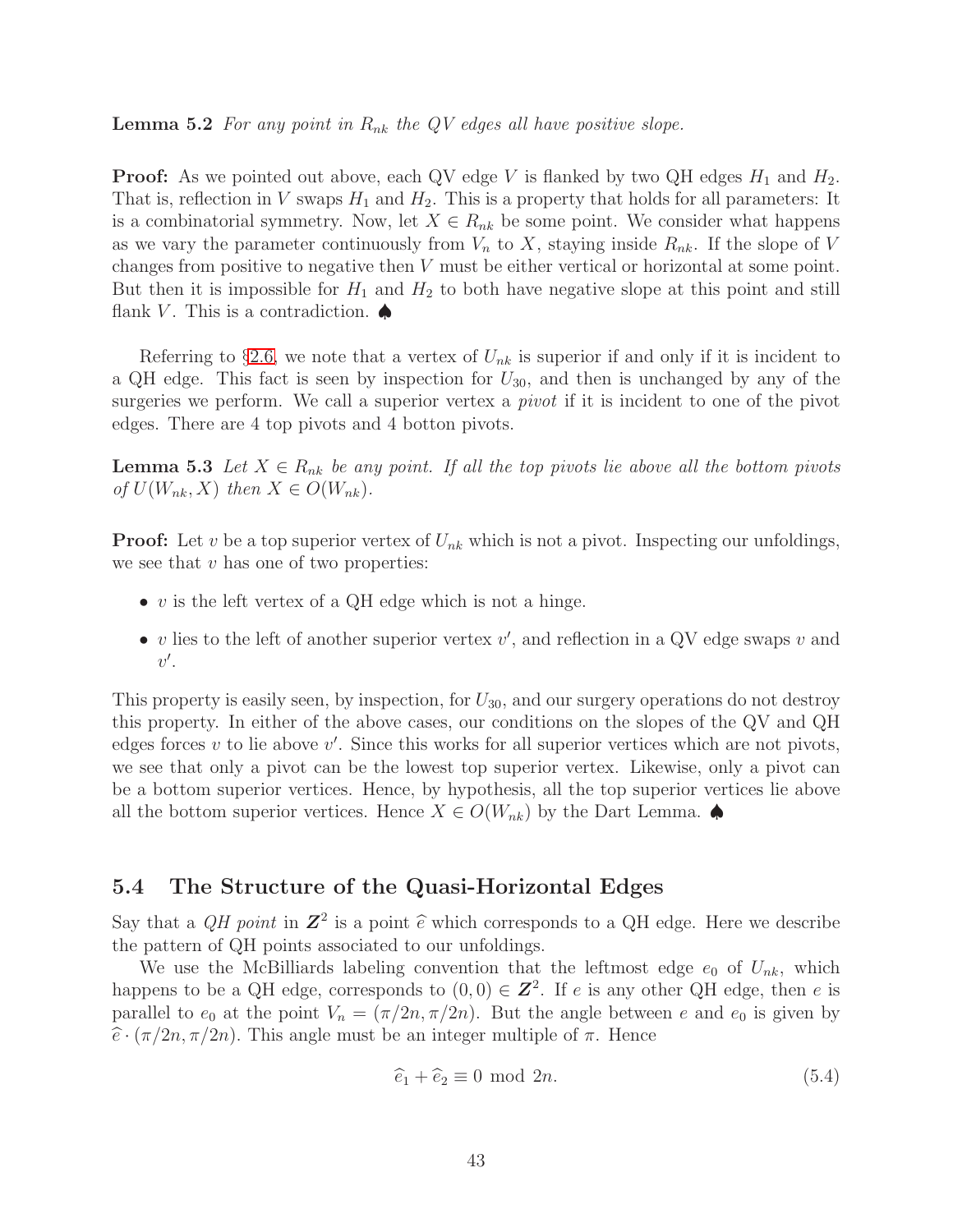**Lemma 5.2** *For any point in $R_{nk}$ the QV edges all have positive slope.*

**Proof:** As we pointed out above, each QV edge $V$ is flanked by two QH edges $H_1$ and $H_2$. That is, reflection in $V$ swaps $H_1$ and $H_2$. This is a property that holds for all parameters: It is a combinatorial symmetry. Now, let $X \in R_{nk}$ be some point. We consider what happens as we vary the parameter continuously from $V_n$ to $X$, staying inside $R_{nk}$. If the slope of $V$ changes from positive to negative then $V$ must be either vertical or horizontal at some point. But then it is impossible for $H_1$ and $H_2$ to both have negative slope at this point and still flank $V$. This is a contradiction. ♠

Referring to §2.6, we note that a vertex of $U_{nk}$ is superior if and only if it is incident to a QH edge. This fact is seen by inspection for $U_{30}$, and then is unchanged by any of the surgeries we perform. We call a superior vertex a *pivot* if it is incident to one of the pivot edges. There are 4 top pivots and 4 botton pivots.

**Lemma 5.3** *Let $X \in R_{nk}$ be any point. If all the top pivots lie above all the bottom pivots of $U(W_{nk}, X)$ then $X \in O(W_{nk})$.*

**Proof:** Let $v$ be a top superior vertex of $U_{nk}$ which is not a pivot. Inspecting our unfoldings, we see that $v$ has one of two properties:

- $v$ is the left vertex of a QH edge which is not a hinge.
- $v$ lies to the left of another superior vertex $v'$, and reflection in a QV edge swaps $v$ and $v'$.

This property is easily seen, by inspection, for $U_{30}$, and our surgery operations do not destroy this property. In either of the above cases, our conditions on the slopes of the QV and QH edges forces $v$ to lie above $v'$. Since this works for all superior vertices which are not pivots, we see that only a pivot can be the lowest top superior vertex. Likewise, only a pivot can be a bottom superior vertices. Hence, by hypothesis, all the top superior vertices lie above all the bottom superior vertices. Hence $X \in O(W_{nk})$ by the Dart Lemma. ♠

## 5.4 The Structure of the Quasi-Horizontal Edges

Say that a *QH point* in $\boldsymbol{Z}^2$ is a point $\widehat{e}$ which corresponds to a QH edge. Here we describe the pattern of QH points associated to our unfoldings.

We use the McBilliards labeling convention that the leftmost edge $e_0$ of $U_{nk}$, which happens to be a QH edge, corresponds to $(0,0) \in \boldsymbol{Z}^2$. If $e$ is any other QH edge, then $e$ is parallel to $e_0$ at the point $V_n = (\pi/2n, \pi/2n)$. But the angle between $e$ and $e_0$ is given by $\widehat{e} \cdot (\pi/2n, \pi/2n)$. This angle must be an integer multiple of $\pi$. Hence

$$\widehat{e}_1 + \widehat{e}_2 \equiv 0 \bmod 2n. \tag{5.4}$$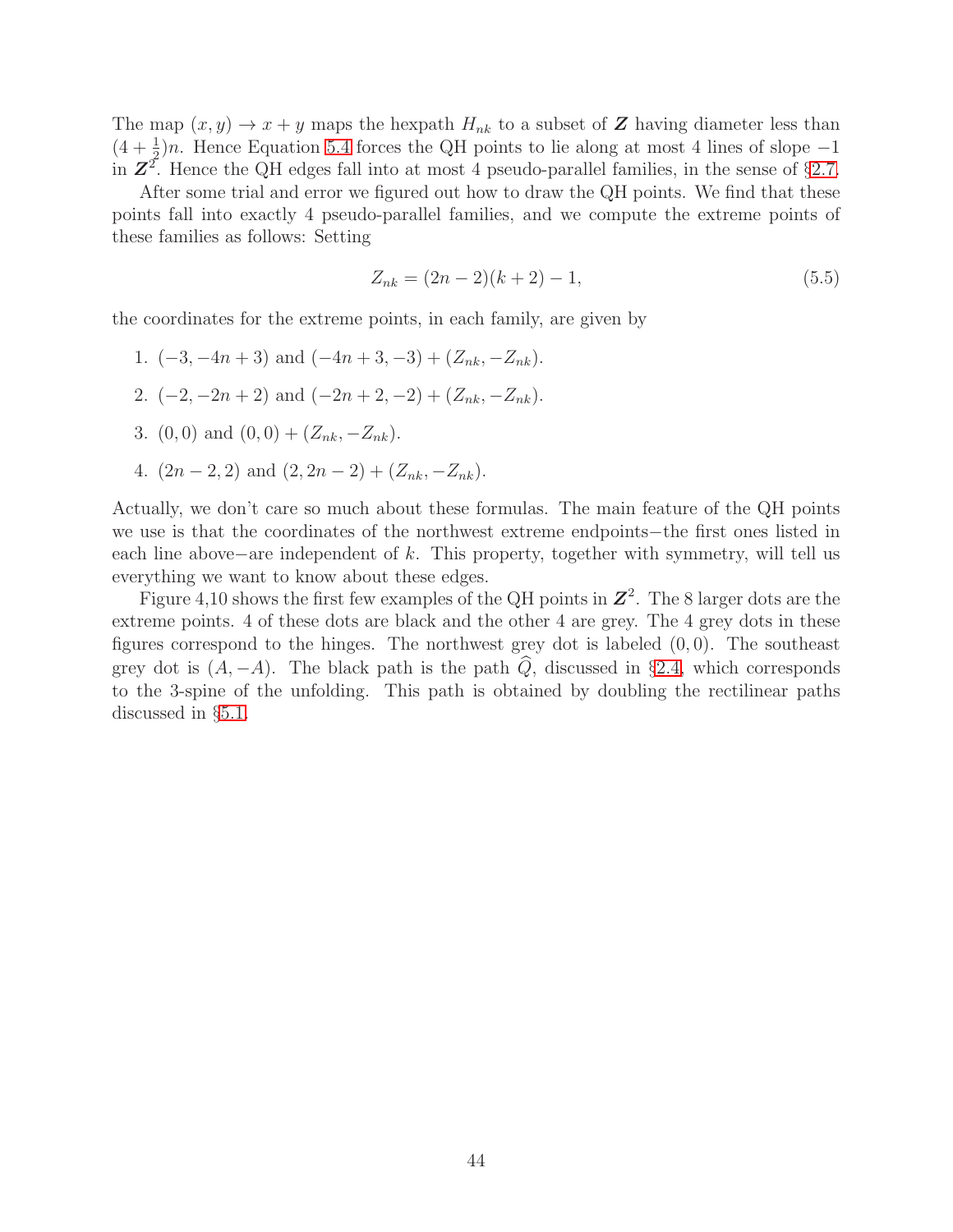The map $(x,y) \to x+y$ maps the hexpath $H_{nk}$ to a subset of $\boldsymbol{Z}$ having diameter less than $(4+\frac{1}{2})n$. Hence Equation 5.4 forces the QH points to lie along at most 4 lines of slope $-1$ in $\boldsymbol{Z}^2$. Hence the QH edges fall into at most 4 pseudo-parallel families, in the sense of §2.7.

After some trial and error we figured out how to draw the QH points. We find that these points fall into exactly 4 pseudo-parallel families, and we compute the extreme points of these families as follows: Setting

$$Z_{nk} = (2n-2)(k+2) - 1, \tag{5.5}$$

the coordinates for the extreme points, in each family, are given by

1. $(-3, -4n+3)$ and $(-4n+3, -3) + (Z_{nk}, -Z_{nk})$.
2. $(-2, -2n+2)$ and $(-2n+2, -2) + (Z_{nk}, -Z_{nk})$.
3. $(0,0)$ and $(0,0) + (Z_{nk}, -Z_{nk})$.
4. $(2n-2, 2)$ and $(2, 2n-2) + (Z_{nk}, -Z_{nk})$.

Actually, we don't care so much about these formulas. The main feature of the QH points we use is that the coordinates of the northwest extreme endpoints−the first ones listed in each line above−are independent of $k$. This property, together with symmetry, will tell us everything we want to know about these edges.

Figure 4,10 shows the first few examples of the QH points in $\boldsymbol{Z}^2$. The 8 larger dots are the extreme points. 4 of these dots are black and the other 4 are grey. The 4 grey dots in these figures correspond to the hinges. The northwest grey dot is labeled $(0,0)$. The southeast grey dot is $(A, -A)$. The black path is the path $\widehat{Q}$, discussed in §2.4, which corresponds to the 3-spine of the unfolding. This path is obtained by doubling the rectilinear paths discussed in §5.1.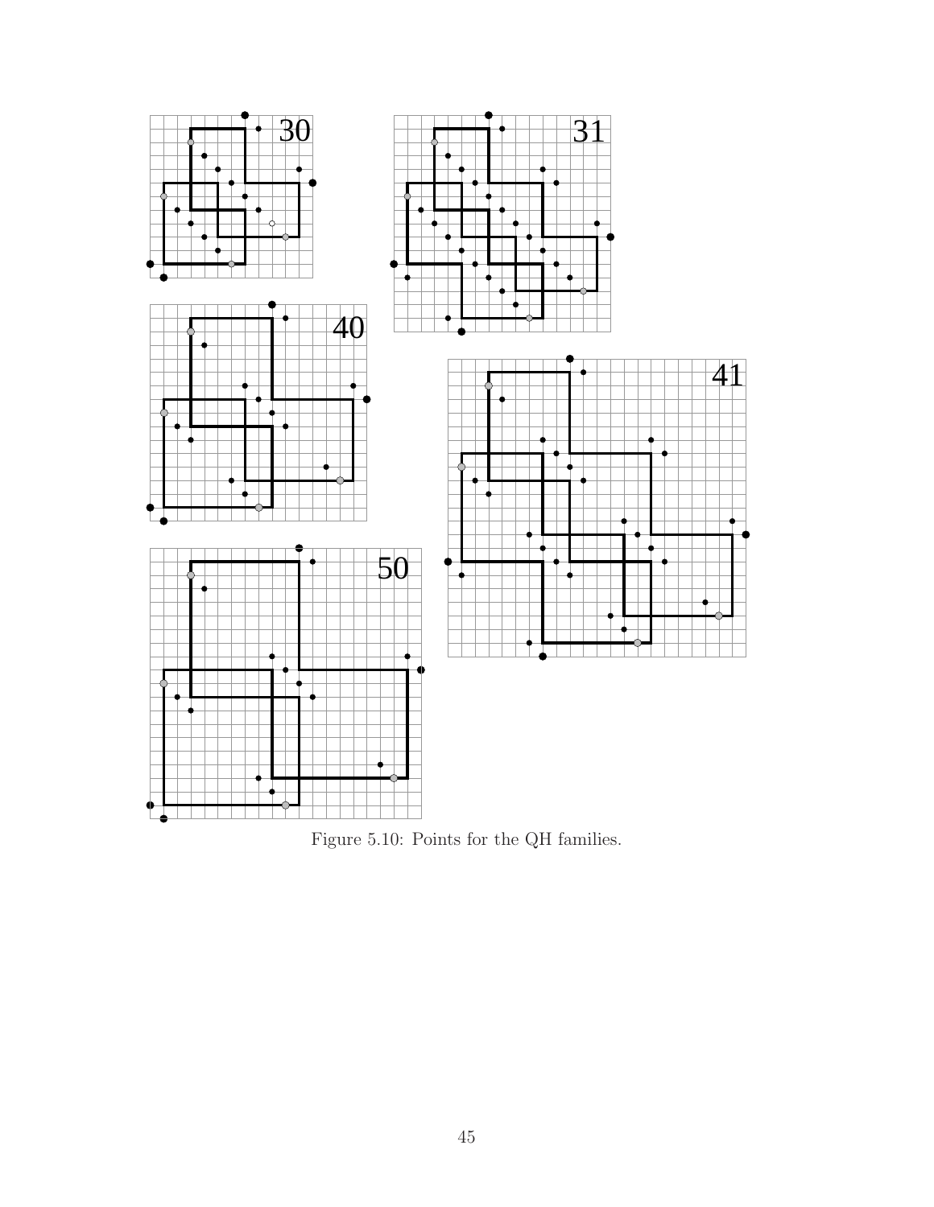30

31

40

41

50

Figure 5.10: Points for the QH families.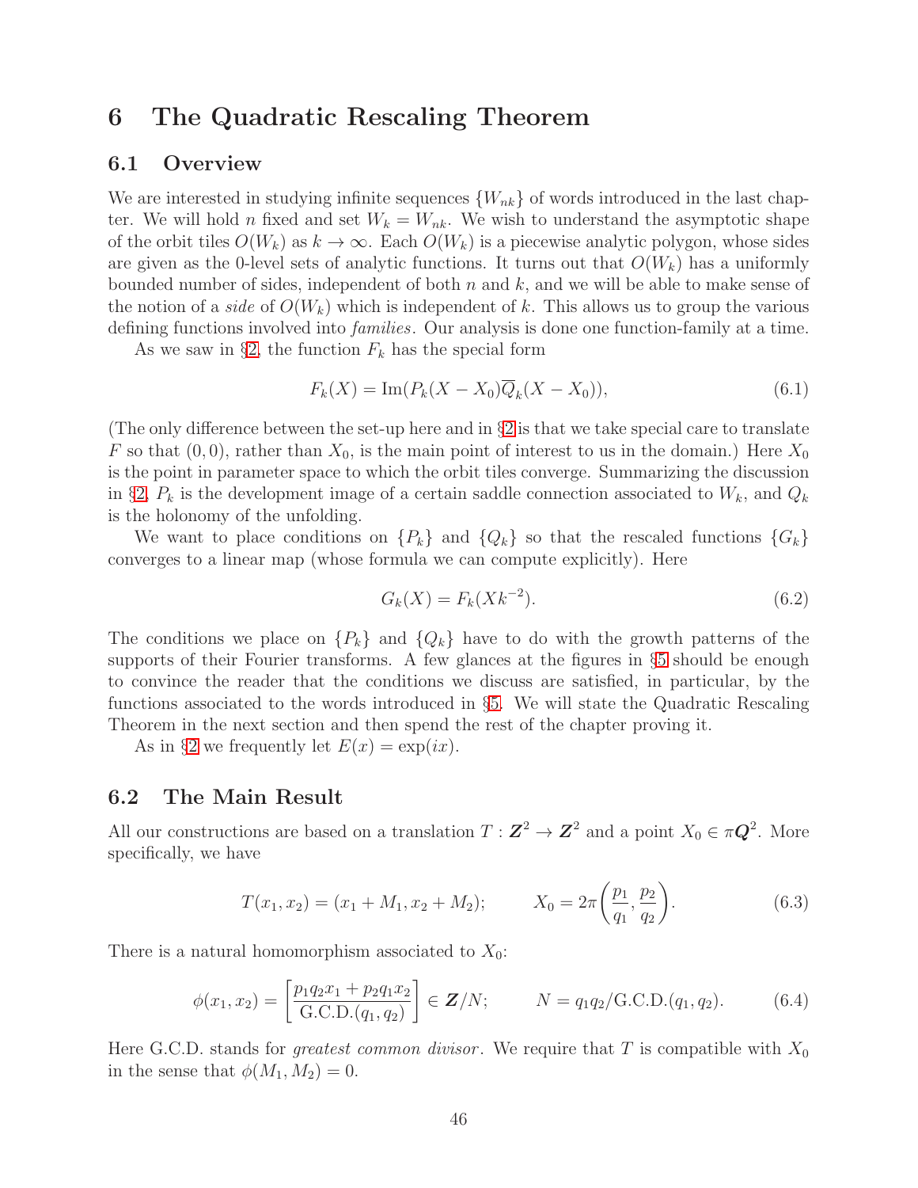# 6 The Quadratic Rescaling Theorem

## 6.1 Overview

We are interested in studying infinite sequences $\{W_{nk}\}$ of words introduced in the last chapter. We will hold $n$ fixed and set $W_k = W_{nk}$. We wish to understand the asymptotic shape of the orbit tiles $O(W_k)$ as $k \to \infty$. Each $O(W_k)$ is a piecewise analytic polygon, whose sides are given as the 0-level sets of analytic functions. It turns out that $O(W_k)$ has a uniformly bounded number of sides, independent of both $n$ and $k$, and we will be able to make sense of the notion of a *side* of $O(W_k)$ which is independent of $k$. This allows us to group the various defining functions involved into *families*. Our analysis is done one function-family at a time.

As we saw in §2, the function $F_k$ has the special form

$$F_k(X) = \text{Im}(P_k(X - X_0)\overline{Q}_k(X - X_0)), \tag{6.1}$$

(The only difference between the set-up here and in §2 is that we take special care to translate $F$ so that $(0,0)$, rather than $X_0$, is the main point of interest to us in the domain.) Here $X_0$ is the point in parameter space to which the orbit tiles converge. Summarizing the discussion in §2, $P_k$ is the development image of a certain saddle connection associated to $W_k$, and $Q_k$ is the holonomy of the unfolding.

We want to place conditions on $\{P_k\}$ and $\{Q_k\}$ so that the rescaled functions $\{G_k\}$ converges to a linear map (whose formula we can compute explicitly). Here

$$G_k(X) = F_k(Xk^{-2}). \tag{6.2}$$

The conditions we place on $\{P_k\}$ and $\{Q_k\}$ have to do with the growth patterns of the supports of their Fourier transforms. A few glances at the figures in §5 should be enough to convince the reader that the conditions we discuss are satisfied, in particular, by the functions associated to the words introduced in §5. We will state the Quadratic Rescaling Theorem in the next section and then spend the rest of the chapter proving it.

As in §2 we frequently let $E(x) = \exp(ix)$.

## 6.2 The Main Result

All our constructions are based on a translation $T : \mathbf{Z}^2 \to \mathbf{Z}^2$ and a point $X_0 \in \pi\mathbf{Q}^2$. More specifically, we have

$$T(x_1, x_2) = (x_1 + M_1, x_2 + M_2); \qquad X_0 = 2\pi\left(\frac{p_1}{q_1}, \frac{p_2}{q_2}\right). \tag{6.3}$$

There is a natural homomorphism associated to $X_0$:

$$\phi(x_1, x_2) = \left[\frac{p_1q_2x_1 + p_2q_1x_2}{\text{G.C.D.}(q_1, q_2)}\right] \in \mathbf{Z}/N; \qquad N = q_1q_2/\text{G.C.D.}(q_1, q_2). \tag{6.4}$$

Here G.C.D. stands for *greatest common divisor*. We require that $T$ is compatible with $X_0$ in the sense that $\phi(M_1, M_2) = 0$.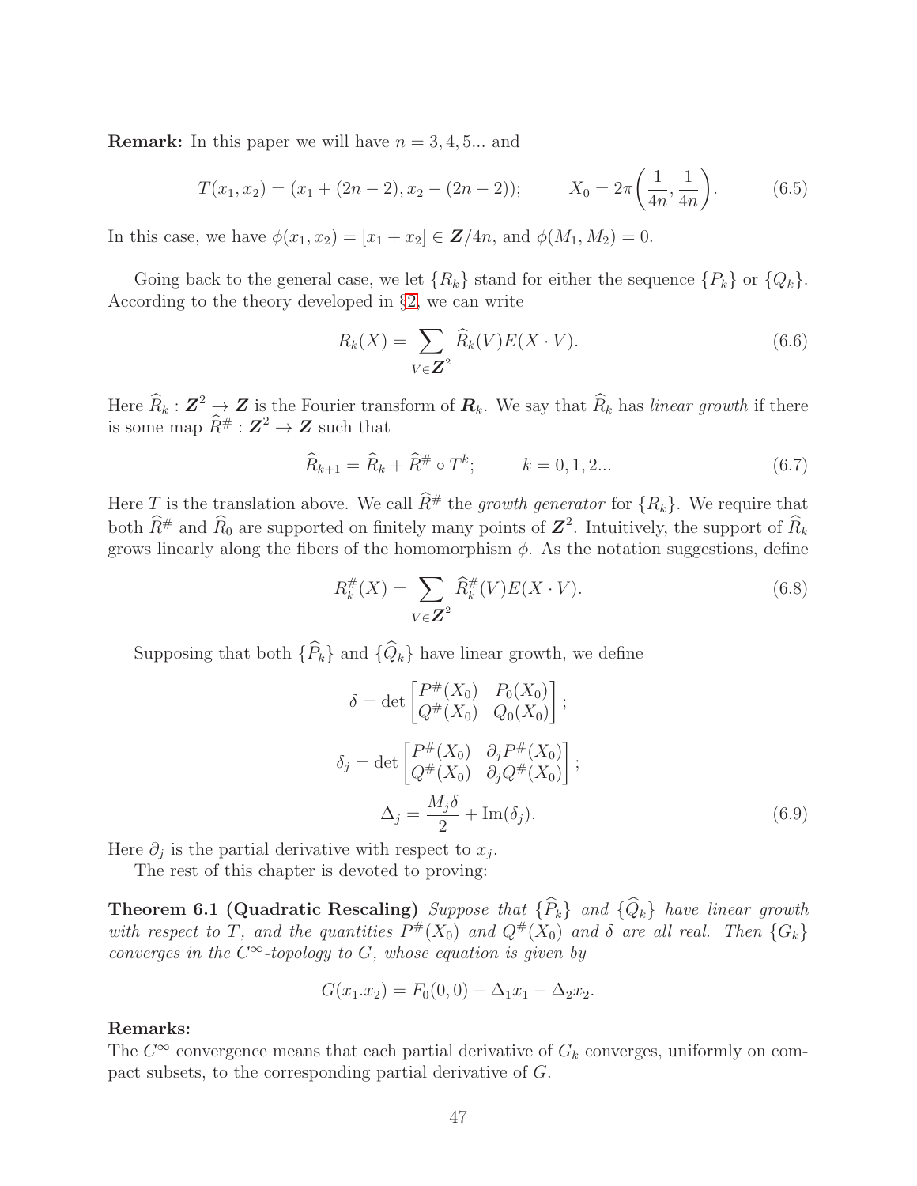**Remark:** In this paper we will have $n = 3, 4, 5...$ and

$$T(x_1, x_2) = (x_1 + (2n-2), x_2 - (2n-2)); \qquad X_0 = 2\pi\bigg(\frac{1}{4n}, \frac{1}{4n}\bigg). \tag{6.5}$$

In this case, we have $\phi(x_1, x_2) = [x_1 + x_2] \in \boldsymbol{Z}/4n$, and $\phi(M_1, M_2) = 0$.

Going back to the general case, we let $\{R_k\}$ stand for either the sequence $\{P_k\}$ or $\{Q_k\}$. According to the theory developed in §2, we can write

$$R_k(X) = \sum_{V \in \boldsymbol{Z}^2} \widehat{R}_k(V) E(X \cdot V). \tag{6.6}$$

Here $\widehat{R}_k : \boldsymbol{Z}^2 \to \boldsymbol{Z}$ is the Fourier transform of $\boldsymbol{R}_k$. We say that $\widehat{R}_k$ has *linear growth* if there is some map $\widehat{R}^\# : \boldsymbol{Z}^2 \to \boldsymbol{Z}$ such that

$$\widehat{R}_{k+1} = \widehat{R}_k + \widehat{R}^\# \circ T^k; \qquad k = 0, 1, 2... \tag{6.7}$$

Here $T$ is the translation above. We call $\widehat{R}^\#$ the *growth generator* for $\{R_k\}$. We require that both $\widehat{R}^\#$ and $\widehat{R}_0$ are supported on finitely many points of $\boldsymbol{Z}^2$. Intuitively, the support of $\widehat{R}_k$ grows linearly along the fibers of the homomorphism $\phi$. As the notation suggestions, define

$$R_k^\#(X) = \sum_{V \in \boldsymbol{Z}^2} \widehat{R}_k^\#(V) E(X \cdot V). \tag{6.8}$$

Supposing that both $\{\widehat{P}_k\}$ and $\{\widehat{Q}_k\}$ have linear growth, we define

$$\delta = \det \begin{bmatrix} P^\#(X_0) & P_0(X_0) \\ Q^\#(X_0) & Q_0(X_0) \end{bmatrix};$$

$$\delta_j = \det \begin{bmatrix} P^\#(X_0) & \partial_j P^\#(X_0) \\ Q^\#(X_0) & \partial_j Q^\#(X_0) \end{bmatrix};$$

$$\Delta_j = \frac{M_j \delta}{2} + \mathrm{Im}(\delta_j). \tag{6.9}$$

Here $\partial_j$ is the partial derivative with respect to $x_j$.

The rest of this chapter is devoted to proving:

**Theorem 6.1 (Quadratic Rescaling)** *Suppose that $\{\widehat{P}_k\}$ and $\{\widehat{Q}_k\}$ have linear growth with respect to $T$, and the quantities $P^\#(X_0)$ and $Q^\#(X_0)$ and $\delta$ are all real. Then $\{G_k\}$ converges in the $C^\infty$-topology to $G$, whose equation is given by*

$$G(x_1.x_2) = F_0(0,0) - \Delta_1 x_1 - \Delta_2 x_2.$$

**Remarks:**
The $C^\infty$ convergence means that each partial derivative of $G_k$ converges, uniformly on compact subsets, to the corresponding partial derivative of $G$.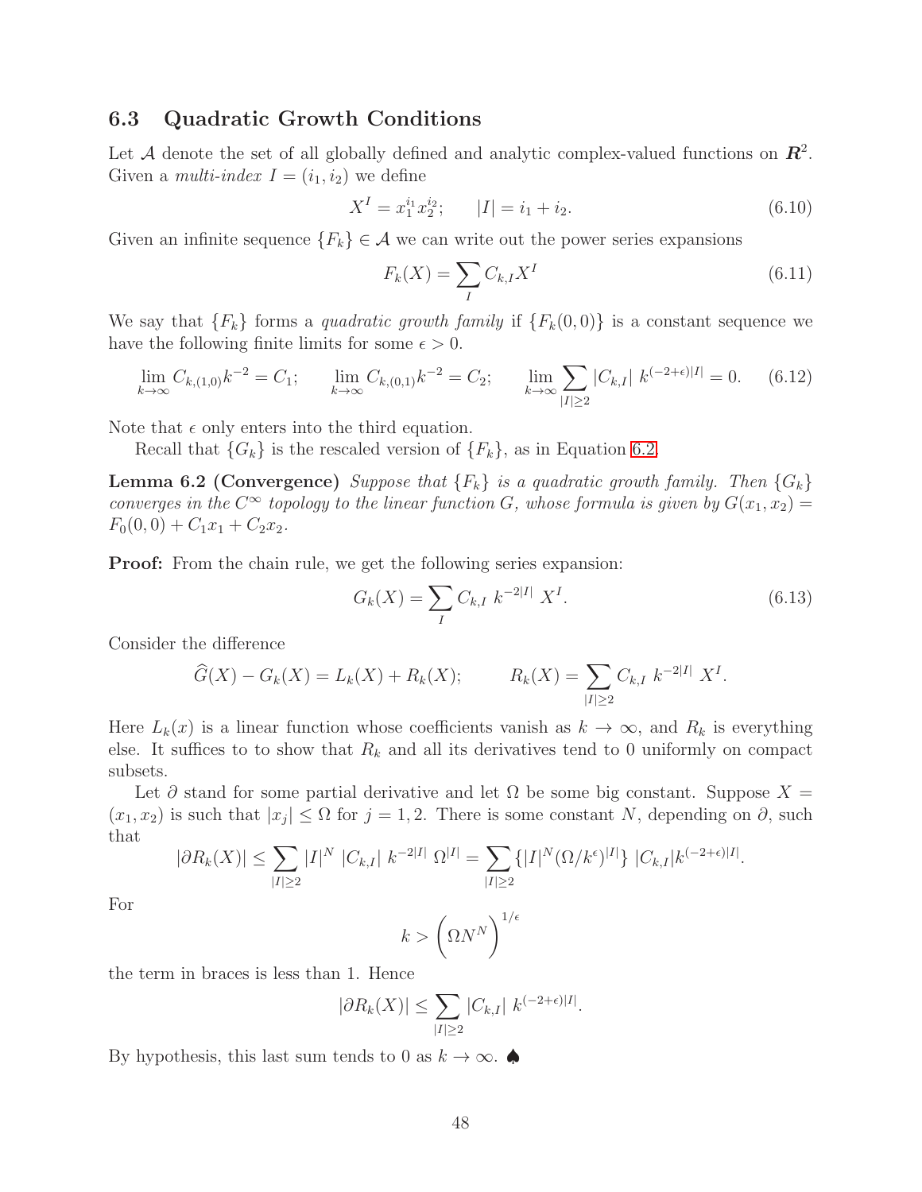### 6.3 Quadratic Growth Conditions

Let $\mathcal{A}$ denote the set of all globally defined and analytic complex-valued functions on $\boldsymbol{R}^2$. Given a *multi-index* $I = (i_1, i_2)$ we define

$$X^I = x_1^{i_1} x_2^{i_2}; \qquad |I| = i_1 + i_2. \tag{6.10}$$

Given an infinite sequence $\{F_k\} \in \mathcal{A}$ we can write out the power series expansions

$$F_k(X) = \sum_I C_{k,I} X^I \tag{6.11}$$

We say that $\{F_k\}$ forms a *quadratic growth family* if $\{F_k(0,0)\}$ is a constant sequence we have the following finite limits for some $\epsilon > 0$.

$$\lim_{k\to\infty} C_{k,(1,0)} k^{-2} = C_1; \qquad \lim_{k\to\infty} C_{k,(0,1)} k^{-2} = C_2; \qquad \lim_{k\to\infty} \sum_{|I|\geq 2} |C_{k,I}|\ k^{(-2+\epsilon)|I|} = 0. \tag{6.12}$$

Note that $\epsilon$ only enters into the third equation.

Recall that $\{G_k\}$ is the rescaled version of $\{F_k\}$, as in Equation 6.2.

**Lemma 6.2 (Convergence)** *Suppose that $\{F_k\}$ is a quadratic growth family. Then $\{G_k\}$ converges in the $C^\infty$ topology to the linear function $G$, whose formula is given by $G(x_1, x_2) = F_0(0,0) + C_1 x_1 + C_2 x_2$.*

**Proof:** From the chain rule, we get the following series expansion:

$$G_k(X) = \sum_I C_{k,I}\ k^{-2|I|}\ X^I. \tag{6.13}$$

Consider the difference

$$\widehat{G}(X) - G_k(X) = L_k(X) + R_k(X); \qquad R_k(X) = \sum_{|I|\geq 2} C_{k,I}\ k^{-2|I|}\ X^I.$$

Here $L_k(x)$ is a linear function whose coefficients vanish as $k \to \infty$, and $R_k$ is everything else. It suffices to to show that $R_k$ and all its derivatives tend to 0 uniformly on compact subsets.

Let $\partial$ stand for some partial derivative and let $\Omega$ be some big constant. Suppose $X = (x_1, x_2)$ is such that $|x_j| \leq \Omega$ for $j = 1, 2$. There is some constant $N$, depending on $\partial$, such that

$$|\partial R_k(X)| \leq \sum_{|I|\geq 2} |I|^N\ |C_{k,I}|\ k^{-2|I|}\ \Omega^{|I|} = \sum_{|I|\geq 2} \{|I|^N (\Omega/k^\epsilon)^{|I|}\}\ |C_{k,I}| k^{(-2+\epsilon)|I|}.$$

For

$$k > \left(\Omega N^N\right)^{1/\epsilon}$$

the term in braces is less than 1. Hence

$$|\partial R_k(X)| \leq \sum_{|I|\geq 2} |C_{k,I}|\ k^{(-2+\epsilon)|I|}.$$

By hypothesis, this last sum tends to 0 as $k \to \infty$. ♠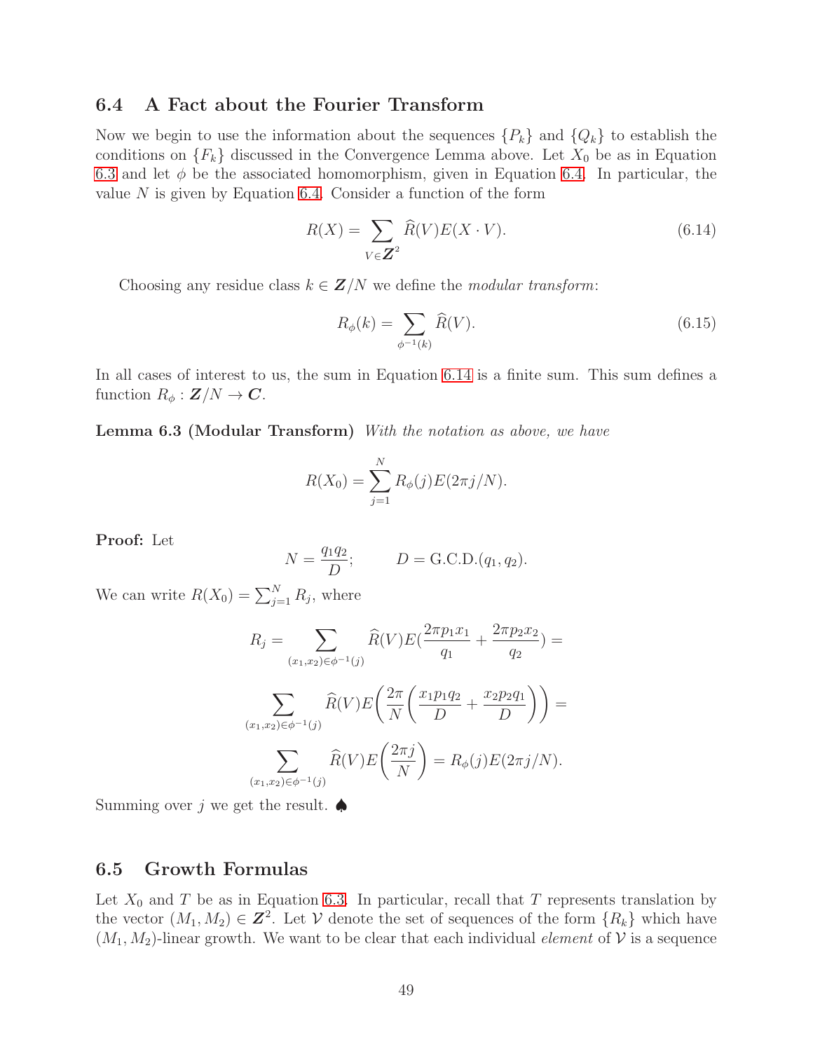## 6.4 A Fact about the Fourier Transform

Now we begin to use the information about the sequences $\{P_k\}$ and $\{Q_k\}$ to establish the conditions on $\{F_k\}$ discussed in the Convergence Lemma above. Let $X_0$ be as in Equation 6.3 and let $\phi$ be the associated homomorphism, given in Equation 6.4. In particular, the value $N$ is given by Equation 6.4. Consider a function of the form

$$R(X) = \sum_{V \in \boldsymbol{Z}^2} \widehat{R}(V) E(X \cdot V). \tag{6.14}$$

Choosing any residue class $k \in \boldsymbol{Z}/N$ we define the *modular transform*:

$$R_\phi(k) = \sum_{\phi^{-1}(k)} \widehat{R}(V). \tag{6.15}$$

In all cases of interest to us, the sum in Equation 6.14 is a finite sum. This sum defines a function $R_\phi : \boldsymbol{Z}/N \to \boldsymbol{C}$.

**Lemma 6.3 (Modular Transform)** *With the notation as above, we have*

$$R(X_0) = \sum_{j=1}^{N} R_\phi(j) E(2\pi j/N).$$

**Proof:** Let

$$N = \frac{q_1 q_2}{D}; \qquad D = \text{G.C.D.}(q_1, q_2).$$

We can write $R(X_0) = \sum_{j=1}^{N} R_j$, where

$$R_j = \sum_{(x_1,x_2)\in\phi^{-1}(j)} \widehat{R}(V) E\Big(\frac{2\pi p_1 x_1}{q_1} + \frac{2\pi p_2 x_2}{q_2}\Big) =$$

$$\sum_{(x_1,x_2)\in\phi^{-1}(j)} \widehat{R}(V) E\bigg(\frac{2\pi}{N}\bigg(\frac{x_1 p_1 q_2}{D} + \frac{x_2 p_2 q_1}{D}\bigg)\bigg) =$$

$$\sum_{(x_1,x_2)\in\phi^{-1}(j)} \widehat{R}(V) E\bigg(\frac{2\pi j}{N}\bigg) = R_\phi(j) E(2\pi j/N).$$

Summing over $j$ we get the result. ♠

## 6.5 Growth Formulas

Let $X_0$ and $T$ be as in Equation 6.3. In particular, recall that $T$ represents translation by the vector $(M_1, M_2) \in \boldsymbol{Z}^2$. Let $\mathcal{V}$ denote the set of sequences of the form $\{R_k\}$ which have $(M_1, M_2)$-linear growth. We want to be clear that each individual *element* of $\mathcal{V}$ is a sequence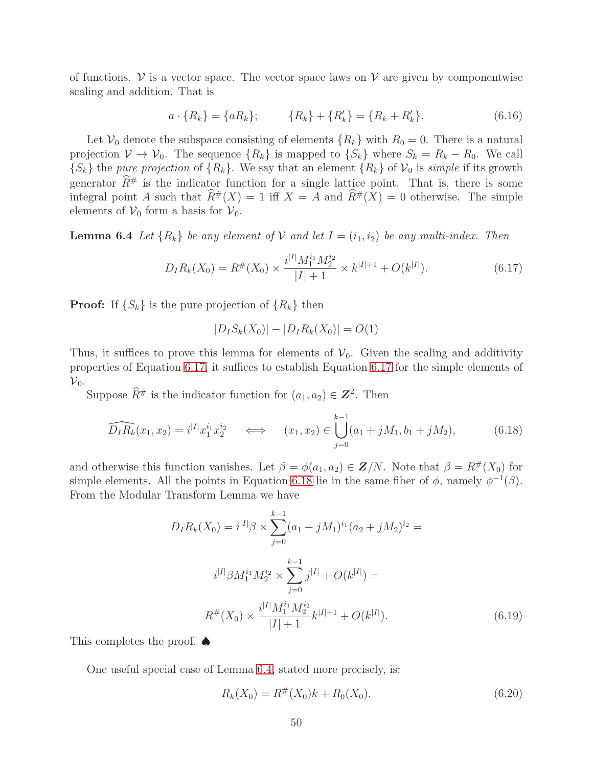of functions. $\mathcal{V}$ is a vector space. The vector space laws on $\mathcal{V}$ are given by componentwise scaling and addition. That is

$$a \cdot \{R_k\} = \{aR_k\}; \qquad \{R_k\} + \{R'_k\} = \{R_k + R'_k\}. \tag{6.16}$$

Let $\mathcal{V}_0$ denote the subspace consisting of elements $\{R_k\}$ with $R_0 = 0$. There is a natural projection $\mathcal{V} \to \mathcal{V}_0$. The sequence $\{R_k\}$ is mapped to $\{S_k\}$ where $S_k = R_k - R_0$. We call $\{S_k\}$ the *pure projection* of $\{R_k\}$. We say that an element $\{R_k\}$ of $\mathcal{V}_0$ is *simple* if its growth generator $\widehat{R}^\#$ is the indicator function for a single lattice point. That is, there is some integral point $A$ such that $\widehat{R}^\#(X) = 1$ iff $X = A$ and $\widehat{R}^\#(X) = 0$ otherwise. The simple elements of $\mathcal{V}_0$ form a basis for $\mathcal{V}_0$.

**Lemma 6.4** *Let $\{R_k\}$ be any element of $\mathcal{V}$ and let $I = (i_1, i_2)$ be any multi-index. Then*

$$D_I R_k(X_0) = R^\#(X_0) \times \frac{i^{|I|} M_1^{i_1} M_2^{i_2}}{|I| + 1} \times k^{|I|+1} + O(k^{|I|}). \tag{6.17}$$

**Proof:** If $\{S_k\}$ is the pure projection of $\{R_k\}$ then

$$|D_I S_k(X_0)| - |D_I R_k(X_0)| = O(1)$$

Thus, it suffices to prove this lemma for elements of $\mathcal{V}_0$. Given the scaling and additivity properties of Equation 6.17, it suffices to establish Equation 6.17 for the simple elements of $\mathcal{V}_0$.

Suppose $\widehat{R}^\#$ is the indicator function for $(a_1, a_2) \in \mathbf{Z}^2$. Then

$$\widehat{D_I R_k}(x_1, x_2) = i^{|I|} x_1^{i_1} x_2^{i_2} \quad \iff \quad (x_1, x_2) \in \bigcup_{j=0}^{k-1} (a_1 + jM_1, b_1 + jM_2), \tag{6.18}$$

and otherwise this function vanishes. Let $\beta = \phi(a_1, a_2) \in \mathbf{Z}/N$. Note that $\beta = R^\#(X_0)$ for simple elements. All the points in Equation 6.18 lie in the same fiber of $\phi$, namely $\phi^{-1}(\beta)$. From the Modular Transform Lemma we have

$$D_I R_k(X_0) = i^{|I|} \beta \times \sum_{j=0}^{k-1} (a_1 + jM_1)^{i_1} (a_2 + jM_2)^{i_2} =$$

$$i^{|I|} \beta M_1^{i_1} M_2^{i_2} \times \sum_{j=0}^{k-1} j^{|I|} + O(k^{|I|}) =$$

$$R^\#(X_0) \times \frac{i^{|I|} M_1^{i_1} M_2^{i_2}}{|I| + 1} k^{|I|+1} + O(k^{|I|}). \tag{6.19}$$

This completes the proof. ♠

One useful special case of Lemma 6.4, stated more precisely, is:

$$R_k(X_0) = R^\#(X_0) k + R_0(X_0). \tag{6.20}$$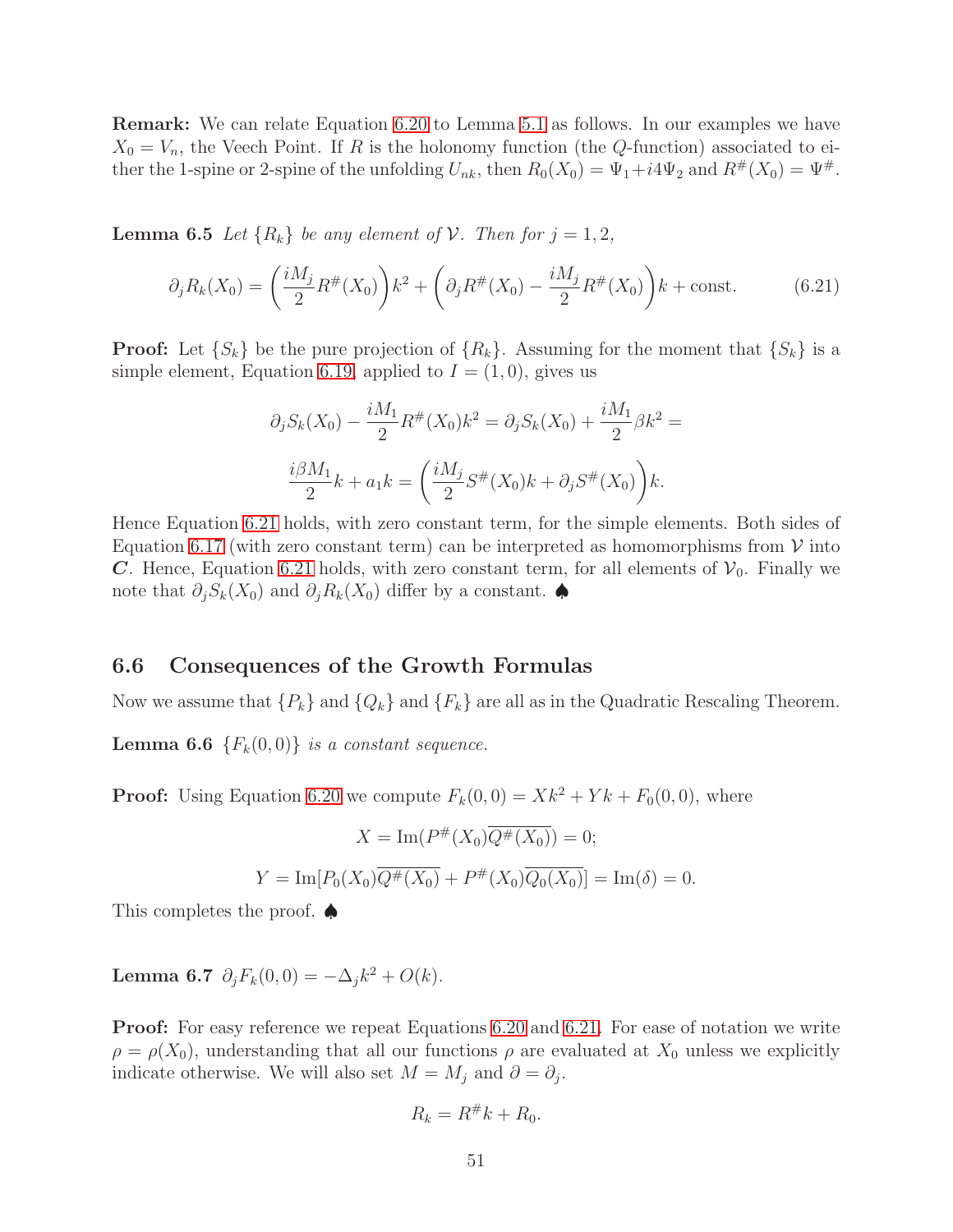**Remark:** We can relate Equation 6.20 to Lemma 5.1 as follows. In our examples we have $X_0 = V_n$, the Veech Point. If $R$ is the holonomy function (the $Q$-function) associated to either the 1-spine or 2-spine of the unfolding $U_{nk}$, then $R_0(X_0) = \Psi_1 + i4\Psi_2$ and $R^\#(X_0) = \Psi^\#$.

**Lemma 6.5** *Let $\{R_k\}$ be any element of $\mathcal{V}$. Then for $j = 1, 2$,*

$$\partial_j R_k(X_0) = \left(\frac{iM_j}{2} R^\#(X_0)\right) k^2 + \left(\partial_j R^\#(X_0) - \frac{iM_j}{2} R^\#(X_0)\right) k + \text{const.} \tag{6.21}$$

**Proof:** Let $\{S_k\}$ be the pure projection of $\{R_k\}$. Assuming for the moment that $\{S_k\}$ is a simple element, Equation 6.19 applied to $I = (1, 0)$, gives us

$$\partial_j S_k(X_0) - \frac{iM_1}{2} R^\#(X_0) k^2 = \partial_j S_k(X_0) + \frac{iM_1}{2} \beta k^2 =$$

$$\frac{i\beta M_1}{2} k + a_1 k = \left(\frac{iM_j}{2} S^\#(X_0) k + \partial_j S^\#(X_0)\right) k.$$

Hence Equation 6.21 holds, with zero constant term, for the simple elements. Both sides of Equation 6.17 (with zero constant term) can be interpreted as homomorphisms from $\mathcal{V}$ into $\boldsymbol{C}$. Hence, Equation 6.21 holds, with zero constant term, for all elements of $\mathcal{V}_0$. Finally we note that $\partial_j S_k(X_0)$ and $\partial_j R_k(X_0)$ differ by a constant. ♠

## 6.6 Consequences of the Growth Formulas

Now we assume that $\{P_k\}$ and $\{Q_k\}$ and $\{F_k\}$ are all as in the Quadratic Rescaling Theorem.

**Lemma 6.6** *$\{F_k(0, 0)\}$ is a constant sequence.*

**Proof:** Using Equation 6.20 we compute $F_k(0, 0) = Xk^2 + Yk + F_0(0, 0)$, where

$$X = \text{Im}(P^\#(X_0)\overline{Q^\#(X_0)}) = 0;$$

$$Y = \text{Im}[P_0(X_0)\overline{Q^\#(X_0)} + P^\#(X_0)\overline{Q_0(X_0)}] = \text{Im}(\delta) = 0.$$

This completes the proof. ♠

**Lemma 6.7** $\partial_j F_k(0, 0) = -\Delta_j k^2 + O(k)$.

**Proof:** For easy reference we repeat Equations 6.20 and 6.21. For ease of notation we write $\rho = \rho(X_0)$, understanding that all our functions $\rho$ are evaluated at $X_0$ unless we explicitly indicate otherwise. We will also set $M = M_j$ and $\partial = \partial_j$.

$$R_k = R^\# k + R_0.$$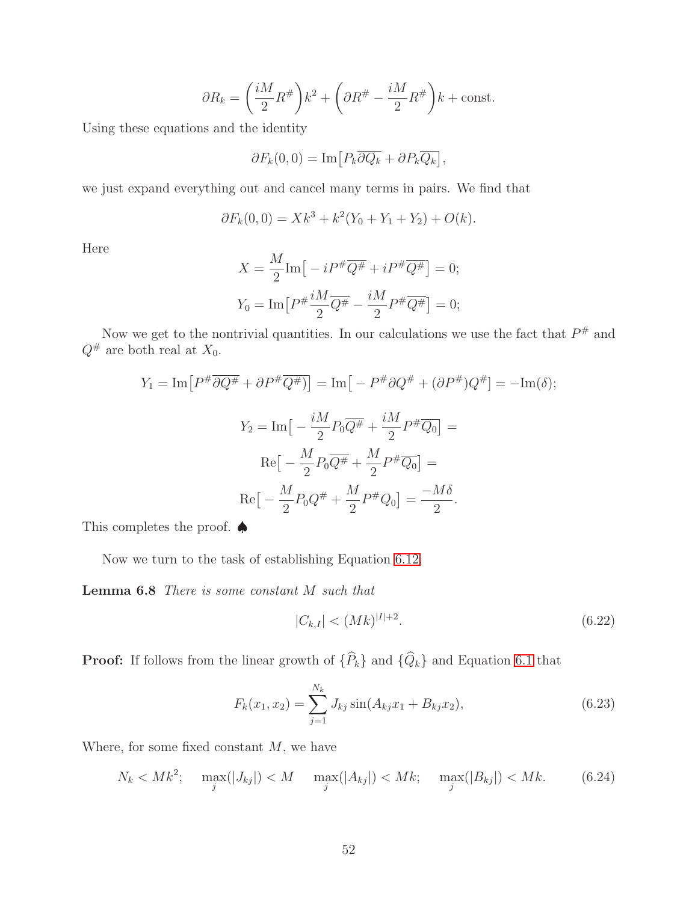$$\partial R_k = \left(\frac{iM}{2}R^\#\right)k^2 + \left(\partial R^\# - \frac{iM}{2}R^\#\right)k + \text{const.}$$

Using these equations and the identity

$$\partial F_k(0,0) = \text{Im}\big[P_k\overline{\partial Q_k} + \partial P_k\overline{Q_k}\big],$$

we just expand everything out and cancel many terms in pairs. We find that

$$\partial F_k(0,0) = Xk^3 + k^2(Y_0 + Y_1 + Y_2) + O(k).$$

Here

$$X = \frac{M}{2}\text{Im}\big[-iP^\#\overline{Q^\#} + iP^\#\overline{Q^\#}\big] = 0;$$

$$Y_0 = \text{Im}\big[P^\#\frac{iM}{2}\overline{Q^\#} - \frac{iM}{2}P^\#\overline{Q^\#}\big] = 0;$$

Now we get to the nontrivial quantities. In our calculations we use the fact that $P^\#$ and $Q^\#$ are both real at $X_0$.

$$Y_1 = \text{Im}\big[P^\#\overline{\partial Q^\#} + \partial P^\#\overline{Q^\#})\big] = \text{Im}\big[-P^\#\partial Q^\# + (\partial P^\#)Q^\#\big] = -\text{Im}(\delta);$$

$$Y_2 = \text{Im}\big[-\frac{iM}{2}P_0\overline{Q^\#} + \frac{iM}{2}P^\#\overline{Q_0}\big] =$$

$$\text{Re}\big[-\frac{M}{2}P_0\overline{Q^\#} + \frac{M}{2}P^\#\overline{Q_0}\big] =$$

$$\text{Re}\big[-\frac{M}{2}P_0Q^\# + \frac{M}{2}P^\#Q_0\big] = \frac{-M\delta}{2}.$$

This completes the proof. ♠

Now we turn to the task of establishing Equation 6.12.

**Lemma 6.8** *There is some constant $M$ such that*

$$|C_{k,I}| < (Mk)^{|I|+2}. \tag{6.22}$$

**Proof:** If follows from the linear growth of $\{\widehat{P}_k\}$ and $\{\widehat{Q}_k\}$ and Equation 6.1 that

$$F_k(x_1,x_2) = \sum_{j=1}^{N_k} J_{kj}\sin(A_{kj}x_1 + B_{kj}x_2), \tag{6.23}$$

Where, for some fixed constant $M$, we have

$$N_k < Mk^2; \quad \max_j(|J_{kj}|) < M \quad \max_j(|A_{kj}|) < Mk; \quad \max_j(|B_{kj}|) < Mk. \tag{6.24}$$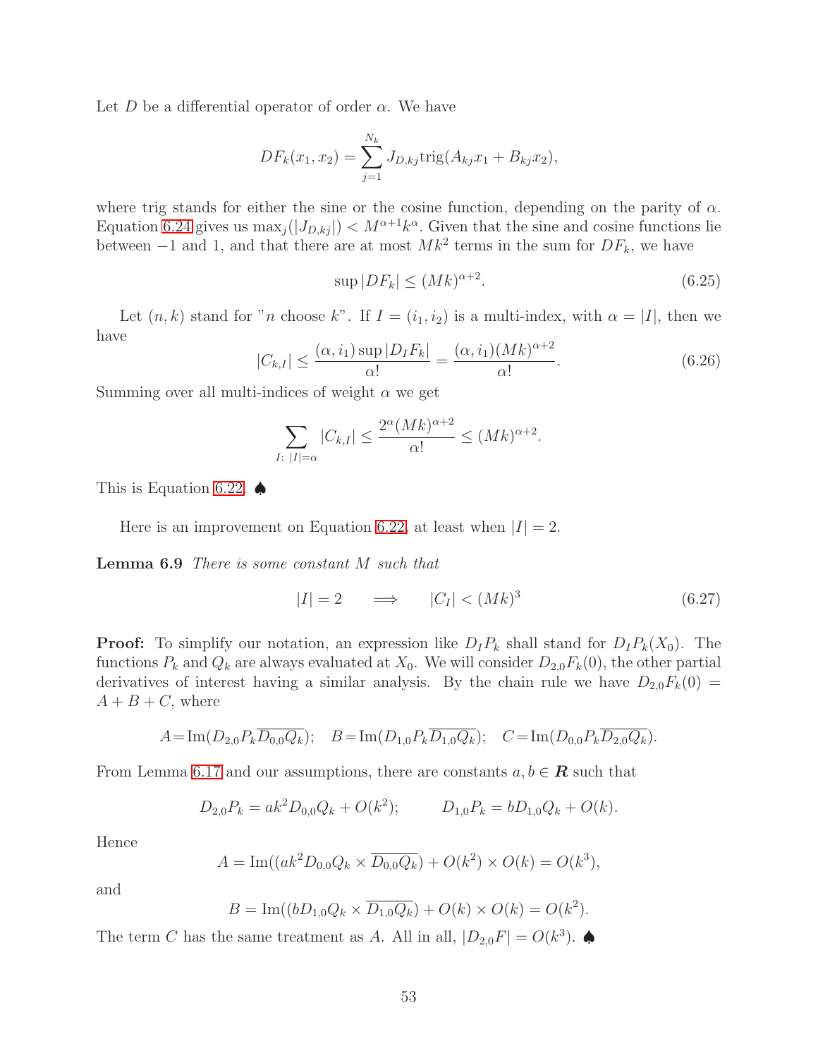Let $D$ be a differential operator of order $\alpha$. We have

$$DF_k(x_1, x_2) = \sum_{j=1}^{N_k} J_{D,kj} \text{trig}(A_{kj}x_1 + B_{kj}x_2),$$

where trig stands for either the sine or the cosine function, depending on the parity of $\alpha$. Equation 6.24 gives us $\max_j(|J_{D,kj}|) < M^{\alpha+1}k^\alpha$. Given that the sine and cosine functions lie between $-1$ and 1, and that there are at most $Mk^2$ terms in the sum for $DF_k$, we have

$$\sup |DF_k| \leq (Mk)^{\alpha+2}. \tag{6.25}$$

Let $(n, k)$ stand for "$n$ choose $k$". If $I = (i_1, i_2)$ is a multi-index, with $\alpha = |I|$, then we have

$$|C_{k,I}| \leq \frac{(\alpha, i_1) \sup |D_I F_k|}{\alpha!} = \frac{(\alpha, i_1)(Mk)^{\alpha+2}}{\alpha!}. \tag{6.26}$$

Summing over all multi-indices of weight $\alpha$ we get

$$\sum_{I:\ |I|=\alpha} |C_{k,I}| \leq \frac{2^\alpha (Mk)^{\alpha+2}}{\alpha!} \leq (Mk)^{\alpha+2}.$$

This is Equation 6.22. ♠

Here is an improvement on Equation 6.22, at least when $|I| = 2$.

**Lemma 6.9** *There is some constant $M$ such that*

$$|I| = 2 \quad \implies \quad |C_I| < (Mk)^3 \tag{6.27}$$

**Proof:** To simplify our notation, an expression like $D_I P_k$ shall stand for $D_I P_k(X_0)$. The functions $P_k$ and $Q_k$ are always evaluated at $X_0$. We will consider $D_{2,0}F_k(0)$, the other partial derivatives of interest having a similar analysis. By the chain rule we have $D_{2,0}F_k(0) = A + B + C$, where

$$A = \text{Im}(D_{2,0}P_k \overline{D_{0,0}Q_k}); \quad B = \text{Im}(D_{1,0}P_k \overline{D_{1,0}Q_k}); \quad C = \text{Im}(D_{0,0}P_k \overline{D_{2,0}Q_k}).$$

From Lemma 6.17 and our assumptions, there are constants $a, b \in \boldsymbol{R}$ such that

$$D_{2,0}P_k = ak^2 D_{0,0}Q_k + O(k^2); \qquad D_{1,0}P_k = bD_{1,0}Q_k + O(k).$$

Hence

$$A = \text{Im}((ak^2 D_{0,0}Q_k \times \overline{D_{0,0}Q_k}) + O(k^2) \times O(k) = O(k^3),$$

and

$$B = \text{Im}((bD_{1,0}Q_k \times \overline{D_{1,0}Q_k}) + O(k) \times O(k) = O(k^2).$$

The term $C$ has the same treatment as $A$. All in all, $|D_{2,0}F| = O(k^3)$. ♠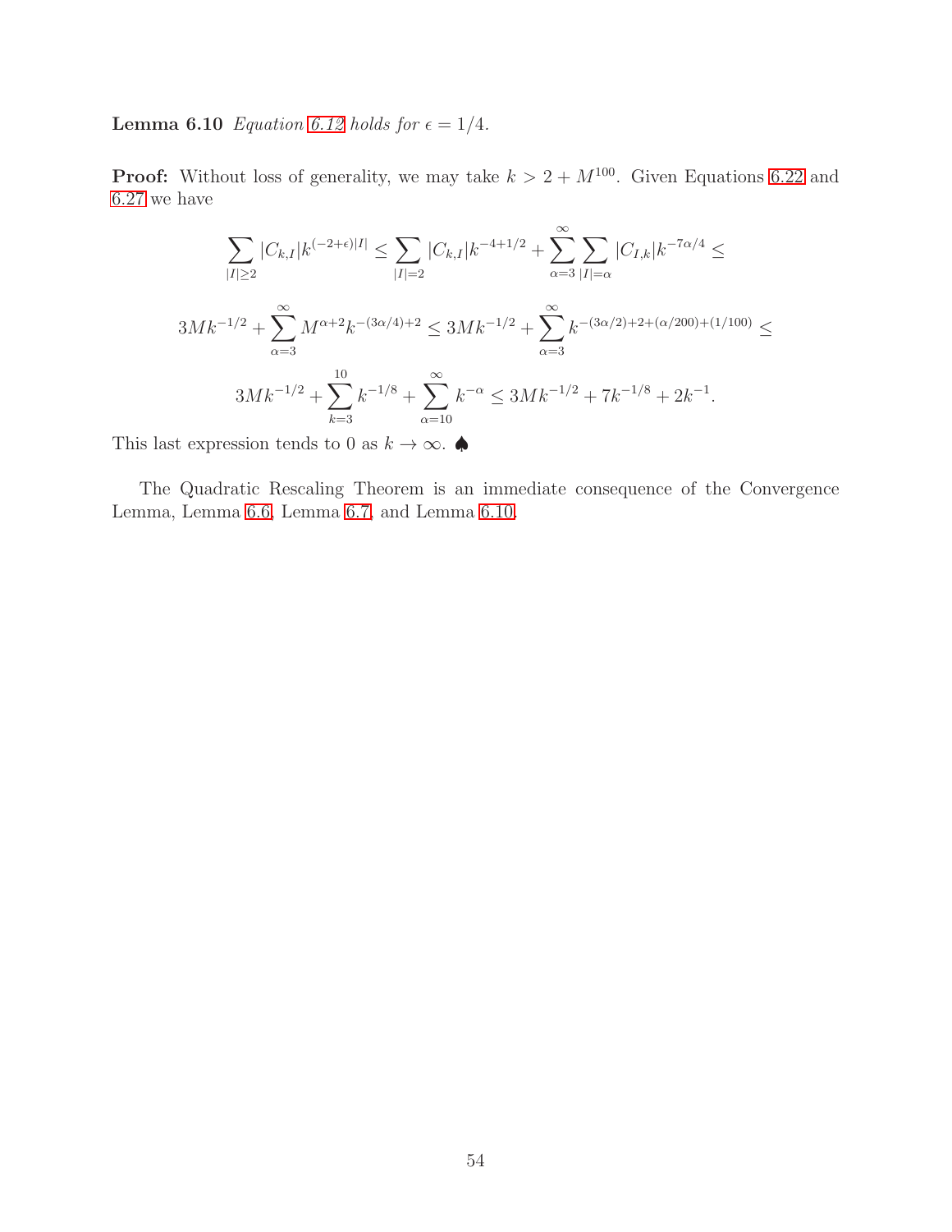**Lemma 6.10** *Equation 6.12 holds for $\epsilon = 1/4$.*

**Proof:** Without loss of generality, we may take $k > 2 + M^{100}$. Given Equations 6.22 and 6.27 we have

$$\sum_{|I|\geq 2} |C_{k,I}| k^{(-2+\epsilon)|I|} \leq \sum_{|I|=2} |C_{k,I}| k^{-4+1/2} + \sum_{\alpha=3}^{\infty} \sum_{|I|=\alpha} |C_{I,k}| k^{-7\alpha/4} \leq$$

$$3Mk^{-1/2} + \sum_{\alpha=3}^{\infty} M^{\alpha+2} k^{-(3\alpha/4)+2} \leq 3Mk^{-1/2} + \sum_{\alpha=3}^{\infty} k^{-(3\alpha/2)+2+(\alpha/200)+(1/100)} \leq$$

$$3Mk^{-1/2} + \sum_{k=3}^{10} k^{-1/8} + \sum_{\alpha=10}^{\infty} k^{-\alpha} \leq 3Mk^{-1/2} + 7k^{-1/8} + 2k^{-1}.$$

This last expression tends to 0 as $k \to \infty$. ♠

The Quadratic Rescaling Theorem is an immediate consequence of the Convergence Lemma, Lemma 6.6, Lemma 6.7, and Lemma 6.10.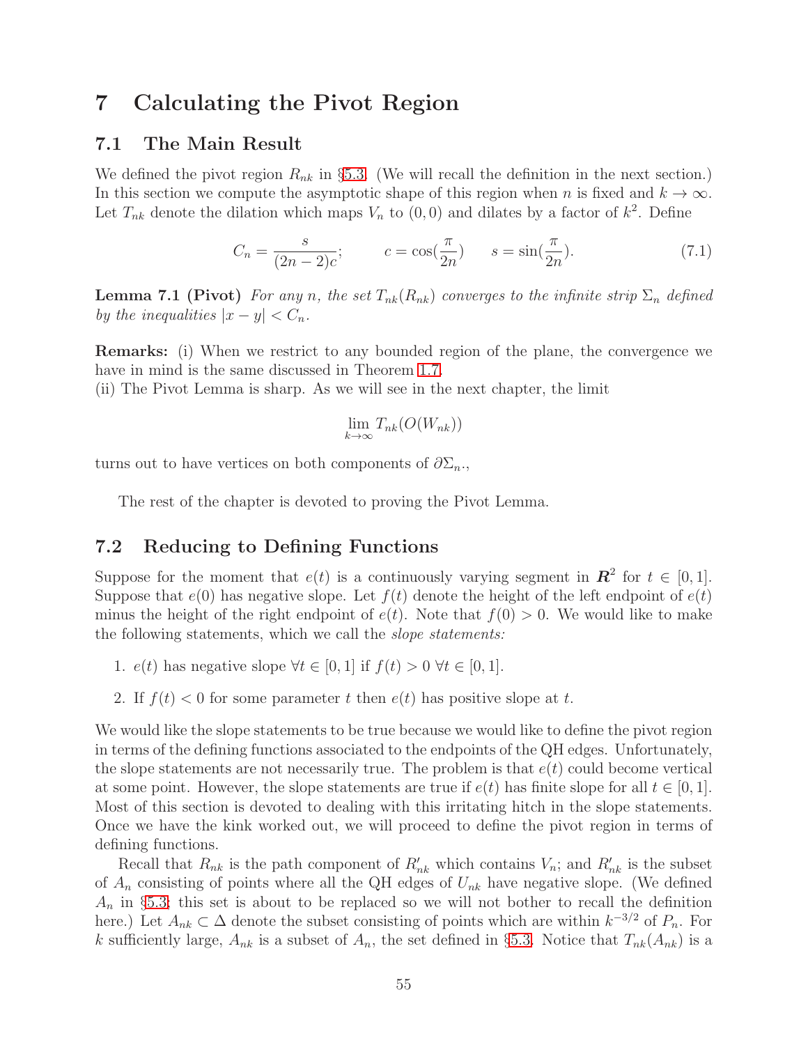# 7 Calculating the Pivot Region

## 7.1 The Main Result

We defined the pivot region $R_{nk}$ in §5.3. (We will recall the definition in the next section.) In this section we compute the asymptotic shape of this region when $n$ is fixed and $k \to \infty$. Let $T_{nk}$ denote the dilation which maps $V_n$ to $(0,0)$ and dilates by a factor of $k^2$. Define

$$C_n = \frac{s}{(2n-2)c}; \qquad c = \cos(\frac{\pi}{2n}) \qquad s = \sin(\frac{\pi}{2n}). \tag{7.1}$$

**Lemma 7.1 (Pivot)** *For any $n$, the set $T_{nk}(R_{nk})$ converges to the infinite strip $\Sigma_n$ defined by the inequalities $|x-y| < C_n$.*

**Remarks:** (i) When we restrict to any bounded region of the plane, the convergence we have in mind is the same discussed in Theorem 1.7.
(ii) The Pivot Lemma is sharp. As we will see in the next chapter, the limit

$$\lim_{k \to \infty} T_{nk}(O(W_{nk}))$$

turns out to have vertices on both components of $\partial\Sigma_n$.,

The rest of the chapter is devoted to proving the Pivot Lemma.

## 7.2 Reducing to Defining Functions

Suppose for the moment that $e(t)$ is a continuously varying segment in $\boldsymbol{R}^2$ for $t \in [0,1]$. Suppose that $e(0)$ has negative slope. Let $f(t)$ denote the height of the left endpoint of $e(t)$ minus the height of the right endpoint of $e(t)$. Note that $f(0) > 0$. We would like to make the following statements, which we call the *slope statements:*

1. $e(t)$ has negative slope $\forall t \in [0,1]$ if $f(t) > 0$ $\forall t \in [0,1]$.
2. If $f(t) < 0$ for some parameter $t$ then $e(t)$ has positive slope at $t$.

We would like the slope statements to be true because we would like to define the pivot region in terms of the defining functions associated to the endpoints of the QH edges. Unfortunately, the slope statements are not necessarily true. The problem is that $e(t)$ could become vertical at some point. However, the slope statements are true if $e(t)$ has finite slope for all $t \in [0,1]$. Most of this section is devoted to dealing with this irritating hitch in the slope statements. Once we have the kink worked out, we will proceed to define the pivot region in terms of defining functions.

Recall that $R_{nk}$ is the path component of $R'_{nk}$ which contains $V_n$; and $R'_{nk}$ is the subset of $A_n$ consisting of points where all the QH edges of $U_{nk}$ have negative slope. (We defined $A_n$ in §5.3; this set is about to be replaced so we will not bother to recall the definition here.) Let $A_{nk} \subset \Delta$ denote the subset consisting of points which are within $k^{-3/2}$ of $P_n$. For $k$ sufficiently large, $A_{nk}$ is a subset of $A_n$, the set defined in §5.3. Notice that $T_{nk}(A_{nk})$ is a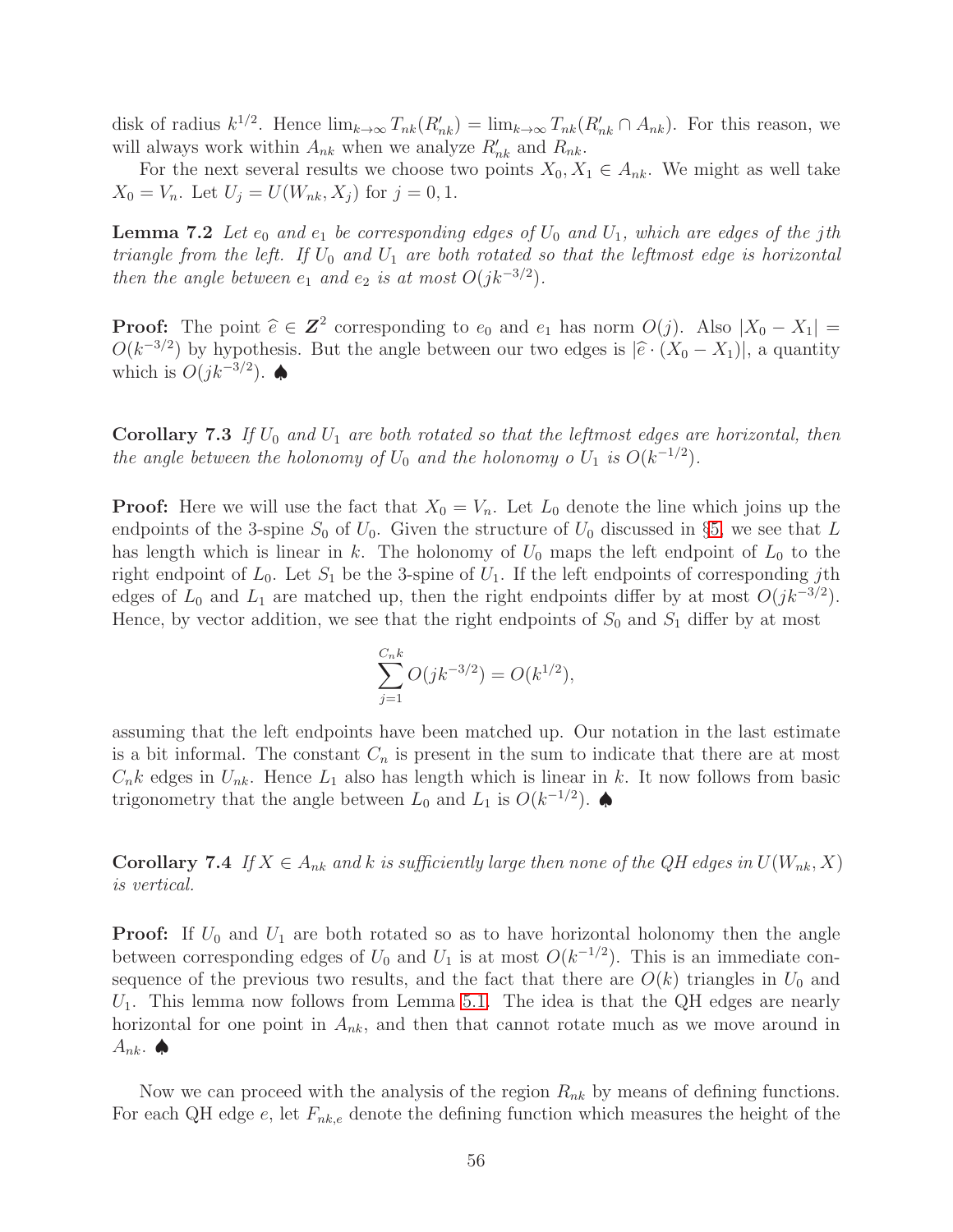disk of radius $k^{1/2}$. Hence $\lim_{k\to\infty} T_{nk}(R'_{nk}) = \lim_{k\to\infty} T_{nk}(R'_{nk}\cap A_{nk})$. For this reason, we will always work within $A_{nk}$ when we analyze $R'_{nk}$ and $R_{nk}$.

For the next several results we choose two points $X_0, X_1 \in A_{nk}$. We might as well take $X_0 = V_n$. Let $U_j = U(W_{nk}, X_j)$ for $j = 0, 1$.

**Lemma 7.2** *Let $e_0$ and $e_1$ be corresponding edges of $U_0$ and $U_1$, which are edges of the jth triangle from the left. If $U_0$ and $U_1$ are both rotated so that the leftmost edge is horizontal then the angle between $e_1$ and $e_2$ is at most $O(jk^{-3/2})$.*

**Proof:** The point $\widehat{e} \in \boldsymbol{Z}^2$ corresponding to $e_0$ and $e_1$ has norm $O(j)$. Also $|X_0 - X_1| = O(k^{-3/2})$ by hypothesis. But the angle between our two edges is $|\widehat{e}\cdot(X_0 - X_1)|$, a quantity which is $O(jk^{-3/2})$. ♠

**Corollary 7.3** *If $U_0$ and $U_1$ are both rotated so that the leftmost edges are horizontal, then the angle between the holonomy of $U_0$ and the holonomy o $U_1$ is $O(k^{-1/2})$.*

**Proof:** Here we will use the fact that $X_0 = V_n$. Let $L_0$ denote the line which joins up the endpoints of the 3-spine $S_0$ of $U_0$. Given the structure of $U_0$ discussed in §5, we see that $L$ has length which is linear in $k$. The holonomy of $U_0$ maps the left endpoint of $L_0$ to the right endpoint of $L_0$. Let $S_1$ be the 3-spine of $U_1$. If the left endpoints of corresponding $j$th edges of $L_0$ and $L_1$ are matched up, then the right endpoints differ by at most $O(jk^{-3/2})$. Hence, by vector addition, we see that the right endpoints of $S_0$ and $S_1$ differ by at most

$$\sum_{j=1}^{C_n k} O(jk^{-3/2}) = O(k^{1/2}),$$

assuming that the left endpoints have been matched up. Our notation in the last estimate is a bit informal. The constant $C_n$ is present in the sum to indicate that there are at most $C_n k$ edges in $U_{nk}$. Hence $L_1$ also has length which is linear in $k$. It now follows from basic trigonometry that the angle between $L_0$ and $L_1$ is $O(k^{-1/2})$. ♠

**Corollary 7.4** *If $X \in A_{nk}$ and $k$ is sufficiently large then none of the QH edges in $U(W_{nk}, X)$ is vertical.*

**Proof:** If $U_0$ and $U_1$ are both rotated so as to have horizontal holonomy then the angle between corresponding edges of $U_0$ and $U_1$ is at most $O(k^{-1/2})$. This is an immediate consequence of the previous two results, and the fact that there are $O(k)$ triangles in $U_0$ and $U_1$. This lemma now follows from Lemma 5.1. The idea is that the QH edges are nearly horizontal for one point in $A_{nk}$, and then that cannot rotate much as we move around in $A_{nk}$. ♠

Now we can proceed with the analysis of the region $R_{nk}$ by means of defining functions. For each QH edge $e$, let $F_{nk,e}$ denote the defining function which measures the height of the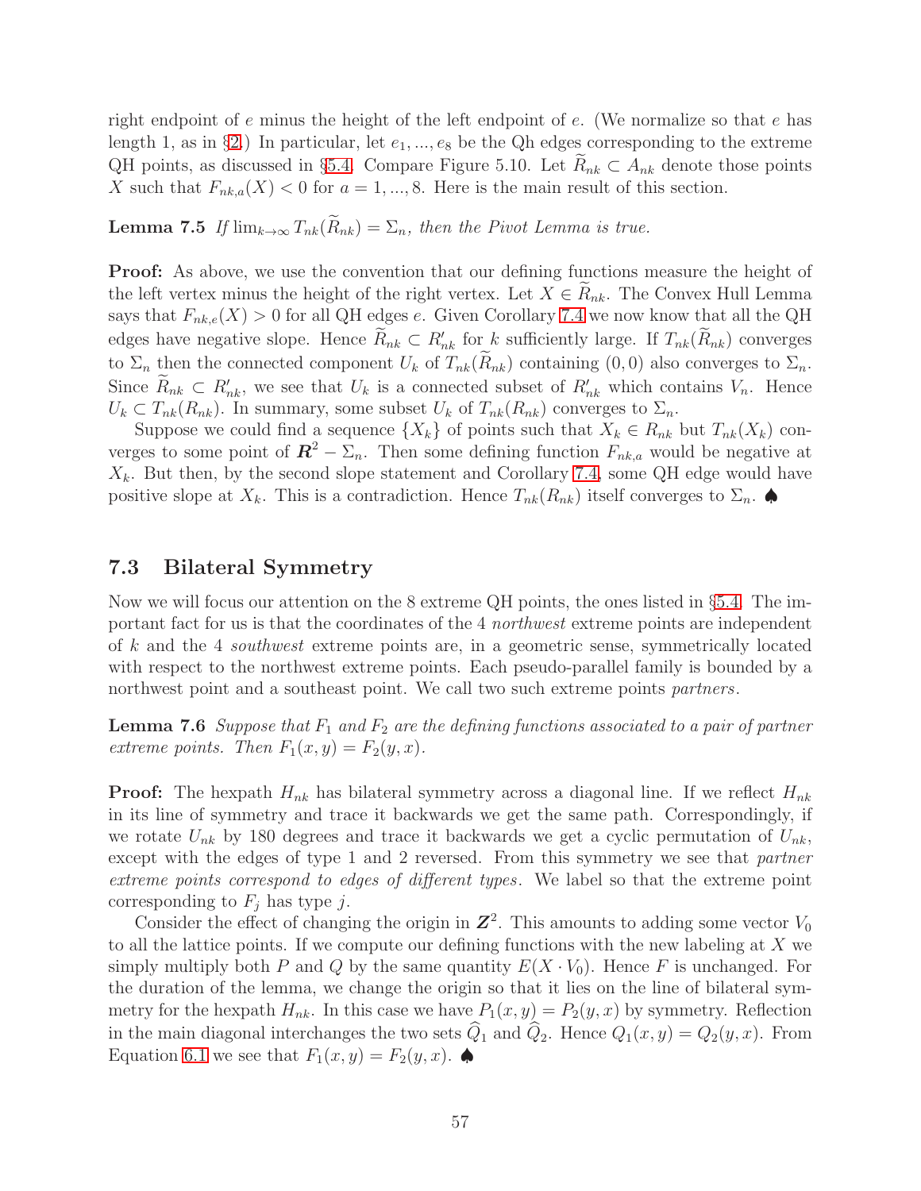right endpoint of $e$ minus the height of the left endpoint of $e$. (We normalize so that $e$ has length 1, as in §2.) In particular, let $e_1, ..., e_8$ be the Qh edges corresponding to the extreme QH points, as discussed in §5.4. Compare Figure 5.10. Let $\widetilde{R}_{nk} \subset A_{nk}$ denote those points $X$ such that $F_{nk,a}(X) < 0$ for $a = 1, ..., 8$. Here is the main result of this section.

**Lemma 7.5** *If* $\lim_{k\to\infty} T_{nk}(\widetilde{R}_{nk}) = \Sigma_n$*, then the Pivot Lemma is true.*

**Proof:** As above, we use the convention that our defining functions measure the height of the left vertex minus the height of the right vertex. Let $X \in \widetilde{R}_{nk}$. The Convex Hull Lemma says that $F_{nk,e}(X) > 0$ for all QH edges $e$. Given Corollary 7.4 we now know that all the QH edges have negative slope. Hence $\widetilde{R}_{nk} \subset R'_{nk}$ for $k$ sufficiently large. If $T_{nk}(\widetilde{R}_{nk})$ converges to $\Sigma_n$ then the connected component $U_k$ of $T_{nk}(\widetilde{R}_{nk})$ containing $(0,0)$ also converges to $\Sigma_n$. Since $\widetilde{R}_{nk} \subset R'_{nk}$, we see that $U_k$ is a connected subset of $R'_{nk}$ which contains $V_n$. Hence $U_k \subset T_{nk}(R_{nk})$. In summary, some subset $U_k$ of $T_{nk}(R_{nk})$ converges to $\Sigma_n$.

Suppose we could find a sequence $\{X_k\}$ of points such that $X_k \in R_{nk}$ but $T_{nk}(X_k)$ converges to some point of $\boldsymbol{R}^2 - \Sigma_n$. Then some defining function $F_{nk,a}$ would be negative at $X_k$. But then, by the second slope statement and Corollary 7.4, some QH edge would have positive slope at $X_k$. This is a contradiction. Hence $T_{nk}(R_{nk})$ itself converges to $\Sigma_n$. ♠

### 7.3 Bilateral Symmetry

Now we will focus our attention on the 8 extreme QH points, the ones listed in §5.4. The important fact for us is that the coordinates of the 4 *northwest* extreme points are independent of $k$ and the 4 *southwest* extreme points are, in a geometric sense, symmetrically located with respect to the northwest extreme points. Each pseudo-parallel family is bounded by a northwest point and a southeast point. We call two such extreme points *partners*.

**Lemma 7.6** *Suppose that* $F_1$ *and* $F_2$ *are the defining functions associated to a pair of partner extreme points. Then* $F_1(x,y) = F_2(y,x)$*.*

**Proof:** The hexpath $H_{nk}$ has bilateral symmetry across a diagonal line. If we reflect $H_{nk}$ in its line of symmetry and trace it backwards we get the same path. Correspondingly, if we rotate $U_{nk}$ by 180 degrees and trace it backwards we get a cyclic permutation of $U_{nk}$, except with the edges of type 1 and 2 reversed. From this symmetry we see that *partner extreme points correspond to edges of different types*. We label so that the extreme point corresponding to $F_j$ has type $j$.

Consider the effect of changing the origin in $\boldsymbol{Z}^2$. This amounts to adding some vector $V_0$ to all the lattice points. If we compute our defining functions with the new labeling at $X$ we simply multiply both $P$ and $Q$ by the same quantity $E(X \cdot V_0)$. Hence $F$ is unchanged. For the duration of the lemma, we change the origin so that it lies on the line of bilateral symmetry for the hexpath $H_{nk}$. In this case we have $P_1(x,y) = P_2(y,x)$ by symmetry. Reflection in the main diagonal interchanges the two sets $\widehat{Q}_1$ and $\widehat{Q}_2$. Hence $Q_1(x,y) = Q_2(y,x)$. From Equation 6.1 we see that $F_1(x,y) = F_2(y,x)$. ♠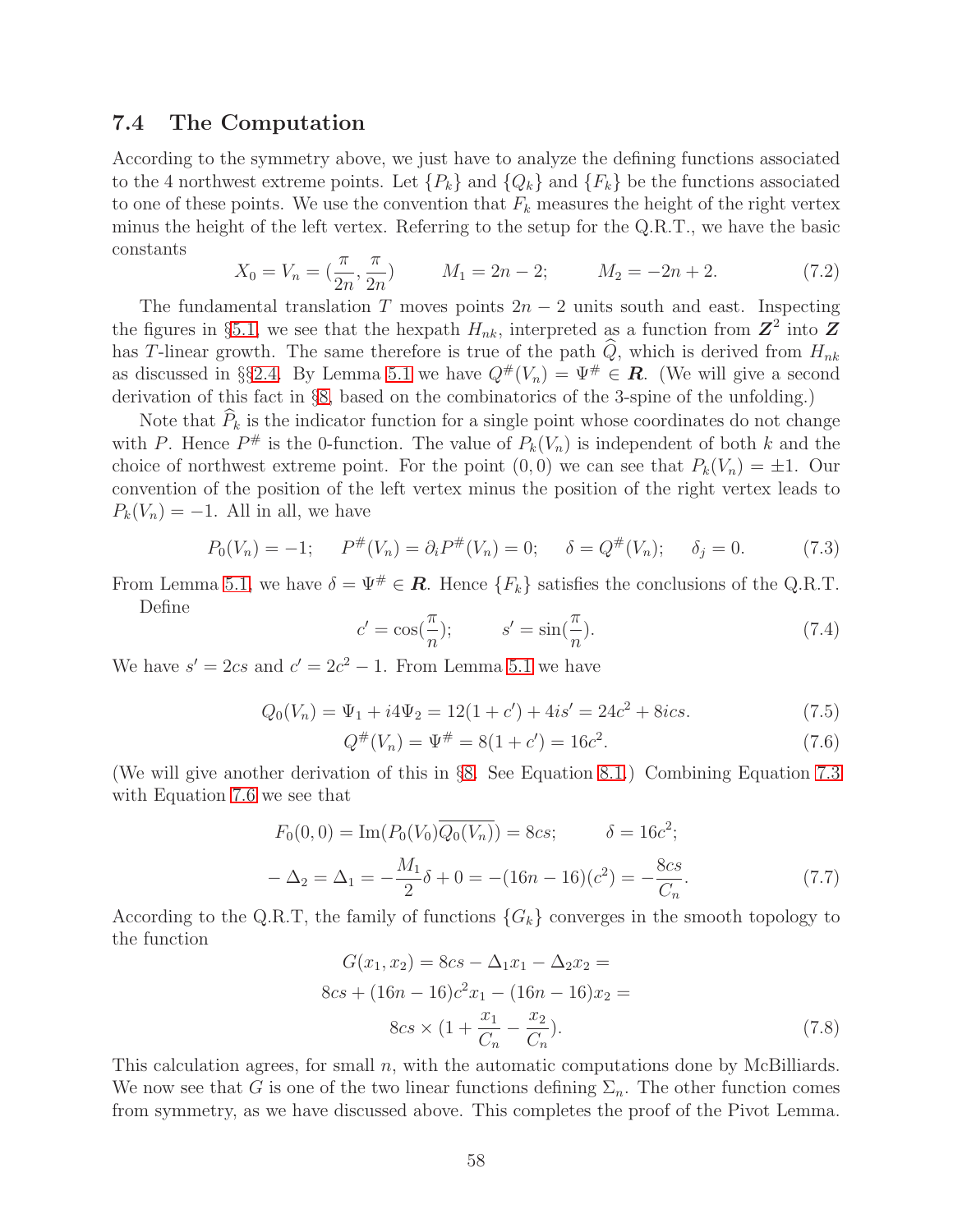### 7.4 The Computation

According to the symmetry above, we just have to analyze the defining functions associated to the 4 northwest extreme points. Let $\{P_k\}$ and $\{Q_k\}$ and $\{F_k\}$ be the functions associated to one of these points. We use the convention that $F_k$ measures the height of the right vertex minus the height of the left vertex. Referring to the setup for the Q.R.T., we have the basic constants

$$X_0 = V_n = (\frac{\pi}{2n}, \frac{\pi}{2n}) \qquad M_1 = 2n-2; \qquad M_2 = -2n+2. \tag{7.2}$$

The fundamental translation $T$ moves points $2n-2$ units south and east. Inspecting the figures in §5.1, we see that the hexpath $H_{nk}$, interpreted as a function from $\boldsymbol{Z}^2$ into $\boldsymbol{Z}$ has $T$-linear growth. The same therefore is true of the path $\widehat{Q}$, which is derived from $H_{nk}$ as discussed in §§2.4. By Lemma 5.1 we have $Q^\#(V_n) = \Psi^\# \in \boldsymbol{R}$. (We will give a second derivation of this fact in §8, based on the combinatorics of the 3-spine of the unfolding.)

Note that $\widehat{P}_k$ is the indicator function for a single point whose coordinates do not change with $P$. Hence $P^\#$ is the 0-function. The value of $P_k(V_n)$ is independent of both $k$ and the choice of northwest extreme point. For the point $(0,0)$ we can see that $P_k(V_n) = \pm 1$. Our convention of the position of the left vertex minus the position of the right vertex leads to $P_k(V_n) = -1$. All in all, we have

$$P_0(V_n) = -1; \quad P^\#(V_n) = \partial_i P^\#(V_n) = 0; \quad \delta = Q^\#(V_n); \quad \delta_j = 0. \tag{7.3}$$

From Lemma 5.1, we have $\delta = \Psi^\# \in \boldsymbol{R}$. Hence $\{F_k\}$ satisfies the conclusions of the Q.R.T.

Define

$$c' = \cos(\frac{\pi}{n}); \qquad s' = \sin(\frac{\pi}{n}). \tag{7.4}$$

We have $s' = 2cs$ and $c' = 2c^2 - 1$. From Lemma 5.1 we have

$$Q_0(V_n) = \Psi_1 + i4\Psi_2 = 12(1+c') + 4is' = 24c^2 + 8ics. \tag{7.5}$$

$$Q^\#(V_n) = \Psi^\# = 8(1+c') = 16c^2. \tag{7.6}$$

(We will give another derivation of this in §8. See Equation 8.1.) Combining Equation 7.3 with Equation 7.6 we see that

$$F_0(0,0) = \text{Im}(P_0(V_0)\overline{Q_0(V_n)}) = 8cs; \qquad \delta = 16c^2;$$

$$-\Delta_2 = \Delta_1 = -\frac{M_1}{2}\delta + 0 = -(16n-16)(c^2) = -\frac{8cs}{C_n}. \tag{7.7}$$

According to the Q.R.T, the family of functions $\{G_k\}$ converges in the smooth topology to the function

$$G(x_1, x_2) = 8cs - \Delta_1 x_1 - \Delta_2 x_2 =$$
$$8cs + (16n-16)c^2 x_1 - (16n-16)x_2 =$$
$$8cs \times (1 + \frac{x_1}{C_n} - \frac{x_2}{C_n}). \tag{7.8}$$

This calculation agrees, for small $n$, with the automatic computations done by McBilliards. We now see that $G$ is one of the two linear functions defining $\Sigma_n$. The other function comes from symmetry, as we have discussed above. This completes the proof of the Pivot Lemma.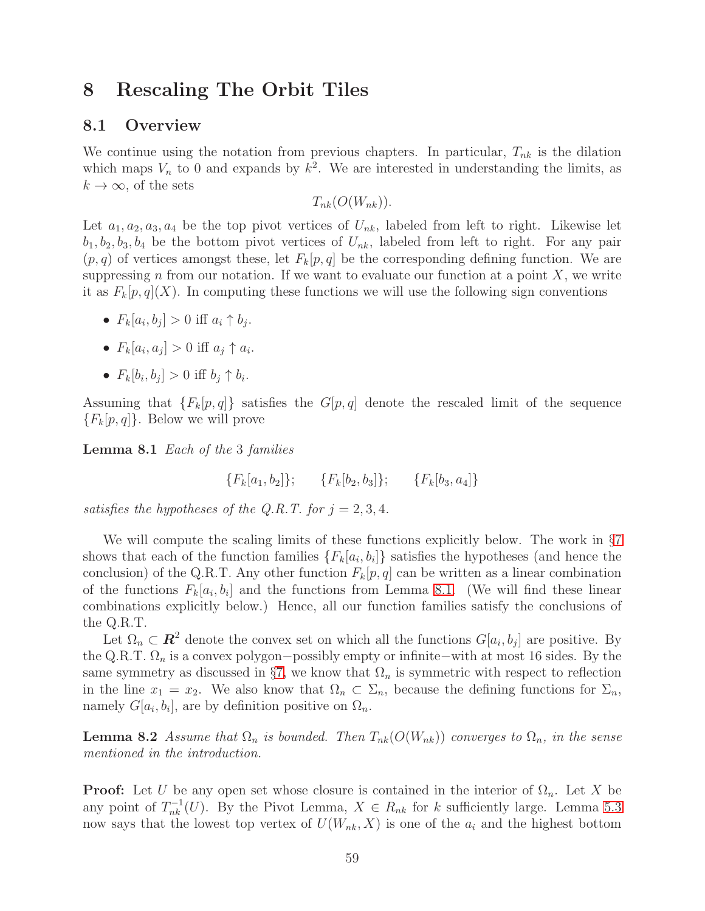# 8 Rescaling The Orbit Tiles

## 8.1 Overview

We continue using the notation from previous chapters. In particular, $T_{nk}$ is the dilation which maps $V_n$ to 0 and expands by $k^2$. We are interested in understanding the limits, as $k \to \infty$, of the sets

$$T_{nk}(O(W_{nk})).$$

Let $a_1, a_2, a_3, a_4$ be the top pivot vertices of $U_{nk}$, labeled from left to right. Likewise let $b_1, b_2, b_3, b_4$ be the bottom pivot vertices of $U_{nk}$, labeled from left to right. For any pair $(p, q)$ of vertices amongst these, let $F_k[p, q]$ be the corresponding defining function. We are suppressing $n$ from our notation. If we want to evaluate our function at a point $X$, we write it as $F_k[p, q](X)$. In computing these functions we will use the following sign conventions

- $F_k[a_i, b_j] > 0$ iff $a_i \uparrow b_j$.
- $F_k[a_i, a_j] > 0$ iff $a_j \uparrow a_i$.
- $F_k[b_i, b_j] > 0$ iff $b_j \uparrow b_i$.

Assuming that $\{F_k[p, q]\}$ satisfies the $G[p, q]$ denote the rescaled limit of the sequence $\{F_k[p, q]\}$. Below we will prove

**Lemma 8.1** *Each of the* 3 *families*

$$\{F_k[a_1, b_2]\}; \qquad \{F_k[b_2, b_3]\}; \qquad \{F_k[b_3, a_4]\}$$

*satisfies the hypotheses of the Q.R.T. for $j = 2, 3, 4$.*

We will compute the scaling limits of these functions explicitly below. The work in §7 shows that each of the function families $\{F_k[a_i, b_i]\}$ satisfies the hypotheses (and hence the conclusion) of the Q.R.T. Any other function $F_k[p, q]$ can be written as a linear combination of the functions $F_k[a_i, b_i]$ and the functions from Lemma 8.1. (We will find these linear combinations explicitly below.) Hence, all our function families satisfy the conclusions of the Q.R.T.

Let $\Omega_n \subset \boldsymbol{R}^2$ denote the convex set on which all the functions $G[a_i, b_j]$ are positive. By the Q.R.T. $\Omega_n$ is a convex polygon−possibly empty or infinite−with at most 16 sides. By the same symmetry as discussed in §7, we know that $\Omega_n$ is symmetric with respect to reflection in the line $x_1 = x_2$. We also know that $\Omega_n \subset \Sigma_n$, because the defining functions for $\Sigma_n$, namely $G[a_i, b_i]$, are by definition positive on $\Omega_n$.

**Lemma 8.2** *Assume that $\Omega_n$ is bounded. Then $T_{nk}(O(W_{nk}))$ converges to $\Omega_n$, in the sense mentioned in the introduction.*

**Proof:** Let $U$ be any open set whose closure is contained in the interior of $\Omega_n$. Let $X$ be any point of $T_{nk}^{-1}(U)$. By the Pivot Lemma, $X \in R_{nk}$ for $k$ sufficiently large. Lemma 5.3 now says that the lowest top vertex of $U(W_{nk}, X)$ is one of the $a_i$ and the highest bottom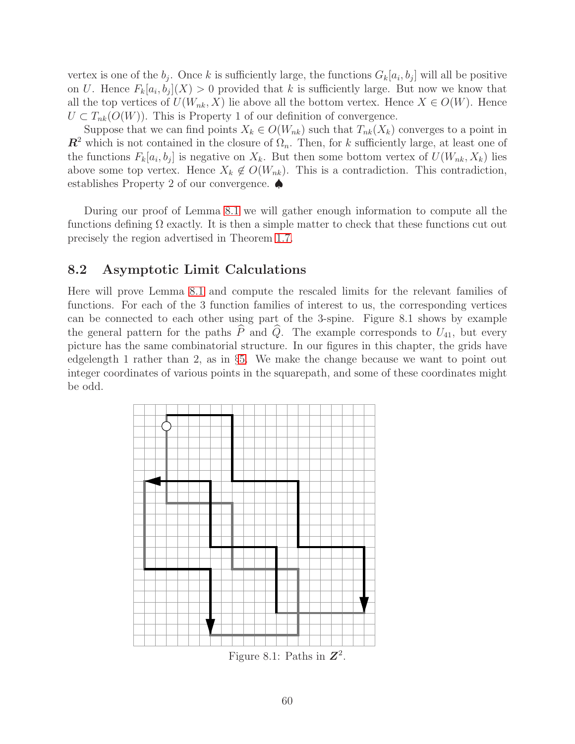vertex is one of the $b_j$. Once $k$ is sufficiently large, the functions $G_k[a_i, b_j]$ will all be positive on $U$. Hence $F_k[a_i, b_j](X) > 0$ provided that $k$ is sufficiently large. But now we know that all the top vertices of $U(W_{nk}, X)$ lie above all the bottom vertex. Hence $X \in O(W)$. Hence $U \subset T_{nk}(O(W))$. This is Property 1 of our definition of convergence.

Suppose that we can find points $X_k \in O(W_{nk})$ such that $T_{nk}(X_k)$ converges to a point in $\boldsymbol{R}^2$ which is not contained in the closure of $\Omega_n$. Then, for $k$ sufficiently large, at least one of the functions $F_k[a_i, b_j]$ is negative on $X_k$. But then some bottom vertex of $U(W_{nk}, X_k)$ lies above some top vertex. Hence $X_k \not\in O(W_{nk})$. This is a contradiction. This contradiction, establishes Property 2 of our convergence. ♠

During our proof of Lemma 8.1 we will gather enough information to compute all the functions defining $\Omega$ exactly. It is then a simple matter to check that these functions cut out precisely the region advertised in Theorem 1.7.

## 8.2 Asymptotic Limit Calculations

Here will prove Lemma 8.1 and compute the rescaled limits for the relevant families of functions. For each of the 3 function families of interest to us, the corresponding vertices can be connected to each other using part of the 3-spine. Figure 8.1 shows by example the general pattern for the paths $\widehat{P}$ and $\widehat{Q}$. The example corresponds to $U_{41}$, but every picture has the same combinatorial structure. In our figures in this chapter, the grids have edgelength 1 rather than 2, as in §5. We make the change because we want to point out integer coordinates of various points in the squarepath, and some of these coordinates might be odd.

Figure 8.1: Paths in $\boldsymbol{Z}^2$.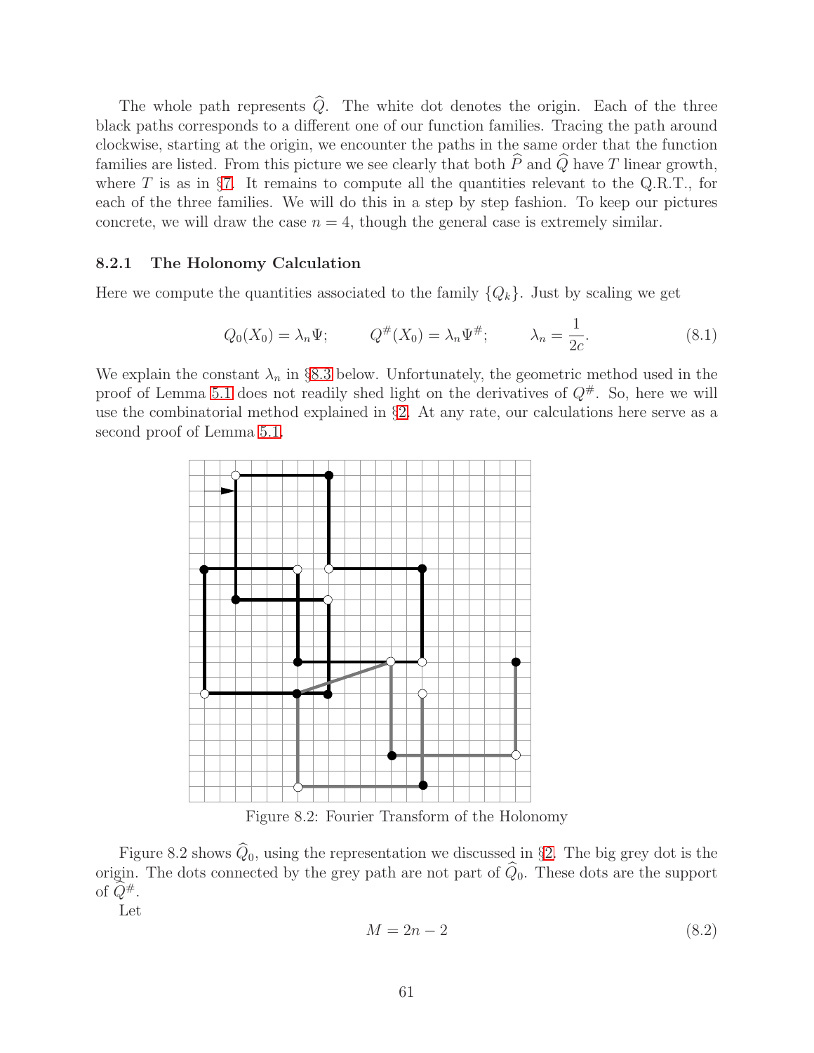The whole path represents $\widehat{Q}$. The white dot denotes the origin. Each of the three black paths corresponds to a different one of our function families. Tracing the path around clockwise, starting at the origin, we encounter the paths in the same order that the function families are listed. From this picture we see clearly that both $\widehat{P}$ and $\widehat{Q}$ have $T$ linear growth, where $T$ is as in §7. It remains to compute all the quantities relevant to the Q.R.T., for each of the three families. We will do this in a step by step fashion. To keep our pictures concrete, we will draw the case $n = 4$, though the general case is extremely similar.

### 8.2.1 The Holonomy Calculation

Here we compute the quantities associated to the family $\{Q_k\}$. Just by scaling we get

$$Q_0(X_0) = \lambda_n \Psi; \qquad Q^{\#}(X_0) = \lambda_n \Psi^{\#}; \qquad \lambda_n = \frac{1}{2c}. \tag{8.1}$$

We explain the constant $\lambda_n$ in §8.3 below. Unfortunately, the geometric method used in the proof of Lemma 5.1 does not readily shed light on the derivatives of $Q^{\#}$. So, here we will use the combinatorial method explained in §2. At any rate, our calculations here serve as a second proof of Lemma 5.1.

Figure 8.2: Fourier Transform of the Holonomy

Figure 8.2 shows $\widehat{Q}_0$, using the representation we discussed in §2. The big grey dot is the origin. The dots connected by the grey path are not part of $\widehat{Q}_0$. These dots are the support of $\widehat{Q}^{\#}$.

Let

$$M = 2n - 2 \tag{8.2}$$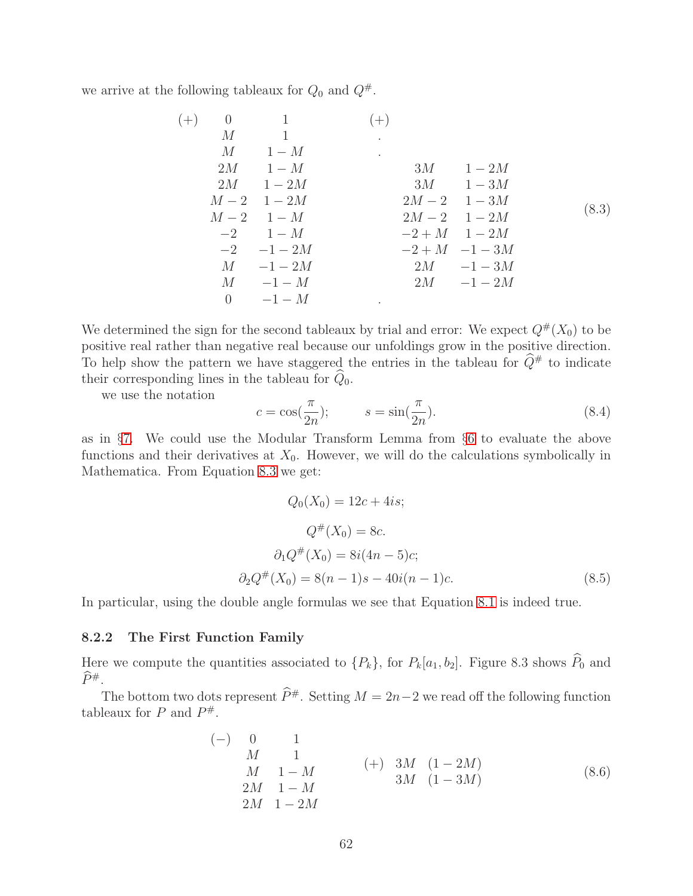we arrive at the following tableaux for $Q_0$ and $Q^{\#}$.

$$
\begin{array}{lcc}
(+) & 0 & 1 \\
 & M & 1 \\
 & M & 1-M \\
 & 2M & 1-M \\
 & 2M & 1-2M \\
 & M-2 & 1-2M \\
 & M-2 & 1-M \\
 & -2 & 1-M \\
 & -2 & -1-2M \\
 & M & -1-2M \\
 & M & -1-M \\
 & 0 & -1-M
\end{array}
\qquad
\begin{array}{lcc}
(+) & & \\
 & . & \\
 & . & \\
 & 3M & 1-2M \\
 & 3M & 1-3M \\
 & 2M-2 & 1-3M \\
 & 2M-2 & 1-2M \\
 & -2+M & 1-2M \\
 & -2+M & -1-3M \\
 & 2M & -1-3M \\
 & 2M & -1-2M \\
 & . &
\end{array}
\tag{8.3}
$$

We determined the sign for the second tableaux by trial and error: We expect $Q^{\#}(X_0)$ to be positive real rather than negative real because our unfoldings grow in the positive direction. To help show the pattern we have staggered the entries in the tableau for $\widehat{Q}^{\#}$ to indicate their corresponding lines in the tableau for $\widehat{Q}_0$.

we use the notation

$$
c = \cos(\frac{\pi}{2n}); \qquad s = \sin(\frac{\pi}{2n}). \tag{8.4}
$$

as in §7. We could use the Modular Transform Lemma from §6 to evaluate the above functions and their derivatives at $X_0$. However, we will do the calculations symbolically in Mathematica. From Equation 8.3 we get:

$$
Q_0(X_0) = 12c + 4is;
$$

$$
Q^{\#}(X_0) = 8c.
$$

$$
\partial_1 Q^{\#}(X_0) = 8i(4n-5)c;
$$

$$
\partial_2 Q^{\#}(X_0) = 8(n-1)s - 40i(n-1)c. \tag{8.5}
$$

In particular, using the double angle formulas we see that Equation 8.1 is indeed true.

### 8.2.2 The First Function Family

Here we compute the quantities associated to $\{P_k\}$, for $P_k[a_1, b_2]$. Figure 8.3 shows $\widehat{P}_0$ and $\widehat{P}^{\#}$.

The bottom two dots represent $\widehat{P}^{\#}$. Setting $M = 2n-2$ we read off the following function tableaux for $P$ and $P^{\#}$.

$$
\begin{array}{lcc}
(-) & 0 & 1 \\
 & M & 1 \\
 & M & 1-M \\
 & 2M & 1-M \\
 & 2M & 1-2M
\end{array}
\qquad
\begin{array}{lcc}
(+) & 3M & (1-2M) \\
 & 3M & (1-3M)
\end{array}
\tag{8.6}
$$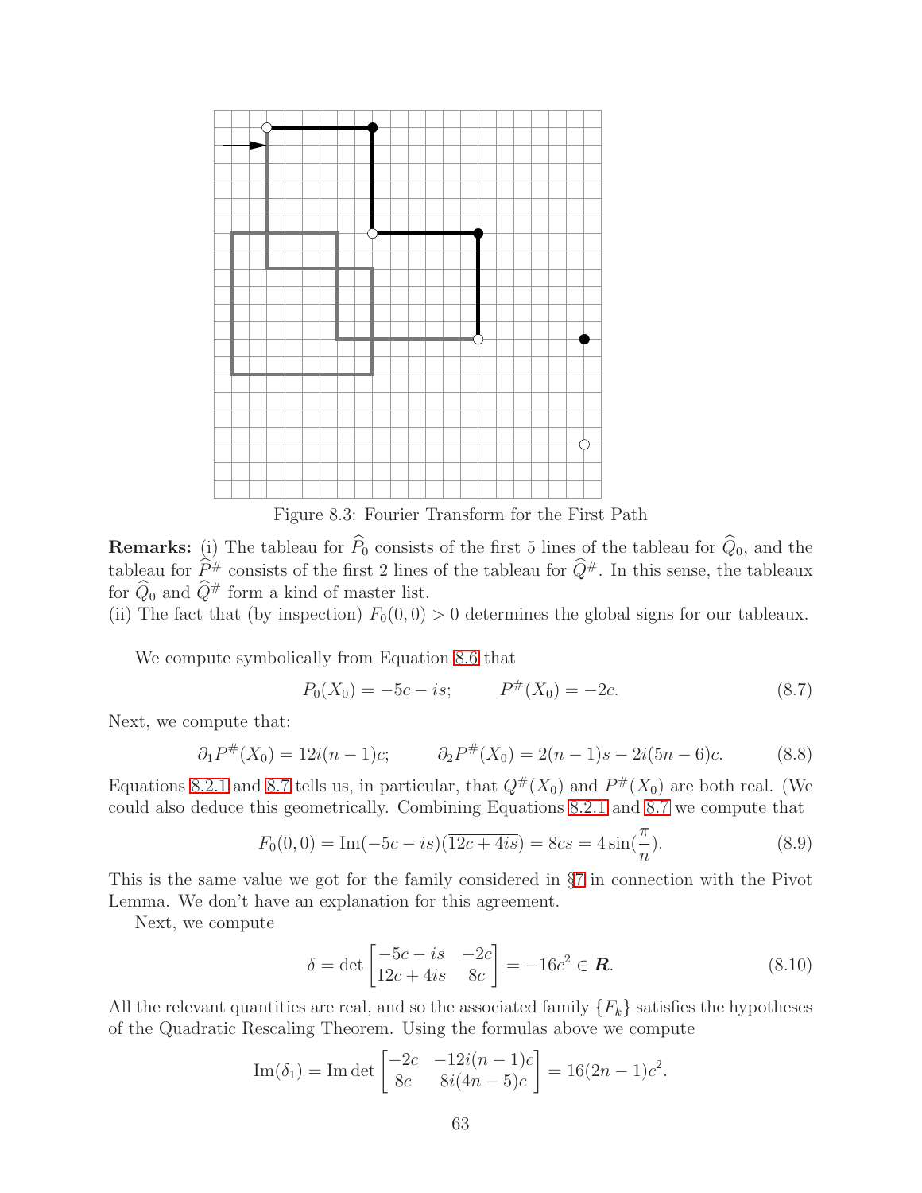Figure 8.3: Fourier Transform for the First Path

**Remarks:** (i) The tableau for $\widehat{P}_0$ consists of the first 5 lines of the tableau for $\widehat{Q}_0$, and the tableau for $\widehat{P}^{\#}$ consists of the first 2 lines of the tableau for $\widehat{Q}^{\#}$. In this sense, the tableaux for $\widehat{Q}_0$ and $\widehat{Q}^{\#}$ form a kind of master list.
(ii) The fact that (by inspection) $F_0(0,0) > 0$ determines the global signs for our tableaux.

We compute symbolically from Equation 8.6 that

$$P_0(X_0) = -5c - is; \qquad P^{\#}(X_0) = -2c. \tag{8.7}$$

Next, we compute that:

$$\partial_1 P^{\#}(X_0) = 12i(n-1)c; \qquad \partial_2 P^{\#}(X_0) = 2(n-1)s - 2i(5n-6)c. \tag{8.8}$$

Equations 8.2.1 and 8.7 tells us, in particular, that $Q^{\#}(X_0)$ and $P^{\#}(X_0)$ are both real. (We could also deduce this geometrically. Combining Equations 8.2.1 and 8.7 we compute that

$$F_0(0,0) = \text{Im}(-5c - is)(\overline{12c + 4is}) = 8cs = 4\sin(\frac{\pi}{n}). \tag{8.9}$$

This is the same value we got for the family considered in §7 in connection with the Pivot Lemma. We don't have an explanation for this agreement.

Next, we compute

$$\delta = \det \begin{bmatrix} -5c - is & -2c \\ 12c + 4is & 8c \end{bmatrix} = -16c^2 \in \boldsymbol{R}. \tag{8.10}$$

All the relevant quantities are real, and so the associated family $\{F_k\}$ satisfies the hypotheses of the Quadratic Rescaling Theorem. Using the formulas above we compute

$$\text{Im}(\delta_1) = \text{Im}\det \begin{bmatrix} -2c & -12i(n-1)c \\ 8c & 8i(4n-5)c \end{bmatrix} = 16(2n-1)c^2.$$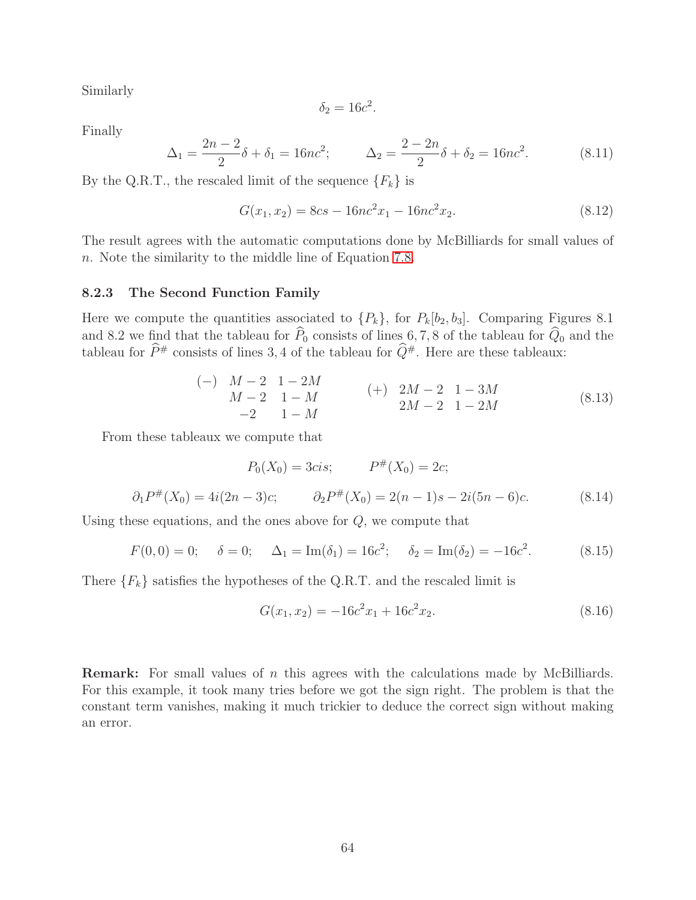Similarly

$$\delta_2 = 16c^2.$$

Finally

$$\Delta_1 = \frac{2n-2}{2}\delta + \delta_1 = 16nc^2; \qquad \Delta_2 = \frac{2-2n}{2}\delta + \delta_2 = 16nc^2. \tag{8.11}$$

By the Q.R.T., the rescaled limit of the sequence $\{F_k\}$ is

$$G(x_1, x_2) = 8cs - 16nc^2 x_1 - 16nc^2 x_2. \tag{8.12}$$

The result agrees with the automatic computations done by McBilliards for small values of $n$. Note the similarity to the middle line of Equation 7.8.

### 8.2.3 The Second Function Family

Here we compute the quantities associated to $\{P_k\}$, for $P_k[b_2, b_3]$. Comparing Figures 8.1 and 8.2 we find that the tableau for $\widehat{P}_0$ consists of lines 6, 7, 8 of the tableau for $\widehat{Q}_0$ and the tableau for $\widehat{P}^\#$ consists of lines 3, 4 of the tableau for $\widehat{Q}^\#$. Here are these tableaux:

$$\begin{array}{ccc} (-) & M-2 & 1-2M \\ & M-2 & 1-M \\ & -2 & 1-M \end{array} \qquad \begin{array}{ccc} (+) & 2M-2 & 1-3M \\ & 2M-2 & 1-2M \end{array} \tag{8.13}$$

From these tableaux we compute that

$$P_0(X_0) = 3cis; \qquad P^\#(X_0) = 2c;$$

$$\partial_1 P^\#(X_0) = 4i(2n-3)c; \qquad \partial_2 P^\#(X_0) = 2(n-1)s - 2i(5n-6)c. \tag{8.14}$$

Using these equations, and the ones above for $Q$, we compute that

$$F(0,0) = 0; \quad \delta = 0; \quad \Delta_1 = \text{Im}(\delta_1) = 16c^2; \quad \delta_2 = \text{Im}(\delta_2) = -16c^2. \tag{8.15}$$

There $\{F_k\}$ satisfies the hypotheses of the Q.R.T. and the rescaled limit is

$$G(x_1, x_2) = -16c^2 x_1 + 16c^2 x_2. \tag{8.16}$$

**Remark:** For small values of $n$ this agrees with the calculations made by McBilliards. For this example, it took many tries before we got the sign right. The problem is that the constant term vanishes, making it much trickier to deduce the correct sign without making an error.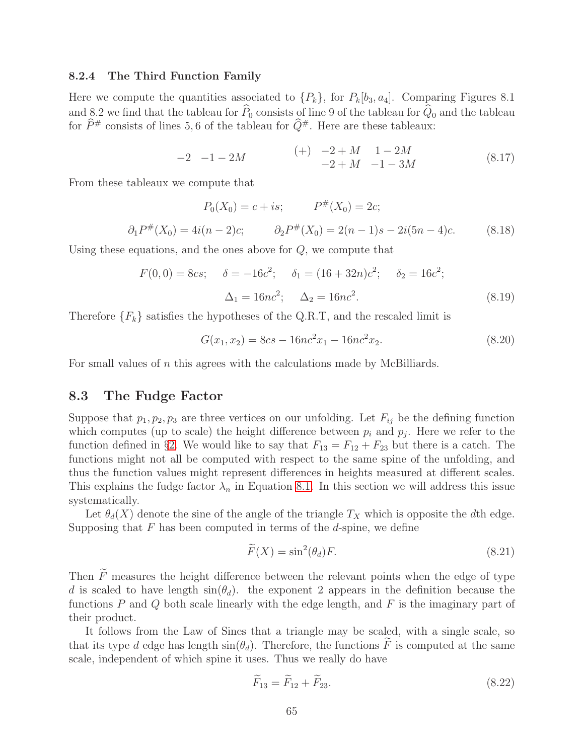#### 8.2.4 The Third Function Family

Here we compute the quantities associated to $\{P_k\}$, for $P_k[b_3, a_4]$. Comparing Figures 8.1 and 8.2 we find that the tableau for $\widehat{P}_0$ consists of line 9 of the tableau for $\widehat{Q}_0$ and the tableau for $\widehat{P}^{\#}$ consists of lines 5, 6 of the tableau for $\widehat{Q}^{\#}$. Here are these tableaux:

$$-2 \quad -1-2M \qquad\qquad \begin{matrix} (+) & -2+M & 1-2M \\ & -2+M & -1-3M \end{matrix} \tag{8.17}$$

From these tableaux we compute that

$$P_0(X_0) = c + is; \qquad P^{\#}(X_0) = 2c;$$

$$\partial_1 P^{\#}(X_0) = 4i(n-2)c; \qquad \partial_2 P^{\#}(X_0) = 2(n-1)s - 2i(5n-4)c. \tag{8.18}$$

Using these equations, and the ones above for $Q$, we compute that

$$F(0,0) = 8cs; \quad \delta = -16c^2; \quad \delta_1 = (16+32n)c^2; \quad \delta_2 = 16c^2;$$

$$\Delta_1 = 16nc^2; \quad \Delta_2 = 16nc^2. \tag{8.19}$$

Therefore $\{F_k\}$ satisfies the hypotheses of the Q.R.T, and the rescaled limit is

$$G(x_1, x_2) = 8cs - 16nc^2 x_1 - 16nc^2 x_2. \tag{8.20}$$

For small values of $n$ this agrees with the calculations made by McBilliards.

## 8.3 The Fudge Factor

Suppose that $p_1, p_2, p_3$ are three vertices on our unfolding. Let $F_{ij}$ be the defining function which computes (up to scale) the height difference between $p_i$ and $p_j$. Here we refer to the function defined in §2. We would like to say that $F_{13} = F_{12} + F_{23}$ but there is a catch. The functions might not all be computed with respect to the same spine of the unfolding, and thus the function values might represent differences in heights measured at different scales. This explains the fudge factor $\lambda_n$ in Equation 8.1. In this section we will address this issue systematically.

Let $\theta_d(X)$ denote the sine of the angle of the triangle $T_X$ which is opposite the $d$th edge. Supposing that $F$ has been computed in terms of the $d$-spine, we define

$$\widetilde{F}(X) = \sin^2(\theta_d) F. \tag{8.21}$$

Then $\widetilde{F}$ measures the height difference between the relevant points when the edge of type $d$ is scaled to have length $\sin(\theta_d)$. the exponent 2 appears in the definition because the functions $P$ and $Q$ both scale linearly with the edge length, and $F$ is the imaginary part of their product.

It follows from the Law of Sines that a triangle may be scaled, with a single scale, so that its type $d$ edge has length $\sin(\theta_d)$. Therefore, the functions $\widetilde{F}$ is computed at the same scale, independent of which spine it uses. Thus we really do have

$$\widetilde{F}_{13} = \widetilde{F}_{12} + \widetilde{F}_{23}. \tag{8.22}$$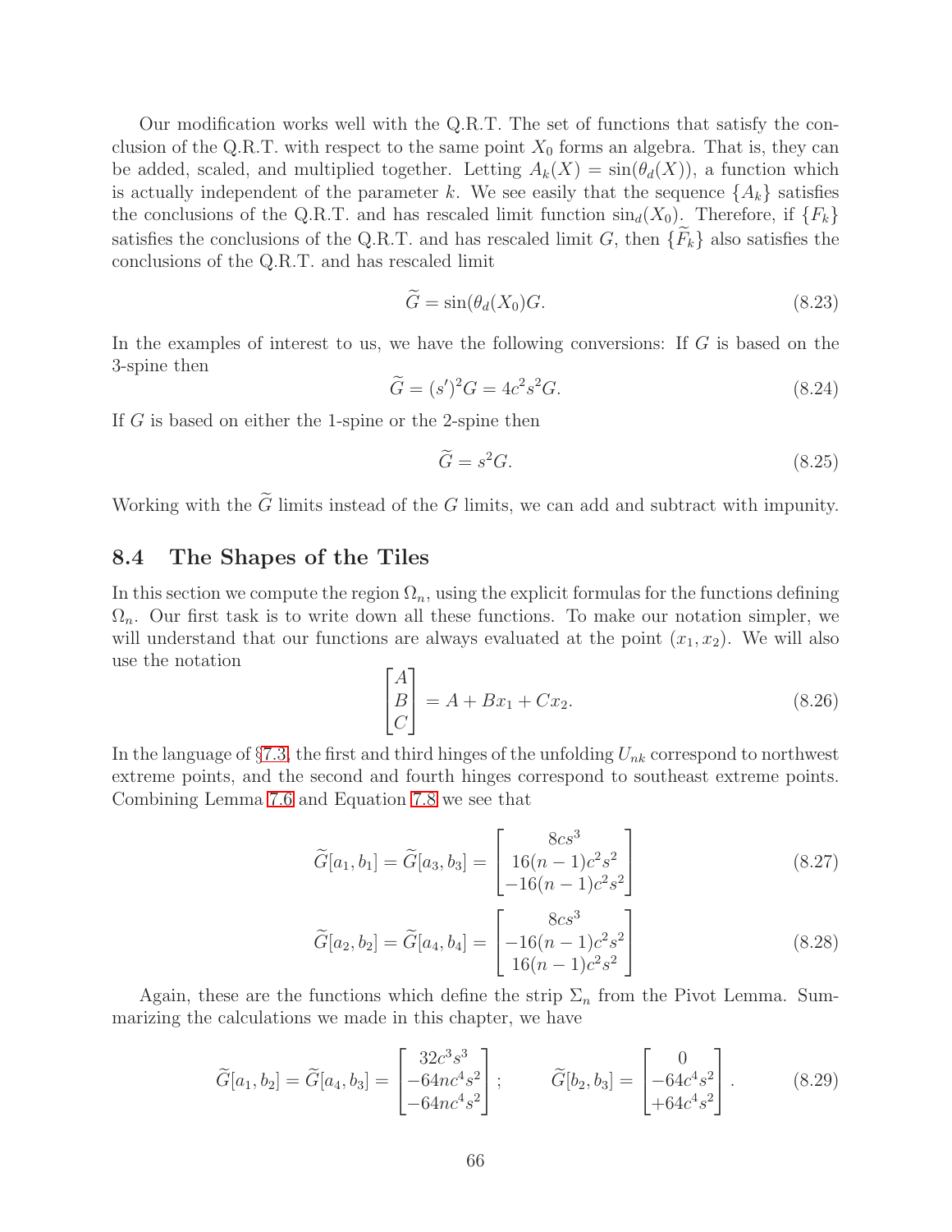Our modification works well with the Q.R.T. The set of functions that satisfy the conclusion of the Q.R.T. with respect to the same point $X_0$ forms an algebra. That is, they can be added, scaled, and multiplied together. Letting $A_k(X) = \sin(\theta_d(X))$, a function which is actually independent of the parameter $k$. We see easily that the sequence $\{A_k\}$ satisfies the conclusions of the Q.R.T. and has rescaled limit function $\sin_d(X_0)$. Therefore, if $\{F_k\}$ satisfies the conclusions of the Q.R.T. and has rescaled limit $G$, then $\{\widetilde{F}_k\}$ also satisfies the conclusions of the Q.R.T. and has rescaled limit

$$\widetilde{G} = \sin(\theta_d(X_0)G. \tag{8.23}$$

In the examples of interest to us, we have the following conversions: If $G$ is based on the 3-spine then

$$\widetilde{G} = (s')^2 G = 4c^2 s^2 G. \tag{8.24}$$

If $G$ is based on either the 1-spine or the 2-spine then

$$\widetilde{G} = s^2 G. \tag{8.25}$$

Working with the $\widetilde{G}$ limits instead of the $G$ limits, we can add and subtract with impunity.

## 8.4 The Shapes of the Tiles

In this section we compute the region $\Omega_n$, using the explicit formulas for the functions defining $\Omega_n$. Our first task is to write down all these functions. To make our notation simpler, we will understand that our functions are always evaluated at the point $(x_1, x_2)$. We will also use the notation

$$\begin{bmatrix} A \\ B \\ C \end{bmatrix} = A + Bx_1 + Cx_2. \tag{8.26}$$

In the language of §7.3, the first and third hinges of the unfolding $U_{nk}$ correspond to northwest extreme points, and the second and fourth hinges correspond to southeast extreme points. Combining Lemma 7.6 and Equation 7.8 we see that

$$\widetilde{G}[a_1, b_1] = \widetilde{G}[a_3, b_3] = \begin{bmatrix} 8cs^3 \\ 16(n-1)c^2 s^2 \\ -16(n-1)c^2 s^2 \end{bmatrix} \tag{8.27}$$

$$\widetilde{G}[a_2, b_2] = \widetilde{G}[a_4, b_4] = \begin{bmatrix} 8cs^3 \\ -16(n-1)c^2 s^2 \\ 16(n-1)c^2 s^2 \end{bmatrix} \tag{8.28}$$

Again, these are the functions which define the strip $\Sigma_n$ from the Pivot Lemma. Summarizing the calculations we made in this chapter, we have

$$\widetilde{G}[a_1, b_2] = \widetilde{G}[a_4, b_3] = \begin{bmatrix} 32c^3 s^3 \\ -64nc^4 s^2 \\ -64nc^4 s^2 \end{bmatrix}; \qquad \widetilde{G}[b_2, b_3] = \begin{bmatrix} 0 \\ -64c^4 s^2 \\ +64c^4 s^2 \end{bmatrix}. \tag{8.29}$$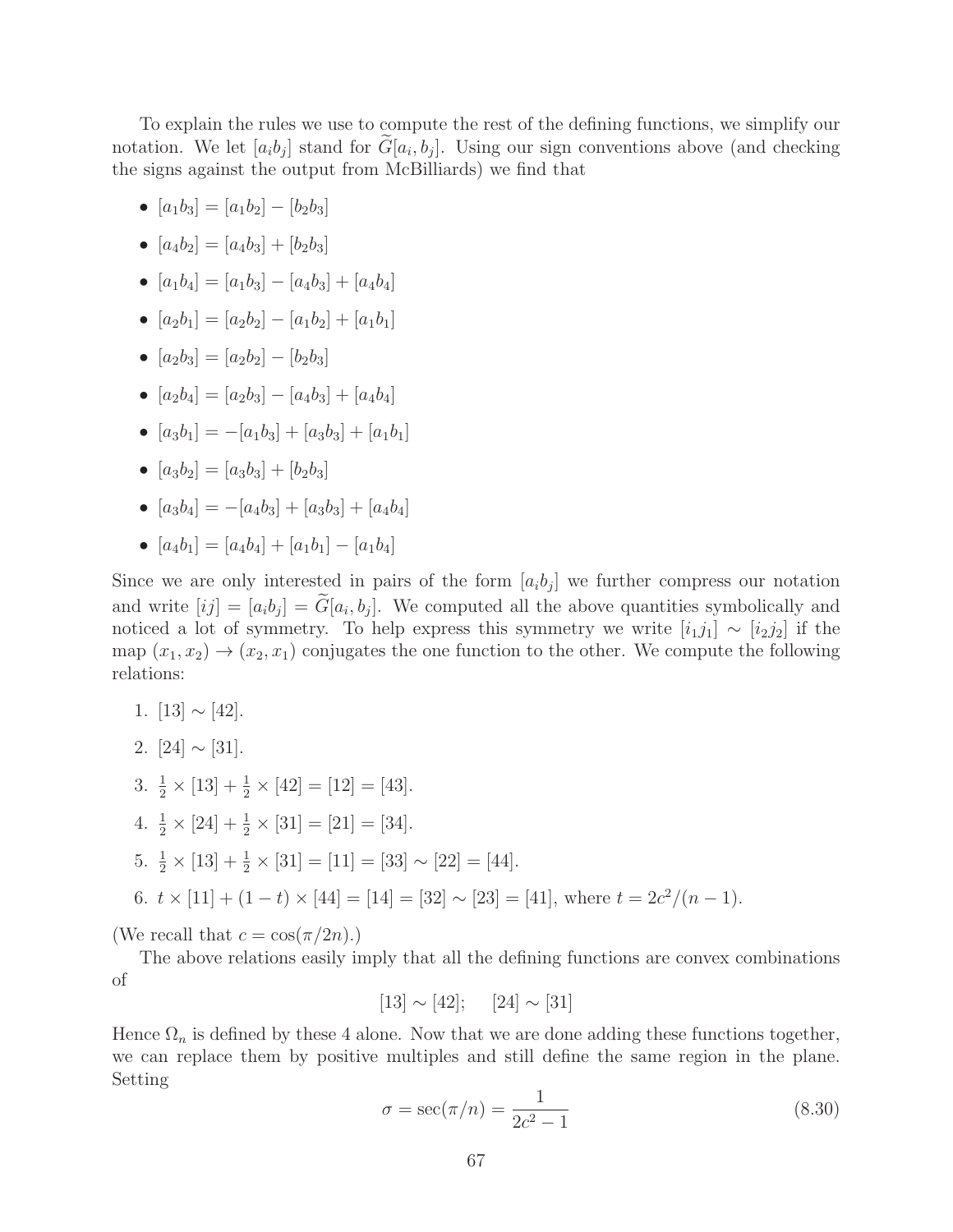To explain the rules we use to compute the rest of the defining functions, we simplify our notation. We let $[a_ib_j]$ stand for $\widetilde{G}[a_i, b_j]$. Using our sign conventions above (and checking the signs against the output from McBilliards) we find that

- $[a_1b_3] = [a_1b_2] - [b_2b_3]$
- $[a_4b_2] = [a_4b_3] + [b_2b_3]$
- $[a_1b_4] = [a_1b_3] - [a_4b_3] + [a_4b_4]$
- $[a_2b_1] = [a_2b_2] - [a_1b_2] + [a_1b_1]$
- $[a_2b_3] = [a_2b_2] - [b_2b_3]$
- $[a_2b_4] = [a_2b_3] - [a_4b_3] + [a_4b_4]$
- $[a_3b_1] = -[a_1b_3] + [a_3b_3] + [a_1b_1]$
- $[a_3b_2] = [a_3b_3] + [b_2b_3]$
- $[a_3b_4] = -[a_4b_3] + [a_3b_3] + [a_4b_4]$
- $[a_4b_1] = [a_4b_4] + [a_1b_1] - [a_1b_4]$

Since we are only interested in pairs of the form $[a_ib_j]$ we further compress our notation and write $[ij] = [a_ib_j] = \widetilde{G}[a_i, b_j]$. We computed all the above quantities symbolically and noticed a lot of symmetry. To help express this symmetry we write $[i_1j_1] \sim [i_2j_2]$ if the map $(x_1, x_2) \to (x_2, x_1)$ conjugates the one function to the other. We compute the following relations:

1. $[13] \sim [42]$.
2. $[24] \sim [31]$.
3. $\frac{1}{2} \times [13] + \frac{1}{2} \times [42] = [12] = [43]$.
4. $\frac{1}{2} \times [24] + \frac{1}{2} \times [31] = [21] = [34]$.
5. $\frac{1}{2} \times [13] + \frac{1}{2} \times [31] = [11] = [33] \sim [22] = [44]$.
6. $t \times [11] + (1-t) \times [44] = [14] = [32] \sim [23] = [41]$, where $t = 2c^2/(n-1)$.

(We recall that $c = \cos(\pi/2n)$.)

The above relations easily imply that all the defining functions are convex combinations of

$$[13] \sim [42]; \quad [24] \sim [31]$$

Hence $\Omega_n$ is defined by these 4 alone. Now that we are done adding these functions together, we can replace them by positive multiples and still define the same region in the plane. Setting

$$\sigma = \sec(\pi/n) = \frac{1}{2c^2 - 1} \tag{8.30}$$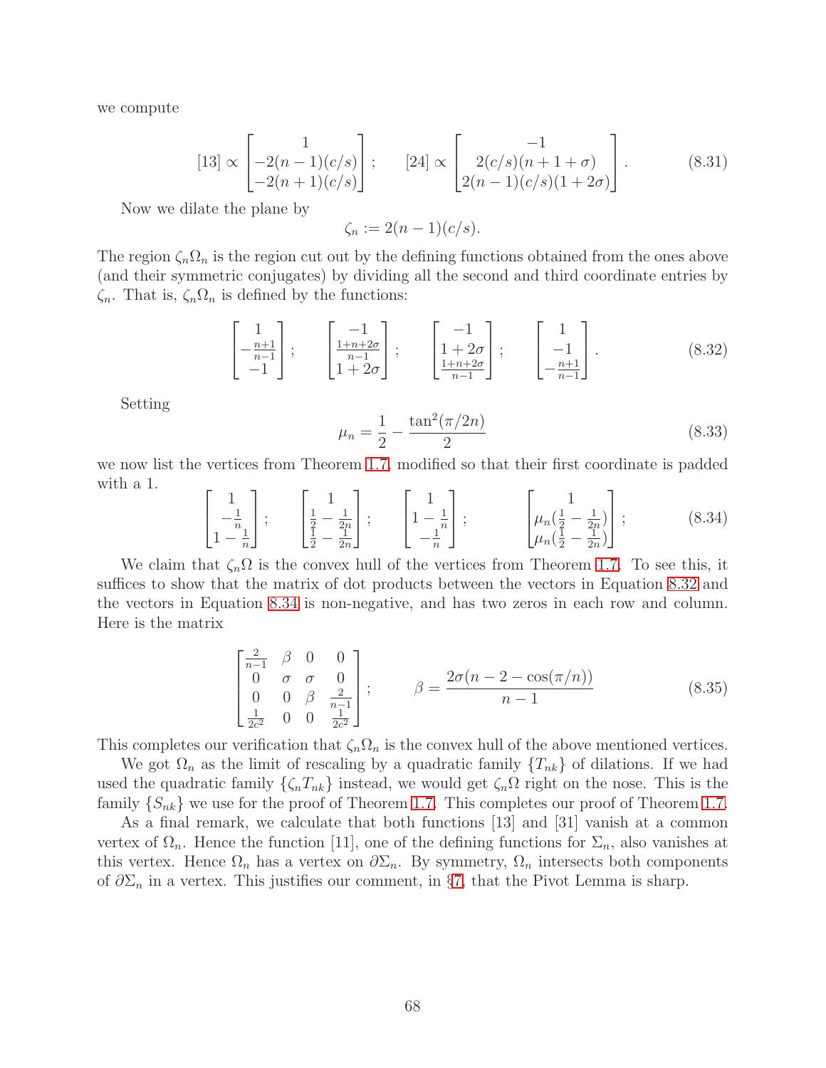we compute

$$[13] \propto \begin{bmatrix} 1 \\ -2(n-1)(c/s) \\ -2(n+1)(c/s) \end{bmatrix}; \qquad [24] \propto \begin{bmatrix} -1 \\ 2(c/s)(n+1+\sigma) \\ 2(n-1)(c/s)(1+2\sigma) \end{bmatrix}. \tag{8.31}$$

Now we dilate the plane by

$$\zeta_n := 2(n-1)(c/s).$$

The region $\zeta_n \Omega_n$ is the region cut out by the defining functions obtained from the ones above (and their symmetric conjugates) by dividing all the second and third coordinate entries by $\zeta_n$. That is, $\zeta_n \Omega_n$ is defined by the functions:

$$\begin{bmatrix} 1 \\ -\frac{n+1}{n-1} \\ -1 \end{bmatrix}; \qquad \begin{bmatrix} -1 \\ \frac{1+n+2\sigma}{n-1} \\ 1+2\sigma \end{bmatrix}; \qquad \begin{bmatrix} -1 \\ 1+2\sigma \\ \frac{1+n+2\sigma}{n-1} \end{bmatrix}; \qquad \begin{bmatrix} 1 \\ -1 \\ -\frac{n+1}{n-1} \end{bmatrix}. \tag{8.32}$$

Setting

$$\mu_n = \frac{1}{2} - \frac{\tan^2(\pi/2n)}{2} \tag{8.33}$$

we now list the vertices from Theorem 1.7, modified so that their first coordinate is padded with a 1.

$$\begin{bmatrix} 1 \\ -\frac{1}{n} \\ 1-\frac{1}{n} \end{bmatrix}; \qquad \begin{bmatrix} 1 \\ \frac{1}{2}-\frac{1}{2n} \\ \frac{1}{2}-\frac{1}{2n} \end{bmatrix}; \qquad \begin{bmatrix} 1 \\ 1-\frac{1}{n} \\ -\frac{1}{n} \end{bmatrix}; \qquad \begin{bmatrix} 1 \\ \mu_n(\frac{1}{2}-\frac{1}{2n}) \\ \mu_n(\frac{1}{2}-\frac{1}{2n}) \end{bmatrix}; \tag{8.34}$$

We claim that $\zeta_n \Omega$ is the convex hull of the vertices from Theorem 1.7. To see this, it suffices to show that the matrix of dot products between the vectors in Equation 8.32 and the vectors in Equation 8.34 is non-negative, and has two zeros in each row and column. Here is the matrix

$$\begin{bmatrix} \frac{2}{n-1} & \beta & 0 & 0 \\ 0 & \sigma & \sigma & 0 \\ 0 & 0 & \beta & \frac{2}{n-1} \\ \frac{1}{2c^2} & 0 & 0 & \frac{1}{2c^2} \end{bmatrix}; \qquad \beta = \frac{2\sigma(n-2-\cos(\pi/n))}{n-1} \tag{8.35}$$

This completes our verification that $\zeta_n \Omega_n$ is the convex hull of the above mentioned vertices.

We got $\Omega_n$ as the limit of rescaling by a quadratic family $\{T_{nk}\}$ of dilations. If we had used the quadratic family $\{\zeta_n T_{nk}\}$ instead, we would get $\zeta_n \Omega$ right on the nose. This is the family $\{S_{nk}\}$ we use for the proof of Theorem 1.7. This completes our proof of Theorem 1.7.

As a final remark, we calculate that both functions [13] and [31] vanish at a common vertex of $\Omega_n$. Hence the function [11], one of the defining functions for $\Sigma_n$, also vanishes at this vertex. Hence $\Omega_n$ has a vertex on $\partial \Sigma_n$. By symmetry, $\Omega_n$ intersects both components of $\partial \Sigma_n$ in a vertex. This justifies our comment, in §7, that the Pivot Lemma is sharp.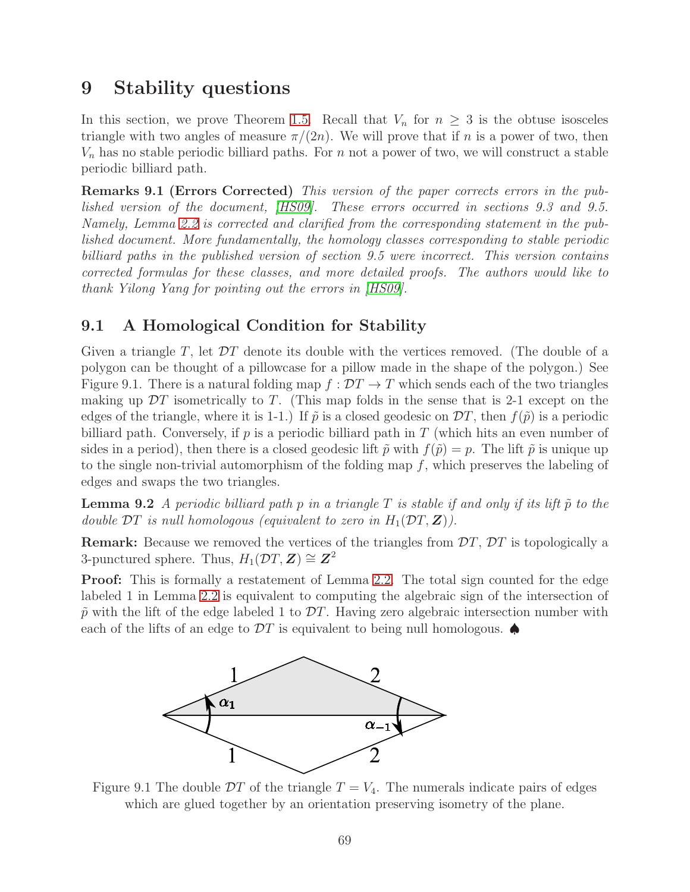# 9 Stability questions

In this section, we prove Theorem 1.5. Recall that $V_n$ for $n \geq 3$ is the obtuse isosceles triangle with two angles of measure $\pi/(2n)$. We will prove that if $n$ is a power of two, then $V_n$ has no stable periodic billiard paths. For $n$ not a power of two, we will construct a stable periodic billiard path.

**Remarks 9.1 (Errors Corrected)** *This version of the paper corrects errors in the published version of the document, [HS09]. These errors occurred in sections 9.3 and 9.5. Namely, Lemma 2.2 is corrected and clarified from the corresponding statement in the published document. More fundamentally, the homology classes corresponding to stable periodic billiard paths in the published version of section 9.5 were incorrect. This version contains corrected formulas for these classes, and more detailed proofs. The authors would like to thank Yilong Yang for pointing out the errors in [HS09].*

## 9.1 A Homological Condition for Stability

Given a triangle $T$, let $\mathcal{D}T$ denote its double with the vertices removed. (The double of a polygon can be thought of a pillowcase for a pillow made in the shape of the polygon.) See Figure 9.1. There is a natural folding map $f : \mathcal{D}T \to T$ which sends each of the two triangles making up $\mathcal{D}T$ isometrically to $T$. (This map folds in the sense that is 2-1 except on the edges of the triangle, where it is 1-1.) If $\tilde{p}$ is a closed geodesic on $\mathcal{D}T$, then $f(\tilde{p})$ is a periodic billiard path. Conversely, if $p$ is a periodic billiard path in $T$ (which hits an even number of sides in a period), then there is a closed geodesic lift $\tilde{p}$ with $f(\tilde{p}) = p$. The lift $\tilde{p}$ is unique up to the single non-trivial automorphism of the folding map $f$, which preserves the labeling of edges and swaps the two triangles.

**Lemma 9.2** *A periodic billiard path $p$ in a triangle $T$ is stable if and only if its lift $\tilde{p}$ to the double $\mathcal{D}T$ is null homologous (equivalent to zero in $H_1(\mathcal{D}T, \mathbb{Z})$).*

**Remark:** Because we removed the vertices of the triangles from $\mathcal{D}T$, $\mathcal{D}T$ is topologically a 3-punctured sphere. Thus, $H_1(\mathcal{D}T, \mathbb{Z}) \cong \mathbb{Z}^2$

**Proof:** This is formally a restatement of Lemma 2.2. The total sign counted for the edge labeled 1 in Lemma 2.2 is equivalent to computing the algebraic sign of the intersection of $\tilde{p}$ with the lift of the edge labeled 1 to $\mathcal{D}T$. Having zero algebraic intersection number with each of the lifts of an edge to $\mathcal{D}T$ is equivalent to being null homologous. ♠

Figure 9.1 The double $\mathcal{D}T$ of the triangle $T = V_4$. The numerals indicate pairs of edges which are glued together by an orientation preserving isometry of the plane.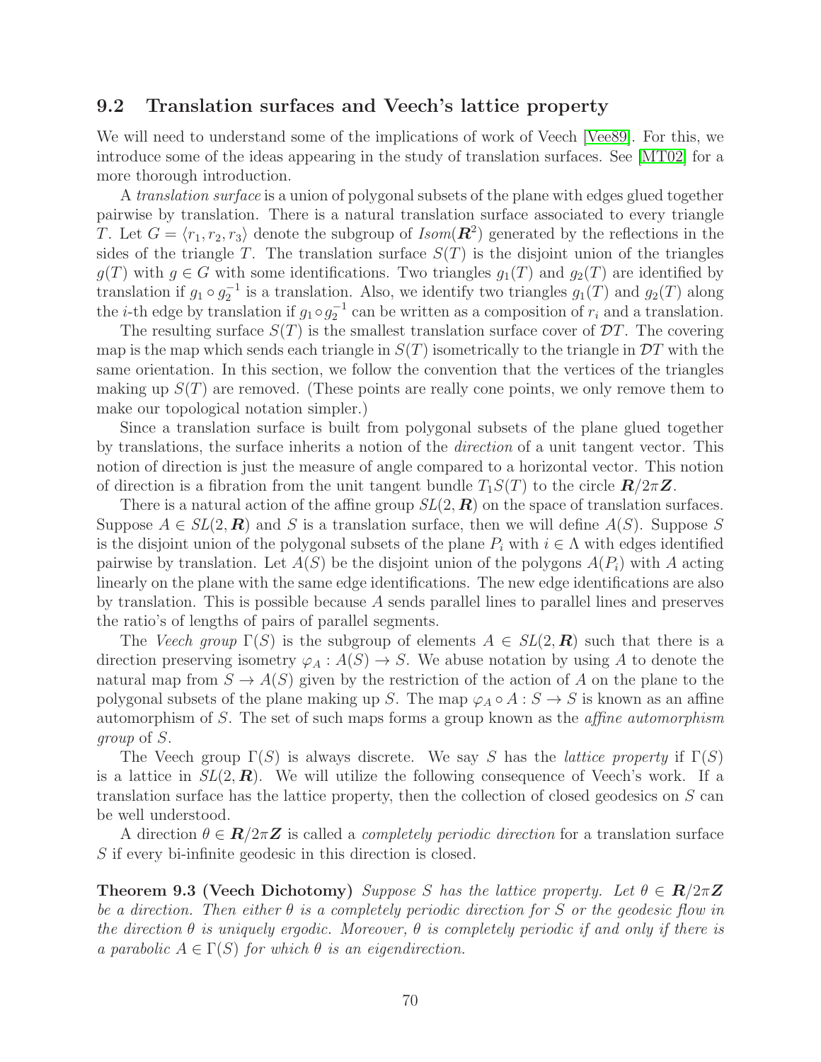## 9.2 Translation surfaces and Veech's lattice property

We will need to understand some of the implications of work of Veech [Vee89]. For this, we introduce some of the ideas appearing in the study of translation surfaces. See [MT02] for a more thorough introduction.

A *translation surface* is a union of polygonal subsets of the plane with edges glued together pairwise by translation. There is a natural translation surface associated to every triangle $T$. Let $G = \langle r_1, r_2, r_3 \rangle$ denote the subgroup of $Isom(\boldsymbol{R}^2)$ generated by the reflections in the sides of the triangle $T$. The translation surface $S(T)$ is the disjoint union of the triangles $g(T)$ with $g \in G$ with some identifications. Two triangles $g_1(T)$ and $g_2(T)$ are identified by translation if $g_1 \circ g_2^{-1}$ is a translation. Also, we identify two triangles $g_1(T)$ and $g_2(T)$ along the $i$-th edge by translation if $g_1 \circ g_2^{-1}$ can be written as a composition of $r_i$ and a translation.

The resulting surface $S(T)$ is the smallest translation surface cover of $\mathcal{D}T$. The covering map is the map which sends each triangle in $S(T)$ isometrically to the triangle in $\mathcal{D}T$ with the same orientation. In this section, we follow the convention that the vertices of the triangles making up $S(T)$ are removed. (These points are really cone points, we only remove them to make our topological notation simpler.)

Since a translation surface is built from polygonal subsets of the plane glued together by translations, the surface inherits a notion of the *direction* of a unit tangent vector. This notion of direction is just the measure of angle compared to a horizontal vector. This notion of direction is a fibration from the unit tangent bundle $T_1 S(T)$ to the circle $\boldsymbol{R}/2\pi\boldsymbol{Z}$.

There is a natural action of the affine group $SL(2, \boldsymbol{R})$ on the space of translation surfaces. Suppose $A \in SL(2, \boldsymbol{R})$ and $S$ is a translation surface, then we will define $A(S)$. Suppose $S$ is the disjoint union of the polygonal subsets of the plane $P_i$ with $i \in \Lambda$ with edges identified pairwise by translation. Let $A(S)$ be the disjoint union of the polygons $A(P_i)$ with $A$ acting linearly on the plane with the same edge identifications. The new edge identifications are also by translation. This is possible because $A$ sends parallel lines to parallel lines and preserves the ratio's of lengths of pairs of parallel segments.

The *Veech group* $\Gamma(S)$ is the subgroup of elements $A \in SL(2, \boldsymbol{R})$ such that there is a direction preserving isometry $\varphi_A : A(S) \to S$. We abuse notation by using $A$ to denote the natural map from $S \to A(S)$ given by the restriction of the action of $A$ on the plane to the polygonal subsets of the plane making up $S$. The map $\varphi_A \circ A : S \to S$ is known as an affine automorphism of $S$. The set of such maps forms a group known as the *affine automorphism group* of $S$.

The Veech group $\Gamma(S)$ is always discrete. We say $S$ has the *lattice property* if $\Gamma(S)$ is a lattice in $SL(2, \boldsymbol{R})$. We will utilize the following consequence of Veech's work. If a translation surface has the lattice property, then the collection of closed geodesics on $S$ can be well understood.

A direction $\theta \in \boldsymbol{R}/2\pi\boldsymbol{Z}$ is called a *completely periodic direction* for a translation surface $S$ if every bi-infinite geodesic in this direction is closed.

**Theorem 9.3 (Veech Dichotomy)** *Suppose $S$ has the lattice property. Let $\theta \in \boldsymbol{R}/2\pi\boldsymbol{Z}$ be a direction. Then either $\theta$ is a completely periodic direction for $S$ or the geodesic flow in the direction $\theta$ is uniquely ergodic. Moreover, $\theta$ is completely periodic if and only if there is a parabolic $A \in \Gamma(S)$ for which $\theta$ is an eigendirection.*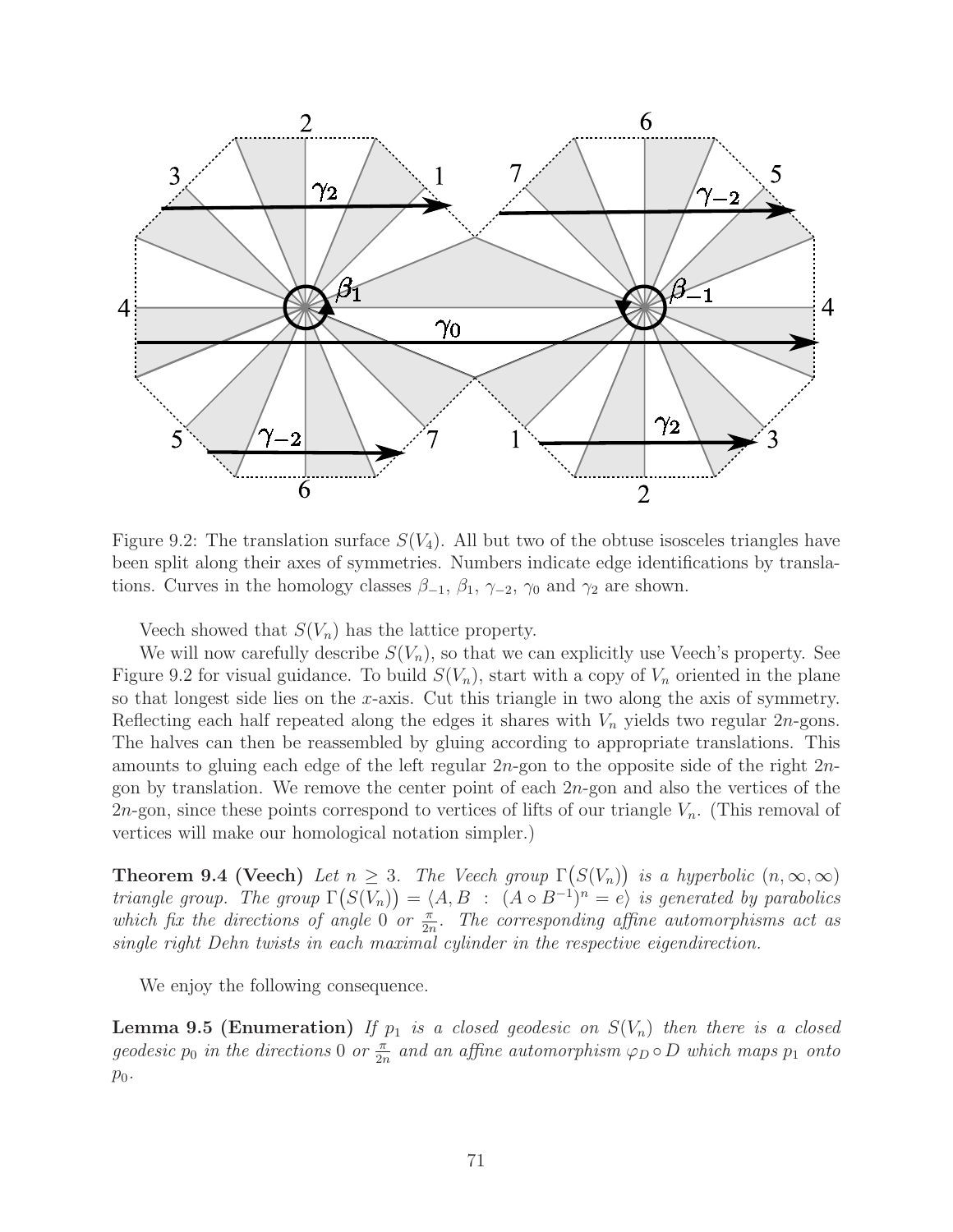Figure 9.2: The translation surface $S(V_4)$. All but two of the obtuse isosceles triangles have been split along their axes of symmetries. Numbers indicate edge identifications by translations. Curves in the homology classes $\beta_{-1}$, $\beta_1$, $\gamma_{-2}$, $\gamma_0$ and $\gamma_2$ are shown.

Veech showed that $S(V_n)$ has the lattice property.

We will now carefully describe $S(V_n)$, so that we can explicitly use Veech's property. See Figure 9.2 for visual guidance. To build $S(V_n)$, start with a copy of $V_n$ oriented in the plane so that longest side lies on the $x$-axis. Cut this triangle in two along the axis of symmetry. Reflecting each half repeated along the edges it shares with $V_n$ yields two regular $2n$-gons. The halves can then be reassembled by gluing according to appropriate translations. This amounts to gluing each edge of the left regular $2n$-gon to the opposite side of the right $2n$-gon by translation. We remove the center point of each $2n$-gon and also the vertices of the $2n$-gon, since these points correspond to vertices of lifts of our triangle $V_n$. (This removal of vertices will make our homological notation simpler.)

**Theorem 9.4 (Veech)** *Let $n \geq 3$. The Veech group $\Gamma\big(S(V_n)\big)$ is a hyperbolic $(n, \infty, \infty)$ triangle group. The group $\Gamma\big(S(V_n)\big) = \langle A, B \ : \ (A \circ B^{-1})^n = e \rangle$ is generated by parabolics which fix the directions of angle $0$ or $\frac{\pi}{2n}$. The corresponding affine automorphisms act as single right Dehn twists in each maximal cylinder in the respective eigendirection.*

We enjoy the following consequence.

**Lemma 9.5 (Enumeration)** *If $p_1$ is a closed geodesic on $S(V_n)$ then there is a closed geodesic $p_0$ in the directions $0$ or $\frac{\pi}{2n}$ and an affine automorphism $\varphi_D \circ D$ which maps $p_1$ onto $p_0$.*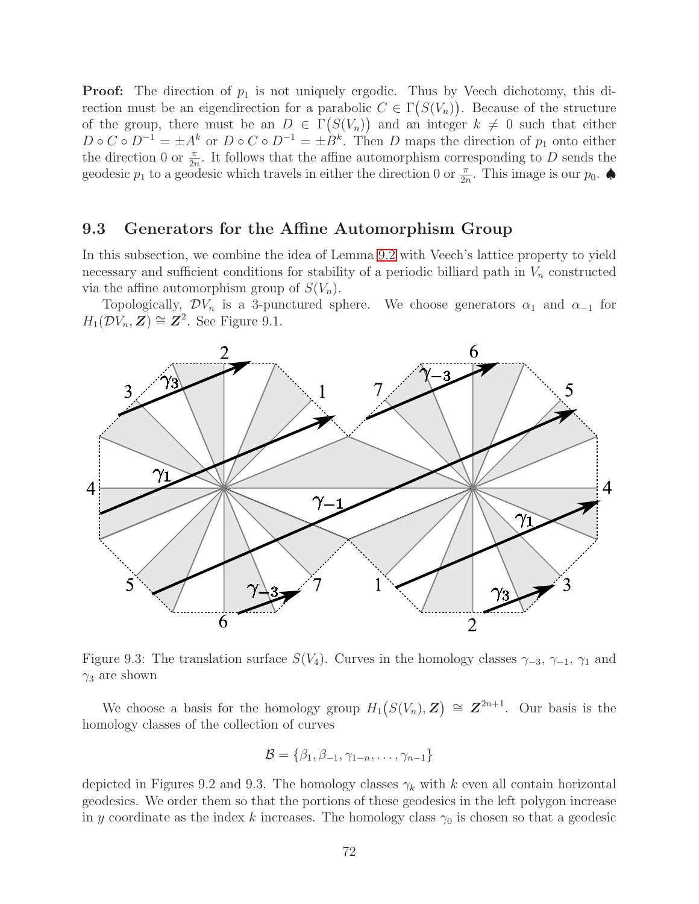**Proof:** The direction of $p_1$ is not uniquely ergodic. Thus by Veech dichotomy, this direction must be an eigendirection for a parabolic $C \in \Gamma\big(S(V_n)\big)$. Because of the structure of the group, there must be an $D \in \Gamma\big(S(V_n)\big)$ and an integer $k \neq 0$ such that either $D \circ C \circ D^{-1} = \pm A^k$ or $D \circ C \circ D^{-1} = \pm B^k$. Then $D$ maps the direction of $p_1$ onto either the direction 0 or $\frac{\pi}{2n}$. It follows that the affine automorphism corresponding to $D$ sends the geodesic $p_1$ to a geodesic which travels in either the direction 0 or $\frac{\pi}{2n}$. This image is our $p_0$. ♠

## 9.3 Generators for the Affine Automorphism Group

In this subsection, we combine the idea of Lemma 9.2 with Veech's lattice property to yield necessary and sufficient conditions for stability of a periodic billiard path in $V_n$ constructed via the affine automorphism group of $S(V_n)$.

Topologically, $\mathcal{D}V_n$ is a 3-punctured sphere. We choose generators $\alpha_1$ and $\alpha_{-1}$ for $H_1(\mathcal{D}V_n, \boldsymbol{Z}) \cong \boldsymbol{Z}^2$. See Figure 9.1.

Figure 9.3: The translation surface $S(V_4)$. Curves in the homology classes $\gamma_{-3}$, $\gamma_{-1}$, $\gamma_1$ and $\gamma_3$ are shown

We choose a basis for the homology group $H_1\big(S(V_n), \boldsymbol{Z}\big) \cong \boldsymbol{Z}^{2n+1}$. Our basis is the homology classes of the collection of curves

$$\mathcal{B} = \{\beta_1, \beta_{-1}, \gamma_{1-n}, \ldots, \gamma_{n-1}\}$$

depicted in Figures 9.2 and 9.3. The homology classes $\gamma_k$ with $k$ even all contain horizontal geodesics. We order them so that the portions of these geodesics in the left polygon increase in $y$ coordinate as the index $k$ increases. The homology class $\gamma_0$ is chosen so that a geodesic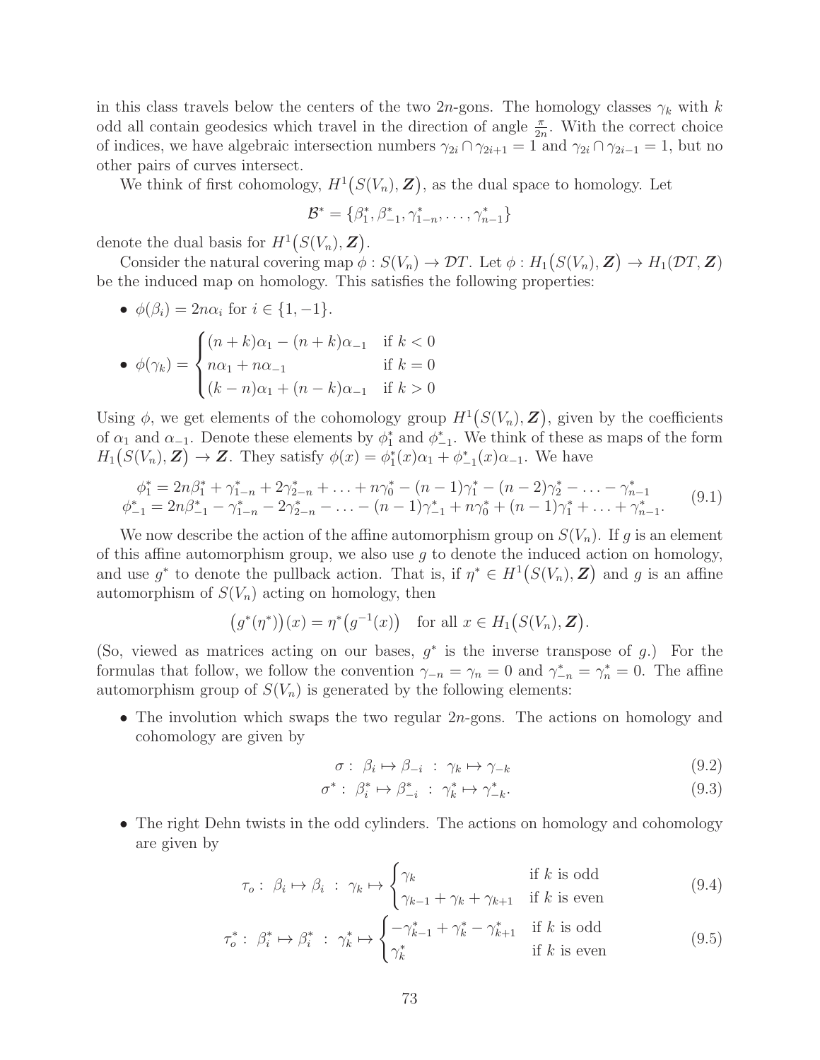in this class travels below the centers of the two $2n$-gons. The homology classes $\gamma_k$ with $k$ odd all contain geodesics which travel in the direction of angle $\frac{\pi}{2n}$. With the correct choice of indices, we have algebraic intersection numbers $\gamma_{2i} \cap \gamma_{2i+1} = 1$ and $\gamma_{2i} \cap \gamma_{2i-1} = 1$, but no other pairs of curves intersect.

We think of first cohomology, $H^1\big(S(V_n), \boldsymbol{Z}\big)$, as the dual space to homology. Let

$$\mathcal{B}^* = \{\beta_1^*, \beta_{-1}^*, \gamma_{1-n}^*, \ldots, \gamma_{n-1}^*\}$$

denote the dual basis for $H^1\big(S(V_n), \boldsymbol{Z}\big)$.

Consider the natural covering map $\phi : S(V_n) \to \mathcal{D}T$. Let $\phi : H_1\big(S(V_n), \boldsymbol{Z}\big) \to H_1(\mathcal{D}T, \boldsymbol{Z})$ be the induced map on homology. This satisfies the following properties:

- $\phi(\beta_i) = 2n\alpha_i$ for $i \in \{1, -1\}$.
- $\phi(\gamma_k) = \begin{cases} (n+k)\alpha_1 - (n+k)\alpha_{-1} & \text{if } k < 0 \\ n\alpha_1 + n\alpha_{-1} & \text{if } k = 0 \\ (k-n)\alpha_1 + (n-k)\alpha_{-1} & \text{if } k > 0 \end{cases}$

Using $\phi$, we get elements of the cohomology group $H^1\big(S(V_n), \boldsymbol{Z}\big)$, given by the coefficients of $\alpha_1$ and $\alpha_{-1}$. Denote these elements by $\phi_1^*$ and $\phi_{-1}^*$. We think of these as maps of the form $H_1\big(S(V_n), \boldsymbol{Z}\big) \to \boldsymbol{Z}$. They satisfy $\phi(x) = \phi_1^*(x)\alpha_1 + \phi_{-1}^*(x)\alpha_{-1}$. We have

$$\begin{aligned} \phi_1^* &= 2n\beta_1^* + \gamma_{1-n}^* + 2\gamma_{2-n}^* + \ldots + n\gamma_0^* - (n-1)\gamma_1^* - (n-2)\gamma_2^* - \ldots - \gamma_{n-1}^* \\ \phi_{-1}^* &= 2n\beta_{-1}^* - \gamma_{1-n}^* - 2\gamma_{2-n}^* - \ldots - (n-1)\gamma_{-1}^* + n\gamma_0^* + (n-1)\gamma_1^* + \ldots + \gamma_{n-1}^*. \end{aligned} \tag{9.1}$$

We now describe the action of the affine automorphism group on $S(V_n)$. If $g$ is an element of this affine automorphism group, we also use $g$ to denote the induced action on homology, and use $g^*$ to denote the pullback action. That is, if $\eta^* \in H^1\big(S(V_n), \boldsymbol{Z}\big)$ and $g$ is an affine automorphism of $S(V_n)$ acting on homology, then

$$\big(g^*(\eta^*)\big)(x) = \eta^*\big(g^{-1}(x)\big) \quad \text{for all } x \in H_1\big(S(V_n), \boldsymbol{Z}\big).$$

(So, viewed as matrices acting on our bases, $g^*$ is the inverse transpose of $g$.) For the formulas that follow, we follow the convention $\gamma_{-n} = \gamma_n = 0$ and $\gamma_{-n}^* = \gamma_n^* = 0$. The affine automorphism group of $S(V_n)$ is generated by the following elements:

- The involution which swaps the two regular $2n$-gons. The actions on homology and cohomology are given by

$$\sigma : \ \beta_i \mapsto \beta_{-i} \ : \ \gamma_k \mapsto \gamma_{-k} \tag{9.2}$$

$$\sigma^* : \ \beta_i^* \mapsto \beta_{-i}^* \ : \ \gamma_k^* \mapsto \gamma_{-k}^*. \tag{9.3}$$

- The right Dehn twists in the odd cylinders. The actions on homology and cohomology are given by

$$\tau_o : \ \beta_i \mapsto \beta_i \ : \ \gamma_k \mapsto \begin{cases} \gamma_k & \text{if } k \text{ is odd} \\ \gamma_{k-1} + \gamma_k + \gamma_{k+1} & \text{if } k \text{ is even} \end{cases} \tag{9.4}$$

$$\tau_o^* : \ \beta_i^* \mapsto \beta_i^* \ : \ \gamma_k^* \mapsto \begin{cases} -\gamma_{k-1}^* + \gamma_k^* - \gamma_{k+1}^* & \text{if } k \text{ is odd} \\ \gamma_k^* & \text{if } k \text{ is even} \end{cases} \tag{9.5}$$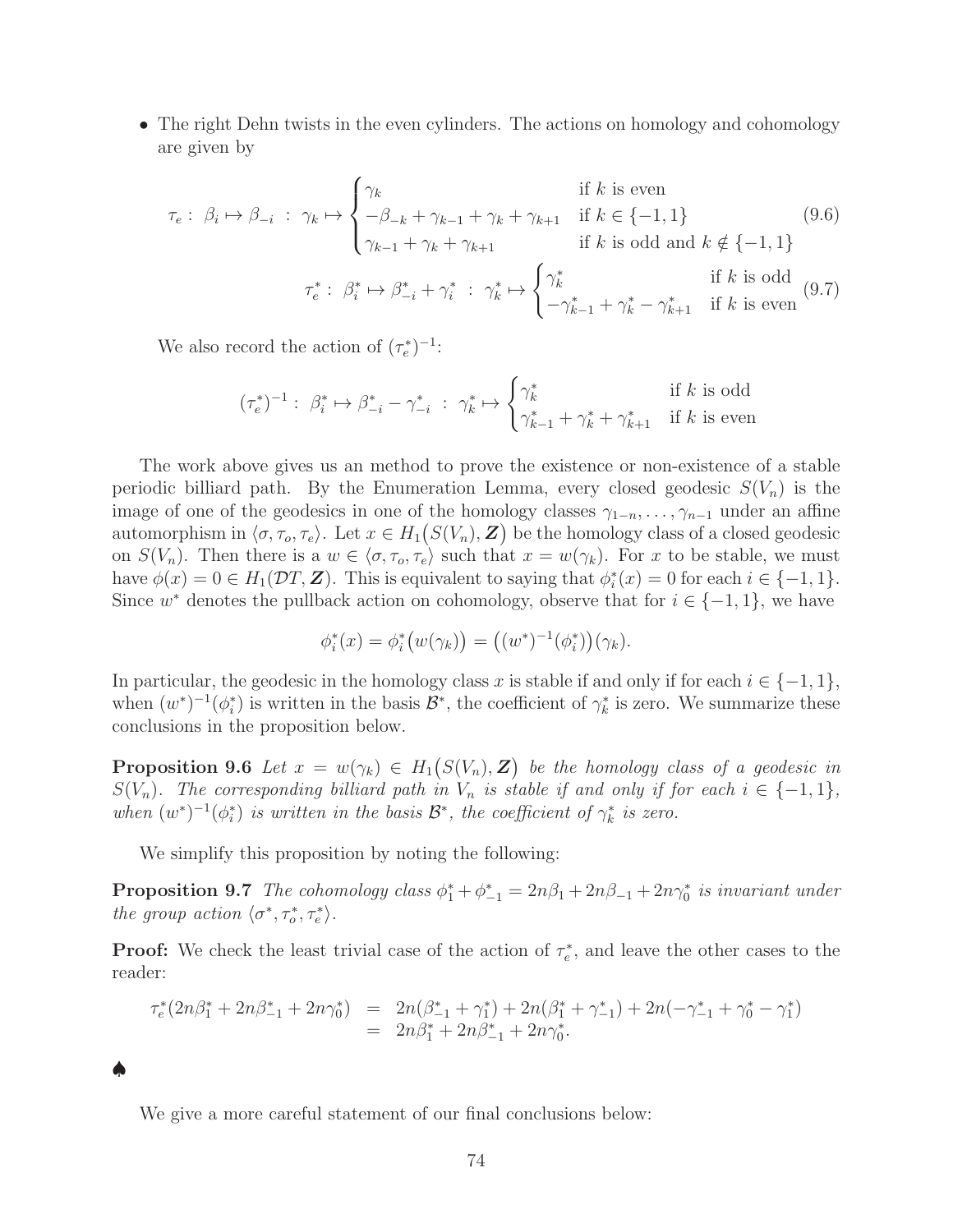- The right Dehn twists in the even cylinders. The actions on homology and cohomology are given by

$$\tau_e: \ \beta_i \mapsto \beta_{-i} \ : \ \gamma_k \mapsto \begin{cases} \gamma_k & \text{if } k \text{ is even} \\ -\beta_{-k} + \gamma_{k-1} + \gamma_k + \gamma_{k+1} & \text{if } k \in \{-1, 1\} \\ \gamma_{k-1} + \gamma_k + \gamma_{k+1} & \text{if } k \text{ is odd and } k \notin \{-1, 1\} \end{cases} \tag{9.6}$$

$$\tau_e^*: \ \beta_i^* \mapsto \beta_{-i}^* + \gamma_i^* \ : \ \gamma_k^* \mapsto \begin{cases} \gamma_k^* & \text{if } k \text{ is odd} \\ -\gamma_{k-1}^* + \gamma_k^* - \gamma_{k+1}^* & \text{if } k \text{ is even} \end{cases} \tag{9.7}$$

We also record the action of $(\tau_e^*)^{-1}$:

$$(\tau_e^*)^{-1}: \ \beta_i^* \mapsto \beta_{-i}^* - \gamma_{-i}^* \ : \ \gamma_k^* \mapsto \begin{cases} \gamma_k^* & \text{if } k \text{ is odd} \\ \gamma_{k-1}^* + \gamma_k^* + \gamma_{k+1}^* & \text{if } k \text{ is even} \end{cases}$$

The work above gives us an method to prove the existence or non-existence of a stable periodic billiard path. By the Enumeration Lemma, every closed geodesic $S(V_n)$ is the image of one of the geodesics in one of the homology classes $\gamma_{1-n}, \dots, \gamma_{n-1}$ under an affine automorphism in $\langle \sigma, \tau_o, \tau_e \rangle$. Let $x \in H_1\big(S(V_n), \boldsymbol{Z}\big)$ be the homology class of a closed geodesic on $S(V_n)$. Then there is a $w \in \langle \sigma, \tau_o, \tau_e \rangle$ such that $x = w(\gamma_k)$. For $x$ to be stable, we must have $\phi(x) = 0 \in H_1(\mathcal{DT}, \boldsymbol{Z})$. This is equivalent to saying that $\phi_i^*(x) = 0$ for each $i \in \{-1, 1\}$. Since $w^*$ denotes the pullback action on cohomology, observe that for $i \in \{-1, 1\}$, we have

$$\phi_i^*(x) = \phi_i^*\big(w(\gamma_k)\big) = \big((w^*)^{-1}(\phi_i^*)\big)(\gamma_k).$$

In particular, the geodesic in the homology class $x$ is stable if and only if for each $i \in \{-1, 1\}$, when $(w^*)^{-1}(\phi_i^*)$ is written in the basis $\mathcal{B}^*$, the coefficient of $\gamma_k^*$ is zero. We summarize these conclusions in the proposition below.

**Proposition 9.6** *Let $x = w(\gamma_k) \in H_1\big(S(V_n), \boldsymbol{Z}\big)$ be the homology class of a geodesic in $S(V_n)$. The corresponding billiard path in $V_n$ is stable if and only if for each $i \in \{-1, 1\}$, when $(w^*)^{-1}(\phi_i^*)$ is written in the basis $\mathcal{B}^*$, the coefficient of $\gamma_k^*$ is zero.*

We simplify this proposition by noting the following:

**Proposition 9.7** *The cohomology class $\phi_1^* + \phi_{-1}^* = 2n\beta_1 + 2n\beta_{-1} + 2n\gamma_0^*$ is invariant under the group action $\langle \sigma^*, \tau_o^*, \tau_e^* \rangle$.*

**Proof:** We check the least trivial case of the action of $\tau_e^*$, and leave the other cases to the reader:

$$\begin{aligned} \tau_e^*(2n\beta_1^* + 2n\beta_{-1}^* + 2n\gamma_0^*) &= 2n(\beta_{-1}^* + \gamma_1^*) + 2n(\beta_1^* + \gamma_{-1}^*) + 2n(-\gamma_{-1}^* + \gamma_0^* - \gamma_1^*) \\ &= 2n\beta_1^* + 2n\beta_{-1}^* + 2n\gamma_0^*. \end{aligned}$$

♠

We give a more careful statement of our final conclusions below: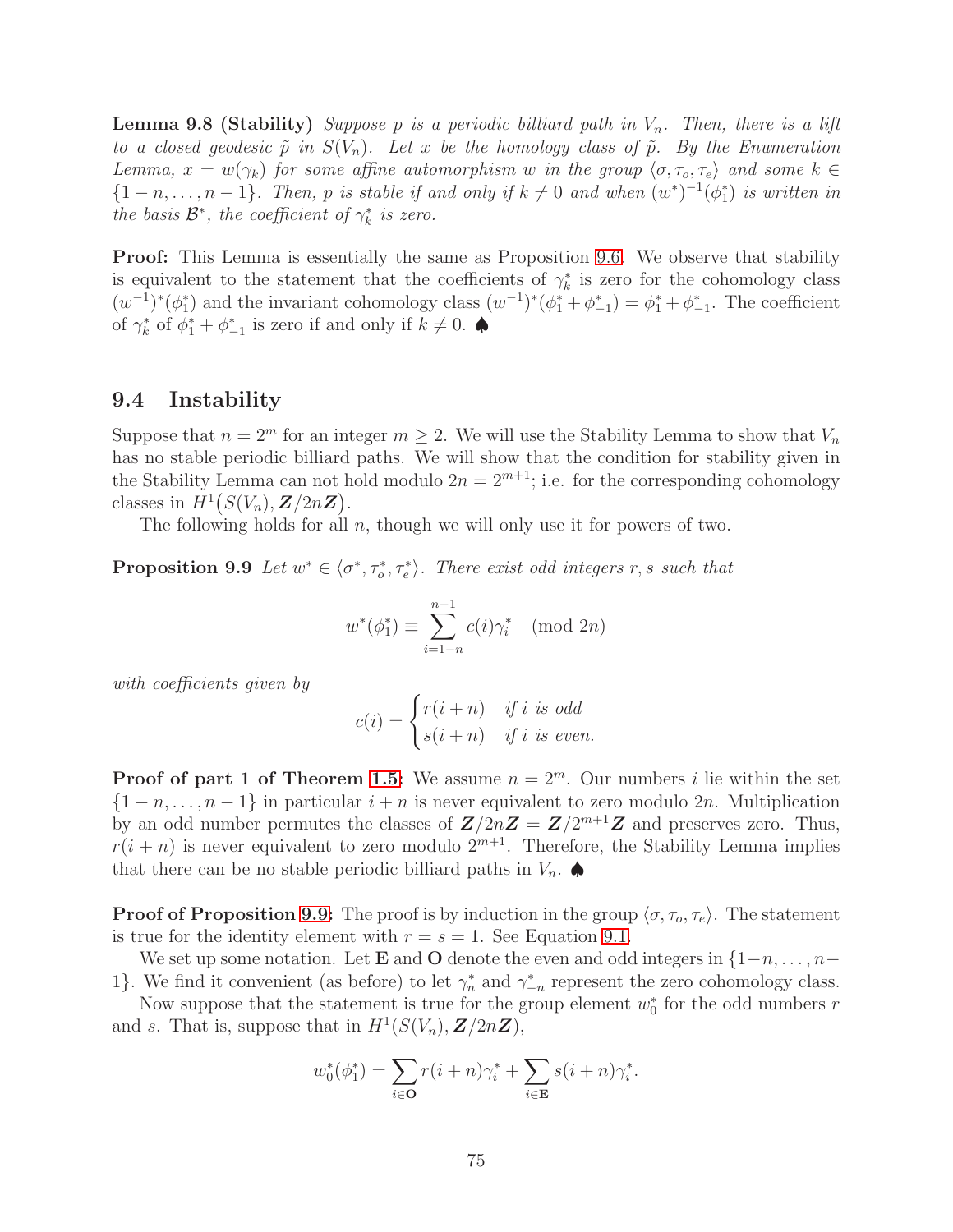**Lemma 9.8 (Stability)** *Suppose $p$ is a periodic billiard path in $V_n$. Then, there is a lift to a closed geodesic $\tilde{p}$ in $S(V_n)$. Let $x$ be the homology class of $\tilde{p}$. By the Enumeration Lemma, $x = w(\gamma_k)$ for some affine automorphism $w$ in the group $\langle \sigma, \tau_o, \tau_e \rangle$ and some $k \in \{1-n, \ldots, n-1\}$. Then, $p$ is stable if and only if $k \neq 0$ and when $(w^*)^{-1}(\phi_1^*)$ is written in the basis $\mathcal{B}^*$, the coefficient of $\gamma_k^*$ is zero.*

**Proof:** This Lemma is essentially the same as Proposition 9.6. We observe that stability is equivalent to the statement that the coefficients of $\gamma_k^*$ is zero for the cohomology class $(w^{-1})^*(\phi_1^*)$ and the invariant cohomology class $(w^{-1})^*(\phi_1^* + \phi_{-1}^*) = \phi_1^* + \phi_{-1}^*$. The coefficient of $\gamma_k^*$ of $\phi_1^* + \phi_{-1}^*$ is zero if and only if $k \neq 0$. ♠

## 9.4 Instability

Suppose that $n = 2^m$ for an integer $m \geq 2$. We will use the Stability Lemma to show that $V_n$ has no stable periodic billiard paths. We will show that the condition for stability given in the Stability Lemma can not hold modulo $2n = 2^{m+1}$; i.e. for the corresponding cohomology classes in $H^1\big(S(V_n), \boldsymbol{Z}/2n\boldsymbol{Z}\big)$.

The following holds for all $n$, though we will only use it for powers of two.

**Proposition 9.9** *Let $w^* \in \langle \sigma^*, \tau_o^*, \tau_e^* \rangle$. There exist odd integers $r, s$ such that*

$$w^*(\phi_1^*) \equiv \sum_{i=1-n}^{n-1} c(i) \gamma_i^* \pmod{2n}$$

*with coefficients given by*

$$c(i) = \begin{cases} r(i+n) & \text{if } i \text{ is odd} \\ s(i+n) & \text{if } i \text{ is even.} \end{cases}$$

**Proof of part 1 of Theorem 1.5:** We assume $n = 2^m$. Our numbers $i$ lie within the set $\{1-n, \ldots, n-1\}$ in particular $i+n$ is never equivalent to zero modulo $2n$. Multiplication by an odd number permutes the classes of $\boldsymbol{Z}/2n\boldsymbol{Z} = \boldsymbol{Z}/2^{m+1}\boldsymbol{Z}$ and preserves zero. Thus, $r(i+n)$ is never equivalent to zero modulo $2^{m+1}$. Therefore, the Stability Lemma implies that there can be no stable periodic billiard paths in $V_n$. ♠

**Proof of Proposition 9.9:** The proof is by induction in the group $\langle \sigma, \tau_o, \tau_e \rangle$. The statement is true for the identity element with $r = s = 1$. See Equation 9.1.

We set up some notation. Let $\mathbf{E}$ and $\mathbf{O}$ denote the even and odd integers in $\{1-n, \ldots, n-1\}$. We find it convenient (as before) to let $\gamma_n^*$ and $\gamma_{-n}^*$ represent the zero cohomology class.

Now suppose that the statement is true for the group element $w_0^*$ for the odd numbers $r$ and $s$. That is, suppose that in $H^1(S(V_n), \boldsymbol{Z}/2n\boldsymbol{Z})$,

$$w_0^*(\phi_1^*) = \sum_{i \in \mathbf{O}} r(i+n)\gamma_i^* + \sum_{i \in \mathbf{E}} s(i+n)\gamma_i^*.$$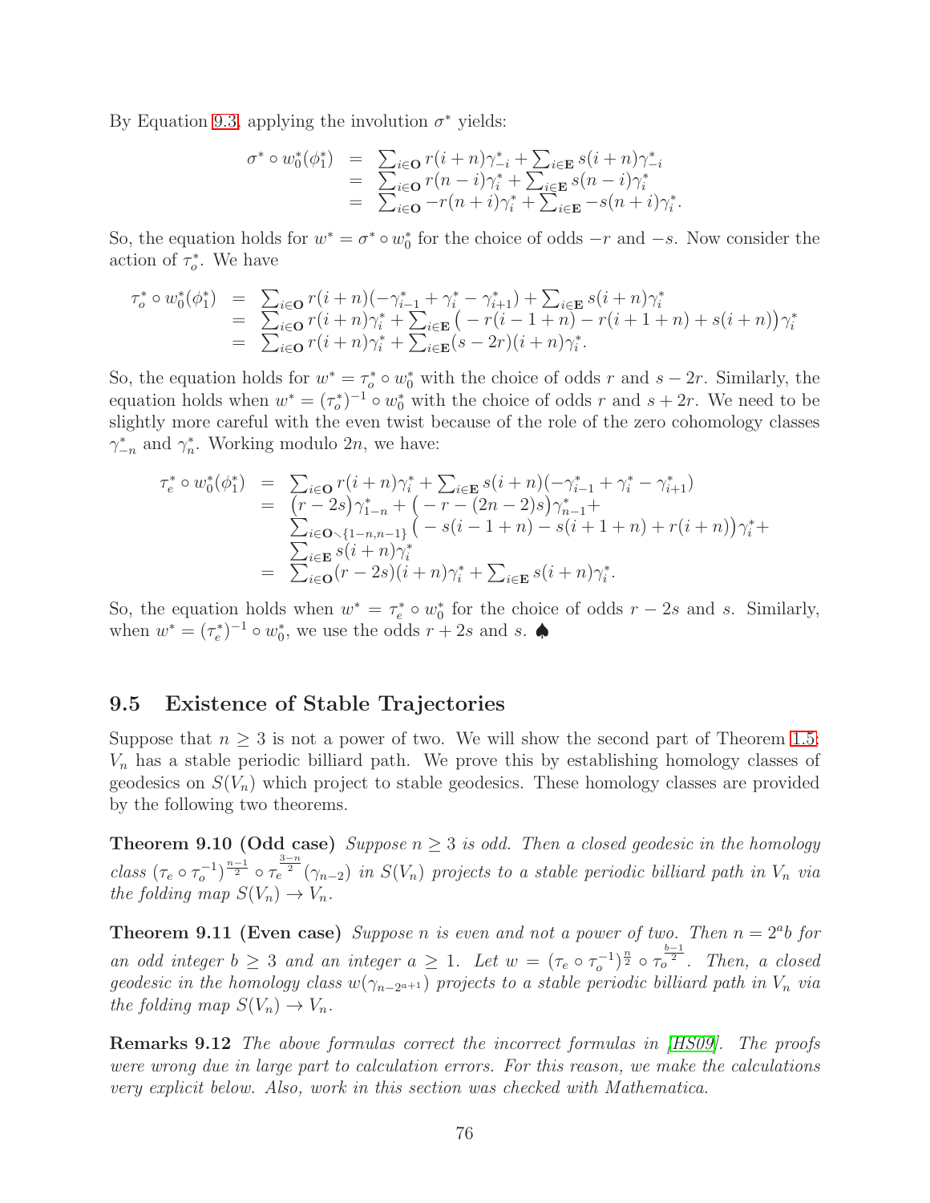By Equation 9.3, applying the involution $\sigma^*$ yields:

$$\begin{aligned}
\sigma^* \circ w_0^*(\phi_1^*) &= \sum_{i\in\mathbf{O}} r(i+n)\gamma_{-i}^* + \sum_{i\in\mathbf{E}} s(i+n)\gamma_{-i}^* \\
&= \sum_{i\in\mathbf{O}} r(n-i)\gamma_i^* + \sum_{i\in\mathbf{E}} s(n-i)\gamma_i^* \\
&= \sum_{i\in\mathbf{O}} -r(n+i)\gamma_i^* + \sum_{i\in\mathbf{E}} -s(n+i)\gamma_i^*.
\end{aligned}$$

So, the equation holds for $w^* = \sigma^* \circ w_0^*$ for the choice of odds $-r$ and $-s$. Now consider the action of $\tau_o^*$. We have

$$\begin{aligned}
\tau_o^* \circ w_0^*(\phi_1^*) &= \sum_{i\in\mathbf{O}} r(i+n)(-\gamma_{i-1}^* + \gamma_i^* - \gamma_{i+1}^*) + \sum_{i\in\mathbf{E}} s(i+n)\gamma_i^* \\
&= \sum_{i\in\mathbf{O}} r(i+n)\gamma_i^* + \sum_{i\in\mathbf{E}} \big(-r(i-1+n) - r(i+1+n) + s(i+n)\big)\gamma_i^* \\
&= \sum_{i\in\mathbf{O}} r(i+n)\gamma_i^* + \sum_{i\in\mathbf{E}} (s-2r)(i+n)\gamma_i^*.
\end{aligned}$$

So, the equation holds for $w^* = \tau_o^* \circ w_0^*$ with the choice of odds $r$ and $s-2r$. Similarly, the equation holds when $w^* = (\tau_o^*)^{-1} \circ w_0^*$ with the choice of odds $r$ and $s+2r$. We need to be slightly more careful with the even twist because of the role of the zero cohomology classes $\gamma_{-n}^*$ and $\gamma_n^*$. Working modulo $2n$, we have:

$$\begin{aligned}
\tau_e^* \circ w_0^*(\phi_1^*) &= \sum_{i\in\mathbf{O}} r(i+n)\gamma_i^* + \sum_{i\in\mathbf{E}} s(i+n)(-\gamma_{i-1}^* + \gamma_i^* - \gamma_{i+1}^*) \\
&= (r-2s)\gamma_{1-n}^* + \big(-r-(2n-2)s\big)\gamma_{n-1}^* + \\
&\quad \sum_{i\in\mathbf{O}\smallsetminus\{1-n,n-1\}} \big(-s(i-1+n) - s(i+1+n) + r(i+n)\big)\gamma_i^* + \\
&\quad \sum_{i\in\mathbf{E}} s(i+n)\gamma_i^* \\
&= \sum_{i\in\mathbf{O}} (r-2s)(i+n)\gamma_i^* + \sum_{i\in\mathbf{E}} s(i+n)\gamma_i^*.
\end{aligned}$$

So, the equation holds when $w^* = \tau_e^* \circ w_0^*$ for the choice of odds $r-2s$ and $s$. Similarly, when $w^* = (\tau_e^*)^{-1} \circ w_0^*$, we use the odds $r+2s$ and $s$. ♠

## 9.5 Existence of Stable Trajectories

Suppose that $n \geq 3$ is not a power of two. We will show the second part of Theorem 1.5: $V_n$ has a stable periodic billiard path. We prove this by establishing homology classes of geodesics on $S(V_n)$ which project to stable geodesics. These homology classes are provided by the following two theorems.

**Theorem 9.10 (Odd case)** *Suppose $n \geq 3$ is odd. Then a closed geodesic in the homology class $(\tau_e \circ \tau_o^{-1})^{\frac{n-1}{2}} \circ \tau_e^{\frac{3-n}{2}}(\gamma_{n-2})$ in $S(V_n)$ projects to a stable periodic billiard path in $V_n$ via the folding map $S(V_n) \to V_n$.*

**Theorem 9.11 (Even case)** *Suppose $n$ is even and not a power of two. Then $n = 2^a b$ for an odd integer $b \geq 3$ and an integer $a \geq 1$. Let $w = (\tau_e \circ \tau_o^{-1})^{\frac{n}{2}} \circ \tau_o^{\frac{b-1}{2}}$. Then, a closed geodesic in the homology class $w(\gamma_{n-2^{a+1}})$ projects to a stable periodic billiard path in $V_n$ via the folding map $S(V_n) \to V_n$.*

**Remarks 9.12** *The above formulas correct the incorrect formulas in [HS09]. The proofs were wrong due in large part to calculation errors. For this reason, we make the calculations very explicit below. Also, work in this section was checked with Mathematica.*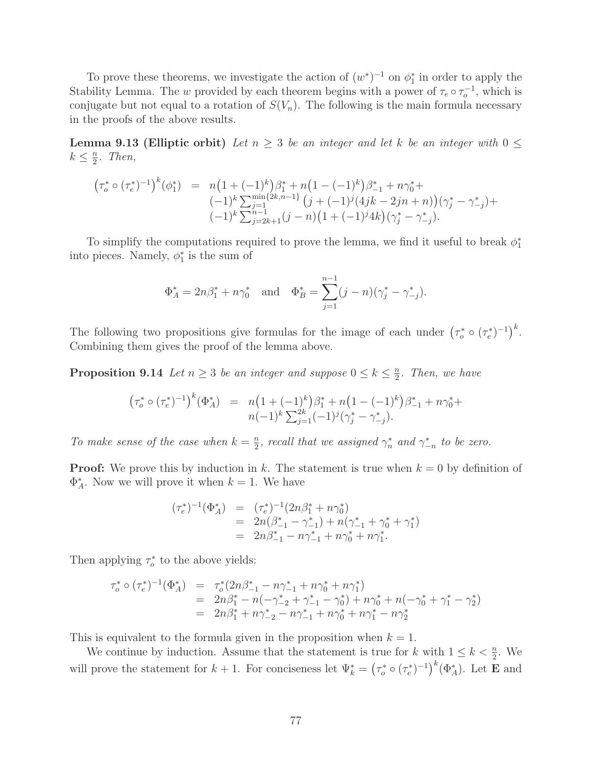To prove these theorems, we investigate the action of $(w^*)^{-1}$ on $\phi_1^*$ in order to apply the Stability Lemma. The $w$ provided by each theorem begins with a power of $\tau_e \circ \tau_o^{-1}$, which is conjugate but not equal to a rotation of $S(V_n)$. The following is the main formula necessary in the proofs of the above results.

**Lemma 9.13 (Elliptic orbit)** *Let $n \geq 3$ be an integer and let $k$ be an integer with $0 \leq k \leq \frac{n}{2}$. Then,*

$$\begin{aligned}
\big(\tau_o^* \circ (\tau_e^*)^{-1}\big)^k(\phi_1^*) \;&=\; n\big(1+(-1)^k\big)\beta_1^* + n\big(1-(-1)^k\big)\beta_{-1}^* + n\gamma_0^* + \\
&\quad (-1)^k \textstyle\sum_{j=1}^{\min\{2k,n-1\}} \big(j + (-1)^j(4jk - 2jn + n)\big)(\gamma_j^* - \gamma_{-j}^*) + \\
&\quad (-1)^k \textstyle\sum_{j=2k+1}^{n-1} (j-n)\big(1+(-1)^j 4k\big)(\gamma_j^* - \gamma_{-j}^*).
\end{aligned}$$

To simplify the computations required to prove the lemma, we find it useful to break $\phi_1^*$ into pieces. Namely, $\phi_1^*$ is the sum of

$$\Phi_A^* = 2n\beta_1^* + n\gamma_0^* \quad \text{and} \quad \Phi_B^* = \sum_{j=1}^{n-1}(j-n)(\gamma_j^* - \gamma_{-j}^*).$$

The following two propositions give formulas for the image of each under $\big(\tau_o^* \circ (\tau_e^*)^{-1}\big)^k$. Combining them gives the proof of the lemma above.

**Proposition 9.14** *Let $n \geq 3$ be an integer and suppose $0 \leq k \leq \frac{n}{2}$. Then, we have*

$$\begin{aligned}
\big(\tau_o^* \circ (\tau_e^*)^{-1}\big)^k(\Phi_A^*) \;&=\; n\big(1+(-1)^k\big)\beta_1^* + n\big(1-(-1)^k\big)\beta_{-1}^* + n\gamma_0^* + \\
&\quad n(-1)^k \textstyle\sum_{j=1}^{2k}(-1)^j(\gamma_j^* - \gamma_{-j}^*).
\end{aligned}$$

*To make sense of the case when $k = \frac{n}{2}$, recall that we assigned $\gamma_n^*$ and $\gamma_{-n}^*$ to be zero.*

**Proof:** We prove this by induction in $k$. The statement is true when $k = 0$ by definition of $\Phi_A^*$. Now we will prove it when $k = 1$. We have

$$\begin{aligned}
(\tau_e^*)^{-1}(\Phi_A^*) &= (\tau_e^*)^{-1}(2n\beta_1^* + n\gamma_0^*) \\
&= 2n(\beta_{-1}^* - \gamma_{-1}^*) + n(\gamma_{-1}^* + \gamma_0^* + \gamma_1^*) \\
&= 2n\beta_{-1}^* - n\gamma_{-1}^* + n\gamma_0^* + n\gamma_1^*.
\end{aligned}$$

Then applying $\tau_o^*$ to the above yields:

$$\begin{aligned}
\tau_o^* \circ (\tau_e^*)^{-1}(\Phi_A^*) &= \tau_o^*(2n\beta_{-1}^* - n\gamma_{-1}^* + n\gamma_0^* + n\gamma_1^*) \\
&= 2n\beta_1^* - n(-\gamma_{-2}^* + \gamma_{-1}^* - \gamma_0^*) + n\gamma_0^* + n(-\gamma_0^* + \gamma_1^* - \gamma_2^*) \\
&= 2n\beta_1^* + n\gamma_{-2}^* - n\gamma_{-1}^* + n\gamma_0^* + n\gamma_1^* - n\gamma_2^*
\end{aligned}$$

This is equivalent to the formula given in the proposition when $k = 1$.

We continue by induction. Assume that the statement is true for $k$ with $1 \leq k < \frac{n}{2}$. We will prove the statement for $k+1$. For conciseness let $\Psi_k^* = \big(\tau_o^* \circ (\tau_e^*)^{-1}\big)^k(\Phi_A^*)$. Let **E** and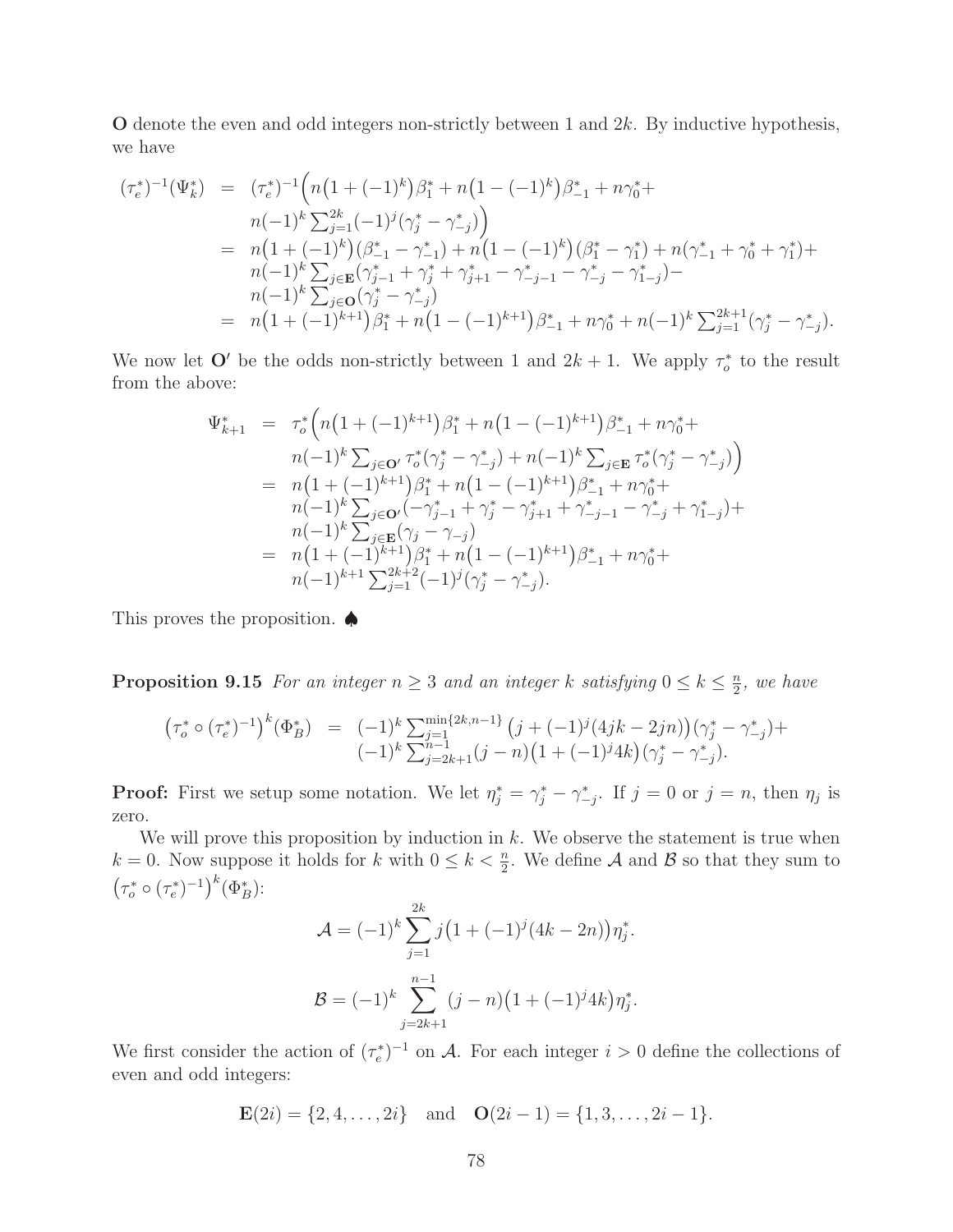**O** denote the even and odd integers non-strictly between 1 and $2k$. By inductive hypothesis, we have

$$
\begin{aligned}
(\tau_e^*)^{-1}(\Psi_k^*) &= (\tau_e^*)^{-1}\Big(n\big(1+(-1)^k\big)\beta_1^* + n\big(1-(-1)^k\big)\beta_{-1}^* + n\gamma_0^* + \\
&\quad n(-1)^k \textstyle\sum_{j=1}^{2k}(-1)^j(\gamma_j^* - \gamma_{-j}^*)\Big) \\
&= n\big(1+(-1)^k\big)(\beta_{-1}^* - \gamma_{-1}^*) + n\big(1-(-1)^k\big)(\beta_1^* - \gamma_1^*) + n(\gamma_{-1}^* + \gamma_0^* + \gamma_1^*) + \\
&\quad n(-1)^k \textstyle\sum_{j\in\mathbf{E}}(\gamma_{j-1}^* + \gamma_j^* + \gamma_{j+1}^* - \gamma_{-j-1}^* - \gamma_{-j}^* - \gamma_{1-j}^*) - \\
&\quad n(-1)^k \textstyle\sum_{j\in\mathbf{O}}(\gamma_j^* - \gamma_{-j}^*) \\
&= n\big(1+(-1)^{k+1}\big)\beta_1^* + n\big(1-(-1)^{k+1}\big)\beta_{-1}^* + n\gamma_0^* + n(-1)^k \textstyle\sum_{j=1}^{2k+1}(\gamma_j^* - \gamma_{-j}^*).
\end{aligned}
$$

We now let $\mathbf{O}'$ be the odds non-strictly between 1 and $2k+1$. We apply $\tau_o^*$ to the result from the above:

$$
\begin{aligned}
\Psi_{k+1}^* &= \tau_o^*\Big(n\big(1+(-1)^{k+1}\big)\beta_1^* + n\big(1-(-1)^{k+1}\big)\beta_{-1}^* + n\gamma_0^* + \\
&\quad n(-1)^k \textstyle\sum_{j\in\mathbf{O}'}\tau_o^*(\gamma_j^* - \gamma_{-j}^*) + n(-1)^k \sum_{j\in\mathbf{E}}\tau_o^*(\gamma_j^* - \gamma_{-j}^*)\Big) \\
&= n\big(1+(-1)^{k+1}\big)\beta_1^* + n\big(1-(-1)^{k+1}\big)\beta_{-1}^* + n\gamma_0^* + \\
&\quad n(-1)^k \textstyle\sum_{j\in\mathbf{O}'}(-\gamma_{j-1}^* + \gamma_j^* - \gamma_{j+1}^* + \gamma_{-j-1}^* - \gamma_{-j}^* + \gamma_{1-j}^*) + \\
&\quad n(-1)^k \textstyle\sum_{j\in\mathbf{E}}(\gamma_j - \gamma_{-j}) \\
&= n\big(1+(-1)^{k+1}\big)\beta_1^* + n\big(1-(-1)^{k+1}\big)\beta_{-1}^* + n\gamma_0^* + \\
&\quad n(-1)^{k+1} \textstyle\sum_{j=1}^{2k+2}(-1)^j(\gamma_j^* - \gamma_{-j}^*).
\end{aligned}
$$

This proves the proposition. ♠

**Proposition 9.15** *For an integer $n \geq 3$ and an integer $k$ satisfying $0 \leq k \leq \frac{n}{2}$, we have*

$$
\begin{aligned}
\big(\tau_o^* \circ (\tau_e^*)^{-1}\big)^k(\Phi_B^*) &= (-1)^k \textstyle\sum_{j=1}^{\min\{2k,n-1\}} \big(j + (-1)^j(4jk - 2jn)\big)(\gamma_j^* - \gamma_{-j}^*) + \\
&\quad (-1)^k \textstyle\sum_{j=2k+1}^{n-1}(j-n)\big(1+(-1)^j 4k\big)(\gamma_j^* - \gamma_{-j}^*).
\end{aligned}
$$

**Proof:** First we setup some notation. We let $\eta_j^* = \gamma_j^* - \gamma_{-j}^*$. If $j = 0$ or $j = n$, then $\eta_j$ is zero.

We will prove this proposition by induction in $k$. We observe the statement is true when $k = 0$. Now suppose it holds for $k$ with $0 \leq k < \frac{n}{2}$. We define $\mathcal{A}$ and $\mathcal{B}$ so that they sum to $\big(\tau_o^* \circ (\tau_e^*)^{-1}\big)^k(\Phi_B^*)$:

$$
\mathcal{A} = (-1)^k \sum_{j=1}^{2k} j\big(1 + (-1)^j(4k - 2n)\big)\eta_j^*.
$$

$$
\mathcal{B} = (-1)^k \sum_{j=2k+1}^{n-1} (j-n)\big(1 + (-1)^j 4k\big)\eta_j^*.
$$

We first consider the action of $(\tau_e^*)^{-1}$ on $\mathcal{A}$. For each integer $i > 0$ define the collections of even and odd integers:

$$
\mathbf{E}(2i) = \{2, 4, \ldots, 2i\} \quad \text{and} \quad \mathbf{O}(2i-1) = \{1, 3, \ldots, 2i-1\}.
$$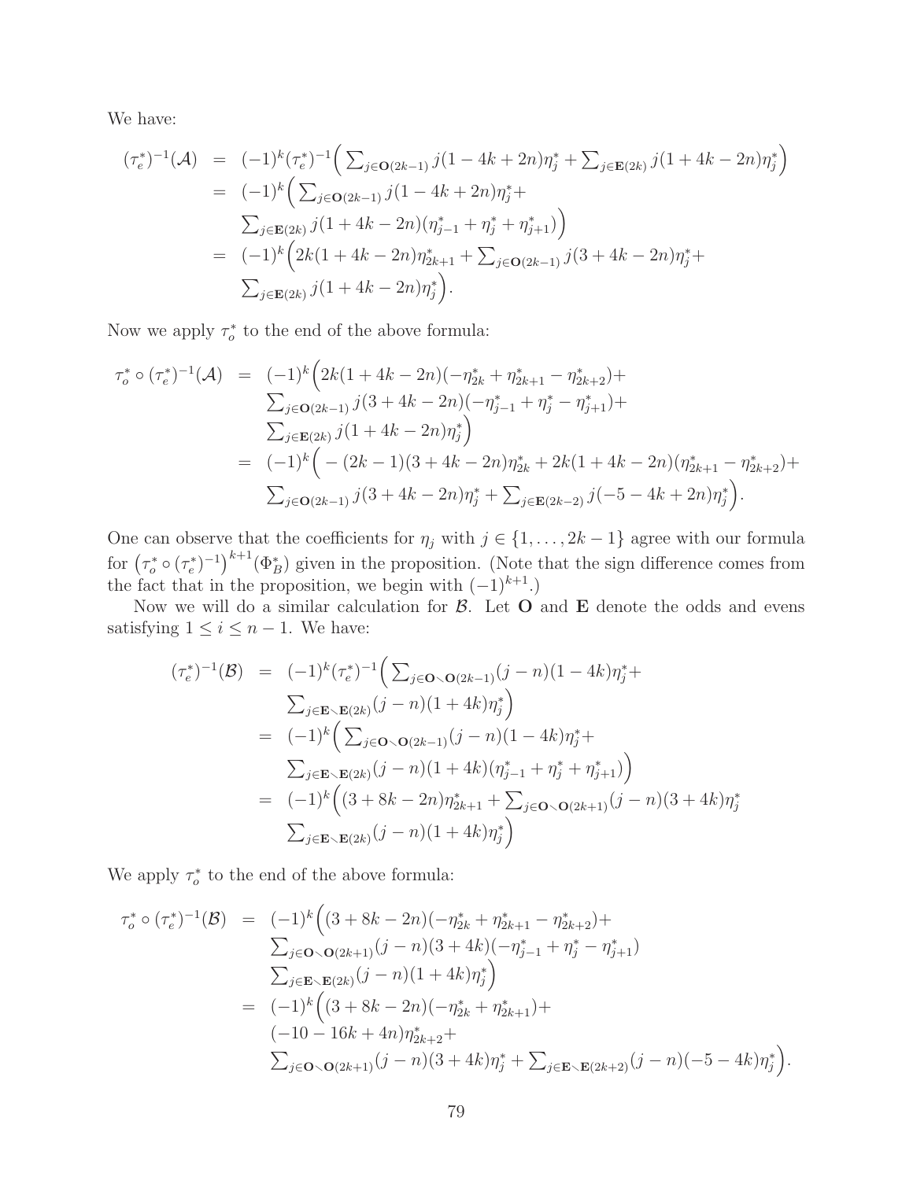We have:

$$
\begin{aligned}
(\tau_e^*)^{-1}(\mathcal{A}) &= (-1)^k(\tau_e^*)^{-1}\Big(\textstyle\sum_{j\in\mathbf{O}(2k-1)} j(1-4k+2n)\eta_j^* + \sum_{j\in\mathbf{E}(2k)} j(1+4k-2n)\eta_j^*\Big)\\
&= (-1)^k\Big(\textstyle\sum_{j\in\mathbf{O}(2k-1)} j(1-4k+2n)\eta_j^* +\\
&\quad \textstyle\sum_{j\in\mathbf{E}(2k)} j(1+4k-2n)(\eta_{j-1}^*+\eta_j^*+\eta_{j+1}^*)\Big)\\
&= (-1)^k\Big(2k(1+4k-2n)\eta_{2k+1}^* + \textstyle\sum_{j\in\mathbf{O}(2k-1)} j(3+4k-2n)\eta_j^* +\\
&\quad \textstyle\sum_{j\in\mathbf{E}(2k)} j(1+4k-2n)\eta_j^*\Big).
\end{aligned}
$$

Now we apply $\tau_o^*$ to the end of the above formula:

$$
\begin{aligned}
\tau_o^*\circ(\tau_e^*)^{-1}(\mathcal{A}) &= (-1)^k\Big(2k(1+4k-2n)(-\eta_{2k}^*+\eta_{2k+1}^*-\eta_{2k+2}^*)+\\
&\quad \textstyle\sum_{j\in\mathbf{O}(2k-1)} j(3+4k-2n)(-\eta_{j-1}^*+\eta_j^*-\eta_{j+1}^*)+\\
&\quad \textstyle\sum_{j\in\mathbf{E}(2k)} j(1+4k-2n)\eta_j^*\Big)\\
&= (-1)^k\Big(-(2k-1)(3+4k-2n)\eta_{2k}^* + 2k(1+4k-2n)(\eta_{2k+1}^*-\eta_{2k+2}^*)+\\
&\quad \textstyle\sum_{j\in\mathbf{O}(2k-1)} j(3+4k-2n)\eta_j^* + \sum_{j\in\mathbf{E}(2k-2)} j(-5-4k+2n)\eta_j^*\Big).
\end{aligned}
$$

One can observe that the coefficients for $\eta_j$ with $j\in\{1,\ldots,2k-1\}$ agree with our formula for $\big(\tau_o^*\circ(\tau_e^*)^{-1}\big)^{k+1}(\Phi_B^*)$ given in the proposition. (Note that the sign difference comes from the fact that in the proposition, we begin with $(-1)^{k+1}$.)

Now we will do a similar calculation for $\mathcal{B}$. Let $\mathbf{O}$ and $\mathbf{E}$ denote the odds and evens satisfying $1\le i\le n-1$. We have:

$$
\begin{aligned}
(\tau_e^*)^{-1}(\mathcal{B}) &= (-1)^k(\tau_e^*)^{-1}\Big(\textstyle\sum_{j\in\mathbf{O}\smallsetminus\mathbf{O}(2k-1)}(j-n)(1-4k)\eta_j^* +\\
&\quad \textstyle\sum_{j\in\mathbf{E}\smallsetminus\mathbf{E}(2k)}(j-n)(1+4k)\eta_j^*\Big)\\
&= (-1)^k\Big(\textstyle\sum_{j\in\mathbf{O}\smallsetminus\mathbf{O}(2k-1)}(j-n)(1-4k)\eta_j^* +\\
&\quad \textstyle\sum_{j\in\mathbf{E}\smallsetminus\mathbf{E}(2k)}(j-n)(1+4k)(\eta_{j-1}^*+\eta_j^*+\eta_{j+1}^*)\Big)\\
&= (-1)^k\Big((3+8k-2n)\eta_{2k+1}^* + \textstyle\sum_{j\in\mathbf{O}\smallsetminus\mathbf{O}(2k+1)}(j-n)(3+4k)\eta_j^*\\
&\quad \textstyle\sum_{j\in\mathbf{E}\smallsetminus\mathbf{E}(2k)}(j-n)(1+4k)\eta_j^*\Big)
\end{aligned}
$$

We apply $\tau_o^*$ to the end of the above formula:

$$
\begin{aligned}
\tau_o^*\circ(\tau_e^*)^{-1}(\mathcal{B}) &= (-1)^k\Big((3+8k-2n)(-\eta_{2k}^*+\eta_{2k+1}^*-\eta_{2k+2}^*)+\\
&\quad \textstyle\sum_{j\in\mathbf{O}\smallsetminus\mathbf{O}(2k+1)}(j-n)(3+4k)(-\eta_{j-1}^*+\eta_j^*-\eta_{j+1}^*)\\
&\quad \textstyle\sum_{j\in\mathbf{E}\smallsetminus\mathbf{E}(2k)}(j-n)(1+4k)\eta_j^*\Big)\\
&= (-1)^k\Big((3+8k-2n)(-\eta_{2k}^*+\eta_{2k+1}^*)+\\
&\quad (-10-16k+4n)\eta_{2k+2}^*+\\
&\quad \textstyle\sum_{j\in\mathbf{O}\smallsetminus\mathbf{O}(2k+1)}(j-n)(3+4k)\eta_j^* + \sum_{j\in\mathbf{E}\smallsetminus\mathbf{E}(2k+2)}(j-n)(-5-4k)\eta_j^*\Big).
\end{aligned}
$$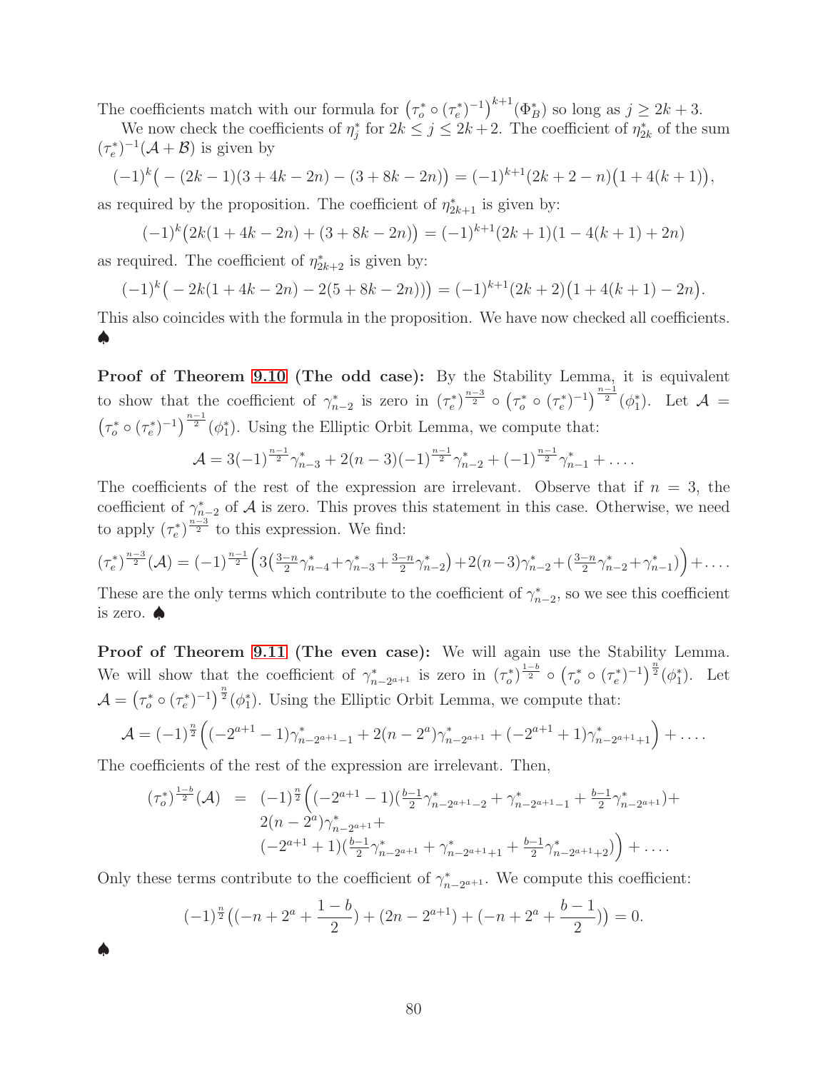The coefficients match with our formula for $\left(\tau_o^* \circ (\tau_e^*)^{-1}\right)^{k+1}(\Phi_B^*)$ so long as $j \geq 2k+3$.

We now check the coefficients of $\eta_j^*$ for $2k \leq j \leq 2k+2$. The coefficient of $\eta_{2k}^*$ of the sum $(\tau_e^*)^{-1}(\mathcal{A}+\mathcal{B})$ is given by

$$(-1)^k\big(-(2k-1)(3+4k-2n)-(3+8k-2n)\big) = (-1)^{k+1}(2k+2-n)\big(1+4(k+1)\big),$$

as required by the proposition. The coefficient of $\eta_{2k+1}^*$ is given by:

$$(-1)^k\big(2k(1+4k-2n)+(3+8k-2n)\big) = (-1)^{k+1}(2k+1)(1-4(k+1)+2n)$$

as required. The coefficient of $\eta_{2k+2}^*$ is given by:

$$(-1)^k\big(-2k(1+4k-2n)-2(5+8k-2n)\big) = (-1)^{k+1}(2k+2)\big(1+4(k+1)-2n\big).$$

This also coincides with the formula in the proposition. We have now checked all coefficients. ♠

**Proof of Theorem 9.10 (The odd case):** By the Stability Lemma, it is equivalent to show that the coefficient of $\gamma_{n-2}^*$ is zero in $(\tau_e^*)^{\frac{n-3}{2}} \circ \left(\tau_o^* \circ (\tau_e^*)^{-1}\right)^{\frac{n-1}{2}}(\phi_1^*)$. Let $\mathcal{A} = \left(\tau_o^* \circ (\tau_e^*)^{-1}\right)^{\frac{n-1}{2}}(\phi_1^*)$. Using the Elliptic Orbit Lemma, we compute that:

$$\mathcal{A} = 3(-1)^{\frac{n-1}{2}}\gamma_{n-3}^* + 2(n-3)(-1)^{\frac{n-1}{2}}\gamma_{n-2}^* + (-1)^{\frac{n-1}{2}}\gamma_{n-1}^* + \dots.$$

The coefficients of the rest of the expression are irrelevant. Observe that if $n=3$, the coefficient of $\gamma_{n-2}^*$ of $\mathcal{A}$ is zero. This proves this statement in this case. Otherwise, we need to apply $(\tau_e^*)^{\frac{n-3}{2}}$ to this expression. We find:

$$(\tau_e^*)^{\frac{n-3}{2}}(\mathcal{A}) = (-1)^{\frac{n-1}{2}}\Big(3\big(\tfrac{3-n}{2}\gamma_{n-4}^*+\gamma_{n-3}^*+\tfrac{3-n}{2}\gamma_{n-2}^*\big)+2(n-3)\gamma_{n-2}^*+\big(\tfrac{3-n}{2}\gamma_{n-2}^*+\gamma_{n-1}^*\big)\Big)+\dots.$$

These are the only terms which contribute to the coefficient of $\gamma_{n-2}^*$, so we see this coefficient is zero. ♠

**Proof of Theorem 9.11 (The even case):** We will again use the Stability Lemma. We will show that the coefficient of $\gamma_{n-2^{a+1}}^*$ is zero in $(\tau_o^*)^{\frac{1-b}{2}} \circ \left(\tau_o^* \circ (\tau_e^*)^{-1}\right)^{\frac{n}{2}}(\phi_1^*)$. Let $\mathcal{A} = \left(\tau_o^* \circ (\tau_e^*)^{-1}\right)^{\frac{n}{2}}(\phi_1^*)$. Using the Elliptic Orbit Lemma, we compute that:

$$\mathcal{A} = (-1)^{\frac{n}{2}}\Big((-2^{a+1}-1)\gamma_{n-2^{a+1}-1}^* + 2(n-2^a)\gamma_{n-2^{a+1}}^* + (-2^{a+1}+1)\gamma_{n-2^{a+1}+1}^*\Big) + \dots.$$

The coefficients of the rest of the expression are irrelevant. Then,

$$\begin{aligned}(\tau_o^*)^{\frac{1-b}{2}}(\mathcal{A}) \;=\;& (-1)^{\frac{n}{2}}\Big((-2^{a+1}-1)\big(\tfrac{b-1}{2}\gamma_{n-2^{a+1}-2}^* + \gamma_{n-2^{a+1}-1}^* + \tfrac{b-1}{2}\gamma_{n-2^{a+1}}^*\big) + \\ & 2(n-2^a)\gamma_{n-2^{a+1}}^* + \\ & (-2^{a+1}+1)\big(\tfrac{b-1}{2}\gamma_{n-2^{a+1}}^* + \gamma_{n-2^{a+1}+1}^* + \tfrac{b-1}{2}\gamma_{n-2^{a+1}+2}^*\big)\Big) + \dots.\end{aligned}$$

Only these terms contribute to the coefficient of $\gamma_{n-2^{a+1}}^*$. We compute this coefficient:

$$(-1)^{\frac{n}{2}}\big((-n+2^a+\frac{1-b}{2}) + (2n-2^{a+1}) + (-n+2^a+\frac{b-1}{2})\big) = 0.$$

♠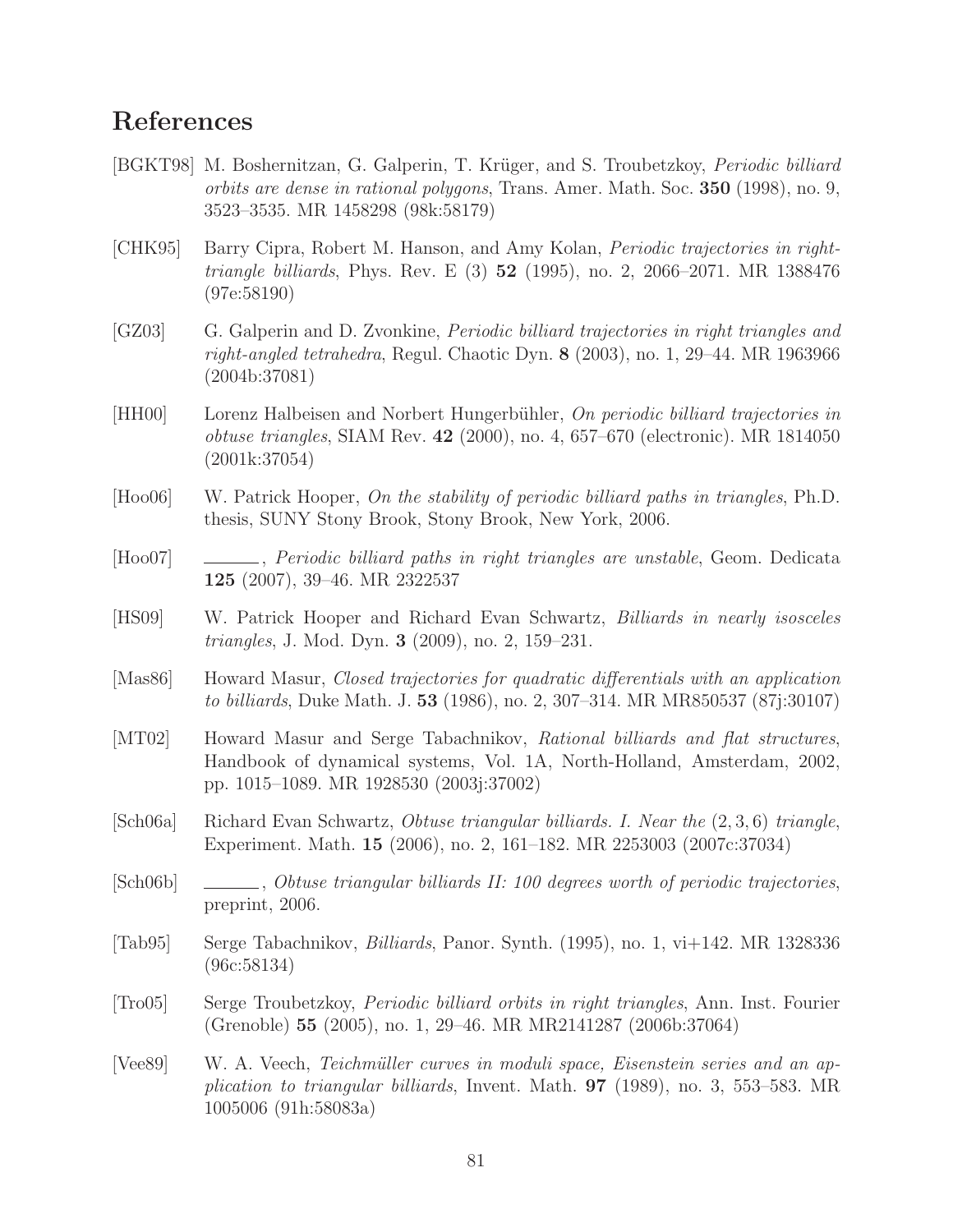# References

[BGKT98] M. Boshernitzan, G. Galperin, T. Krüger, and S. Troubetzkoy, *Periodic billiard orbits are dense in rational polygons*, Trans. Amer. Math. Soc. **350** (1998), no. 9, 3523–3535. MR 1458298 (98k:58179)

[CHK95] Barry Cipra, Robert M. Hanson, and Amy Kolan, *Periodic trajectories in right-triangle billiards*, Phys. Rev. E (3) **52** (1995), no. 2, 2066–2071. MR 1388476 (97e:58190)

[GZ03] G. Galperin and D. Zvonkine, *Periodic billiard trajectories in right triangles and right-angled tetrahedra*, Regul. Chaotic Dyn. **8** (2003), no. 1, 29–44. MR 1963966 (2004b:37081)

[HH00] Lorenz Halbeisen and Norbert Hungerbühler, *On periodic billiard trajectories in obtuse triangles*, SIAM Rev. **42** (2000), no. 4, 657–670 (electronic). MR 1814050 (2001k:37054)

[Hoo06] W. Patrick Hooper, *On the stability of periodic billiard paths in triangles*, Ph.D. thesis, SUNY Stony Brook, Stony Brook, New York, 2006.

[Hoo07] ______, *Periodic billiard paths in right triangles are unstable*, Geom. Dedicata **125** (2007), 39–46. MR 2322537

[HS09] W. Patrick Hooper and Richard Evan Schwartz, *Billiards in nearly isosceles triangles*, J. Mod. Dyn. **3** (2009), no. 2, 159–231.

[Mas86] Howard Masur, *Closed trajectories for quadratic differentials with an application to billiards*, Duke Math. J. **53** (1986), no. 2, 307–314. MR MR850537 (87j:30107)

[MT02] Howard Masur and Serge Tabachnikov, *Rational billiards and flat structures*, Handbook of dynamical systems, Vol. 1A, North-Holland, Amsterdam, 2002, pp. 1015–1089. MR 1928530 (2003j:37002)

[Sch06a] Richard Evan Schwartz, *Obtuse triangular billiards. I. Near the $(2, 3, 6)$ triangle*, Experiment. Math. **15** (2006), no. 2, 161–182. MR 2253003 (2007c:37034)

[Sch06b] ______, *Obtuse triangular billiards II: 100 degrees worth of periodic trajectories*, preprint, 2006.

[Tab95] Serge Tabachnikov, *Billiards*, Panor. Synth. (1995), no. 1, vi+142. MR 1328336 (96c:58134)

[Tro05] Serge Troubetzkoy, *Periodic billiard orbits in right triangles*, Ann. Inst. Fourier (Grenoble) **55** (2005), no. 1, 29–46. MR MR2141287 (2006b:37064)

[Vee89] W. A. Veech, *Teichmüller curves in moduli space, Eisenstein series and an application to triangular billiards*, Invent. Math. **97** (1989), no. 3, 553–583. MR 1005006 (91h:58083a)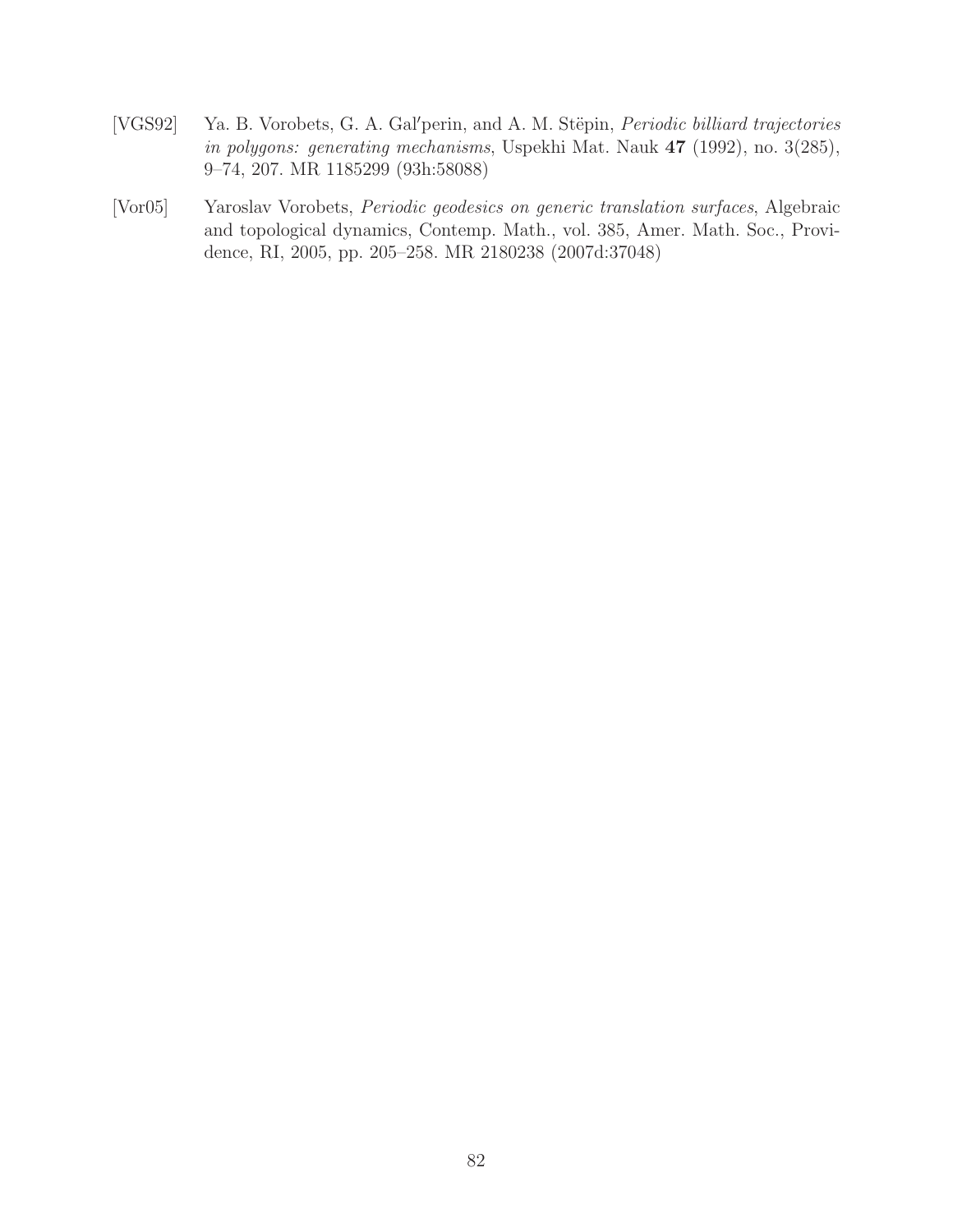[VGS92] Ya. B. Vorobets, G. A. Gal′perin, and A. M. Stëpin, *Periodic billiard trajectories in polygons: generating mechanisms*, Uspekhi Mat. Nauk **47** (1992), no. 3(285), 9–74, 207. MR 1185299 (93h:58088)

[Vor05] Yaroslav Vorobets, *Periodic geodesics on generic translation surfaces*, Algebraic and topological dynamics, Contemp. Math., vol. 385, Amer. Math. Soc., Providence, RI, 2005, pp. 205–258. MR 2180238 (2007d:37048)